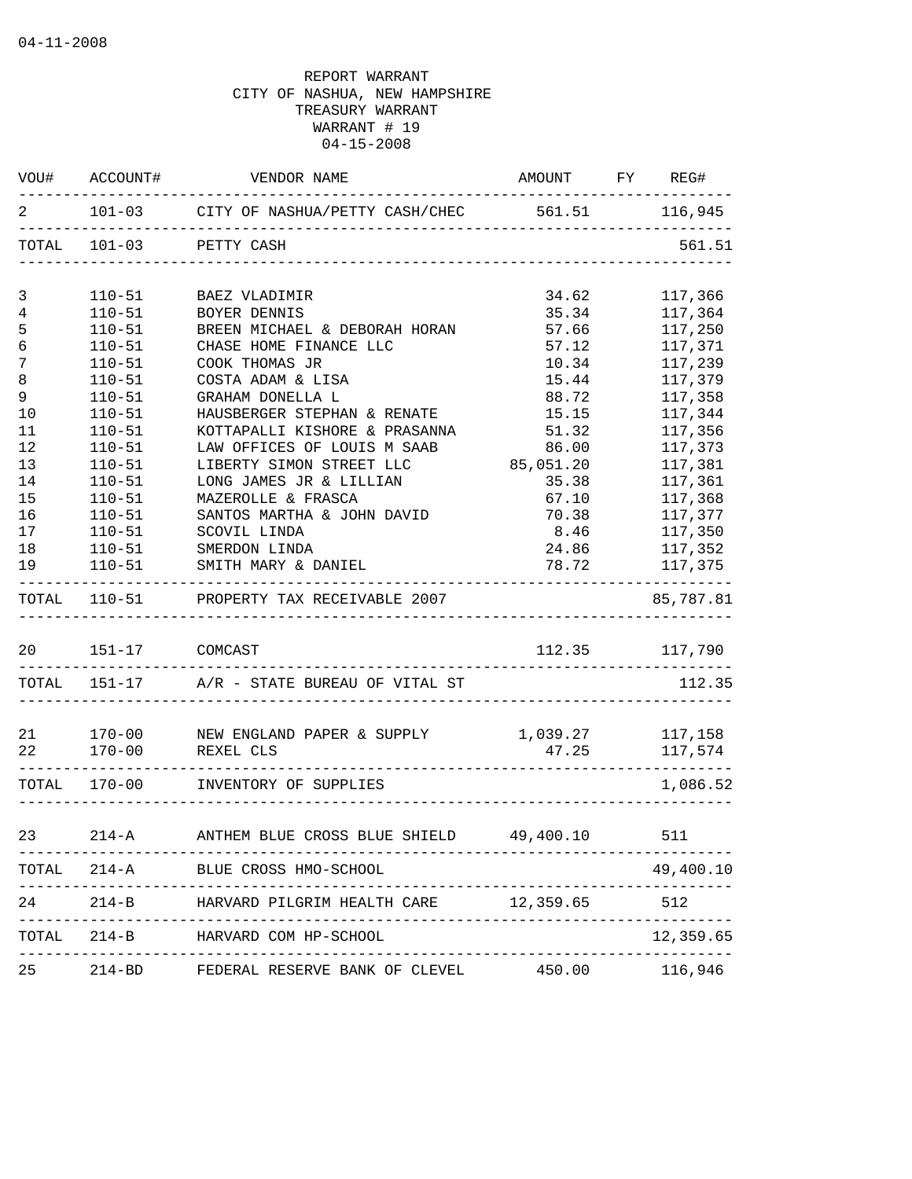04-11-2008

REPORT WARRANT
CITY OF NASHUA, NEW HAMPSHIRE
TREASURY WARRANT
WARRANT # 19
04-15-2008

| VOU# | ACCOUNT# | VENDOR NAME | AMOUNT | FY | REG# |
|---|---|---|---|---|---|
| 2 | 101-03 | CITY OF NASHUA/PETTY CASH/CHEC | 561.51 | | 116,945 |
| TOTAL | 101-03 | PETTY CASH | | | 561.51 |
| 3 | 110-51 | BAEZ VLADIMIR | 34.62 | | 117,366 |
| 4 | 110-51 | BOYER DENNIS | 35.34 | | 117,364 |
| 5 | 110-51 | BREEN MICHAEL & DEBORAH HORAN | 57.66 | | 117,250 |
| 6 | 110-51 | CHASE HOME FINANCE LLC | 57.12 | | 117,371 |
| 7 | 110-51 | COOK THOMAS JR | 10.34 | | 117,239 |
| 8 | 110-51 | COSTA ADAM & LISA | 15.44 | | 117,379 |
| 9 | 110-51 | GRAHAM DONELLA L | 88.72 | | 117,358 |
| 10 | 110-51 | HAUSBERGER STEPHAN & RENATE | 15.15 | | 117,344 |
| 11 | 110-51 | KOTTAPALLI KISHORE & PRASANNA | 51.32 | | 117,356 |
| 12 | 110-51 | LAW OFFICES OF LOUIS M SAAB | 86.00 | | 117,373 |
| 13 | 110-51 | LIBERTY SIMON STREET LLC | 85,051.20 | | 117,381 |
| 14 | 110-51 | LONG JAMES JR & LILLIAN | 35.38 | | 117,361 |
| 15 | 110-51 | MAZEROLLE & FRASCA | 67.10 | | 117,368 |
| 16 | 110-51 | SANTOS MARTHA & JOHN DAVID | 70.38 | | 117,377 |
| 17 | 110-51 | SCOVIL LINDA | 8.46 | | 117,350 |
| 18 | 110-51 | SMERDON LINDA | 24.86 | | 117,352 |
| 19 | 110-51 | SMITH MARY & DANIEL | 78.72 | | 117,375 |
| TOTAL | 110-51 | PROPERTY TAX RECEIVABLE 2007 | | | 85,787.81 |
| 20 | 151-17 | COMCAST | 112.35 | | 117,790 |
| TOTAL | 151-17 | A/R - STATE BUREAU OF VITAL ST | | | 112.35 |
| 21 | 170-00 | NEW ENGLAND PAPER & SUPPLY | 1,039.27 | | 117,158 |
| 22 | 170-00 | REXEL CLS | 47.25 | | 117,574 |
| TOTAL | 170-00 | INVENTORY OF SUPPLIES | | | 1,086.52 |
| 23 | 214-A | ANTHEM BLUE CROSS BLUE SHIELD | 49,400.10 | | 511 |
| TOTAL | 214-A | BLUE CROSS HMO-SCHOOL | | | 49,400.10 |
| 24 | 214-B | HARVARD PILGRIM HEALTH CARE | 12,359.65 | | 512 |
| TOTAL | 214-B | HARVARD COM HP-SCHOOL | | | 12,359.65 |
| 25 | 214-BD | FEDERAL RESERVE BANK OF CLEVEL | 450.00 | | 116,946 |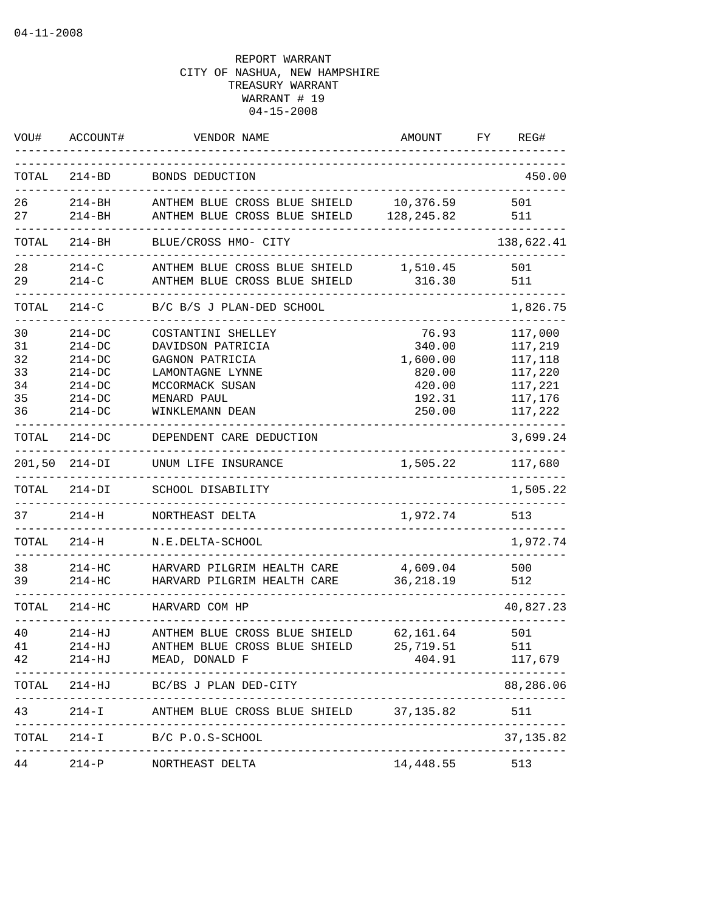04-11-2008

REPORT WARRANT
CITY OF NASHUA, NEW HAMPSHIRE
TREASURY WARRANT
WARRANT # 19
04-15-2008

| VOU# | ACCOUNT# | VENDOR NAME | AMOUNT | FY | REG# |
|---|---|---|---|---|---|
| TOTAL | 214-BD | BONDS DEDUCTION | | | 450.00 |
| 26 | 214-BH | ANTHEM BLUE CROSS BLUE SHIELD | 10,376.59 | | 501 |
| 27 | 214-BH | ANTHEM BLUE CROSS BLUE SHIELD | 128,245.82 | | 511 |
| TOTAL | 214-BH | BLUE/CROSS HMO- CITY | | | 138,622.41 |
| 28 | 214-C | ANTHEM BLUE CROSS BLUE SHIELD | 1,510.45 | | 501 |
| 29 | 214-C | ANTHEM BLUE CROSS BLUE SHIELD | 316.30 | | 511 |
| TOTAL | 214-C | B/C B/S J PLAN-DED SCHOOL | | | 1,826.75 |
| 30 | 214-DC | COSTANTINI SHELLEY | 76.93 | | 117,000 |
| 31 | 214-DC | DAVIDSON PATRICIA | 340.00 | | 117,219 |
| 32 | 214-DC | GAGNON PATRICIA | 1,600.00 | | 117,118 |
| 33 | 214-DC | LAMONTAGNE LYNNE | 820.00 | | 117,220 |
| 34 | 214-DC | MCCORMACK SUSAN | 420.00 | | 117,221 |
| 35 | 214-DC | MENARD PAUL | 192.31 | | 117,176 |
| 36 | 214-DC | WINKLEMANN DEAN | 250.00 | | 117,222 |
| TOTAL | 214-DC | DEPENDENT CARE DEDUCTION | | | 3,699.24 |
| 201,50 | 214-DI | UNUM LIFE INSURANCE | 1,505.22 | | 117,680 |
| TOTAL | 214-DI | SCHOOL DISABILITY | | | 1,505.22 |
| 37 | 214-H | NORTHEAST DELTA | 1,972.74 | | 513 |
| TOTAL | 214-H | N.E.DELTA-SCHOOL | | | 1,972.74 |
| 38 | 214-HC | HARVARD PILGRIM HEALTH CARE | 4,609.04 | | 500 |
| 39 | 214-HC | HARVARD PILGRIM HEALTH CARE | 36,218.19 | | 512 |
| TOTAL | 214-HC | HARVARD COM HP | | | 40,827.23 |
| 40 | 214-HJ | ANTHEM BLUE CROSS BLUE SHIELD | 62,161.64 | | 501 |
| 41 | 214-HJ | ANTHEM BLUE CROSS BLUE SHIELD | 25,719.51 | | 511 |
| 42 | 214-HJ | MEAD, DONALD F | 404.91 | | 117,679 |
| TOTAL | 214-HJ | BC/BS J PLAN DED-CITY | | | 88,286.06 |
| 43 | 214-I | ANTHEM BLUE CROSS BLUE SHIELD | 37,135.82 | | 511 |
| TOTAL | 214-I | B/C P.O.S-SCHOOL | | | 37,135.82 |
| 44 | 214-P | NORTHEAST DELTA | 14,448.55 | | 513 |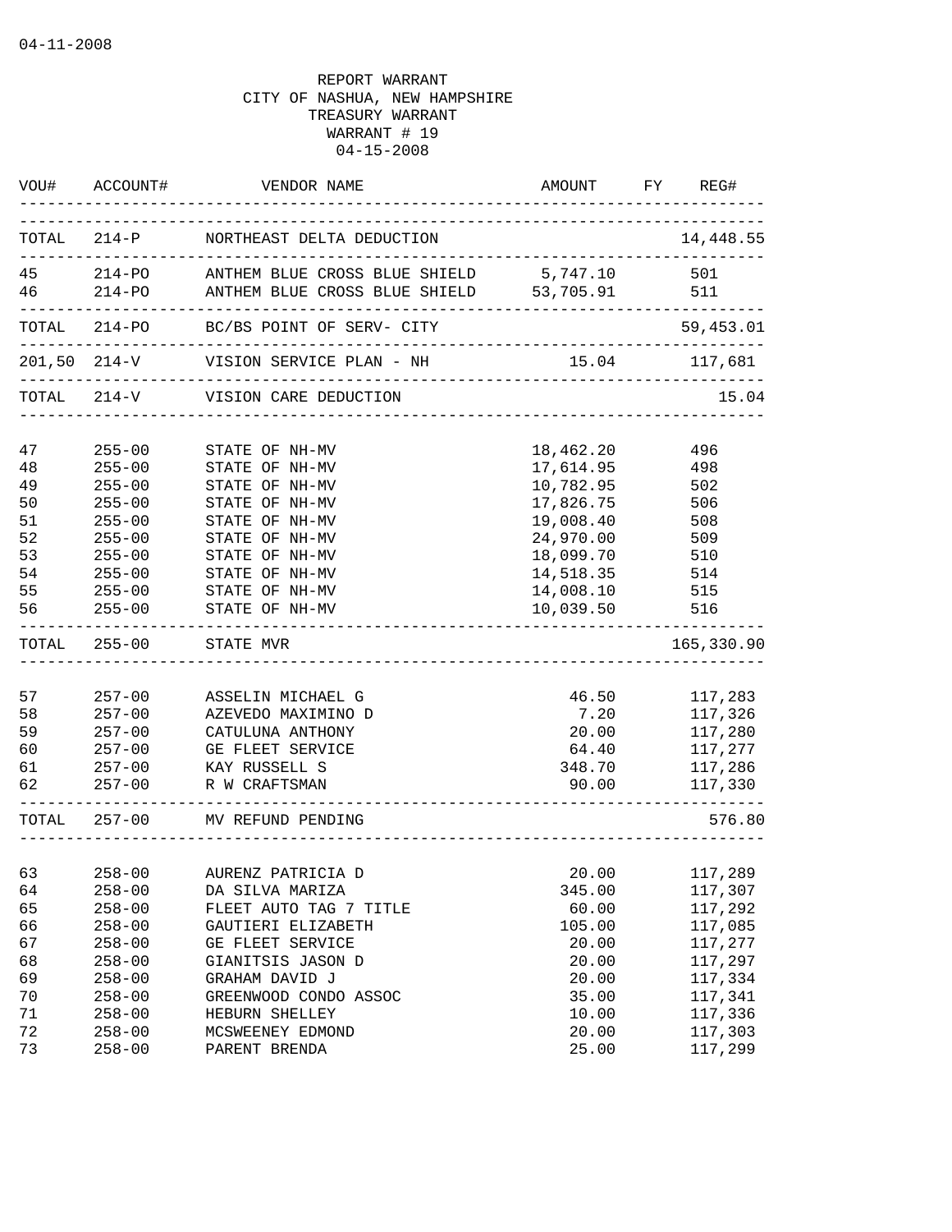04-11-2008

REPORT WARRANT
CITY OF NASHUA, NEW HAMPSHIRE
TREASURY WARRANT
WARRANT # 19
04-15-2008

| VOU# | ACCOUNT# | VENDOR NAME | AMOUNT | FY | REG# |
|---|---|---|---|---|---|
| TOTAL | 214-P | NORTHEAST DELTA DEDUCTION | | | 14,448.55 |
| 45 | 214-PO | ANTHEM BLUE CROSS BLUE SHIELD | 5,747.10 | | 501 |
| 46 | 214-PO | ANTHEM BLUE CROSS BLUE SHIELD | 53,705.91 | | 511 |
| TOTAL | 214-PO | BC/BS POINT OF SERV- CITY | | | 59,453.01 |
| 201,50 | 214-V | VISION SERVICE PLAN - NH | 15.04 | | 117,681 |
| TOTAL | 214-V | VISION CARE DEDUCTION | | | 15.04 |
| 47 | 255-00 | STATE OF NH-MV | 18,462.20 | | 496 |
| 48 | 255-00 | STATE OF NH-MV | 17,614.95 | | 498 |
| 49 | 255-00 | STATE OF NH-MV | 10,782.95 | | 502 |
| 50 | 255-00 | STATE OF NH-MV | 17,826.75 | | 506 |
| 51 | 255-00 | STATE OF NH-MV | 19,008.40 | | 508 |
| 52 | 255-00 | STATE OF NH-MV | 24,970.00 | | 509 |
| 53 | 255-00 | STATE OF NH-MV | 18,099.70 | | 510 |
| 54 | 255-00 | STATE OF NH-MV | 14,518.35 | | 514 |
| 55 | 255-00 | STATE OF NH-MV | 14,008.10 | | 515 |
| 56 | 255-00 | STATE OF NH-MV | 10,039.50 | | 516 |
| TOTAL | 255-00 | STATE MVR | | | 165,330.90 |
| 57 | 257-00 | ASSELIN MICHAEL G | 46.50 | | 117,283 |
| 58 | 257-00 | AZEVEDO MAXIMINO D | 7.20 | | 117,326 |
| 59 | 257-00 | CATULUNA ANTHONY | 20.00 | | 117,280 |
| 60 | 257-00 | GE FLEET SERVICE | 64.40 | | 117,277 |
| 61 | 257-00 | KAY RUSSELL S | 348.70 | | 117,286 |
| 62 | 257-00 | R W CRAFTSMAN | 90.00 | | 117,330 |
| TOTAL | 257-00 | MV REFUND PENDING | | | 576.80 |
| 63 | 258-00 | AURENZ PATRICIA D | 20.00 | | 117,289 |
| 64 | 258-00 | DA SILVA MARIZA | 345.00 | | 117,307 |
| 65 | 258-00 | FLEET AUTO TAG 7 TITLE | 60.00 | | 117,292 |
| 66 | 258-00 | GAUTIERI ELIZABETH | 105.00 | | 117,085 |
| 67 | 258-00 | GE FLEET SERVICE | 20.00 | | 117,277 |
| 68 | 258-00 | GIANITSIS JASON D | 20.00 | | 117,297 |
| 69 | 258-00 | GRAHAM DAVID J | 20.00 | | 117,334 |
| 70 | 258-00 | GREENWOOD CONDO ASSOC | 35.00 | | 117,341 |
| 71 | 258-00 | HEBURN SHELLEY | 10.00 | | 117,336 |
| 72 | 258-00 | MCSWEENEY EDMOND | 20.00 | | 117,303 |
| 73 | 258-00 | PARENT BRENDA | 25.00 | | 117,299 |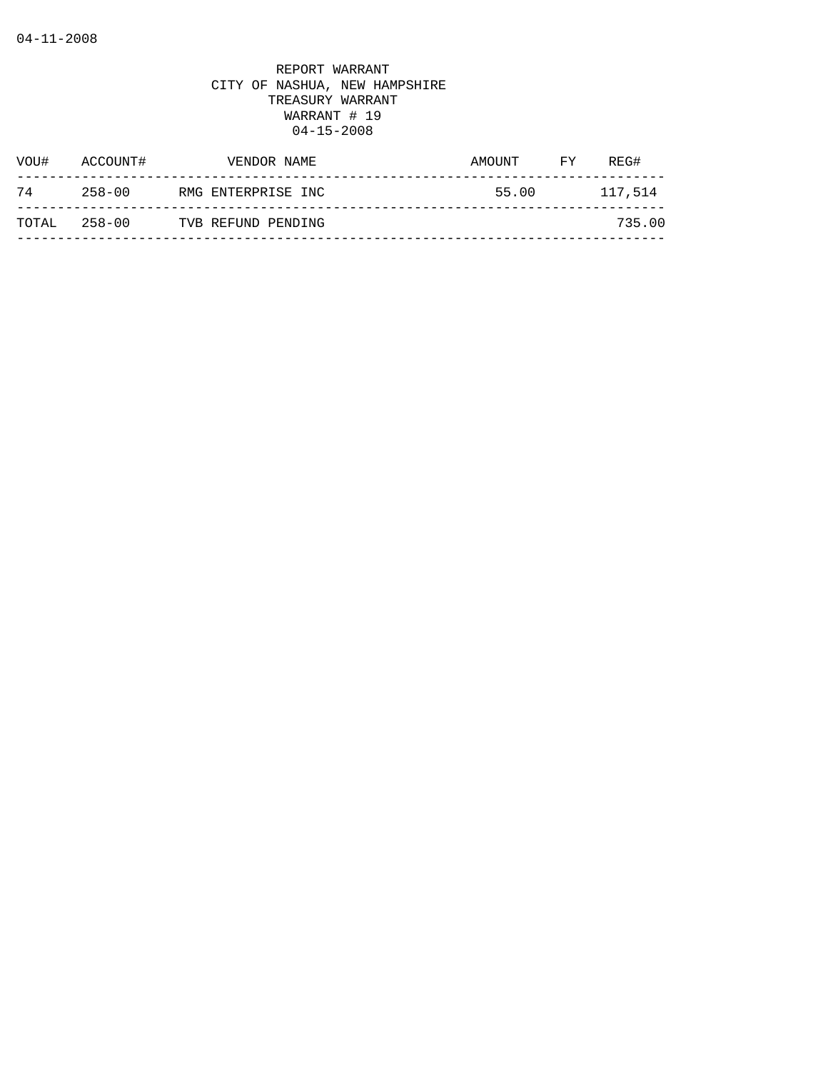04-11-2008

REPORT WARRANT
CITY OF NASHUA, NEW HAMPSHIRE
TREASURY WARRANT
WARRANT # 19
04-15-2008

| VOU# | ACCOUNT# | VENDOR NAME | AMOUNT | FY | REG# |
|---|---|---|---|---|---|
| 74 | 258-00 | RMG ENTERPRISE INC | 55.00 | | 117,514 |
| TOTAL | 258-00 | TVB REFUND PENDING | | | 735.00 |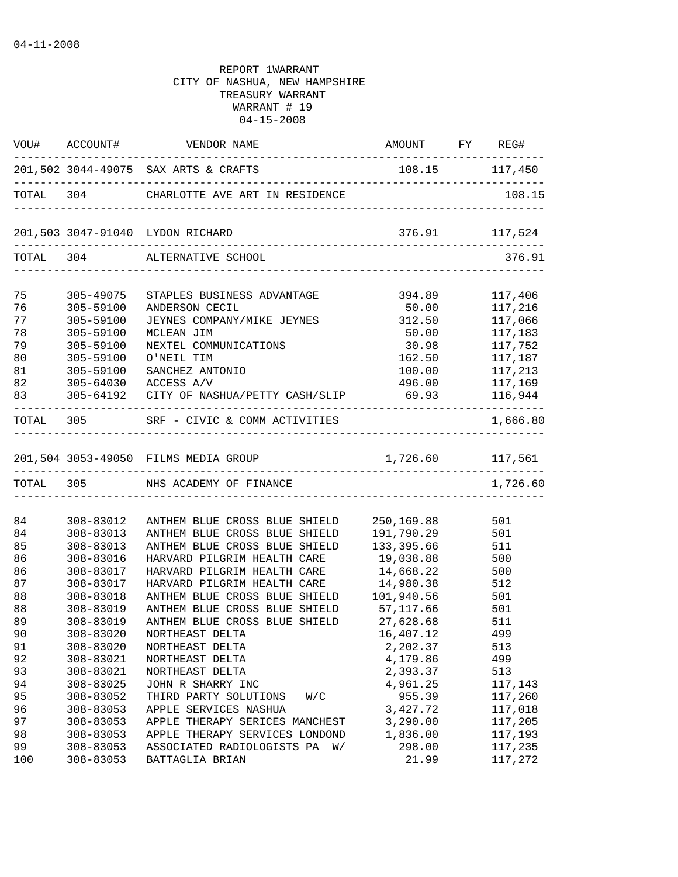04-11-2008

REPORT 1WARRANT
CITY OF NASHUA, NEW HAMPSHIRE
TREASURY WARRANT
WARRANT # 19
04-15-2008

| VOU# | ACCOUNT# | VENDOR NAME | AMOUNT | FY | REG# |
|---|---|---|---|---|---|
| 201,502 | 3044-49075 | SAX ARTS & CRAFTS | 108.15 | | 117,450 |
| TOTAL | 304 | CHARLOTTE AVE ART IN RESIDENCE | | | 108.15 |
| 201,503 | 3047-91040 | LYDON RICHARD | 376.91 | | 117,524 |
| TOTAL | 304 | ALTERNATIVE SCHOOL | | | 376.91 |
| 75 | 305-49075 | STAPLES BUSINESS ADVANTAGE | 394.89 | | 117,406 |
| 76 | 305-59100 | ANDERSON CECIL | 50.00 | | 117,216 |
| 77 | 305-59100 | JEYNES COMPANY/MIKE JEYNES | 312.50 | | 117,066 |
| 78 | 305-59100 | MCLEAN JIM | 50.00 | | 117,183 |
| 79 | 305-59100 | NEXTEL COMMUNICATIONS | 30.98 | | 117,752 |
| 80 | 305-59100 | O'NEIL TIM | 162.50 | | 117,187 |
| 81 | 305-59100 | SANCHEZ ANTONIO | 100.00 | | 117,213 |
| 82 | 305-64030 | ACCESS A/V | 496.00 | | 117,169 |
| 83 | 305-64192 | CITY OF NASHUA/PETTY CASH/SLIP | 69.93 | | 116,944 |
| TOTAL | 305 | SRF - CIVIC & COMM ACTIVITIES | | | 1,666.80 |
| 201,504 | 3053-49050 | FILMS MEDIA GROUP | 1,726.60 | | 117,561 |
| TOTAL | 305 | NHS ACADEMY OF FINANCE | | | 1,726.60 |
| 84 | 308-83012 | ANTHEM BLUE CROSS BLUE SHIELD | 250,169.88 | | 501 |
| 84 | 308-83013 | ANTHEM BLUE CROSS BLUE SHIELD | 191,790.29 | | 501 |
| 85 | 308-83013 | ANTHEM BLUE CROSS BLUE SHIELD | 133,395.66 | | 511 |
| 86 | 308-83016 | HARVARD PILGRIM HEALTH CARE | 19,038.88 | | 500 |
| 86 | 308-83017 | HARVARD PILGRIM HEALTH CARE | 14,668.22 | | 500 |
| 87 | 308-83017 | HARVARD PILGRIM HEALTH CARE | 14,980.38 | | 512 |
| 88 | 308-83018 | ANTHEM BLUE CROSS BLUE SHIELD | 101,940.56 | | 501 |
| 88 | 308-83019 | ANTHEM BLUE CROSS BLUE SHIELD | 57,117.66 | | 501 |
| 89 | 308-83019 | ANTHEM BLUE CROSS BLUE SHIELD | 27,628.68 | | 511 |
| 90 | 308-83020 | NORTHEAST DELTA | 16,407.12 | | 499 |
| 91 | 308-83020 | NORTHEAST DELTA | 2,202.37 | | 513 |
| 92 | 308-83021 | NORTHEAST DELTA | 4,179.86 | | 499 |
| 93 | 308-83021 | NORTHEAST DELTA | 2,393.37 | | 513 |
| 94 | 308-83025 | JOHN R SHARRY INC | 4,961.25 | | 117,143 |
| 95 | 308-83052 | THIRD PARTY SOLUTIONS W/C | 955.39 | | 117,260 |
| 96 | 308-83053 | APPLE SERVICES NASHUA | 3,427.72 | | 117,018 |
| 97 | 308-83053 | APPLE THERAPY SERICES MANCHEST | 3,290.00 | | 117,205 |
| 98 | 308-83053 | APPLE THERAPY SERVICES LONDOND | 1,836.00 | | 117,193 |
| 99 | 308-83053 | ASSOCIATED RADIOLOGISTS PA W/ | 298.00 | | 117,235 |
| 100 | 308-83053 | BATTAGLIA BRIAN | 21.99 | | 117,272 |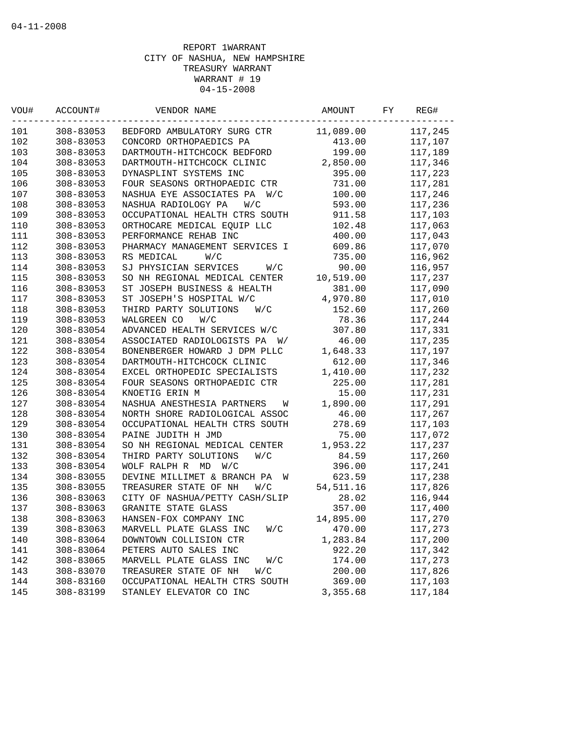04-11-2008

REPORT 1WARRANT
CITY OF NASHUA, NEW HAMPSHIRE
TREASURY WARRANT
WARRANT # 19
04-15-2008

| VOU# | ACCOUNT# | VENDOR NAME | AMOUNT | FY | REG# |
|---|---|---|---|---|---|
| 101 | 308-83053 | BEDFORD AMBULATORY SURG CTR | 11,089.00 | | 117,245 |
| 102 | 308-83053 | CONCORD ORTHOPAEDICS PA | 413.00 | | 117,107 |
| 103 | 308-83053 | DARTMOUTH-HITCHCOCK BEDFORD | 199.00 | | 117,189 |
| 104 | 308-83053 | DARTMOUTH-HITCHCOCK CLINIC | 2,850.00 | | 117,346 |
| 105 | 308-83053 | DYNASPLINT SYSTEMS INC | 395.00 | | 117,223 |
| 106 | 308-83053 | FOUR SEASONS ORTHOPAEDIC CTR | 731.00 | | 117,281 |
| 107 | 308-83053 | NASHUA EYE ASSOCIATES PA W/C | 100.00 | | 117,246 |
| 108 | 308-83053 | NASHUA RADIOLOGY PA W/C | 593.00 | | 117,236 |
| 109 | 308-83053 | OCCUPATIONAL HEALTH CTRS SOUTH | 911.58 | | 117,103 |
| 110 | 308-83053 | ORTHOCARE MEDICAL EQUIP LLC | 102.48 | | 117,063 |
| 111 | 308-83053 | PERFORMANCE REHAB INC | 400.00 | | 117,043 |
| 112 | 308-83053 | PHARMACY MANAGEMENT SERVICES I | 609.86 | | 117,070 |
| 113 | 308-83053 | RS MEDICAL W/C | 735.00 | | 116,962 |
| 114 | 308-83053 | SJ PHYSICIAN SERVICES W/C | 90.00 | | 116,957 |
| 115 | 308-83053 | SO NH REGIONAL MEDICAL CENTER | 10,519.00 | | 117,237 |
| 116 | 308-83053 | ST JOSEPH BUSINESS & HEALTH | 381.00 | | 117,090 |
| 117 | 308-83053 | ST JOSEPH'S HOSPITAL W/C | 4,970.80 | | 117,010 |
| 118 | 308-83053 | THIRD PARTY SOLUTIONS W/C | 152.60 | | 117,260 |
| 119 | 308-83053 | WALGREEN CO W/C | 78.36 | | 117,244 |
| 120 | 308-83054 | ADVANCED HEALTH SERVICES W/C | 307.80 | | 117,331 |
| 121 | 308-83054 | ASSOCIATED RADIOLOGISTS PA W/ | 46.00 | | 117,235 |
| 122 | 308-83054 | BONENBERGER HOWARD J DPM PLLC | 1,648.33 | | 117,197 |
| 123 | 308-83054 | DARTMOUTH-HITCHCOCK CLINIC | 612.00 | | 117,346 |
| 124 | 308-83054 | EXCEL ORTHOPEDIC SPECIALISTS | 1,410.00 | | 117,232 |
| 125 | 308-83054 | FOUR SEASONS ORTHOPAEDIC CTR | 225.00 | | 117,281 |
| 126 | 308-83054 | KNOETIG ERIN M | 15.00 | | 117,231 |
| 127 | 308-83054 | NASHUA ANESTHESIA PARTNERS W | 1,890.00 | | 117,291 |
| 128 | 308-83054 | NORTH SHORE RADIOLOGICAL ASSOC | 46.00 | | 117,267 |
| 129 | 308-83054 | OCCUPATIONAL HEALTH CTRS SOUTH | 278.69 | | 117,103 |
| 130 | 308-83054 | PAINE JUDITH H JMD | 75.00 | | 117,072 |
| 131 | 308-83054 | SO NH REGIONAL MEDICAL CENTER | 1,953.22 | | 117,237 |
| 132 | 308-83054 | THIRD PARTY SOLUTIONS W/C | 84.59 | | 117,260 |
| 133 | 308-83054 | WOLF RALPH R MD W/C | 396.00 | | 117,241 |
| 134 | 308-83055 | DEVINE MILLIMET & BRANCH PA W | 623.59 | | 117,238 |
| 135 | 308-83055 | TREASURER STATE OF NH W/C | 54,511.16 | | 117,826 |
| 136 | 308-83063 | CITY OF NASHUA/PETTY CASH/SLIP | 28.02 | | 116,944 |
| 137 | 308-83063 | GRANITE STATE GLASS | 357.00 | | 117,400 |
| 138 | 308-83063 | HANSEN-FOX COMPANY INC | 14,895.00 | | 117,270 |
| 139 | 308-83063 | MARVELL PLATE GLASS INC W/C | 470.00 | | 117,273 |
| 140 | 308-83064 | DOWNTOWN COLLISION CTR | 1,283.84 | | 117,200 |
| 141 | 308-83064 | PETERS AUTO SALES INC | 922.20 | | 117,342 |
| 142 | 308-83065 | MARVELL PLATE GLASS INC W/C | 174.00 | | 117,273 |
| 143 | 308-83070 | TREASURER STATE OF NH W/C | 200.00 | | 117,826 |
| 144 | 308-83160 | OCCUPATIONAL HEALTH CTRS SOUTH | 369.00 | | 117,103 |
| 145 | 308-83199 | STANLEY ELEVATOR CO INC | 3,355.68 | | 117,184 |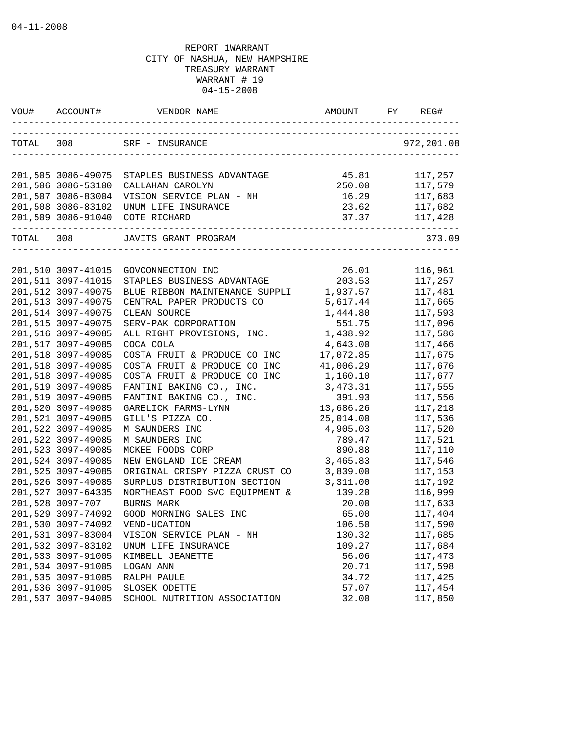REPORT 1WARRANT
CITY OF NASHUA, NEW HAMPSHIRE
TREASURY WARRANT
WARRANT # 19
04-15-2008

| VOU# | ACCOUNT# | VENDOR NAME | AMOUNT | FY | REG# |
|---|---|---|---|---|---|
| TOTAL | 308 | SRF - INSURANCE | | | 972,201.08 |
| 201,505 | 3086-49075 | STAPLES BUSINESS ADVANTAGE | 45.81 | | 117,257 |
| 201,506 | 3086-53100 | CALLAHAN CAROLYN | 250.00 | | 117,579 |
| 201,507 | 3086-83004 | VISION SERVICE PLAN - NH | 16.29 | | 117,683 |
| 201,508 | 3086-83102 | UNUM LIFE INSURANCE | 23.62 | | 117,682 |
| 201,509 | 3086-91040 | COTE RICHARD | 37.37 | | 117,428 |
| TOTAL | 308 | JAVITS GRANT PROGRAM | | | 373.09 |
| 201,510 | 3097-41015 | GOVCONNECTION INC | 26.01 | | 116,961 |
| 201,511 | 3097-41015 | STAPLES BUSINESS ADVANTAGE | 203.53 | | 117,257 |
| 201,512 | 3097-49075 | BLUE RIBBON MAINTENANCE SUPPLI | 1,937.57 | | 117,481 |
| 201,513 | 3097-49075 | CENTRAL PAPER PRODUCTS CO | 5,617.44 | | 117,665 |
| 201,514 | 3097-49075 | CLEAN SOURCE | 1,444.80 | | 117,593 |
| 201,515 | 3097-49075 | SERV-PAK CORPORATION | 551.75 | | 117,096 |
| 201,516 | 3097-49085 | ALL RIGHT PROVISIONS, INC. | 1,438.92 | | 117,586 |
| 201,517 | 3097-49085 | COCA COLA | 4,643.00 | | 117,466 |
| 201,518 | 3097-49085 | COSTA FRUIT & PRODUCE CO INC | 17,072.85 | | 117,675 |
| 201,518 | 3097-49085 | COSTA FRUIT & PRODUCE CO INC | 41,006.29 | | 117,676 |
| 201,518 | 3097-49085 | COSTA FRUIT & PRODUCE CO INC | 1,160.10 | | 117,677 |
| 201,519 | 3097-49085 | FANTINI BAKING CO., INC. | 3,473.31 | | 117,555 |
| 201,519 | 3097-49085 | FANTINI BAKING CO., INC. | 391.93 | | 117,556 |
| 201,520 | 3097-49085 | GARELICK FARMS-LYNN | 13,686.26 | | 117,218 |
| 201,521 | 3097-49085 | GILL'S PIZZA CO. | 25,014.00 | | 117,536 |
| 201,522 | 3097-49085 | M SAUNDERS INC | 4,905.03 | | 117,520 |
| 201,522 | 3097-49085 | M SAUNDERS INC | 789.47 | | 117,521 |
| 201,523 | 3097-49085 | MCKEE FOODS CORP | 890.88 | | 117,110 |
| 201,524 | 3097-49085 | NEW ENGLAND ICE CREAM | 3,465.83 | | 117,546 |
| 201,525 | 3097-49085 | ORIGINAL CRISPY PIZZA CRUST CO | 3,839.00 | | 117,153 |
| 201,526 | 3097-49085 | SURPLUS DISTRIBUTION SECTION | 3,311.00 | | 117,192 |
| 201,527 | 3097-64335 | NORTHEAST FOOD SVC EQUIPMENT & | 139.20 | | 116,999 |
| 201,528 | 3097-707 | BURNS MARK | 20.00 | | 117,633 |
| 201,529 | 3097-74092 | GOOD MORNING SALES INC | 65.00 | | 117,404 |
| 201,530 | 3097-74092 | VEND-UCATION | 106.50 | | 117,590 |
| 201,531 | 3097-83004 | VISION SERVICE PLAN - NH | 130.32 | | 117,685 |
| 201,532 | 3097-83102 | UNUM LIFE INSURANCE | 109.27 | | 117,684 |
| 201,533 | 3097-91005 | KIMBELL JEANETTE | 56.06 | | 117,473 |
| 201,534 | 3097-91005 | LOGAN ANN | 20.71 | | 117,598 |
| 201,535 | 3097-91005 | RALPH PAULE | 34.72 | | 117,425 |
| 201,536 | 3097-91005 | SLOSEK ODETTE | 57.07 | | 117,454 |
| 201,537 | 3097-94005 | SCHOOL NUTRITION ASSOCIATION | 32.00 | | 117,850 |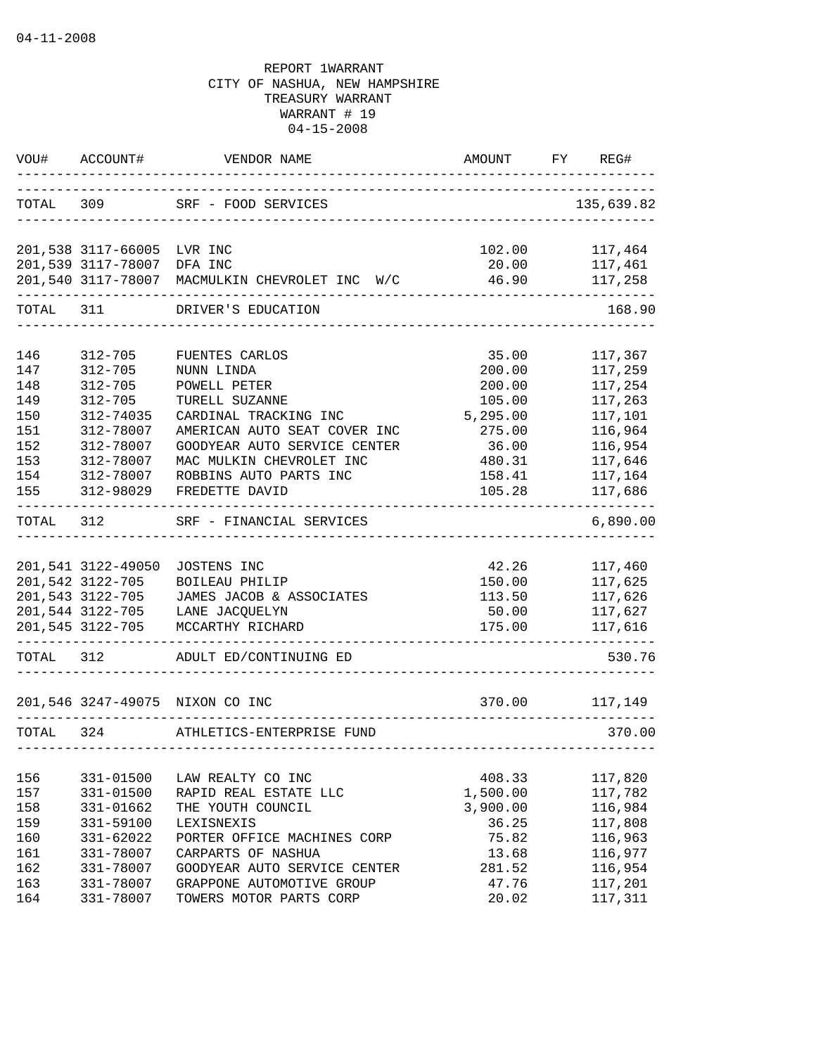04-11-2008

REPORT 1WARRANT
CITY OF NASHUA, NEW HAMPSHIRE
TREASURY WARRANT
WARRANT # 19
04-15-2008

| VOU# | ACCOUNT# | VENDOR NAME | AMOUNT | FY | REG# |
|---|---|---|---|---|---|
| TOTAL | 309 | SRF - FOOD SERVICES | | | 135,639.82 |
| 201,538 | 3117-66005 | LVR INC | 102.00 | | 117,464 |
| 201,539 | 3117-78007 | DFA INC | 20.00 | | 117,461 |
| 201,540 | 3117-78007 | MACMULKIN CHEVROLET INC W/C | 46.90 | | 117,258 |
| TOTAL | 311 | DRIVER'S EDUCATION | | | 168.90 |
| 146 | 312-705 | FUENTES CARLOS | 35.00 | | 117,367 |
| 147 | 312-705 | NUNN LINDA | 200.00 | | 117,259 |
| 148 | 312-705 | POWELL PETER | 200.00 | | 117,254 |
| 149 | 312-705 | TURELL SUZANNE | 105.00 | | 117,263 |
| 150 | 312-74035 | CARDINAL TRACKING INC | 5,295.00 | | 117,101 |
| 151 | 312-78007 | AMERICAN AUTO SEAT COVER INC | 275.00 | | 116,964 |
| 152 | 312-78007 | GOODYEAR AUTO SERVICE CENTER | 36.00 | | 116,954 |
| 153 | 312-78007 | MAC MULKIN CHEVROLET INC | 480.31 | | 117,646 |
| 154 | 312-78007 | ROBBINS AUTO PARTS INC | 158.41 | | 117,164 |
| 155 | 312-98029 | FREDETTE DAVID | 105.28 | | 117,686 |
| TOTAL | 312 | SRF - FINANCIAL SERVICES | | | 6,890.00 |
| 201,541 | 3122-49050 | JOSTENS INC | 42.26 | | 117,460 |
| 201,542 | 3122-705 | BOILEAU PHILIP | 150.00 | | 117,625 |
| 201,543 | 3122-705 | JAMES JACOB & ASSOCIATES | 113.50 | | 117,626 |
| 201,544 | 3122-705 | LANE JACQUELYN | 50.00 | | 117,627 |
| 201,545 | 3122-705 | MCCARTHY RICHARD | 175.00 | | 117,616 |
| TOTAL | 312 | ADULT ED/CONTINUING ED | | | 530.76 |
| 201,546 | 3247-49075 | NIXON CO INC | 370.00 | | 117,149 |
| TOTAL | 324 | ATHLETICS-ENTERPRISE FUND | | | 370.00 |
| 156 | 331-01500 | LAW REALTY CO INC | 408.33 | | 117,820 |
| 157 | 331-01500 | RAPID REAL ESTATE LLC | 1,500.00 | | 117,782 |
| 158 | 331-01662 | THE YOUTH COUNCIL | 3,900.00 | | 116,984 |
| 159 | 331-59100 | LEXISNEXIS | 36.25 | | 117,808 |
| 160 | 331-62022 | PORTER OFFICE MACHINES CORP | 75.82 | | 116,963 |
| 161 | 331-78007 | CARPARTS OF NASHUA | 13.68 | | 116,977 |
| 162 | 331-78007 | GOODYEAR AUTO SERVICE CENTER | 281.52 | | 116,954 |
| 163 | 331-78007 | GRAPPONE AUTOMOTIVE GROUP | 47.76 | | 117,201 |
| 164 | 331-78007 | TOWERS MOTOR PARTS CORP | 20.02 | | 117,311 |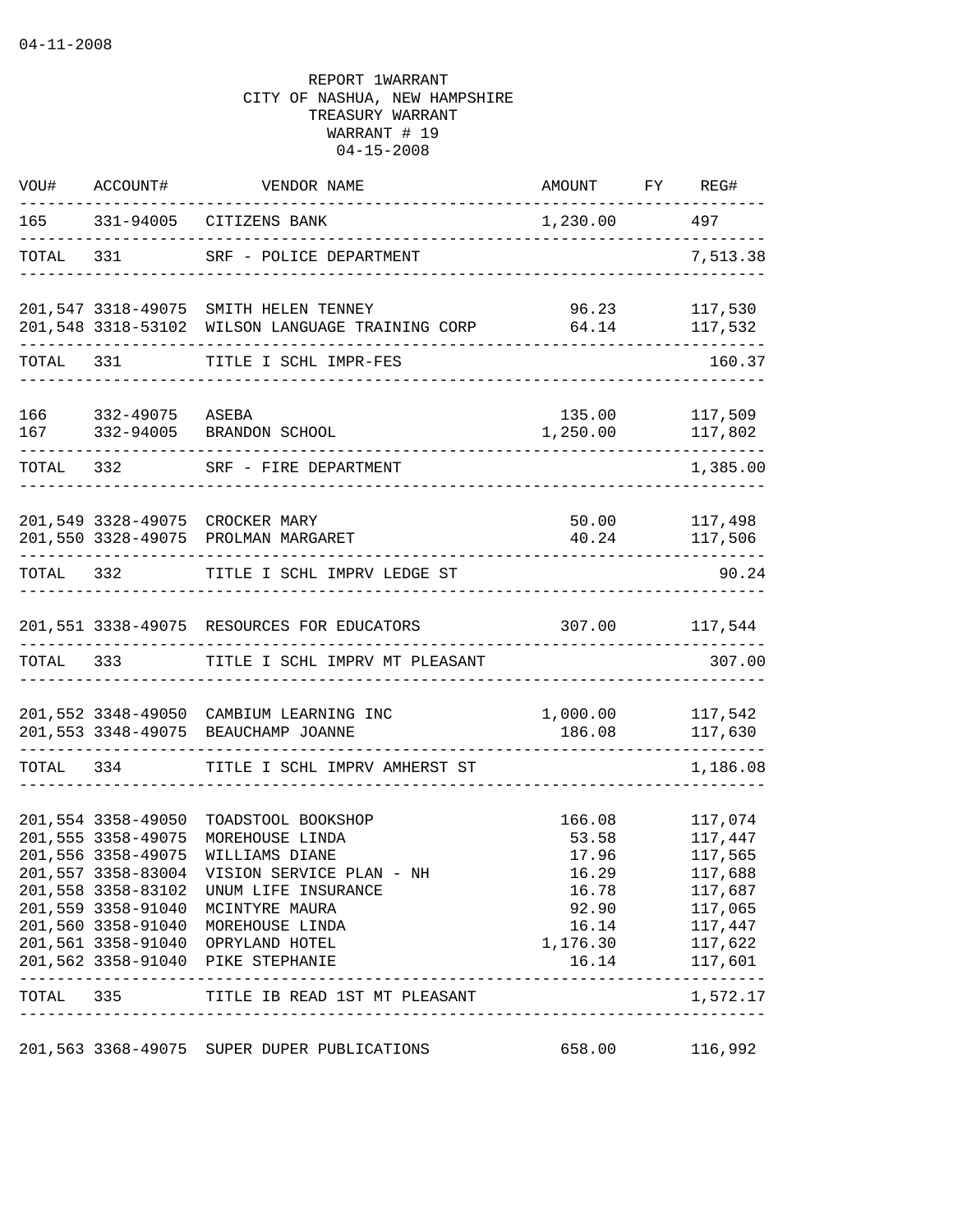04-11-2008

REPORT 1WARRANT
CITY OF NASHUA, NEW HAMPSHIRE
TREASURY WARRANT
WARRANT # 19
04-15-2008

| VOU# | ACCOUNT# | VENDOR NAME | AMOUNT | FY | REG# |
|---|---|---|---|---|---|
| 165 | 331-94005 | CITIZENS BANK | 1,230.00 | | 497 |
| TOTAL | 331 | SRF - POLICE DEPARTMENT | | | 7,513.38 |
| 201,547 | 3318-49075 | SMITH HELEN TENNEY | 96.23 | | 117,530 |
| 201,548 | 3318-53102 | WILSON LANGUAGE TRAINING CORP | 64.14 | | 117,532 |
| TOTAL | 331 | TITLE I SCHL IMPR-FES | | | 160.37 |
| 166 | 332-49075 | ASEBA | 135.00 | | 117,509 |
| 167 | 332-94005 | BRANDON SCHOOL | 1,250.00 | | 117,802 |
| TOTAL | 332 | SRF - FIRE DEPARTMENT | | | 1,385.00 |
| 201,549 | 3328-49075 | CROCKER MARY | 50.00 | | 117,498 |
| 201,550 | 3328-49075 | PROLMAN MARGARET | 40.24 | | 117,506 |
| TOTAL | 332 | TITLE I SCHL IMPRV LEDGE ST | | | 90.24 |
| 201,551 | 3338-49075 | RESOURCES FOR EDUCATORS | 307.00 | | 117,544 |
| TOTAL | 333 | TITLE I SCHL IMPRV MT PLEASANT | | | 307.00 |
| 201,552 | 3348-49050 | CAMBIUM LEARNING INC | 1,000.00 | | 117,542 |
| 201,553 | 3348-49075 | BEAUCHAMP JOANNE | 186.08 | | 117,630 |
| TOTAL | 334 | TITLE I SCHL IMPRV AMHERST ST | | | 1,186.08 |
| 201,554 | 3358-49050 | TOADSTOOL BOOKSHOP | 166.08 | | 117,074 |
| 201,555 | 3358-49075 | MOREHOUSE LINDA | 53.58 | | 117,447 |
| 201,556 | 3358-49075 | WILLIAMS DIANE | 17.96 | | 117,565 |
| 201,557 | 3358-83004 | VISION SERVICE PLAN - NH | 16.29 | | 117,688 |
| 201,558 | 3358-83102 | UNUM LIFE INSURANCE | 16.78 | | 117,687 |
| 201,559 | 3358-91040 | MCINTYRE MAURA | 92.90 | | 117,065 |
| 201,560 | 3358-91040 | MOREHOUSE LINDA | 16.14 | | 117,447 |
| 201,561 | 3358-91040 | OPRYLAND HOTEL | 1,176.30 | | 117,622 |
| 201,562 | 3358-91040 | PIKE STEPHANIE | 16.14 | | 117,601 |
| TOTAL | 335 | TITLE IB READ 1ST MT PLEASANT | | | 1,572.17 |
| 201,563 | 3368-49075 | SUPER DUPER PUBLICATIONS | 658.00 | | 116,992 |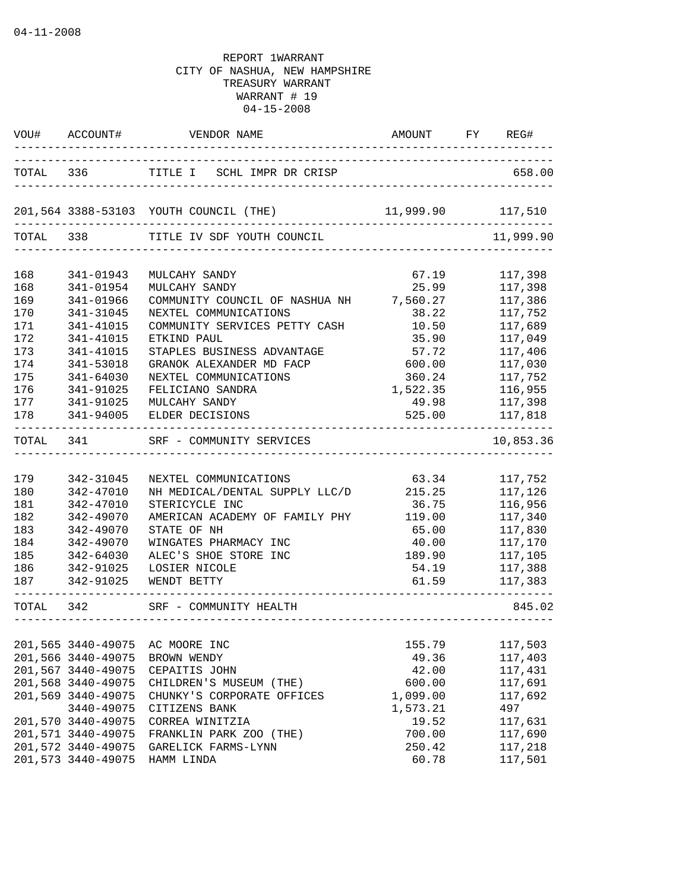04-11-2008

REPORT 1WARRANT
CITY OF NASHUA, NEW HAMPSHIRE
TREASURY WARRANT
WARRANT # 19
04-15-2008

| VOU# | ACCOUNT# | VENDOR NAME | AMOUNT | FY | REG# |
|---|---|---|---|---|---|
| TOTAL | 336 | TITLE I SCHL IMPR DR CRISP | | | 658.00 |
| 201,564 | 3388-53103 | YOUTH COUNCIL (THE) | 11,999.90 | | 117,510 |
| TOTAL | 338 | TITLE IV SDF YOUTH COUNCIL | | | 11,999.90 |
| 168 | 341-01943 | MULCAHY SANDY | 67.19 | | 117,398 |
| 168 | 341-01954 | MULCAHY SANDY | 25.99 | | 117,398 |
| 169 | 341-01966 | COMMUNITY COUNCIL OF NASHUA NH | 7,560.27 | | 117,386 |
| 170 | 341-31045 | NEXTEL COMMUNICATIONS | 38.22 | | 117,752 |
| 171 | 341-41015 | COMMUNITY SERVICES PETTY CASH | 10.50 | | 117,689 |
| 172 | 341-41015 | ETKIND PAUL | 35.90 | | 117,049 |
| 173 | 341-41015 | STAPLES BUSINESS ADVANTAGE | 57.72 | | 117,406 |
| 174 | 341-53018 | GRANOK ALEXANDER MD FACP | 600.00 | | 117,030 |
| 175 | 341-64030 | NEXTEL COMMUNICATIONS | 360.24 | | 117,752 |
| 176 | 341-91025 | FELICIANO SANDRA | 1,522.35 | | 116,955 |
| 177 | 341-91025 | MULCAHY SANDY | 49.98 | | 117,398 |
| 178 | 341-94005 | ELDER DECISIONS | 525.00 | | 117,818 |
| TOTAL | 341 | SRF - COMMUNITY SERVICES | | | 10,853.36 |
| 179 | 342-31045 | NEXTEL COMMUNICATIONS | 63.34 | | 117,752 |
| 180 | 342-47010 | NH MEDICAL/DENTAL SUPPLY LLC/D | 215.25 | | 117,126 |
| 181 | 342-47010 | STERICYCLE INC | 36.75 | | 116,956 |
| 182 | 342-49070 | AMERICAN ACADEMY OF FAMILY PHY | 119.00 | | 117,340 |
| 183 | 342-49070 | STATE OF NH | 65.00 | | 117,830 |
| 184 | 342-49070 | WINGATES PHARMACY INC | 40.00 | | 117,170 |
| 185 | 342-64030 | ALEC'S SHOE STORE INC | 189.90 | | 117,105 |
| 186 | 342-91025 | LOSIER NICOLE | 54.19 | | 117,388 |
| 187 | 342-91025 | WENDT BETTY | 61.59 | | 117,383 |
| TOTAL | 342 | SRF - COMMUNITY HEALTH | | | 845.02 |
| 201,565 | 3440-49075 | AC MOORE INC | 155.79 | | 117,503 |
| 201,566 | 3440-49075 | BROWN WENDY | 49.36 | | 117,403 |
| 201,567 | 3440-49075 | CEPAITIS JOHN | 42.00 | | 117,431 |
| 201,568 | 3440-49075 | CHILDREN'S MUSEUM (THE) | 600.00 | | 117,691 |
| 201,569 | 3440-49075 | CHUNKY'S CORPORATE OFFICES | 1,099.00 | | 117,692 |
| | 3440-49075 | CITIZENS BANK | 1,573.21 | | 497 |
| 201,570 | 3440-49075 | CORREA WINITZIA | 19.52 | | 117,631 |
| 201,571 | 3440-49075 | FRANKLIN PARK ZOO (THE) | 700.00 | | 117,690 |
| 201,572 | 3440-49075 | GARELICK FARMS-LYNN | 250.42 | | 117,218 |
| 201,573 | 3440-49075 | HAMM LINDA | 60.78 | | 117,501 |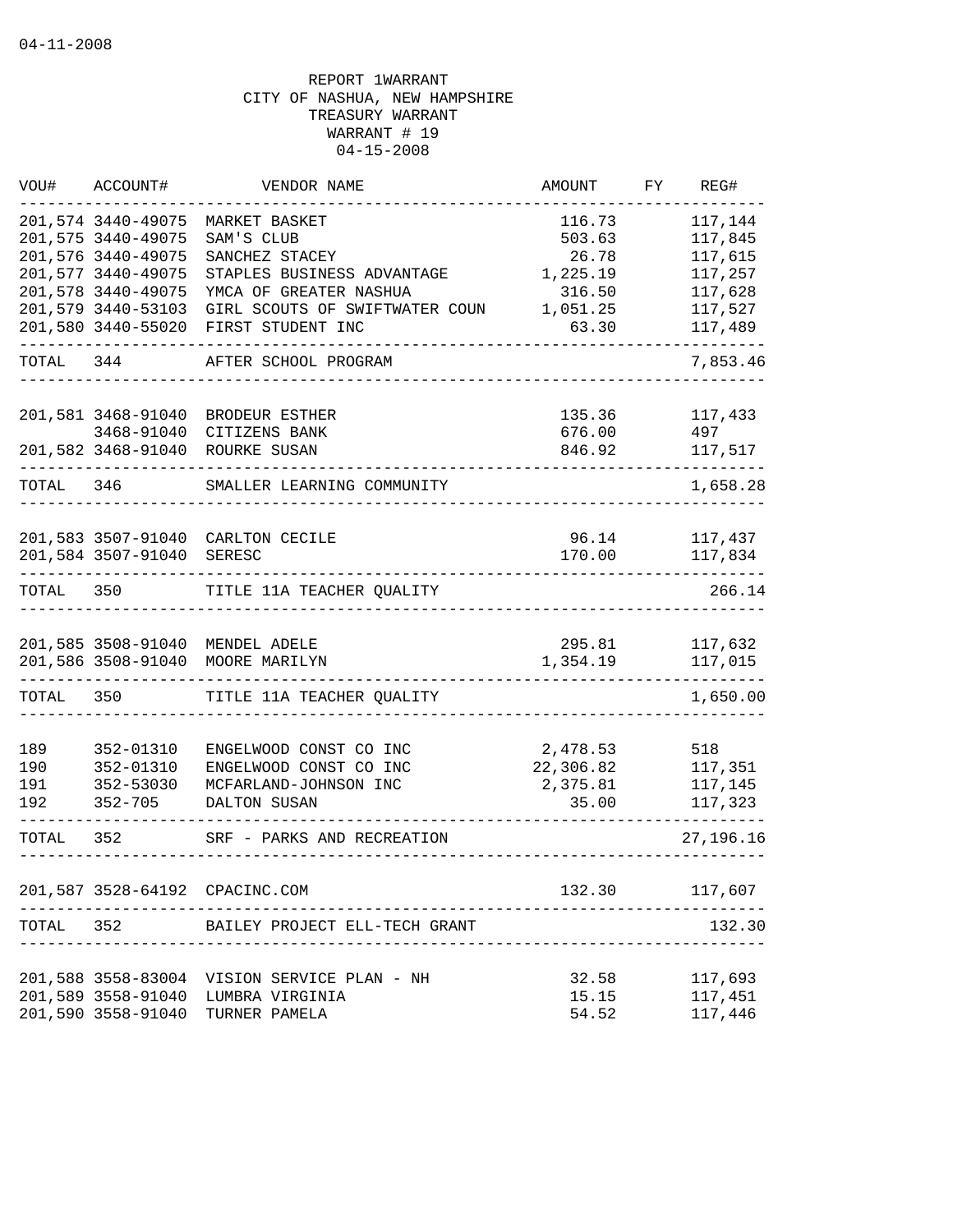04-11-2008

REPORT 1WARRANT
CITY OF NASHUA, NEW HAMPSHIRE
TREASURY WARRANT
WARRANT # 19
04-15-2008

| VOU# | ACCOUNT# | VENDOR NAME | AMOUNT | FY | REG# |
|---|---|---|---|---|---|
| 201,574 | 3440-49075 | MARKET BASKET | 116.73 | | 117,144 |
| 201,575 | 3440-49075 | SAM'S CLUB | 503.63 | | 117,845 |
| 201,576 | 3440-49075 | SANCHEZ STACEY | 26.78 | | 117,615 |
| 201,577 | 3440-49075 | STAPLES BUSINESS ADVANTAGE | 1,225.19 | | 117,257 |
| 201,578 | 3440-49075 | YMCA OF GREATER NASHUA | 316.50 | | 117,628 |
| 201,579 | 3440-53103 | GIRL SCOUTS OF SWIFTWATER COUN | 1,051.25 | | 117,527 |
| 201,580 | 3440-55020 | FIRST STUDENT INC | 63.30 | | 117,489 |
| TOTAL | 344 | AFTER SCHOOL PROGRAM | | | 7,853.46 |
| 201,581 | 3468-91040 | BRODEUR ESTHER | 135.36 | | 117,433 |
| | 3468-91040 | CITIZENS BANK | 676.00 | | 497 |
| 201,582 | 3468-91040 | ROURKE SUSAN | 846.92 | | 117,517 |
| TOTAL | 346 | SMALLER LEARNING COMMUNITY | | | 1,658.28 |
| 201,583 | 3507-91040 | CARLTON CECILE | 96.14 | | 117,437 |
| 201,584 | 3507-91040 | SERESC | 170.00 | | 117,834 |
| TOTAL | 350 | TITLE 11A TEACHER QUALITY | | | 266.14 |
| 201,585 | 3508-91040 | MENDEL ADELE | 295.81 | | 117,632 |
| 201,586 | 3508-91040 | MOORE MARILYN | 1,354.19 | | 117,015 |
| TOTAL | 350 | TITLE 11A TEACHER QUALITY | | | 1,650.00 |
| 189 | 352-01310 | ENGELWOOD CONST CO INC | 2,478.53 | | 518 |
| 190 | 352-01310 | ENGELWOOD CONST CO INC | 22,306.82 | | 117,351 |
| 191 | 352-53030 | MCFARLAND-JOHNSON INC | 2,375.81 | | 117,145 |
| 192 | 352-705 | DALTON SUSAN | 35.00 | | 117,323 |
| TOTAL | 352 | SRF - PARKS AND RECREATION | | | 27,196.16 |
| 201,587 | 3528-64192 | CPACINC.COM | 132.30 | | 117,607 |
| TOTAL | 352 | BAILEY PROJECT ELL-TECH GRANT | | | 132.30 |
| 201,588 | 3558-83004 | VISION SERVICE PLAN - NH | 32.58 | | 117,693 |
| 201,589 | 3558-91040 | LUMBRA VIRGINIA | 15.15 | | 117,451 |
| 201,590 | 3558-91040 | TURNER PAMELA | 54.52 | | 117,446 |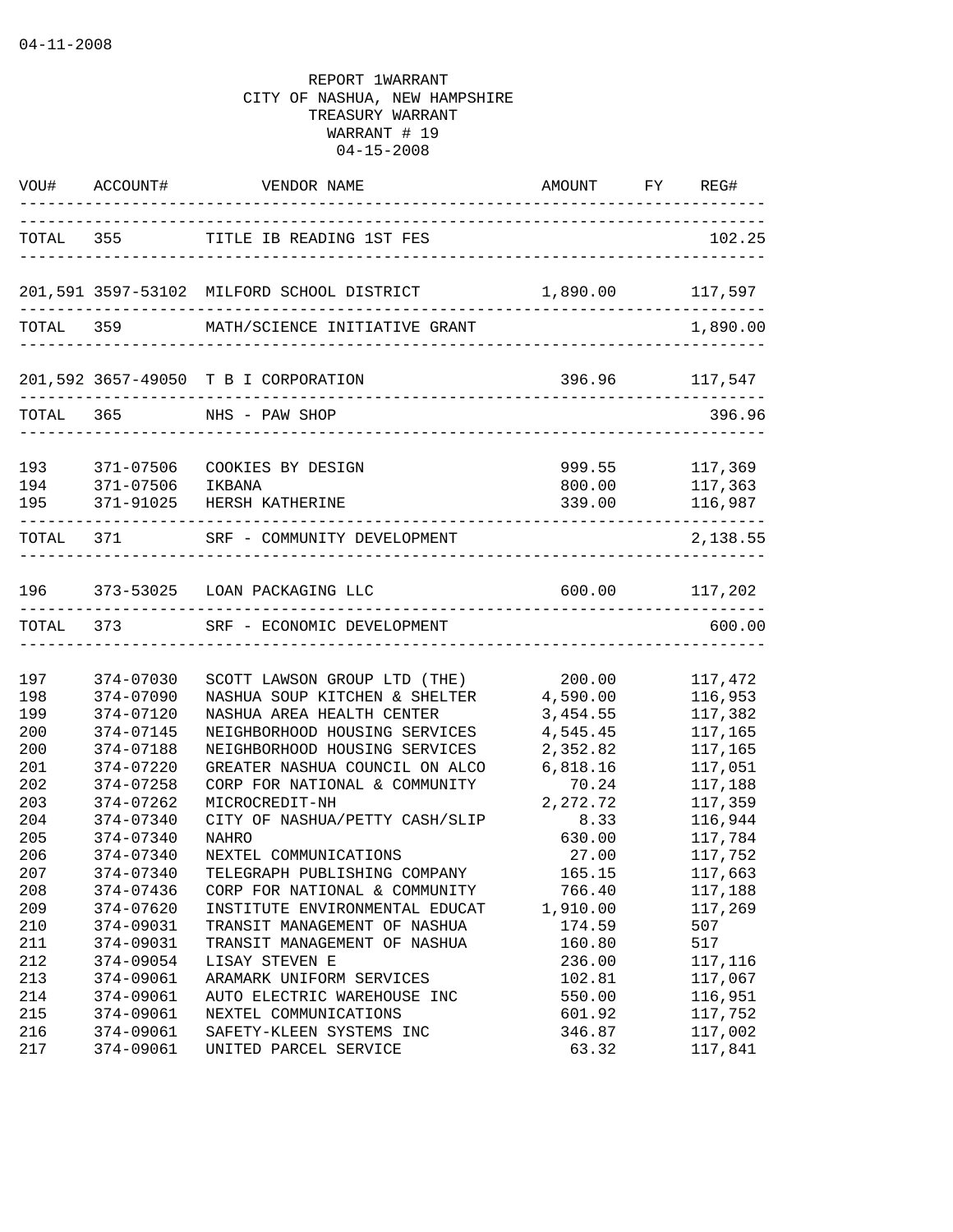04-11-2008

REPORT 1WARRANT
CITY OF NASHUA, NEW HAMPSHIRE
TREASURY WARRANT
WARRANT # 19
04-15-2008

| VOU# | ACCOUNT# | VENDOR NAME | AMOUNT | FY | REG# |
|---|---|---|---|---|---|
| TOTAL | 355 | TITLE IB READING 1ST FES | | | 102.25 |
| 201,591 | 3597-53102 | MILFORD SCHOOL DISTRICT | 1,890.00 | | 117,597 |
| TOTAL | 359 | MATH/SCIENCE INITIATIVE GRANT | | | 1,890.00 |
| 201,592 | 3657-49050 | T B I CORPORATION | 396.96 | | 117,547 |
| TOTAL | 365 | NHS - PAW SHOP | | | 396.96 |
| 193 | 371-07506 | COOKIES BY DESIGN | 999.55 | | 117,369 |
| 194 | 371-07506 | IKBANA | 800.00 | | 117,363 |
| 195 | 371-91025 | HERSH KATHERINE | 339.00 | | 116,987 |
| TOTAL | 371 | SRF - COMMUNITY DEVELOPMENT | | | 2,138.55 |
| 196 | 373-53025 | LOAN PACKAGING LLC | 600.00 | | 117,202 |
| TOTAL | 373 | SRF - ECONOMIC DEVELOPMENT | | | 600.00 |
| 197 | 374-07030 | SCOTT LAWSON GROUP LTD (THE) | 200.00 | | 117,472 |
| 198 | 374-07090 | NASHUA SOUP KITCHEN & SHELTER | 4,590.00 | | 116,953 |
| 199 | 374-07120 | NASHUA AREA HEALTH CENTER | 3,454.55 | | 117,382 |
| 200 | 374-07145 | NEIGHBORHOOD HOUSING SERVICES | 4,545.45 | | 117,165 |
| 200 | 374-07188 | NEIGHBORHOOD HOUSING SERVICES | 2,352.82 | | 117,165 |
| 201 | 374-07220 | GREATER NASHUA COUNCIL ON ALCO | 6,818.16 | | 117,051 |
| 202 | 374-07258 | CORP FOR NATIONAL & COMMUNITY | 70.24 | | 117,188 |
| 203 | 374-07262 | MICROCREDIT-NH | 2,272.72 | | 117,359 |
| 204 | 374-07340 | CITY OF NASHUA/PETTY CASH/SLIP | 8.33 | | 116,944 |
| 205 | 374-07340 | NAHRO | 630.00 | | 117,784 |
| 206 | 374-07340 | NEXTEL COMMUNICATIONS | 27.00 | | 117,752 |
| 207 | 374-07340 | TELEGRAPH PUBLISHING COMPANY | 165.15 | | 117,663 |
| 208 | 374-07436 | CORP FOR NATIONAL & COMMUNITY | 766.40 | | 117,188 |
| 209 | 374-07620 | INSTITUTE ENVIRONMENTAL EDUCAT | 1,910.00 | | 117,269 |
| 210 | 374-09031 | TRANSIT MANAGEMENT OF NASHUA | 174.59 | | 507 |
| 211 | 374-09031 | TRANSIT MANAGEMENT OF NASHUA | 160.80 | | 517 |
| 212 | 374-09054 | LISAY STEVEN E | 236.00 | | 117,116 |
| 213 | 374-09061 | ARAMARK UNIFORM SERVICES | 102.81 | | 117,067 |
| 214 | 374-09061 | AUTO ELECTRIC WAREHOUSE INC | 550.00 | | 116,951 |
| 215 | 374-09061 | NEXTEL COMMUNICATIONS | 601.92 | | 117,752 |
| 216 | 374-09061 | SAFETY-KLEEN SYSTEMS INC | 346.87 | | 117,002 |
| 217 | 374-09061 | UNITED PARCEL SERVICE | 63.32 | | 117,841 |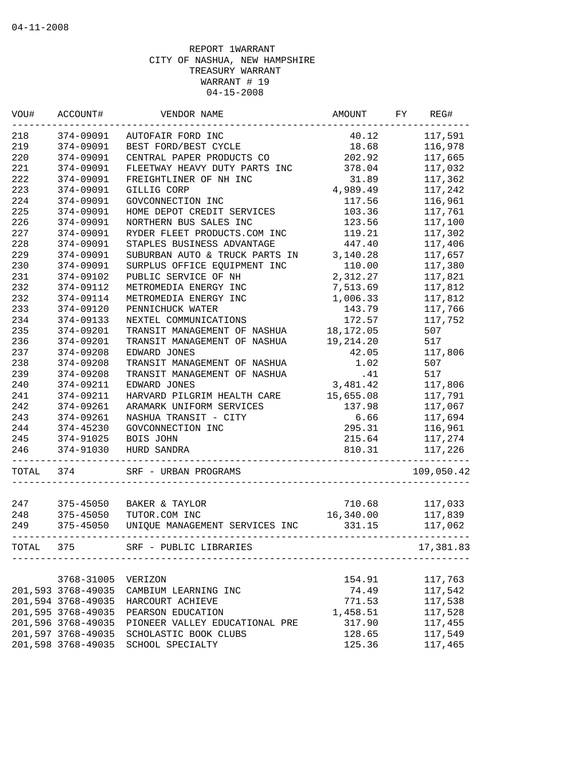04-11-2008

REPORT 1WARRANT
CITY OF NASHUA, NEW HAMPSHIRE
TREASURY WARRANT
WARRANT # 19
04-15-2008

| VOU# | ACCOUNT# | VENDOR NAME | AMOUNT | FY | REG# |
|---|---|---|---|---|---|
| 218 | 374-09091 | AUTOFAIR FORD INC | 40.12 | | 117,591 |
| 219 | 374-09091 | BEST FORD/BEST CYCLE | 18.68 | | 116,978 |
| 220 | 374-09091 | CENTRAL PAPER PRODUCTS CO | 202.92 | | 117,665 |
| 221 | 374-09091 | FLEETWAY HEAVY DUTY PARTS INC | 378.04 | | 117,032 |
| 222 | 374-09091 | FREIGHTLINER OF NH INC | 31.89 | | 117,362 |
| 223 | 374-09091 | GILLIG CORP | 4,989.49 | | 117,242 |
| 224 | 374-09091 | GOVCONNECTION INC | 117.56 | | 116,961 |
| 225 | 374-09091 | HOME DEPOT CREDIT SERVICES | 103.36 | | 117,761 |
| 226 | 374-09091 | NORTHERN BUS SALES INC | 123.56 | | 117,100 |
| 227 | 374-09091 | RYDER FLEET PRODUCTS.COM INC | 119.21 | | 117,302 |
| 228 | 374-09091 | STAPLES BUSINESS ADVANTAGE | 447.40 | | 117,406 |
| 229 | 374-09091 | SUBURBAN AUTO & TRUCK PARTS IN | 3,140.28 | | 117,657 |
| 230 | 374-09091 | SURPLUS OFFICE EQUIPMENT INC | 110.00 | | 117,380 |
| 231 | 374-09102 | PUBLIC SERVICE OF NH | 2,312.27 | | 117,821 |
| 232 | 374-09112 | METROMEDIA ENERGY INC | 7,513.69 | | 117,812 |
| 232 | 374-09114 | METROMEDIA ENERGY INC | 1,006.33 | | 117,812 |
| 233 | 374-09120 | PENNICHUCK WATER | 143.79 | | 117,766 |
| 234 | 374-09133 | NEXTEL COMMUNICATIONS | 172.57 | | 117,752 |
| 235 | 374-09201 | TRANSIT MANAGEMENT OF NASHUA | 18,172.05 | | 507 |
| 236 | 374-09201 | TRANSIT MANAGEMENT OF NASHUA | 19,214.20 | | 517 |
| 237 | 374-09208 | EDWARD JONES | 42.05 | | 117,806 |
| 238 | 374-09208 | TRANSIT MANAGEMENT OF NASHUA | 1.02 | | 507 |
| 239 | 374-09208 | TRANSIT MANAGEMENT OF NASHUA | .41 | | 517 |
| 240 | 374-09211 | EDWARD JONES | 3,481.42 | | 117,806 |
| 241 | 374-09211 | HARVARD PILGRIM HEALTH CARE | 15,655.08 | | 117,791 |
| 242 | 374-09261 | ARAMARK UNIFORM SERVICES | 137.98 | | 117,067 |
| 243 | 374-09261 | NASHUA TRANSIT - CITY | 6.66 | | 117,694 |
| 244 | 374-45230 | GOVCONNECTION INC | 295.31 | | 116,961 |
| 245 | 374-91025 | BOIS JOHN | 215.64 | | 117,274 |
| 246 | 374-91030 | HURD SANDRA | 810.31 | | 117,226 |
| TOTAL | 374 | SRF - URBAN PROGRAMS | | | 109,050.42 |
| 247 | 375-45050 | BAKER & TAYLOR | 710.68 | | 117,033 |
| 248 | 375-45050 | TUTOR.COM INC | 16,340.00 | | 117,839 |
| 249 | 375-45050 | UNIQUE MANAGEMENT SERVICES INC | 331.15 | | 117,062 |
| TOTAL | 375 | SRF - PUBLIC LIBRARIES | | | 17,381.83 |
| | 3768-31005 | VERIZON | 154.91 | | 117,763 |
| 201,593 | 3768-49035 | CAMBIUM LEARNING INC | 74.49 | | 117,542 |
| 201,594 | 3768-49035 | HARCOURT ACHIEVE | 771.53 | | 117,538 |
| 201,595 | 3768-49035 | PEARSON EDUCATION | 1,458.51 | | 117,528 |
| 201,596 | 3768-49035 | PIONEER VALLEY EDUCATIONAL PRE | 317.90 | | 117,455 |
| 201,597 | 3768-49035 | SCHOLASTIC BOOK CLUBS | 128.65 | | 117,549 |
| 201,598 | 3768-49035 | SCHOOL SPECIALTY | 125.36 | | 117,465 |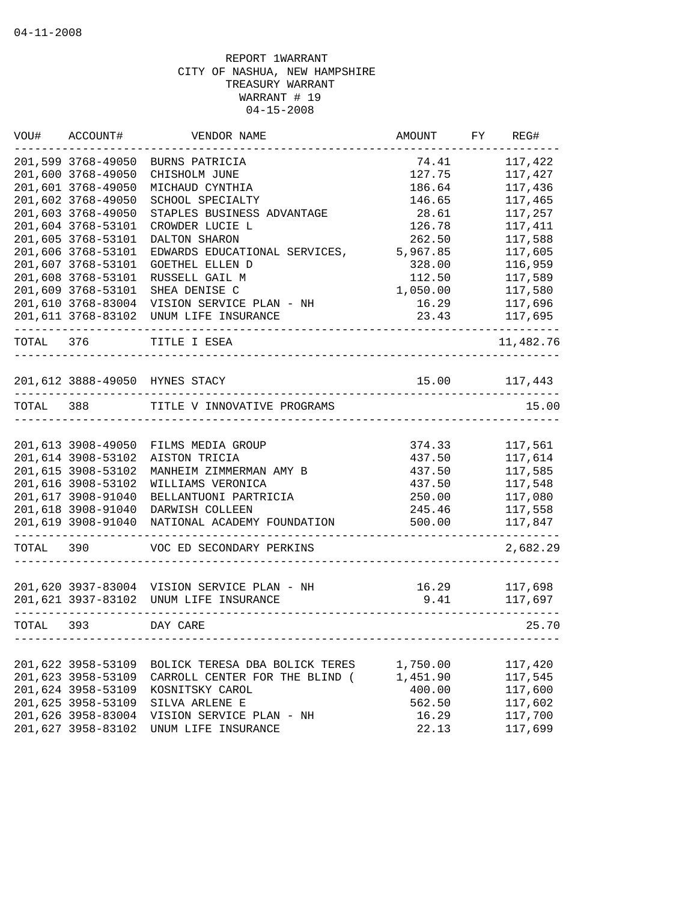04-11-2008

REPORT 1WARRANT
CITY OF NASHUA, NEW HAMPSHIRE
TREASURY WARRANT
WARRANT # 19
04-15-2008

| VOU# | ACCOUNT# | VENDOR NAME | AMOUNT | FY | REG# |
|---|---|---|---|---|---|
| 201,599 | 3768-49050 | BURNS PATRICIA | 74.41 | | 117,422 |
| 201,600 | 3768-49050 | CHISHOLM JUNE | 127.75 | | 117,427 |
| 201,601 | 3768-49050 | MICHAUD CYNTHIA | 186.64 | | 117,436 |
| 201,602 | 3768-49050 | SCHOOL SPECIALTY | 146.65 | | 117,465 |
| 201,603 | 3768-49050 | STAPLES BUSINESS ADVANTAGE | 28.61 | | 117,257 |
| 201,604 | 3768-53101 | CROWDER LUCIE L | 126.78 | | 117,411 |
| 201,605 | 3768-53101 | DALTON SHARON | 262.50 | | 117,588 |
| 201,606 | 3768-53101 | EDWARDS EDUCATIONAL SERVICES, | 5,967.85 | | 117,605 |
| 201,607 | 3768-53101 | GOETHEL ELLEN D | 328.00 | | 116,959 |
| 201,608 | 3768-53101 | RUSSELL GAIL M | 112.50 | | 117,589 |
| 201,609 | 3768-53101 | SHEA DENISE C | 1,050.00 | | 117,580 |
| 201,610 | 3768-83004 | VISION SERVICE PLAN - NH | 16.29 | | 117,696 |
| 201,611 | 3768-83102 | UNUM LIFE INSURANCE | 23.43 | | 117,695 |
| TOTAL | 376 | TITLE I ESEA | | | 11,482.76 |
| 201,612 | 3888-49050 | HYNES STACY | 15.00 | | 117,443 |
| TOTAL | 388 | TITLE V INNOVATIVE PROGRAMS | | | 15.00 |
| 201,613 | 3908-49050 | FILMS MEDIA GROUP | 374.33 | | 117,561 |
| 201,614 | 3908-53102 | AISTON TRICIA | 437.50 | | 117,614 |
| 201,615 | 3908-53102 | MANHEIM ZIMMERMAN AMY B | 437.50 | | 117,585 |
| 201,616 | 3908-53102 | WILLIAMS VERONICA | 437.50 | | 117,548 |
| 201,617 | 3908-91040 | BELLANTUONI PARTRICIA | 250.00 | | 117,080 |
| 201,618 | 3908-91040 | DARWISH COLLEEN | 245.46 | | 117,558 |
| 201,619 | 3908-91040 | NATIONAL ACADEMY FOUNDATION | 500.00 | | 117,847 |
| TOTAL | 390 | VOC ED SECONDARY PERKINS | | | 2,682.29 |
| 201,620 | 3937-83004 | VISION SERVICE PLAN - NH | 16.29 | | 117,698 |
| 201,621 | 3937-83102 | UNUM LIFE INSURANCE | 9.41 | | 117,697 |
| TOTAL | 393 | DAY CARE | | | 25.70 |
| 201,622 | 3958-53109 | BOLICK TERESA DBA BOLICK TERES | 1,750.00 | | 117,420 |
| 201,623 | 3958-53109 | CARROLL CENTER FOR THE BLIND ( | 1,451.90 | | 117,545 |
| 201,624 | 3958-53109 | KOSNITSKY CAROL | 400.00 | | 117,600 |
| 201,625 | 3958-53109 | SILVA ARLENE E | 562.50 | | 117,602 |
| 201,626 | 3958-83004 | VISION SERVICE PLAN - NH | 16.29 | | 117,700 |
| 201,627 | 3958-83102 | UNUM LIFE INSURANCE | 22.13 | | 117,699 |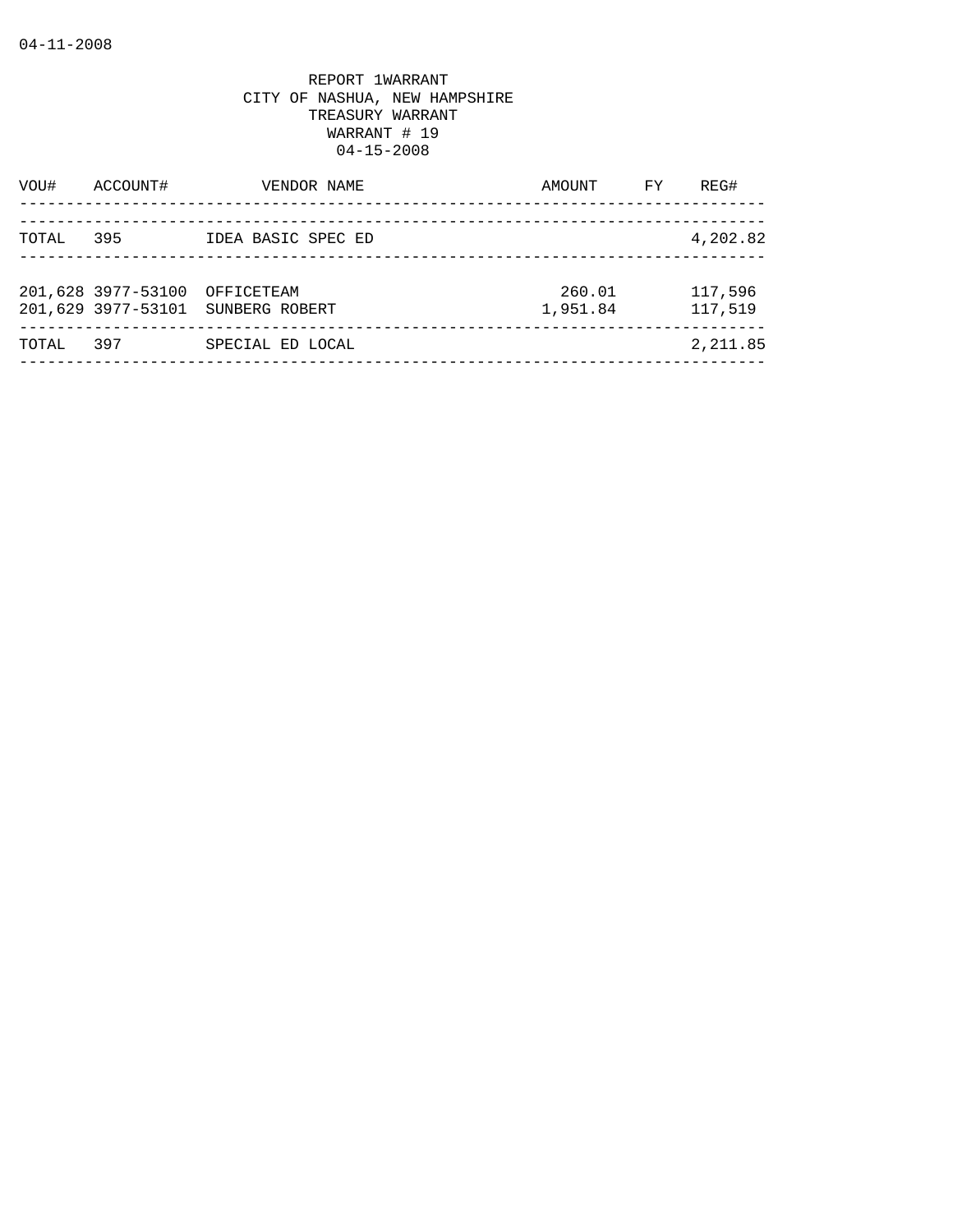04-11-2008

REPORT 1WARRANT
CITY OF NASHUA, NEW HAMPSHIRE
TREASURY WARRANT
WARRANT # 19
04-15-2008

| VOU# | ACCOUNT# | VENDOR NAME | AMOUNT | FY | REG# |
|---|---|---|---|---|---|
| TOTAL | 395 | IDEA BASIC SPEC ED | | | 4,202.82 |
| 201,628 | 3977-53100 | OFFICETEAM | 260.01 | | 117,596 |
| 201,629 | 3977-53101 | SUNBERG ROBERT | 1,951.84 | | 117,519 |
| TOTAL | 397 | SPECIAL ED LOCAL | | | 2,211.85 |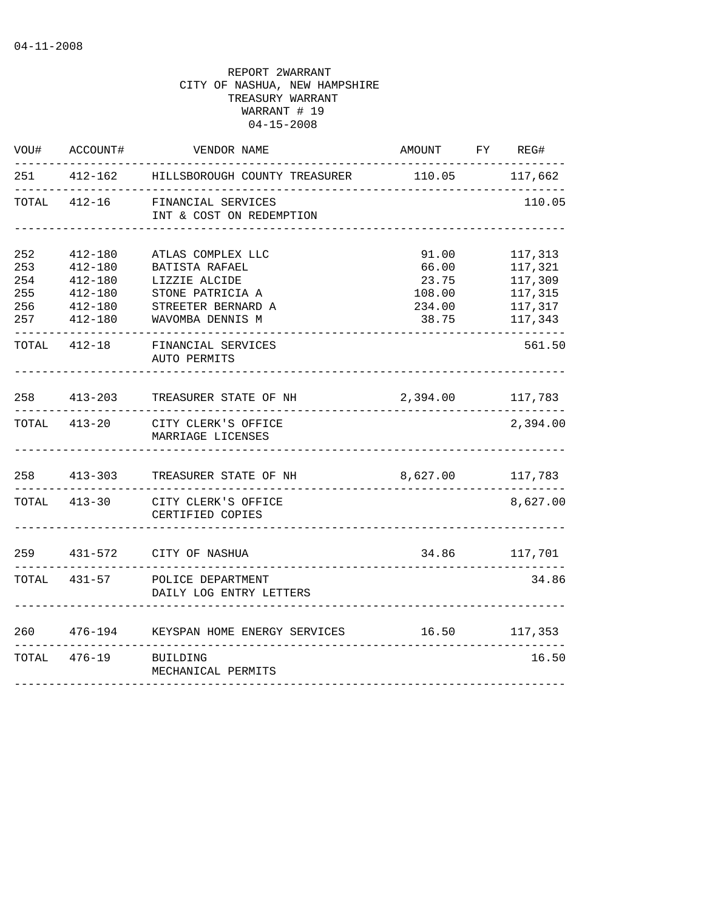04-11-2008

REPORT 2WARRANT
CITY OF NASHUA, NEW HAMPSHIRE
TREASURY WARRANT
WARRANT # 19
04-15-2008

| VOU# | ACCOUNT# | VENDOR NAME | AMOUNT | FY | REG# |
|---|---|---|---|---|---|
| 251 | 412-162 | HILLSBOROUGH COUNTY TREASURER | 110.05 | | 117,662 |
| TOTAL | 412-16 | FINANCIAL SERVICES<br>INT & COST ON REDEMPTION | | | 110.05 |
| 252 | 412-180 | ATLAS COMPLEX LLC | 91.00 | | 117,313 |
| 253 | 412-180 | BATISTA RAFAEL | 66.00 | | 117,321 |
| 254 | 412-180 | LIZZIE ALCIDE | 23.75 | | 117,309 |
| 255 | 412-180 | STONE PATRICIA A | 108.00 | | 117,315 |
| 256 | 412-180 | STREETER BERNARD A | 234.00 | | 117,317 |
| 257 | 412-180 | WAVOMBA DENNIS M | 38.75 | | 117,343 |
| TOTAL | 412-18 | FINANCIAL SERVICES<br>AUTO PERMITS | | | 561.50 |
| 258 | 413-203 | TREASURER STATE OF NH | 2,394.00 | | 117,783 |
| TOTAL | 413-20 | CITY CLERK'S OFFICE<br>MARRIAGE LICENSES | | | 2,394.00 |
| 258 | 413-303 | TREASURER STATE OF NH | 8,627.00 | | 117,783 |
| TOTAL | 413-30 | CITY CLERK'S OFFICE<br>CERTIFIED COPIES | | | 8,627.00 |
| 259 | 431-572 | CITY OF NASHUA | 34.86 | | 117,701 |
| TOTAL | 431-57 | POLICE DEPARTMENT<br>DAILY LOG ENTRY LETTERS | | | 34.86 |
| 260 | 476-194 | KEYSPAN HOME ENERGY SERVICES | 16.50 | | 117,353 |
| TOTAL | 476-19 | BUILDING<br>MECHANICAL PERMITS | | | 16.50 |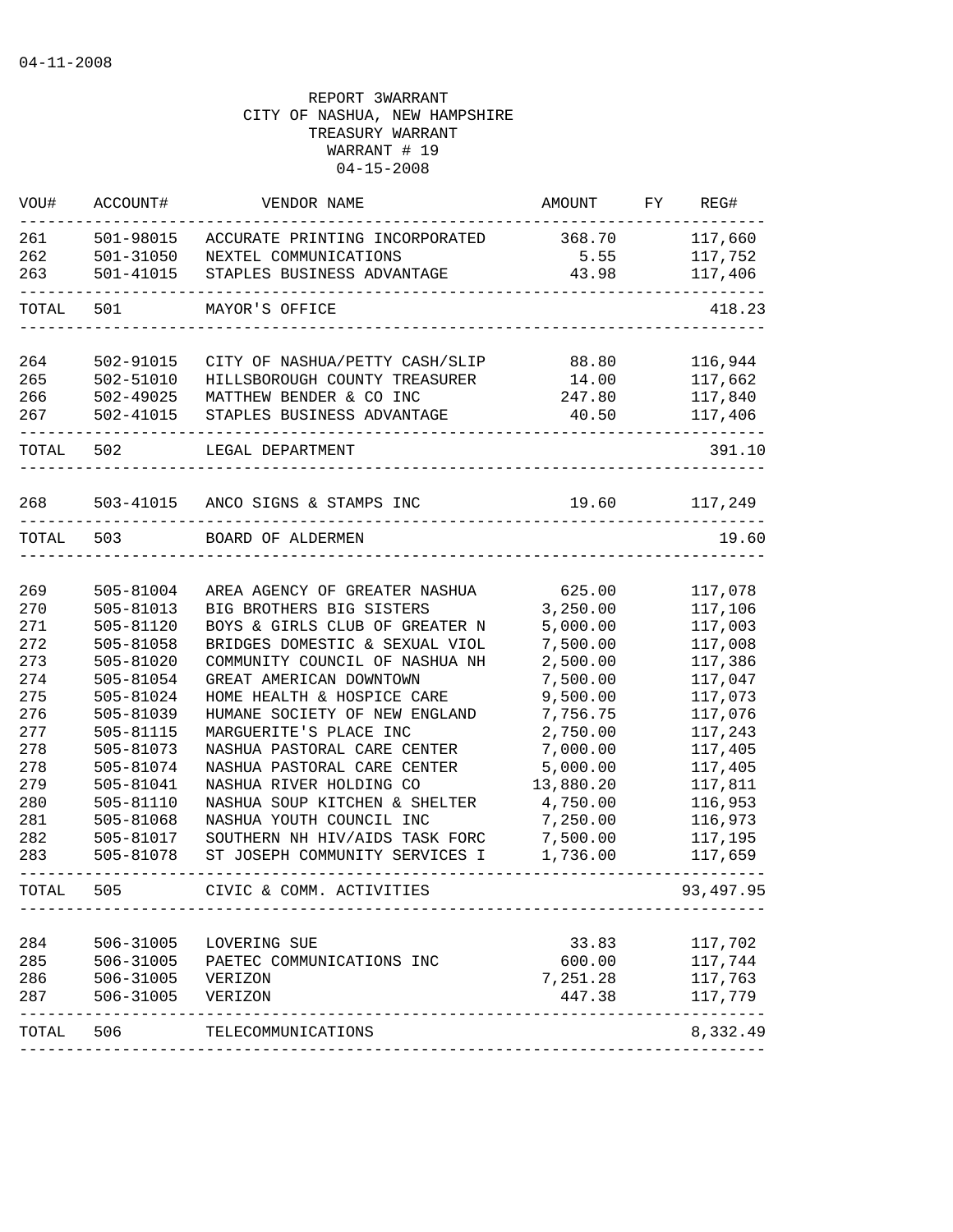04-11-2008

REPORT 3WARRANT
CITY OF NASHUA, NEW HAMPSHIRE
TREASURY WARRANT
WARRANT # 19
04-15-2008

| VOU# | ACCOUNT# | VENDOR NAME | AMOUNT | FY | REG# |
|---|---|---|---|---|---|
| 261 | 501-98015 | ACCURATE PRINTING INCORPORATED | 368.70 | | 117,660 |
| 262 | 501-31050 | NEXTEL COMMUNICATIONS | 5.55 | | 117,752 |
| 263 | 501-41015 | STAPLES BUSINESS ADVANTAGE | 43.98 | | 117,406 |
| TOTAL | 501 | MAYOR'S OFFICE | | | 418.23 |
| 264 | 502-91015 | CITY OF NASHUA/PETTY CASH/SLIP | 88.80 | | 116,944 |
| 265 | 502-51010 | HILLSBOROUGH COUNTY TREASURER | 14.00 | | 117,662 |
| 266 | 502-49025 | MATTHEW BENDER & CO INC | 247.80 | | 117,840 |
| 267 | 502-41015 | STAPLES BUSINESS ADVANTAGE | 40.50 | | 117,406 |
| TOTAL | 502 | LEGAL DEPARTMENT | | | 391.10 |
| 268 | 503-41015 | ANCO SIGNS & STAMPS INC | 19.60 | | 117,249 |
| TOTAL | 503 | BOARD OF ALDERMEN | | | 19.60 |
| 269 | 505-81004 | AREA AGENCY OF GREATER NASHUA | 625.00 | | 117,078 |
| 270 | 505-81013 | BIG BROTHERS BIG SISTERS | 3,250.00 | | 117,106 |
| 271 | 505-81120 | BOYS & GIRLS CLUB OF GREATER N | 5,000.00 | | 117,003 |
| 272 | 505-81058 | BRIDGES DOMESTIC & SEXUAL VIOL | 7,500.00 | | 117,008 |
| 273 | 505-81020 | COMMUNITY COUNCIL OF NASHUA NH | 2,500.00 | | 117,386 |
| 274 | 505-81054 | GREAT AMERICAN DOWNTOWN | 7,500.00 | | 117,047 |
| 275 | 505-81024 | HOME HEALTH & HOSPICE CARE | 9,500.00 | | 117,073 |
| 276 | 505-81039 | HUMANE SOCIETY OF NEW ENGLAND | 7,756.75 | | 117,076 |
| 277 | 505-81115 | MARGUERITE'S PLACE INC | 2,750.00 | | 117,243 |
| 278 | 505-81073 | NASHUA PASTORAL CARE CENTER | 7,000.00 | | 117,405 |
| 278 | 505-81074 | NASHUA PASTORAL CARE CENTER | 5,000.00 | | 117,405 |
| 279 | 505-81041 | NASHUA RIVER HOLDING CO | 13,880.20 | | 117,811 |
| 280 | 505-81110 | NASHUA SOUP KITCHEN & SHELTER | 4,750.00 | | 116,953 |
| 281 | 505-81068 | NASHUA YOUTH COUNCIL INC | 7,250.00 | | 116,973 |
| 282 | 505-81017 | SOUTHERN NH HIV/AIDS TASK FORC | 7,500.00 | | 117,195 |
| 283 | 505-81078 | ST JOSEPH COMMUNITY SERVICES I | 1,736.00 | | 117,659 |
| TOTAL | 505 | CIVIC & COMM. ACTIVITIES | | | 93,497.95 |
| 284 | 506-31005 | LOVERING SUE | 33.83 | | 117,702 |
| 285 | 506-31005 | PAETEC COMMUNICATIONS INC | 600.00 | | 117,744 |
| 286 | 506-31005 | VERIZON | 7,251.28 | | 117,763 |
| 287 | 506-31005 | VERIZON | 447.38 | | 117,779 |
| TOTAL | 506 | TELECOMMUNICATIONS | | | 8,332.49 |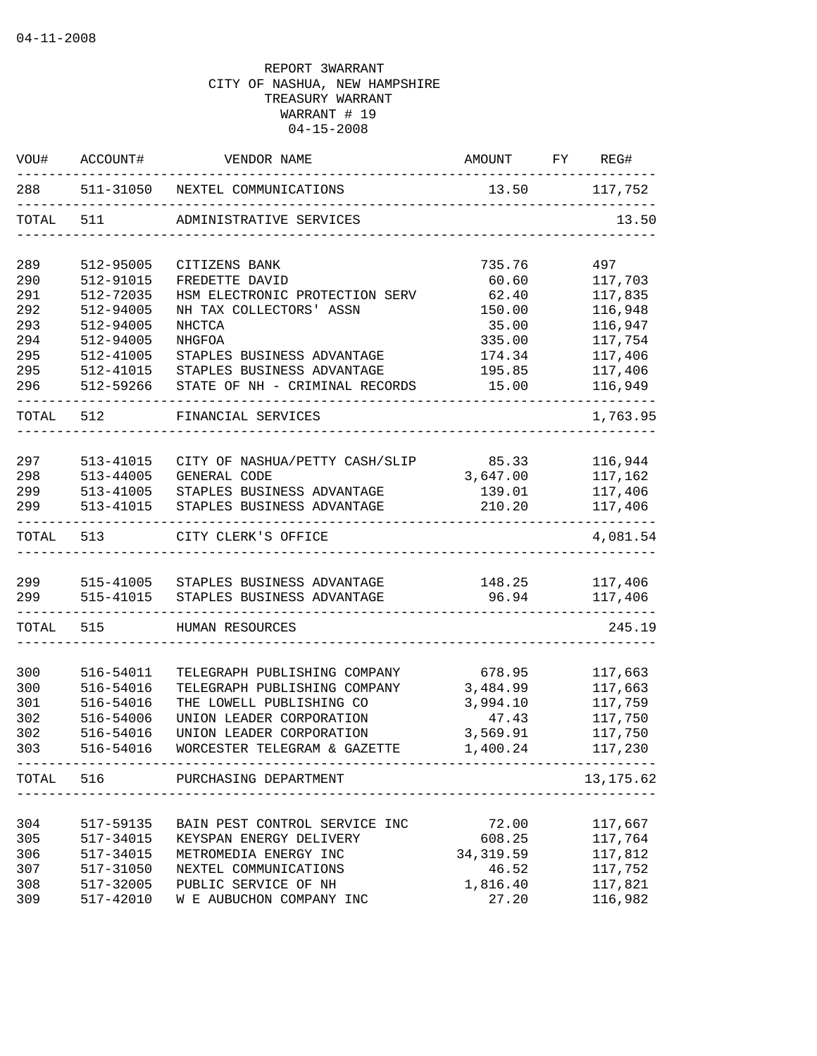04-11-2008

REPORT 3WARRANT
CITY OF NASHUA, NEW HAMPSHIRE
TREASURY WARRANT
WARRANT # 19
04-15-2008

| VOU# | ACCOUNT# | VENDOR NAME | AMOUNT | FY | REG# |
|---|---|---|---|---|---|
| 288 | 511-31050 | NEXTEL COMMUNICATIONS | 13.50 | | 117,752 |
| TOTAL | 511 | ADMINISTRATIVE SERVICES | | | 13.50 |
| 289 | 512-95005 | CITIZENS BANK | 735.76 | | 497 |
| 290 | 512-91015 | FREDETTE DAVID | 60.60 | | 117,703 |
| 291 | 512-72035 | HSM ELECTRONIC PROTECTION SERV | 62.40 | | 117,835 |
| 292 | 512-94005 | NH TAX COLLECTORS' ASSN | 150.00 | | 116,948 |
| 293 | 512-94005 | NHCTCA | 35.00 | | 116,947 |
| 294 | 512-94005 | NHGFOA | 335.00 | | 117,754 |
| 295 | 512-41005 | STAPLES BUSINESS ADVANTAGE | 174.34 | | 117,406 |
| 295 | 512-41015 | STAPLES BUSINESS ADVANTAGE | 195.85 | | 117,406 |
| 296 | 512-59266 | STATE OF NH - CRIMINAL RECORDS | 15.00 | | 116,949 |
| TOTAL | 512 | FINANCIAL SERVICES | | | 1,763.95 |
| 297 | 513-41015 | CITY OF NASHUA/PETTY CASH/SLIP | 85.33 | | 116,944 |
| 298 | 513-44005 | GENERAL CODE | 3,647.00 | | 117,162 |
| 299 | 513-41005 | STAPLES BUSINESS ADVANTAGE | 139.01 | | 117,406 |
| 299 | 513-41015 | STAPLES BUSINESS ADVANTAGE | 210.20 | | 117,406 |
| TOTAL | 513 | CITY CLERK'S OFFICE | | | 4,081.54 |
| 299 | 515-41005 | STAPLES BUSINESS ADVANTAGE | 148.25 | | 117,406 |
| 299 | 515-41015 | STAPLES BUSINESS ADVANTAGE | 96.94 | | 117,406 |
| TOTAL | 515 | HUMAN RESOURCES | | | 245.19 |
| 300 | 516-54011 | TELEGRAPH PUBLISHING COMPANY | 678.95 | | 117,663 |
| 300 | 516-54016 | TELEGRAPH PUBLISHING COMPANY | 3,484.99 | | 117,663 |
| 301 | 516-54016 | THE LOWELL PUBLISHING CO | 3,994.10 | | 117,759 |
| 302 | 516-54006 | UNION LEADER CORPORATION | 47.43 | | 117,750 |
| 302 | 516-54016 | UNION LEADER CORPORATION | 3,569.91 | | 117,750 |
| 303 | 516-54016 | WORCESTER TELEGRAM & GAZETTE | 1,400.24 | | 117,230 |
| TOTAL | 516 | PURCHASING DEPARTMENT | | | 13,175.62 |
| 304 | 517-59135 | BAIN PEST CONTROL SERVICE INC | 72.00 | | 117,667 |
| 305 | 517-34015 | KEYSPAN ENERGY DELIVERY | 608.25 | | 117,764 |
| 306 | 517-34015 | METROMEDIA ENERGY INC | 34,319.59 | | 117,812 |
| 307 | 517-31050 | NEXTEL COMMUNICATIONS | 46.52 | | 117,752 |
| 308 | 517-32005 | PUBLIC SERVICE OF NH | 1,816.40 | | 117,821 |
| 309 | 517-42010 | W E AUBUCHON COMPANY INC | 27.20 | | 116,982 |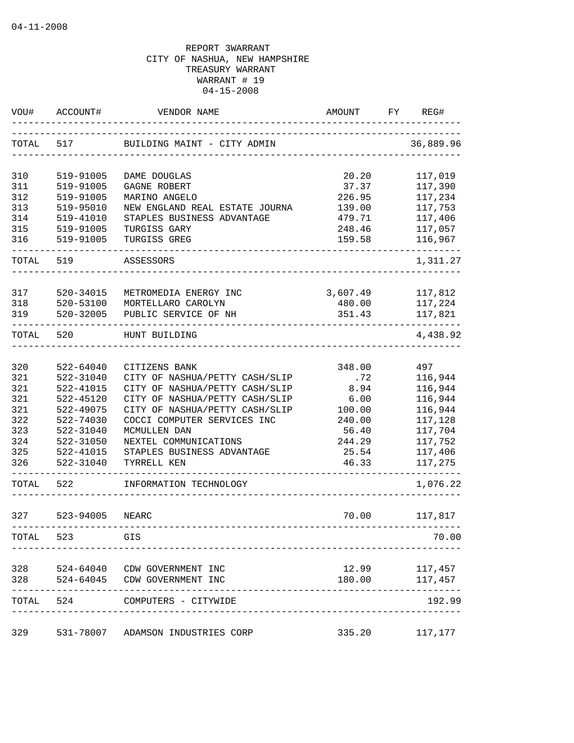REPORT 3WARRANT
CITY OF NASHUA, NEW HAMPSHIRE
TREASURY WARRANT
WARRANT # 19
04-15-2008

| VOU# | ACCOUNT# | VENDOR NAME | AMOUNT | FY | REG# |
|---|---|---|---|---|---|
| TOTAL | 517 | BUILDING MAINT - CITY ADMIN | | | 36,889.96 |
| 310 | 519-91005 | DAME DOUGLAS | 20.20 | | 117,019 |
| 311 | 519-91005 | GAGNE ROBERT | 37.37 | | 117,390 |
| 312 | 519-91005 | MARINO ANGELO | 226.95 | | 117,234 |
| 313 | 519-95010 | NEW ENGLAND REAL ESTATE JOURNA | 139.00 | | 117,753 |
| 314 | 519-41010 | STAPLES BUSINESS ADVANTAGE | 479.71 | | 117,406 |
| 315 | 519-91005 | TURGISS GARY | 248.46 | | 117,057 |
| 316 | 519-91005 | TURGISS GREG | 159.58 | | 116,967 |
| TOTAL | 519 | ASSESSORS | | | 1,311.27 |
| 317 | 520-34015 | METROMEDIA ENERGY INC | 3,607.49 | | 117,812 |
| 318 | 520-53100 | MORTELLARO CAROLYN | 480.00 | | 117,224 |
| 319 | 520-32005 | PUBLIC SERVICE OF NH | 351.43 | | 117,821 |
| TOTAL | 520 | HUNT BUILDING | | | 4,438.92 |
| 320 | 522-64040 | CITIZENS BANK | 348.00 | | 497 |
| 321 | 522-31040 | CITY OF NASHUA/PETTY CASH/SLIP | .72 | | 116,944 |
| 321 | 522-41015 | CITY OF NASHUA/PETTY CASH/SLIP | 8.94 | | 116,944 |
| 321 | 522-45120 | CITY OF NASHUA/PETTY CASH/SLIP | 6.00 | | 116,944 |
| 321 | 522-49075 | CITY OF NASHUA/PETTY CASH/SLIP | 100.00 | | 116,944 |
| 322 | 522-74030 | COCCI COMPUTER SERVICES INC | 240.00 | | 117,128 |
| 323 | 522-31040 | MCMULLEN DAN | 56.40 | | 117,704 |
| 324 | 522-31050 | NEXTEL COMMUNICATIONS | 244.29 | | 117,752 |
| 325 | 522-41015 | STAPLES BUSINESS ADVANTAGE | 25.54 | | 117,406 |
| 326 | 522-31040 | TYRRELL KEN | 46.33 | | 117,275 |
| TOTAL | 522 | INFORMATION TECHNOLOGY | | | 1,076.22 |
| 327 | 523-94005 | NEARC | 70.00 | | 117,817 |
| TOTAL | 523 | GIS | | | 70.00 |
| 328 | 524-64040 | CDW GOVERNMENT INC | 12.99 | | 117,457 |
| 328 | 524-64045 | CDW GOVERNMENT INC | 180.00 | | 117,457 |
| TOTAL | 524 | COMPUTERS - CITYWIDE | | | 192.99 |
| 329 | 531-78007 | ADAMSON INDUSTRIES CORP | 335.20 | | 117,177 |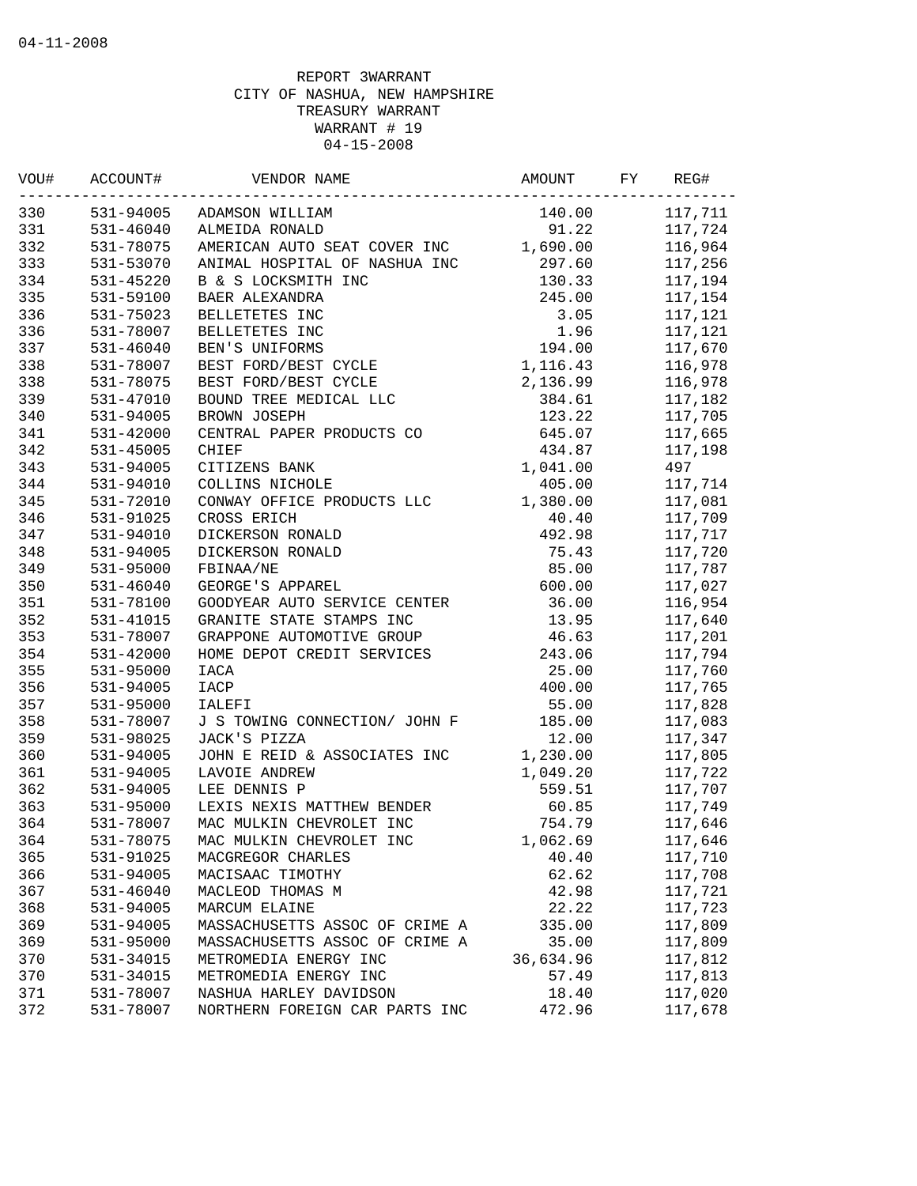04-11-2008

REPORT 3WARRANT
CITY OF NASHUA, NEW HAMPSHIRE
TREASURY WARRANT
WARRANT # 19
04-15-2008

| VOU# | ACCOUNT# | VENDOR NAME | AMOUNT | FY | REG# |
|---|---|---|---|---|---|
| 330 | 531-94005 | ADAMSON WILLIAM | 140.00 | | 117,711 |
| 331 | 531-46040 | ALMEIDA RONALD | 91.22 | | 117,724 |
| 332 | 531-78075 | AMERICAN AUTO SEAT COVER INC | 1,690.00 | | 116,964 |
| 333 | 531-53070 | ANIMAL HOSPITAL OF NASHUA INC | 297.60 | | 117,256 |
| 334 | 531-45220 | B & S LOCKSMITH INC | 130.33 | | 117,194 |
| 335 | 531-59100 | BAER ALEXANDRA | 245.00 | | 117,154 |
| 336 | 531-75023 | BELLETETES INC | 3.05 | | 117,121 |
| 336 | 531-78007 | BELLETETES INC | 1.96 | | 117,121 |
| 337 | 531-46040 | BEN'S UNIFORMS | 194.00 | | 117,670 |
| 338 | 531-78007 | BEST FORD/BEST CYCLE | 1,116.43 | | 116,978 |
| 338 | 531-78075 | BEST FORD/BEST CYCLE | 2,136.99 | | 116,978 |
| 339 | 531-47010 | BOUND TREE MEDICAL LLC | 384.61 | | 117,182 |
| 340 | 531-94005 | BROWN JOSEPH | 123.22 | | 117,705 |
| 341 | 531-42000 | CENTRAL PAPER PRODUCTS CO | 645.07 | | 117,665 |
| 342 | 531-45005 | CHIEF | 434.87 | | 117,198 |
| 343 | 531-94005 | CITIZENS BANK | 1,041.00 | | 497 |
| 344 | 531-94010 | COLLINS NICHOLE | 405.00 | | 117,714 |
| 345 | 531-72010 | CONWAY OFFICE PRODUCTS LLC | 1,380.00 | | 117,081 |
| 346 | 531-91025 | CROSS ERICH | 40.40 | | 117,709 |
| 347 | 531-94010 | DICKERSON RONALD | 492.98 | | 117,717 |
| 348 | 531-94005 | DICKERSON RONALD | 75.43 | | 117,720 |
| 349 | 531-95000 | FBINAA/NE | 85.00 | | 117,787 |
| 350 | 531-46040 | GEORGE'S APPAREL | 600.00 | | 117,027 |
| 351 | 531-78100 | GOODYEAR AUTO SERVICE CENTER | 36.00 | | 116,954 |
| 352 | 531-41015 | GRANITE STATE STAMPS INC | 13.95 | | 117,640 |
| 353 | 531-78007 | GRAPPONE AUTOMOTIVE GROUP | 46.63 | | 117,201 |
| 354 | 531-42000 | HOME DEPOT CREDIT SERVICES | 243.06 | | 117,794 |
| 355 | 531-95000 | IACA | 25.00 | | 117,760 |
| 356 | 531-94005 | IACP | 400.00 | | 117,765 |
| 357 | 531-95000 | IALEFI | 55.00 | | 117,828 |
| 358 | 531-78007 | J S TOWING CONNECTION/ JOHN F | 185.00 | | 117,083 |
| 359 | 531-98025 | JACK'S PIZZA | 12.00 | | 117,347 |
| 360 | 531-94005 | JOHN E REID & ASSOCIATES INC | 1,230.00 | | 117,805 |
| 361 | 531-94005 | LAVOIE ANDREW | 1,049.20 | | 117,722 |
| 362 | 531-94005 | LEE DENNIS P | 559.51 | | 117,707 |
| 363 | 531-95000 | LEXIS NEXIS MATTHEW BENDER | 60.85 | | 117,749 |
| 364 | 531-78007 | MAC MULKIN CHEVROLET INC | 754.79 | | 117,646 |
| 364 | 531-78075 | MAC MULKIN CHEVROLET INC | 1,062.69 | | 117,646 |
| 365 | 531-91025 | MACGREGOR CHARLES | 40.40 | | 117,710 |
| 366 | 531-94005 | MACISAAC TIMOTHY | 62.62 | | 117,708 |
| 367 | 531-46040 | MACLEOD THOMAS M | 42.98 | | 117,721 |
| 368 | 531-94005 | MARCUM ELAINE | 22.22 | | 117,723 |
| 369 | 531-94005 | MASSACHUSETTS ASSOC OF CRIME A | 335.00 | | 117,809 |
| 369 | 531-95000 | MASSACHUSETTS ASSOC OF CRIME A | 35.00 | | 117,809 |
| 370 | 531-34015 | METROMEDIA ENERGY INC | 36,634.96 | | 117,812 |
| 370 | 531-34015 | METROMEDIA ENERGY INC | 57.49 | | 117,813 |
| 371 | 531-78007 | NASHUA HARLEY DAVIDSON | 18.40 | | 117,020 |
| 372 | 531-78007 | NORTHERN FOREIGN CAR PARTS INC | 472.96 | | 117,678 |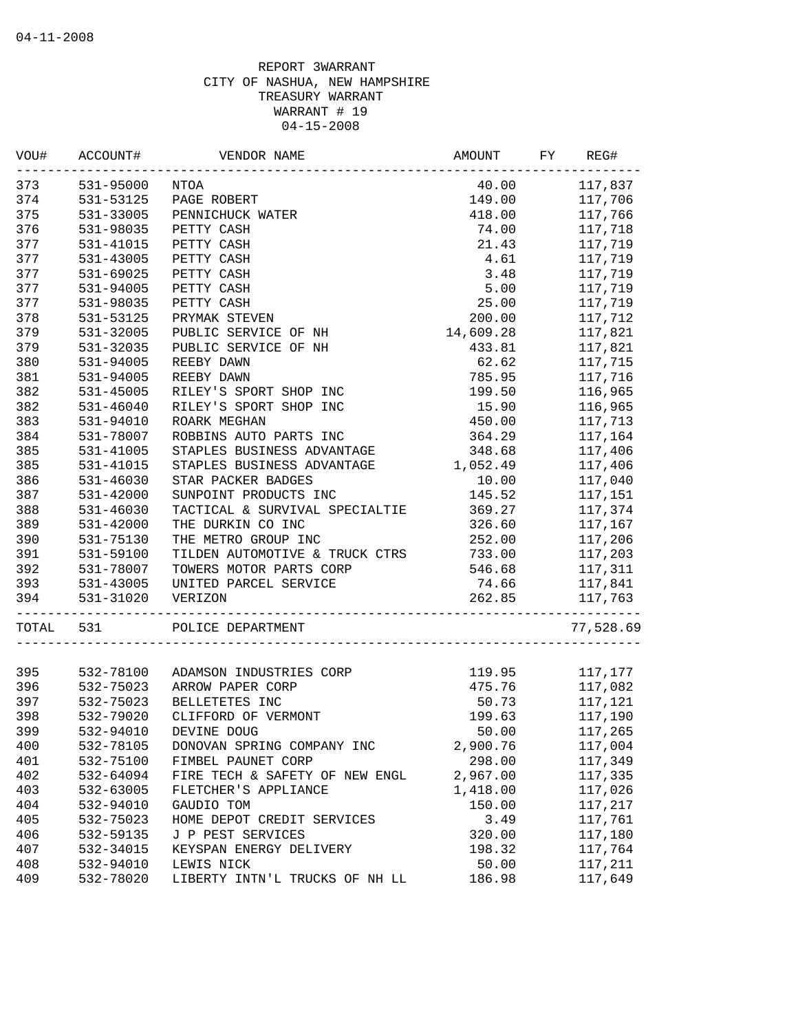04-11-2008

REPORT 3WARRANT
CITY OF NASHUA, NEW HAMPSHIRE
TREASURY WARRANT
WARRANT # 19
04-15-2008

| VOU# | ACCOUNT# | VENDOR NAME | AMOUNT | FY | REG# |
|---|---|---|---|---|---|
| 373 | 531-95000 | NTOA | 40.00 | | 117,837 |
| 374 | 531-53125 | PAGE ROBERT | 149.00 | | 117,706 |
| 375 | 531-33005 | PENNICHUCK WATER | 418.00 | | 117,766 |
| 376 | 531-98035 | PETTY CASH | 74.00 | | 117,718 |
| 377 | 531-41015 | PETTY CASH | 21.43 | | 117,719 |
| 377 | 531-43005 | PETTY CASH | 4.61 | | 117,719 |
| 377 | 531-69025 | PETTY CASH | 3.48 | | 117,719 |
| 377 | 531-94005 | PETTY CASH | 5.00 | | 117,719 |
| 377 | 531-98035 | PETTY CASH | 25.00 | | 117,719 |
| 378 | 531-53125 | PRYMAK STEVEN | 200.00 | | 117,712 |
| 379 | 531-32005 | PUBLIC SERVICE OF NH | 14,609.28 | | 117,821 |
| 379 | 531-32035 | PUBLIC SERVICE OF NH | 433.81 | | 117,821 |
| 380 | 531-94005 | REEBY DAWN | 62.62 | | 117,715 |
| 381 | 531-94005 | REEBY DAWN | 785.95 | | 117,716 |
| 382 | 531-45005 | RILEY'S SPORT SHOP INC | 199.50 | | 116,965 |
| 382 | 531-46040 | RILEY'S SPORT SHOP INC | 15.90 | | 116,965 |
| 383 | 531-94010 | ROARK MEGHAN | 450.00 | | 117,713 |
| 384 | 531-78007 | ROBBINS AUTO PARTS INC | 364.29 | | 117,164 |
| 385 | 531-41005 | STAPLES BUSINESS ADVANTAGE | 348.68 | | 117,406 |
| 385 | 531-41015 | STAPLES BUSINESS ADVANTAGE | 1,052.49 | | 117,406 |
| 386 | 531-46030 | STAR PACKER BADGES | 10.00 | | 117,040 |
| 387 | 531-42000 | SUNPOINT PRODUCTS INC | 145.52 | | 117,151 |
| 388 | 531-46030 | TACTICAL & SURVIVAL SPECIALTIE | 369.27 | | 117,374 |
| 389 | 531-42000 | THE DURKIN CO INC | 326.60 | | 117,167 |
| 390 | 531-75130 | THE METRO GROUP INC | 252.00 | | 117,206 |
| 391 | 531-59100 | TILDEN AUTOMOTIVE & TRUCK CTRS | 733.00 | | 117,203 |
| 392 | 531-78007 | TOWERS MOTOR PARTS CORP | 546.68 | | 117,311 |
| 393 | 531-43005 | UNITED PARCEL SERVICE | 74.66 | | 117,841 |
| 394 | 531-31020 | VERIZON | 262.85 | | 117,763 |
| TOTAL | 531 | POLICE DEPARTMENT | | | 77,528.69 |
| 395 | 532-78100 | ADAMSON INDUSTRIES CORP | 119.95 | | 117,177 |
| 396 | 532-75023 | ARROW PAPER CORP | 475.76 | | 117,082 |
| 397 | 532-75023 | BELLETETES INC | 50.73 | | 117,121 |
| 398 | 532-79020 | CLIFFORD OF VERMONT | 199.63 | | 117,190 |
| 399 | 532-94010 | DEVINE DOUG | 50.00 | | 117,265 |
| 400 | 532-78105 | DONOVAN SPRING COMPANY INC | 2,900.76 | | 117,004 |
| 401 | 532-75100 | FIMBEL PAUNET CORP | 298.00 | | 117,349 |
| 402 | 532-64094 | FIRE TECH & SAFETY OF NEW ENGL | 2,967.00 | | 117,335 |
| 403 | 532-63005 | FLETCHER'S APPLIANCE | 1,418.00 | | 117,026 |
| 404 | 532-94010 | GAUDIO TOM | 150.00 | | 117,217 |
| 405 | 532-75023 | HOME DEPOT CREDIT SERVICES | 3.49 | | 117,761 |
| 406 | 532-59135 | J P PEST SERVICES | 320.00 | | 117,180 |
| 407 | 532-34015 | KEYSPAN ENERGY DELIVERY | 198.32 | | 117,764 |
| 408 | 532-94010 | LEWIS NICK | 50.00 | | 117,211 |
| 409 | 532-78020 | LIBERTY INTN'L TRUCKS OF NH LL | 186.98 | | 117,649 |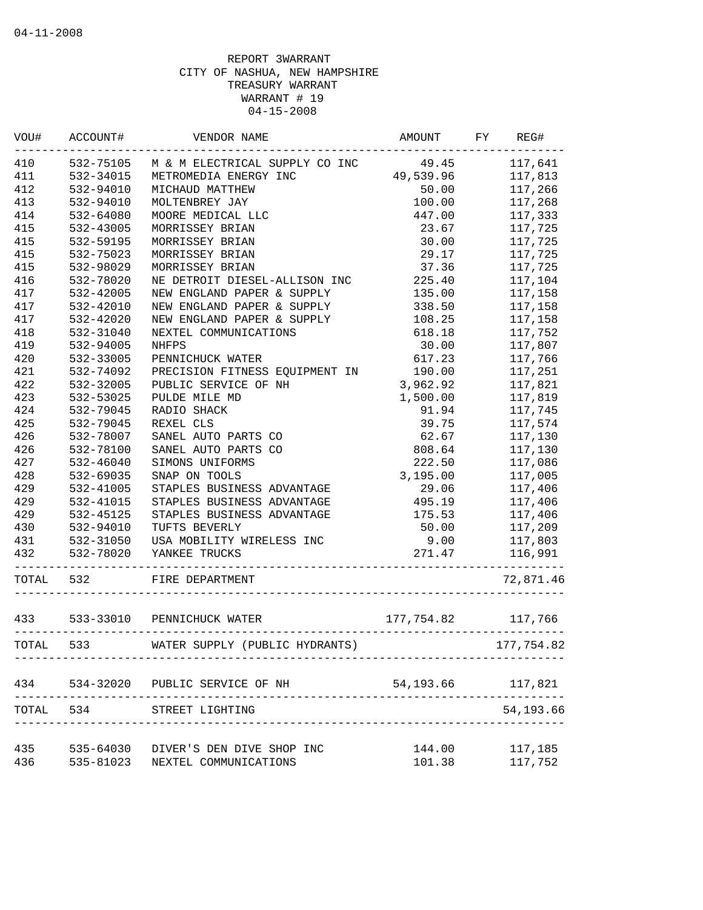04-11-2008

REPORT 3WARRANT
CITY OF NASHUA, NEW HAMPSHIRE
TREASURY WARRANT
WARRANT # 19
04-15-2008

| VOU# | ACCOUNT# | VENDOR NAME | AMOUNT | FY | REG# |
|---|---|---|---|---|---|
| 410 | 532-75105 | M & M ELECTRICAL SUPPLY CO INC | 49.45 | | 117,641 |
| 411 | 532-34015 | METROMEDIA ENERGY INC | 49,539.96 | | 117,813 |
| 412 | 532-94010 | MICHAUD MATTHEW | 50.00 | | 117,266 |
| 413 | 532-94010 | MOLTENBREY JAY | 100.00 | | 117,268 |
| 414 | 532-64080 | MOORE MEDICAL LLC | 447.00 | | 117,333 |
| 415 | 532-43005 | MORRISSEY BRIAN | 23.67 | | 117,725 |
| 415 | 532-59195 | MORRISSEY BRIAN | 30.00 | | 117,725 |
| 415 | 532-75023 | MORRISSEY BRIAN | 29.17 | | 117,725 |
| 415 | 532-98029 | MORRISSEY BRIAN | 37.36 | | 117,725 |
| 416 | 532-78020 | NE DETROIT DIESEL-ALLISON INC | 225.40 | | 117,104 |
| 417 | 532-42005 | NEW ENGLAND PAPER & SUPPLY | 135.00 | | 117,158 |
| 417 | 532-42010 | NEW ENGLAND PAPER & SUPPLY | 338.50 | | 117,158 |
| 417 | 532-42020 | NEW ENGLAND PAPER & SUPPLY | 108.25 | | 117,158 |
| 418 | 532-31040 | NEXTEL COMMUNICATIONS | 618.18 | | 117,752 |
| 419 | 532-94005 | NHFPS | 30.00 | | 117,807 |
| 420 | 532-33005 | PENNICHUCK WATER | 617.23 | | 117,766 |
| 421 | 532-74092 | PRECISION FITNESS EQUIPMENT IN | 190.00 | | 117,251 |
| 422 | 532-32005 | PUBLIC SERVICE OF NH | 3,962.92 | | 117,821 |
| 423 | 532-53025 | PULDE MILE MD | 1,500.00 | | 117,819 |
| 424 | 532-79045 | RADIO SHACK | 91.94 | | 117,745 |
| 425 | 532-79045 | REXEL CLS | 39.75 | | 117,574 |
| 426 | 532-78007 | SANEL AUTO PARTS CO | 62.67 | | 117,130 |
| 426 | 532-78100 | SANEL AUTO PARTS CO | 808.64 | | 117,130 |
| 427 | 532-46040 | SIMONS UNIFORMS | 222.50 | | 117,086 |
| 428 | 532-69035 | SNAP ON TOOLS | 3,195.00 | | 117,005 |
| 429 | 532-41005 | STAPLES BUSINESS ADVANTAGE | 29.06 | | 117,406 |
| 429 | 532-41015 | STAPLES BUSINESS ADVANTAGE | 495.19 | | 117,406 |
| 429 | 532-45125 | STAPLES BUSINESS ADVANTAGE | 175.53 | | 117,406 |
| 430 | 532-94010 | TUFTS BEVERLY | 50.00 | | 117,209 |
| 431 | 532-31050 | USA MOBILITY WIRELESS INC | 9.00 | | 117,803 |
| 432 | 532-78020 | YANKEE TRUCKS | 271.47 | | 116,991 |
| TOTAL | 532 | FIRE DEPARTMENT | | | 72,871.46 |
| 433 | 533-33010 | PENNICHUCK WATER | 177,754.82 | | 117,766 |
| TOTAL | 533 | WATER SUPPLY (PUBLIC HYDRANTS) | | | 177,754.82 |
| 434 | 534-32020 | PUBLIC SERVICE OF NH | 54,193.66 | | 117,821 |
| TOTAL | 534 | STREET LIGHTING | | | 54,193.66 |
| 435 | 535-64030 | DIVER'S DEN DIVE SHOP INC | 144.00 | | 117,185 |
| 436 | 535-81023 | NEXTEL COMMUNICATIONS | 101.38 | | 117,752 |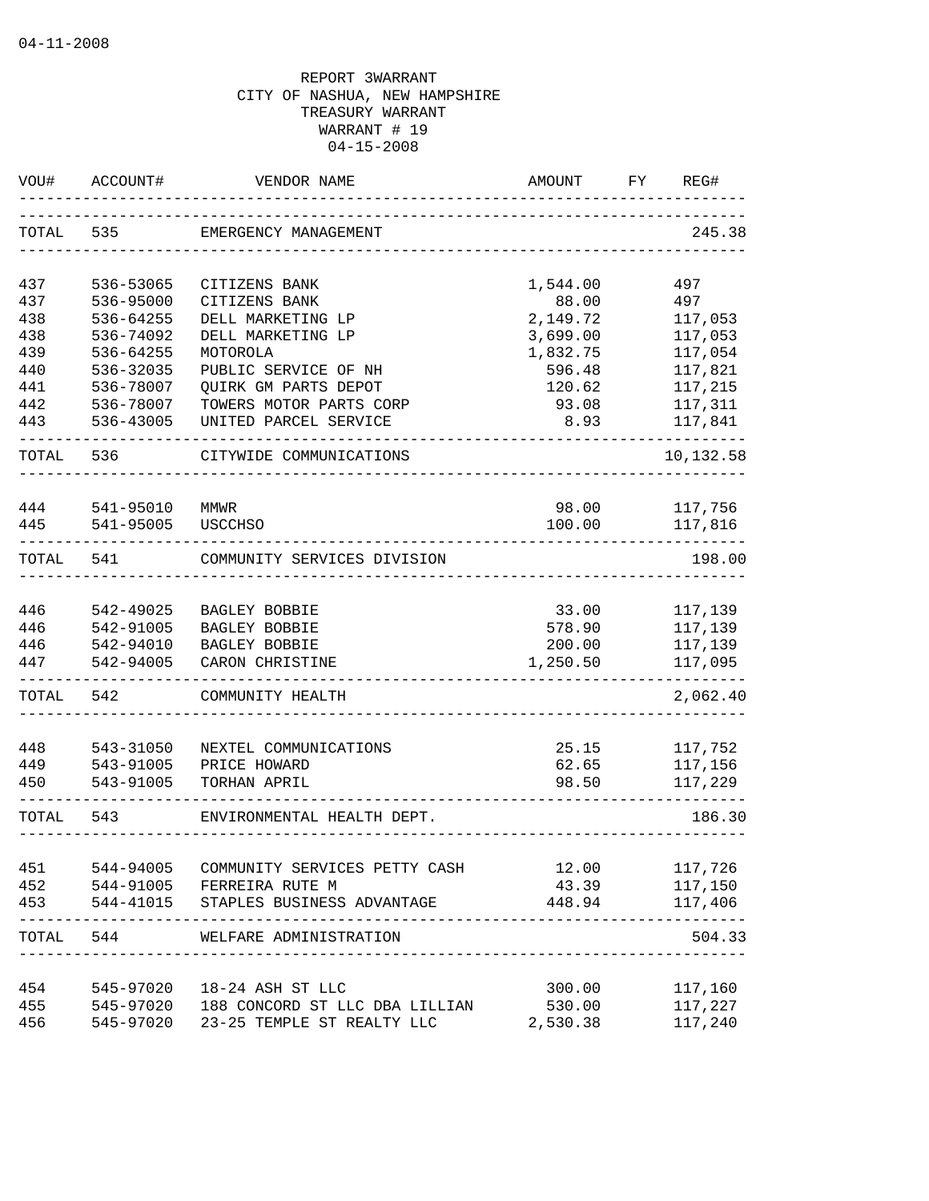04-11-2008

REPORT 3WARRANT
CITY OF NASHUA, NEW HAMPSHIRE
TREASURY WARRANT
WARRANT # 19
04-15-2008

| VOU# | ACCOUNT# | VENDOR NAME | AMOUNT | FY | REG# |
|---|---|---|---|---|---|
| TOTAL | 535 | EMERGENCY MANAGEMENT | | | 245.38 |
| 437 | 536-53065 | CITIZENS BANK | 1,544.00 | | 497 |
| 437 | 536-95000 | CITIZENS BANK | 88.00 | | 497 |
| 438 | 536-64255 | DELL MARKETING LP | 2,149.72 | | 117,053 |
| 438 | 536-74092 | DELL MARKETING LP | 3,699.00 | | 117,053 |
| 439 | 536-64255 | MOTOROLA | 1,832.75 | | 117,054 |
| 440 | 536-32035 | PUBLIC SERVICE OF NH | 596.48 | | 117,821 |
| 441 | 536-78007 | QUIRK GM PARTS DEPOT | 120.62 | | 117,215 |
| 442 | 536-78007 | TOWERS MOTOR PARTS CORP | 93.08 | | 117,311 |
| 443 | 536-43005 | UNITED PARCEL SERVICE | 8.93 | | 117,841 |
| TOTAL | 536 | CITYWIDE COMMUNICATIONS | | | 10,132.58 |
| 444 | 541-95010 | MMWR | 98.00 | | 117,756 |
| 445 | 541-95005 | USCCHSO | 100.00 | | 117,816 |
| TOTAL | 541 | COMMUNITY SERVICES DIVISION | | | 198.00 |
| 446 | 542-49025 | BAGLEY BOBBIE | 33.00 | | 117,139 |
| 446 | 542-91005 | BAGLEY BOBBIE | 578.90 | | 117,139 |
| 446 | 542-94010 | BAGLEY BOBBIE | 200.00 | | 117,139 |
| 447 | 542-94005 | CARON CHRISTINE | 1,250.50 | | 117,095 |
| TOTAL | 542 | COMMUNITY HEALTH | | | 2,062.40 |
| 448 | 543-31050 | NEXTEL COMMUNICATIONS | 25.15 | | 117,752 |
| 449 | 543-91005 | PRICE HOWARD | 62.65 | | 117,156 |
| 450 | 543-91005 | TORHAN APRIL | 98.50 | | 117,229 |
| TOTAL | 543 | ENVIRONMENTAL HEALTH DEPT. | | | 186.30 |
| 451 | 544-94005 | COMMUNITY SERVICES PETTY CASH | 12.00 | | 117,726 |
| 452 | 544-91005 | FERREIRA RUTE M | 43.39 | | 117,150 |
| 453 | 544-41015 | STAPLES BUSINESS ADVANTAGE | 448.94 | | 117,406 |
| TOTAL | 544 | WELFARE ADMINISTRATION | | | 504.33 |
| 454 | 545-97020 | 18-24 ASH ST LLC | 300.00 | | 117,160 |
| 455 | 545-97020 | 188 CONCORD ST LLC DBA LILLIAN | 530.00 | | 117,227 |
| 456 | 545-97020 | 23-25 TEMPLE ST REALTY LLC | 2,530.38 | | 117,240 |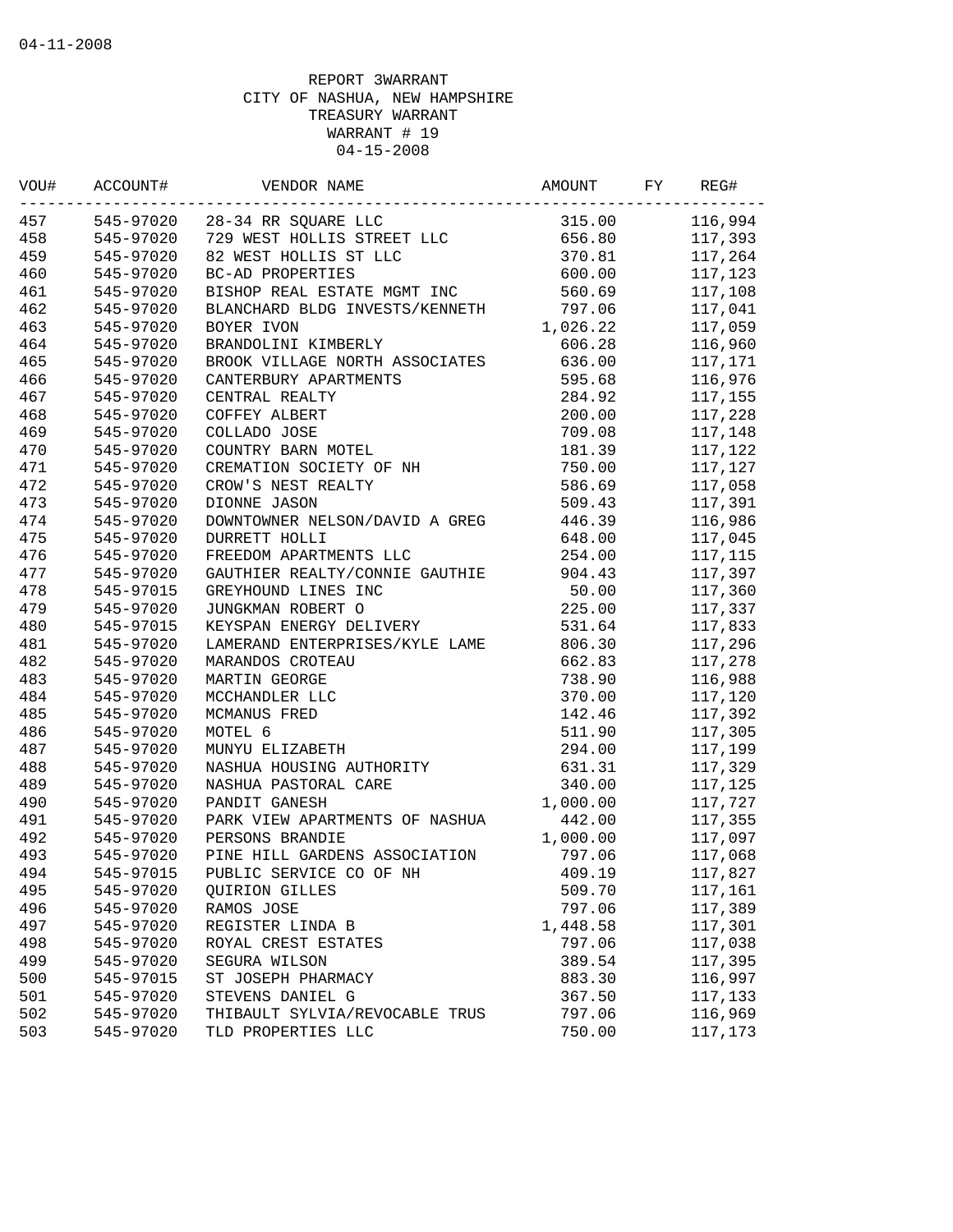04-11-2008

REPORT 3WARRANT
CITY OF NASHUA, NEW HAMPSHIRE
TREASURY WARRANT
WARRANT # 19
04-15-2008

| VOU# | ACCOUNT# | VENDOR NAME | AMOUNT | FY | REG# |
|---|---|---|---|---|---|
| 457 | 545-97020 | 28-34 RR SQUARE LLC | 315.00 | | 116,994 |
| 458 | 545-97020 | 729 WEST HOLLIS STREET LLC | 656.80 | | 117,393 |
| 459 | 545-97020 | 82 WEST HOLLIS ST LLC | 370.81 | | 117,264 |
| 460 | 545-97020 | BC-AD PROPERTIES | 600.00 | | 117,123 |
| 461 | 545-97020 | BISHOP REAL ESTATE MGMT INC | 560.69 | | 117,108 |
| 462 | 545-97020 | BLANCHARD BLDG INVESTS/KENNETH | 797.06 | | 117,041 |
| 463 | 545-97020 | BOYER IVON | 1,026.22 | | 117,059 |
| 464 | 545-97020 | BRANDOLINI KIMBERLY | 606.28 | | 116,960 |
| 465 | 545-97020 | BROOK VILLAGE NORTH ASSOCIATES | 636.00 | | 117,171 |
| 466 | 545-97020 | CANTERBURY APARTMENTS | 595.68 | | 116,976 |
| 467 | 545-97020 | CENTRAL REALTY | 284.92 | | 117,155 |
| 468 | 545-97020 | COFFEY ALBERT | 200.00 | | 117,228 |
| 469 | 545-97020 | COLLADO JOSE | 709.08 | | 117,148 |
| 470 | 545-97020 | COUNTRY BARN MOTEL | 181.39 | | 117,122 |
| 471 | 545-97020 | CREMATION SOCIETY OF NH | 750.00 | | 117,127 |
| 472 | 545-97020 | CROW'S NEST REALTY | 586.69 | | 117,058 |
| 473 | 545-97020 | DIONNE JASON | 509.43 | | 117,391 |
| 474 | 545-97020 | DOWNTOWNER NELSON/DAVID A GREG | 446.39 | | 116,986 |
| 475 | 545-97020 | DURRETT HOLLI | 648.00 | | 117,045 |
| 476 | 545-97020 | FREEDOM APARTMENTS LLC | 254.00 | | 117,115 |
| 477 | 545-97020 | GAUTHIER REALTY/CONNIE GAUTHIE | 904.43 | | 117,397 |
| 478 | 545-97015 | GREYHOUND LINES INC | 50.00 | | 117,360 |
| 479 | 545-97020 | JUNGKMAN ROBERT O | 225.00 | | 117,337 |
| 480 | 545-97015 | KEYSPAN ENERGY DELIVERY | 531.64 | | 117,833 |
| 481 | 545-97020 | LAMERAND ENTERPRISES/KYLE LAME | 806.30 | | 117,296 |
| 482 | 545-97020 | MARANDOS CROTEAU | 662.83 | | 117,278 |
| 483 | 545-97020 | MARTIN GEORGE | 738.90 | | 116,988 |
| 484 | 545-97020 | MCCHANDLER LLC | 370.00 | | 117,120 |
| 485 | 545-97020 | MCMANUS FRED | 142.46 | | 117,392 |
| 486 | 545-97020 | MOTEL 6 | 511.90 | | 117,305 |
| 487 | 545-97020 | MUNYU ELIZABETH | 294.00 | | 117,199 |
| 488 | 545-97020 | NASHUA HOUSING AUTHORITY | 631.31 | | 117,329 |
| 489 | 545-97020 | NASHUA PASTORAL CARE | 340.00 | | 117,125 |
| 490 | 545-97020 | PANDIT GANESH | 1,000.00 | | 117,727 |
| 491 | 545-97020 | PARK VIEW APARTMENTS OF NASHUA | 442.00 | | 117,355 |
| 492 | 545-97020 | PERSONS BRANDIE | 1,000.00 | | 117,097 |
| 493 | 545-97020 | PINE HILL GARDENS ASSOCIATION | 797.06 | | 117,068 |
| 494 | 545-97015 | PUBLIC SERVICE CO OF NH | 409.19 | | 117,827 |
| 495 | 545-97020 | QUIRION GILLES | 509.70 | | 117,161 |
| 496 | 545-97020 | RAMOS JOSE | 797.06 | | 117,389 |
| 497 | 545-97020 | REGISTER LINDA B | 1,448.58 | | 117,301 |
| 498 | 545-97020 | ROYAL CREST ESTATES | 797.06 | | 117,038 |
| 499 | 545-97020 | SEGURA WILSON | 389.54 | | 117,395 |
| 500 | 545-97015 | ST JOSEPH PHARMACY | 883.30 | | 116,997 |
| 501 | 545-97020 | STEVENS DANIEL G | 367.50 | | 117,133 |
| 502 | 545-97020 | THIBAULT SYLVIA/REVOCABLE TRUS | 797.06 | | 116,969 |
| 503 | 545-97020 | TLD PROPERTIES LLC | 750.00 | | 117,173 |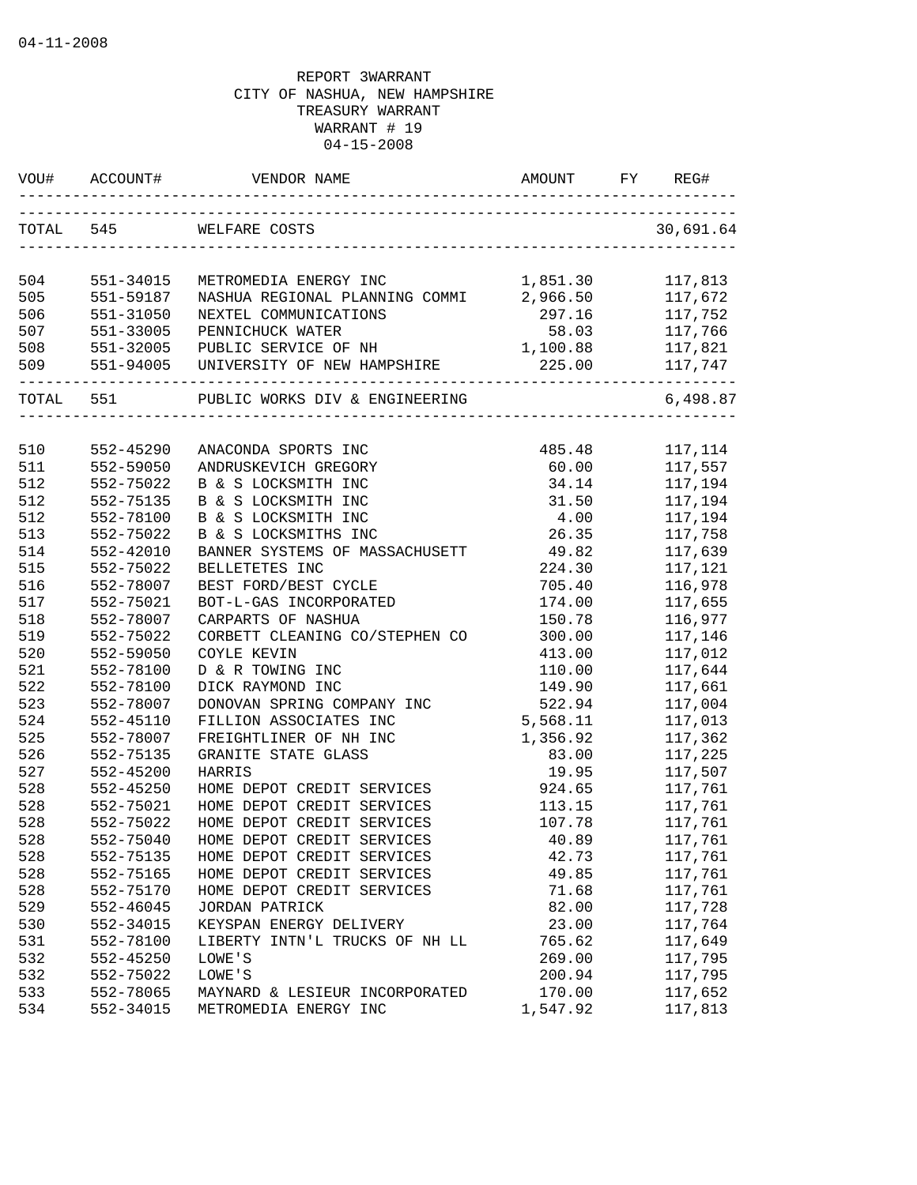04-11-2008

REPORT 3WARRANT
CITY OF NASHUA, NEW HAMPSHIRE
TREASURY WARRANT
WARRANT # 19
04-15-2008

| VOU# | ACCOUNT# | VENDOR NAME | AMOUNT | FY | REG# |
|---|---|---|---|---|---|
| TOTAL | 545 | WELFARE COSTS | | | 30,691.64 |
| 504 | 551-34015 | METROMEDIA ENERGY INC | 1,851.30 | | 117,813 |
| 505 | 551-59187 | NASHUA REGIONAL PLANNING COMMI | 2,966.50 | | 117,672 |
| 506 | 551-31050 | NEXTEL COMMUNICATIONS | 297.16 | | 117,752 |
| 507 | 551-33005 | PENNICHUCK WATER | 58.03 | | 117,766 |
| 508 | 551-32005 | PUBLIC SERVICE OF NH | 1,100.88 | | 117,821 |
| 509 | 551-94005 | UNIVERSITY OF NEW HAMPSHIRE | 225.00 | | 117,747 |
| TOTAL | 551 | PUBLIC WORKS DIV & ENGINEERING | | | 6,498.87 |
| 510 | 552-45290 | ANACONDA SPORTS INC | 485.48 | | 117,114 |
| 511 | 552-59050 | ANDRUSKEVICH GREGORY | 60.00 | | 117,557 |
| 512 | 552-75022 | B & S LOCKSMITH INC | 34.14 | | 117,194 |
| 512 | 552-75135 | B & S LOCKSMITH INC | 31.50 | | 117,194 |
| 512 | 552-78100 | B & S LOCKSMITH INC | 4.00 | | 117,194 |
| 513 | 552-75022 | B & S LOCKSMITHS INC | 26.35 | | 117,758 |
| 514 | 552-42010 | BANNER SYSTEMS OF MASSACHUSETT | 49.82 | | 117,639 |
| 515 | 552-75022 | BELLETETES INC | 224.30 | | 117,121 |
| 516 | 552-78007 | BEST FORD/BEST CYCLE | 705.40 | | 116,978 |
| 517 | 552-75021 | BOT-L-GAS INCORPORATED | 174.00 | | 117,655 |
| 518 | 552-78007 | CARPARTS OF NASHUA | 150.78 | | 116,977 |
| 519 | 552-75022 | CORBETT CLEANING CO/STEPHEN CO | 300.00 | | 117,146 |
| 520 | 552-59050 | COYLE KEVIN | 413.00 | | 117,012 |
| 521 | 552-78100 | D & R TOWING INC | 110.00 | | 117,644 |
| 522 | 552-78100 | DICK RAYMOND INC | 149.90 | | 117,661 |
| 523 | 552-78007 | DONOVAN SPRING COMPANY INC | 522.94 | | 117,004 |
| 524 | 552-45110 | FILLION ASSOCIATES INC | 5,568.11 | | 117,013 |
| 525 | 552-78007 | FREIGHTLINER OF NH INC | 1,356.92 | | 117,362 |
| 526 | 552-75135 | GRANITE STATE GLASS | 83.00 | | 117,225 |
| 527 | 552-45200 | HARRIS | 19.95 | | 117,507 |
| 528 | 552-45250 | HOME DEPOT CREDIT SERVICES | 924.65 | | 117,761 |
| 528 | 552-75021 | HOME DEPOT CREDIT SERVICES | 113.15 | | 117,761 |
| 528 | 552-75022 | HOME DEPOT CREDIT SERVICES | 107.78 | | 117,761 |
| 528 | 552-75040 | HOME DEPOT CREDIT SERVICES | 40.89 | | 117,761 |
| 528 | 552-75135 | HOME DEPOT CREDIT SERVICES | 42.73 | | 117,761 |
| 528 | 552-75165 | HOME DEPOT CREDIT SERVICES | 49.85 | | 117,761 |
| 528 | 552-75170 | HOME DEPOT CREDIT SERVICES | 71.68 | | 117,761 |
| 529 | 552-46045 | JORDAN PATRICK | 82.00 | | 117,728 |
| 530 | 552-34015 | KEYSPAN ENERGY DELIVERY | 23.00 | | 117,764 |
| 531 | 552-78100 | LIBERTY INTN'L TRUCKS OF NH LL | 765.62 | | 117,649 |
| 532 | 552-45250 | LOWE'S | 269.00 | | 117,795 |
| 532 | 552-75022 | LOWE'S | 200.94 | | 117,795 |
| 533 | 552-78065 | MAYNARD & LESIEUR INCORPORATED | 170.00 | | 117,652 |
| 534 | 552-34015 | METROMEDIA ENERGY INC | 1,547.92 | | 117,813 |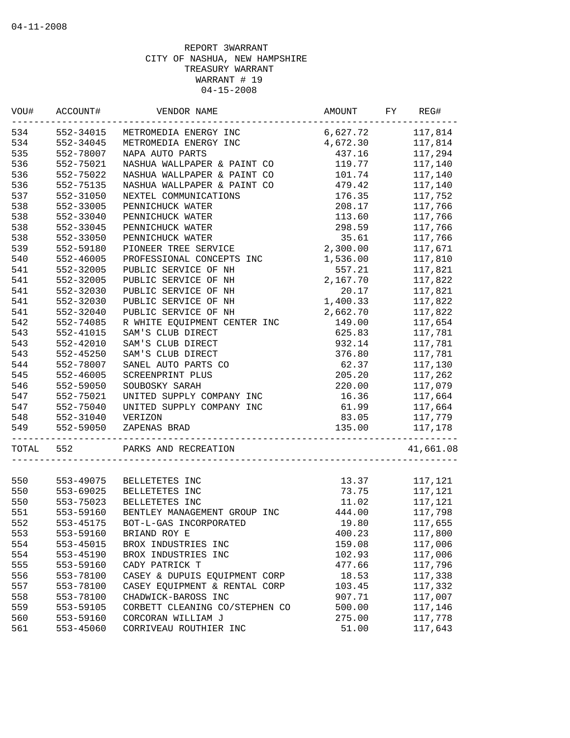04-11-2008

REPORT 3WARRANT
CITY OF NASHUA, NEW HAMPSHIRE
TREASURY WARRANT
WARRANT # 19
04-15-2008

| VOU# | ACCOUNT# | VENDOR NAME | AMOUNT | FY | REG# |
|---|---|---|---|---|---|
| 534 | 552-34015 | METROMEDIA ENERGY INC | 6,627.72 | | 117,814 |
| 534 | 552-34045 | METROMEDIA ENERGY INC | 4,672.30 | | 117,814 |
| 535 | 552-78007 | NAPA AUTO PARTS | 437.16 | | 117,294 |
| 536 | 552-75021 | NASHUA WALLPAPER & PAINT CO | 119.77 | | 117,140 |
| 536 | 552-75022 | NASHUA WALLPAPER & PAINT CO | 101.74 | | 117,140 |
| 536 | 552-75135 | NASHUA WALLPAPER & PAINT CO | 479.42 | | 117,140 |
| 537 | 552-31050 | NEXTEL COMMUNICATIONS | 176.35 | | 117,752 |
| 538 | 552-33005 | PENNICHUCK WATER | 208.17 | | 117,766 |
| 538 | 552-33040 | PENNICHUCK WATER | 113.60 | | 117,766 |
| 538 | 552-33045 | PENNICHUCK WATER | 298.59 | | 117,766 |
| 538 | 552-33050 | PENNICHUCK WATER | 35.61 | | 117,766 |
| 539 | 552-59180 | PIONEER TREE SERVICE | 2,300.00 | | 117,671 |
| 540 | 552-46005 | PROFESSIONAL CONCEPTS INC | 1,536.00 | | 117,810 |
| 541 | 552-32005 | PUBLIC SERVICE OF NH | 557.21 | | 117,821 |
| 541 | 552-32005 | PUBLIC SERVICE OF NH | 2,167.70 | | 117,822 |
| 541 | 552-32030 | PUBLIC SERVICE OF NH | 20.17 | | 117,821 |
| 541 | 552-32030 | PUBLIC SERVICE OF NH | 1,400.33 | | 117,822 |
| 541 | 552-32040 | PUBLIC SERVICE OF NH | 2,662.70 | | 117,822 |
| 542 | 552-74085 | R WHITE EQUIPMENT CENTER INC | 149.00 | | 117,654 |
| 543 | 552-41015 | SAM'S CLUB DIRECT | 625.83 | | 117,781 |
| 543 | 552-42010 | SAM'S CLUB DIRECT | 932.14 | | 117,781 |
| 543 | 552-45250 | SAM'S CLUB DIRECT | 376.80 | | 117,781 |
| 544 | 552-78007 | SANEL AUTO PARTS CO | 62.37 | | 117,130 |
| 545 | 552-46005 | SCREENPRINT PLUS | 205.20 | | 117,262 |
| 546 | 552-59050 | SOUBOSKY SARAH | 220.00 | | 117,079 |
| 547 | 552-75021 | UNITED SUPPLY COMPANY INC | 16.36 | | 117,664 |
| 547 | 552-75040 | UNITED SUPPLY COMPANY INC | 61.99 | | 117,664 |
| 548 | 552-31040 | VERIZON | 83.05 | | 117,779 |
| 549 | 552-59050 | ZAPENAS BRAD | 135.00 | | 117,178 |
| TOTAL | 552 | PARKS AND RECREATION | | | 41,661.08 |
| 550 | 553-49075 | BELLETETES INC | 13.37 | | 117,121 |
| 550 | 553-69025 | BELLETETES INC | 73.75 | | 117,121 |
| 550 | 553-75023 | BELLETETES INC | 11.02 | | 117,121 |
| 551 | 553-59160 | BENTLEY MANAGEMENT GROUP INC | 444.00 | | 117,798 |
| 552 | 553-45175 | BOT-L-GAS INCORPORATED | 19.80 | | 117,655 |
| 553 | 553-59160 | BRIAND ROY E | 400.23 | | 117,800 |
| 554 | 553-45015 | BROX INDUSTRIES INC | 159.08 | | 117,006 |
| 554 | 553-45190 | BROX INDUSTRIES INC | 102.93 | | 117,006 |
| 555 | 553-59160 | CADY PATRICK T | 477.66 | | 117,796 |
| 556 | 553-78100 | CASEY & DUPUIS EQUIPMENT CORP | 18.53 | | 117,338 |
| 557 | 553-78100 | CASEY EQUIPMENT & RENTAL CORP | 103.45 | | 117,332 |
| 558 | 553-78100 | CHADWICK-BAROSS INC | 907.71 | | 117,007 |
| 559 | 553-59105 | CORBETT CLEANING CO/STEPHEN CO | 500.00 | | 117,146 |
| 560 | 553-59160 | CORCORAN WILLIAM J | 275.00 | | 117,778 |
| 561 | 553-45060 | CORRIVEAU ROUTHIER INC | 51.00 | | 117,643 |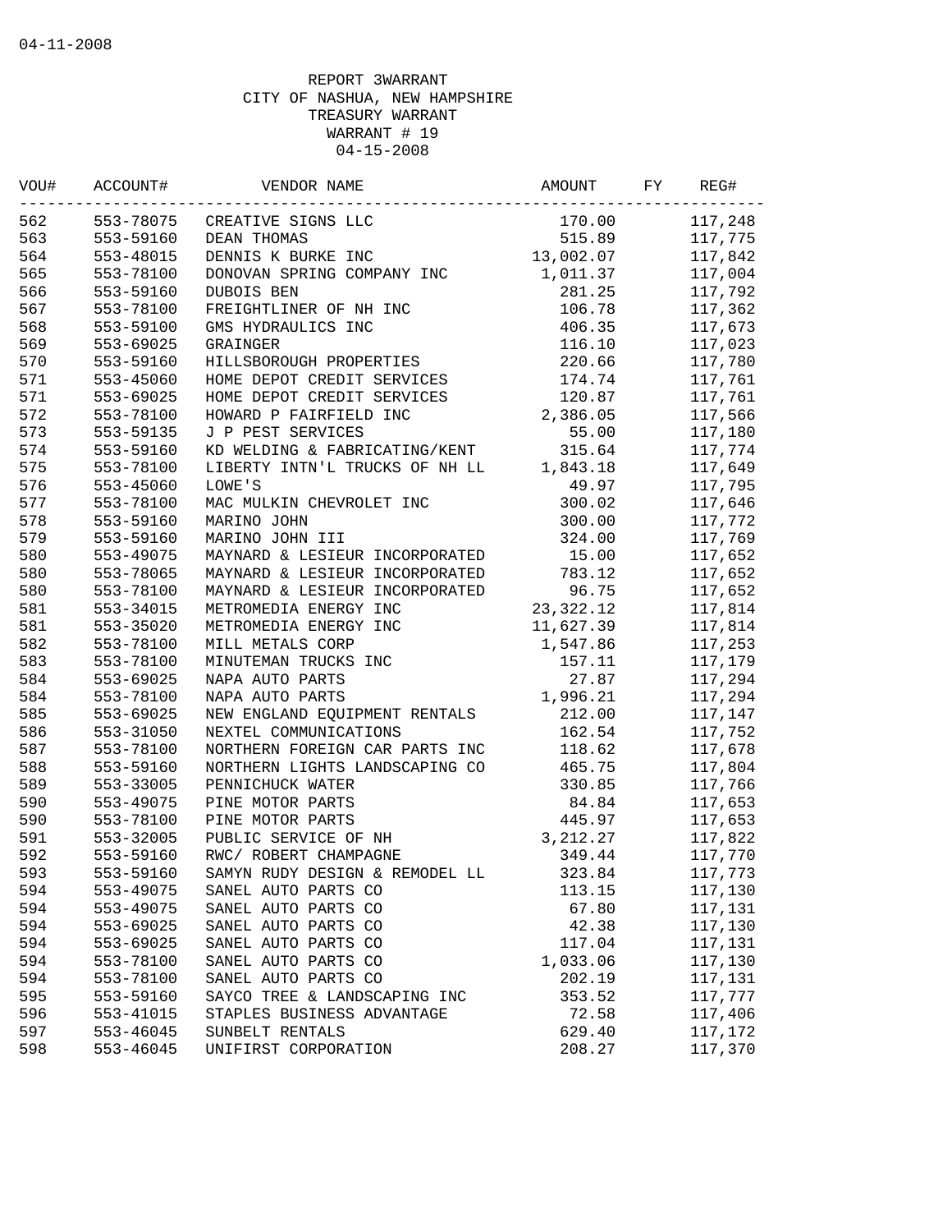04-11-2008

REPORT 3WARRANT
CITY OF NASHUA, NEW HAMPSHIRE
TREASURY WARRANT
WARRANT # 19
04-15-2008

| VOU# | ACCOUNT# | VENDOR NAME | AMOUNT | FY | REG# |
|---|---|---|---|---|---|
| 562 | 553-78075 | CREATIVE SIGNS LLC | 170.00 | | 117,248 |
| 563 | 553-59160 | DEAN THOMAS | 515.89 | | 117,775 |
| 564 | 553-48015 | DENNIS K BURKE INC | 13,002.07 | | 117,842 |
| 565 | 553-78100 | DONOVAN SPRING COMPANY INC | 1,011.37 | | 117,004 |
| 566 | 553-59160 | DUBOIS BEN | 281.25 | | 117,792 |
| 567 | 553-78100 | FREIGHTLINER OF NH INC | 106.78 | | 117,362 |
| 568 | 553-59100 | GMS HYDRAULICS INC | 406.35 | | 117,673 |
| 569 | 553-69025 | GRAINGER | 116.10 | | 117,023 |
| 570 | 553-59160 | HILLSBOROUGH PROPERTIES | 220.66 | | 117,780 |
| 571 | 553-45060 | HOME DEPOT CREDIT SERVICES | 174.74 | | 117,761 |
| 571 | 553-69025 | HOME DEPOT CREDIT SERVICES | 120.87 | | 117,761 |
| 572 | 553-78100 | HOWARD P FAIRFIELD INC | 2,386.05 | | 117,566 |
| 573 | 553-59135 | J P PEST SERVICES | 55.00 | | 117,180 |
| 574 | 553-59160 | KD WELDING & FABRICATING/KENT | 315.64 | | 117,774 |
| 575 | 553-78100 | LIBERTY INTN'L TRUCKS OF NH LL | 1,843.18 | | 117,649 |
| 576 | 553-45060 | LOWE'S | 49.97 | | 117,795 |
| 577 | 553-78100 | MAC MULKIN CHEVROLET INC | 300.02 | | 117,646 |
| 578 | 553-59160 | MARINO JOHN | 300.00 | | 117,772 |
| 579 | 553-59160 | MARINO JOHN III | 324.00 | | 117,769 |
| 580 | 553-49075 | MAYNARD & LESIEUR INCORPORATED | 15.00 | | 117,652 |
| 580 | 553-78065 | MAYNARD & LESIEUR INCORPORATED | 783.12 | | 117,652 |
| 580 | 553-78100 | MAYNARD & LESIEUR INCORPORATED | 96.75 | | 117,652 |
| 581 | 553-34015 | METROMEDIA ENERGY INC | 23,322.12 | | 117,814 |
| 581 | 553-35020 | METROMEDIA ENERGY INC | 11,627.39 | | 117,814 |
| 582 | 553-78100 | MILL METALS CORP | 1,547.86 | | 117,253 |
| 583 | 553-78100 | MINUTEMAN TRUCKS INC | 157.11 | | 117,179 |
| 584 | 553-69025 | NAPA AUTO PARTS | 27.87 | | 117,294 |
| 584 | 553-78100 | NAPA AUTO PARTS | 1,996.21 | | 117,294 |
| 585 | 553-69025 | NEW ENGLAND EQUIPMENT RENTALS | 212.00 | | 117,147 |
| 586 | 553-31050 | NEXTEL COMMUNICATIONS | 162.54 | | 117,752 |
| 587 | 553-78100 | NORTHERN FOREIGN CAR PARTS INC | 118.62 | | 117,678 |
| 588 | 553-59160 | NORTHERN LIGHTS LANDSCAPING CO | 465.75 | | 117,804 |
| 589 | 553-33005 | PENNICHUCK WATER | 330.85 | | 117,766 |
| 590 | 553-49075 | PINE MOTOR PARTS | 84.84 | | 117,653 |
| 590 | 553-78100 | PINE MOTOR PARTS | 445.97 | | 117,653 |
| 591 | 553-32005 | PUBLIC SERVICE OF NH | 3,212.27 | | 117,822 |
| 592 | 553-59160 | RWC/ ROBERT CHAMPAGNE | 349.44 | | 117,770 |
| 593 | 553-59160 | SAMYN RUDY DESIGN & REMODEL LL | 323.84 | | 117,773 |
| 594 | 553-49075 | SANEL AUTO PARTS CO | 113.15 | | 117,130 |
| 594 | 553-49075 | SANEL AUTO PARTS CO | 67.80 | | 117,131 |
| 594 | 553-69025 | SANEL AUTO PARTS CO | 42.38 | | 117,130 |
| 594 | 553-69025 | SANEL AUTO PARTS CO | 117.04 | | 117,131 |
| 594 | 553-78100 | SANEL AUTO PARTS CO | 1,033.06 | | 117,130 |
| 594 | 553-78100 | SANEL AUTO PARTS CO | 202.19 | | 117,131 |
| 595 | 553-59160 | SAYCO TREE & LANDSCAPING INC | 353.52 | | 117,777 |
| 596 | 553-41015 | STAPLES BUSINESS ADVANTAGE | 72.58 | | 117,406 |
| 597 | 553-46045 | SUNBELT RENTALS | 629.40 | | 117,172 |
| 598 | 553-46045 | UNIFIRST CORPORATION | 208.27 | | 117,370 |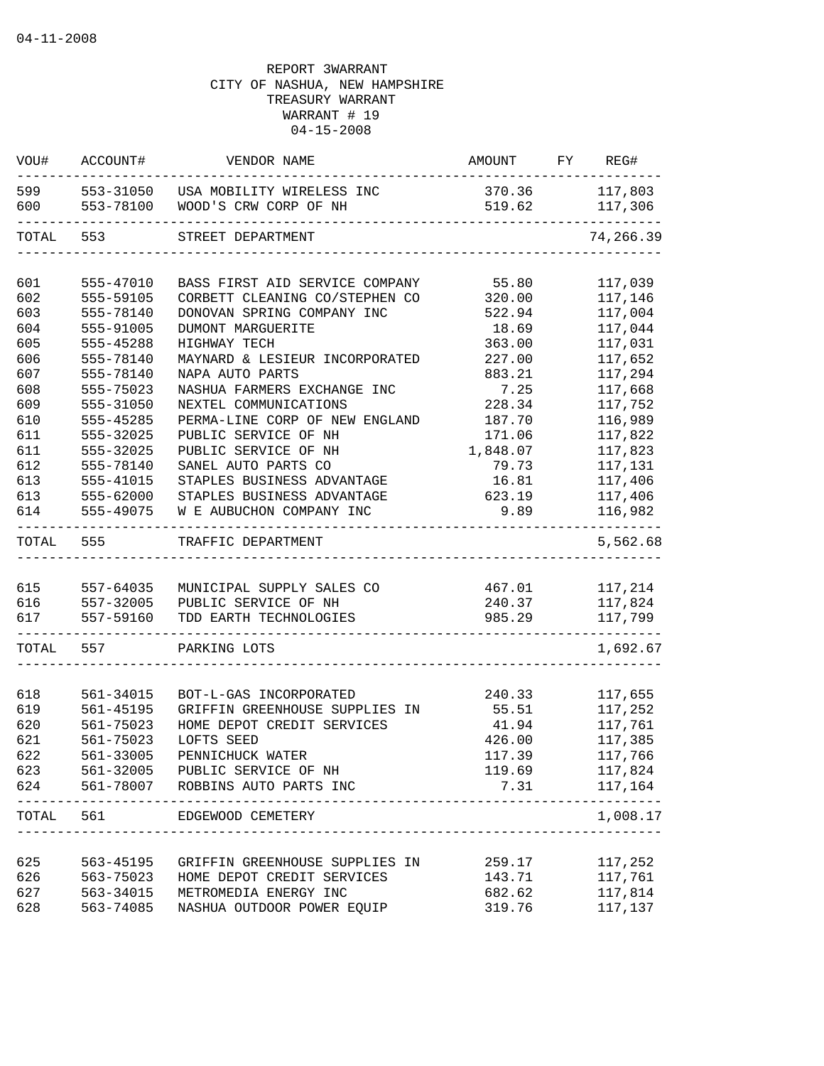04-11-2008

REPORT 3WARRANT
CITY OF NASHUA, NEW HAMPSHIRE
TREASURY WARRANT
WARRANT # 19
04-15-2008

| VOU# | ACCOUNT# | VENDOR NAME | AMOUNT | FY | REG# |
|---|---|---|---|---|---|
| 599 | 553-31050 | USA MOBILITY WIRELESS INC | 370.36 | | 117,803 |
| 600 | 553-78100 | WOOD'S CRW CORP OF NH | 519.62 | | 117,306 |
| TOTAL | 553 | STREET DEPARTMENT | | | 74,266.39 |
| 601 | 555-47010 | BASS FIRST AID SERVICE COMPANY | 55.80 | | 117,039 |
| 602 | 555-59105 | CORBETT CLEANING CO/STEPHEN CO | 320.00 | | 117,146 |
| 603 | 555-78140 | DONOVAN SPRING COMPANY INC | 522.94 | | 117,004 |
| 604 | 555-91005 | DUMONT MARGUERITE | 18.69 | | 117,044 |
| 605 | 555-45288 | HIGHWAY TECH | 363.00 | | 117,031 |
| 606 | 555-78140 | MAYNARD & LESIEUR INCORPORATED | 227.00 | | 117,652 |
| 607 | 555-78140 | NAPA AUTO PARTS | 883.21 | | 117,294 |
| 608 | 555-75023 | NASHUA FARMERS EXCHANGE INC | 7.25 | | 117,668 |
| 609 | 555-31050 | NEXTEL COMMUNICATIONS | 228.34 | | 117,752 |
| 610 | 555-45285 | PERMA-LINE CORP OF NEW ENGLAND | 187.70 | | 116,989 |
| 611 | 555-32025 | PUBLIC SERVICE OF NH | 171.06 | | 117,822 |
| 611 | 555-32025 | PUBLIC SERVICE OF NH | 1,848.07 | | 117,823 |
| 612 | 555-78140 | SANEL AUTO PARTS CO | 79.73 | | 117,131 |
| 613 | 555-41015 | STAPLES BUSINESS ADVANTAGE | 16.81 | | 117,406 |
| 613 | 555-62000 | STAPLES BUSINESS ADVANTAGE | 623.19 | | 117,406 |
| 614 | 555-49075 | W E AUBUCHON COMPANY INC | 9.89 | | 116,982 |
| TOTAL | 555 | TRAFFIC DEPARTMENT | | | 5,562.68 |
| 615 | 557-64035 | MUNICIPAL SUPPLY SALES CO | 467.01 | | 117,214 |
| 616 | 557-32005 | PUBLIC SERVICE OF NH | 240.37 | | 117,824 |
| 617 | 557-59160 | TDD EARTH TECHNOLOGIES | 985.29 | | 117,799 |
| TOTAL | 557 | PARKING LOTS | | | 1,692.67 |
| 618 | 561-34015 | BOT-L-GAS INCORPORATED | 240.33 | | 117,655 |
| 619 | 561-45195 | GRIFFIN GREENHOUSE SUPPLIES IN | 55.51 | | 117,252 |
| 620 | 561-75023 | HOME DEPOT CREDIT SERVICES | 41.94 | | 117,761 |
| 621 | 561-75023 | LOFTS SEED | 426.00 | | 117,385 |
| 622 | 561-33005 | PENNICHUCK WATER | 117.39 | | 117,766 |
| 623 | 561-32005 | PUBLIC SERVICE OF NH | 119.69 | | 117,824 |
| 624 | 561-78007 | ROBBINS AUTO PARTS INC | 7.31 | | 117,164 |
| TOTAL | 561 | EDGEWOOD CEMETERY | | | 1,008.17 |
| 625 | 563-45195 | GRIFFIN GREENHOUSE SUPPLIES IN | 259.17 | | 117,252 |
| 626 | 563-75023 | HOME DEPOT CREDIT SERVICES | 143.71 | | 117,761 |
| 627 | 563-34015 | METROMEDIA ENERGY INC | 682.62 | | 117,814 |
| 628 | 563-74085 | NASHUA OUTDOOR POWER EQUIP | 319.76 | | 117,137 |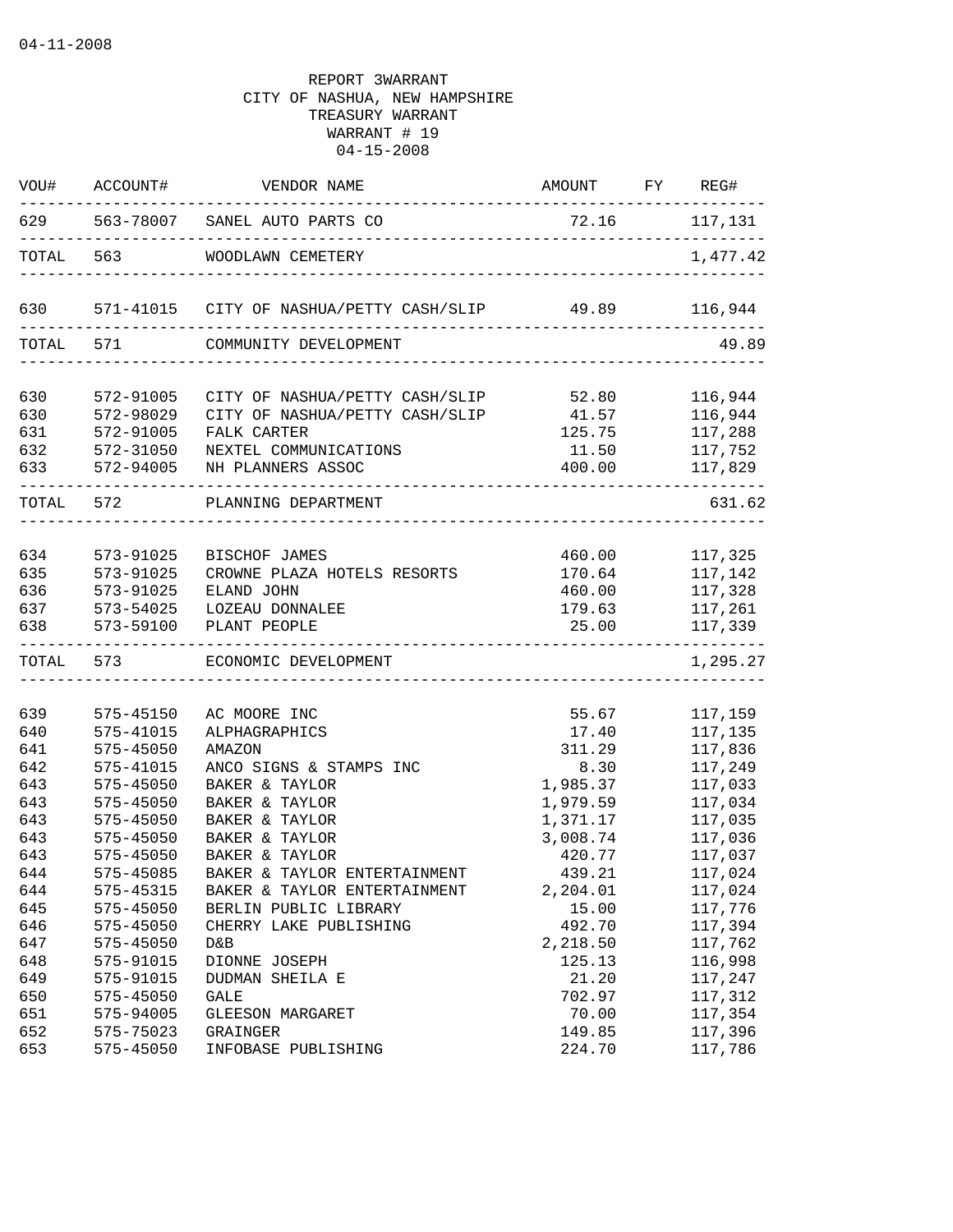04-11-2008

REPORT 3WARRANT
CITY OF NASHUA, NEW HAMPSHIRE
TREASURY WARRANT
WARRANT # 19
04-15-2008

| VOU# | ACCOUNT# | VENDOR NAME | AMOUNT | FY | REG# |
|---|---|---|---|---|---|
| 629 | 563-78007 | SANEL AUTO PARTS CO | 72.16 | | 117,131 |
| TOTAL | 563 | WOODLAWN CEMETERY | | | 1,477.42 |
| 630 | 571-41015 | CITY OF NASHUA/PETTY CASH/SLIP | 49.89 | | 116,944 |
| TOTAL | 571 | COMMUNITY DEVELOPMENT | | | 49.89 |
| 630 | 572-91005 | CITY OF NASHUA/PETTY CASH/SLIP | 52.80 | | 116,944 |
| 630 | 572-98029 | CITY OF NASHUA/PETTY CASH/SLIP | 41.57 | | 116,944 |
| 631 | 572-91005 | FALK CARTER | 125.75 | | 117,288 |
| 632 | 572-31050 | NEXTEL COMMUNICATIONS | 11.50 | | 117,752 |
| 633 | 572-94005 | NH PLANNERS ASSOC | 400.00 | | 117,829 |
| TOTAL | 572 | PLANNING DEPARTMENT | | | 631.62 |
| 634 | 573-91025 | BISCHOF JAMES | 460.00 | | 117,325 |
| 635 | 573-91025 | CROWNE PLAZA HOTELS RESORTS | 170.64 | | 117,142 |
| 636 | 573-91025 | ELAND JOHN | 460.00 | | 117,328 |
| 637 | 573-54025 | LOZEAU DONNALEE | 179.63 | | 117,261 |
| 638 | 573-59100 | PLANT PEOPLE | 25.00 | | 117,339 |
| TOTAL | 573 | ECONOMIC DEVELOPMENT | | | 1,295.27 |
| 639 | 575-45150 | AC MOORE INC | 55.67 | | 117,159 |
| 640 | 575-41015 | ALPHAGRAPHICS | 17.40 | | 117,135 |
| 641 | 575-45050 | AMAZON | 311.29 | | 117,836 |
| 642 | 575-41015 | ANCO SIGNS & STAMPS INC | 8.30 | | 117,249 |
| 643 | 575-45050 | BAKER & TAYLOR | 1,985.37 | | 117,033 |
| 643 | 575-45050 | BAKER & TAYLOR | 1,979.59 | | 117,034 |
| 643 | 575-45050 | BAKER & TAYLOR | 1,371.17 | | 117,035 |
| 643 | 575-45050 | BAKER & TAYLOR | 3,008.74 | | 117,036 |
| 643 | 575-45050 | BAKER & TAYLOR | 420.77 | | 117,037 |
| 644 | 575-45085 | BAKER & TAYLOR ENTERTAINMENT | 439.21 | | 117,024 |
| 644 | 575-45315 | BAKER & TAYLOR ENTERTAINMENT | 2,204.01 | | 117,024 |
| 645 | 575-45050 | BERLIN PUBLIC LIBRARY | 15.00 | | 117,776 |
| 646 | 575-45050 | CHERRY LAKE PUBLISHING | 492.70 | | 117,394 |
| 647 | 575-45050 | D&B | 2,218.50 | | 117,762 |
| 648 | 575-91015 | DIONNE JOSEPH | 125.13 | | 116,998 |
| 649 | 575-91015 | DUDMAN SHEILA E | 21.20 | | 117,247 |
| 650 | 575-45050 | GALE | 702.97 | | 117,312 |
| 651 | 575-94005 | GLEESON MARGARET | 70.00 | | 117,354 |
| 652 | 575-75023 | GRAINGER | 149.85 | | 117,396 |
| 653 | 575-45050 | INFOBASE PUBLISHING | 224.70 | | 117,786 |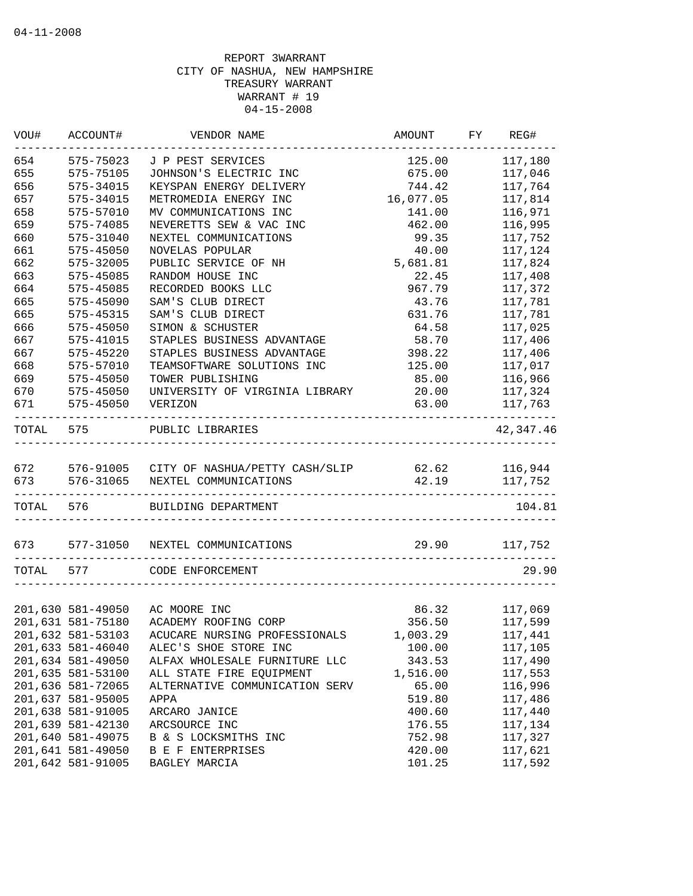04-11-2008

REPORT 3WARRANT
CITY OF NASHUA, NEW HAMPSHIRE
TREASURY WARRANT
WARRANT # 19
04-15-2008

| VOU# | ACCOUNT# | VENDOR NAME | AMOUNT | FY | REG# |
|---|---|---|---|---|---|
| 654 | 575-75023 | J P PEST SERVICES | 125.00 | | 117,180 |
| 655 | 575-75105 | JOHNSON'S ELECTRIC INC | 675.00 | | 117,046 |
| 656 | 575-34015 | KEYSPAN ENERGY DELIVERY | 744.42 | | 117,764 |
| 657 | 575-34015 | METROMEDIA ENERGY INC | 16,077.05 | | 117,814 |
| 658 | 575-57010 | MV COMMUNICATIONS INC | 141.00 | | 116,971 |
| 659 | 575-74085 | NEVERETTS SEW & VAC INC | 462.00 | | 116,995 |
| 660 | 575-31040 | NEXTEL COMMUNICATIONS | 99.35 | | 117,752 |
| 661 | 575-45050 | NOVELAS POPULAR | 40.00 | | 117,124 |
| 662 | 575-32005 | PUBLIC SERVICE OF NH | 5,681.81 | | 117,824 |
| 663 | 575-45085 | RANDOM HOUSE INC | 22.45 | | 117,408 |
| 664 | 575-45085 | RECORDED BOOKS LLC | 967.79 | | 117,372 |
| 665 | 575-45090 | SAM'S CLUB DIRECT | 43.76 | | 117,781 |
| 665 | 575-45315 | SAM'S CLUB DIRECT | 631.76 | | 117,781 |
| 666 | 575-45050 | SIMON & SCHUSTER | 64.58 | | 117,025 |
| 667 | 575-41015 | STAPLES BUSINESS ADVANTAGE | 58.70 | | 117,406 |
| 667 | 575-45220 | STAPLES BUSINESS ADVANTAGE | 398.22 | | 117,406 |
| 668 | 575-57010 | TEAMSOFTWARE SOLUTIONS INC | 125.00 | | 117,017 |
| 669 | 575-45050 | TOWER PUBLISHING | 85.00 | | 116,966 |
| 670 | 575-45050 | UNIVERSITY OF VIRGINIA LIBRARY | 20.00 | | 117,324 |
| 671 | 575-45050 | VERIZON | 63.00 | | 117,763 |
| TOTAL | 575 | PUBLIC LIBRARIES | | | 42,347.46 |
| 672 | 576-91005 | CITY OF NASHUA/PETTY CASH/SLIP | 62.62 | | 116,944 |
| 673 | 576-31065 | NEXTEL COMMUNICATIONS | 42.19 | | 117,752 |
| TOTAL | 576 | BUILDING DEPARTMENT | | | 104.81 |
| 673 | 577-31050 | NEXTEL COMMUNICATIONS | 29.90 | | 117,752 |
| TOTAL | 577 | CODE ENFORCEMENT | | | 29.90 |
| 201,630 | 581-49050 | AC MOORE INC | 86.32 | | 117,069 |
| 201,631 | 581-75180 | ACADEMY ROOFING CORP | 356.50 | | 117,599 |
| 201,632 | 581-53103 | ACUCARE NURSING PROFESSIONALS | 1,003.29 | | 117,441 |
| 201,633 | 581-46040 | ALEC'S SHOE STORE INC | 100.00 | | 117,105 |
| 201,634 | 581-49050 | ALFAX WHOLESALE FURNITURE LLC | 343.53 | | 117,490 |
| 201,635 | 581-53100 | ALL STATE FIRE EQUIPMENT | 1,516.00 | | 117,553 |
| 201,636 | 581-72065 | ALTERNATIVE COMMUNICATION SERV | 65.00 | | 116,996 |
| 201,637 | 581-95005 | APPA | 519.80 | | 117,486 |
| 201,638 | 581-91005 | ARCARO JANICE | 400.60 | | 117,440 |
| 201,639 | 581-42130 | ARCSOURCE INC | 176.55 | | 117,134 |
| 201,640 | 581-49075 | B & S LOCKSMITHS INC | 752.98 | | 117,327 |
| 201,641 | 581-49050 | B E F ENTERPRISES | 420.00 | | 117,621 |
| 201,642 | 581-91005 | BAGLEY MARCIA | 101.25 | | 117,592 |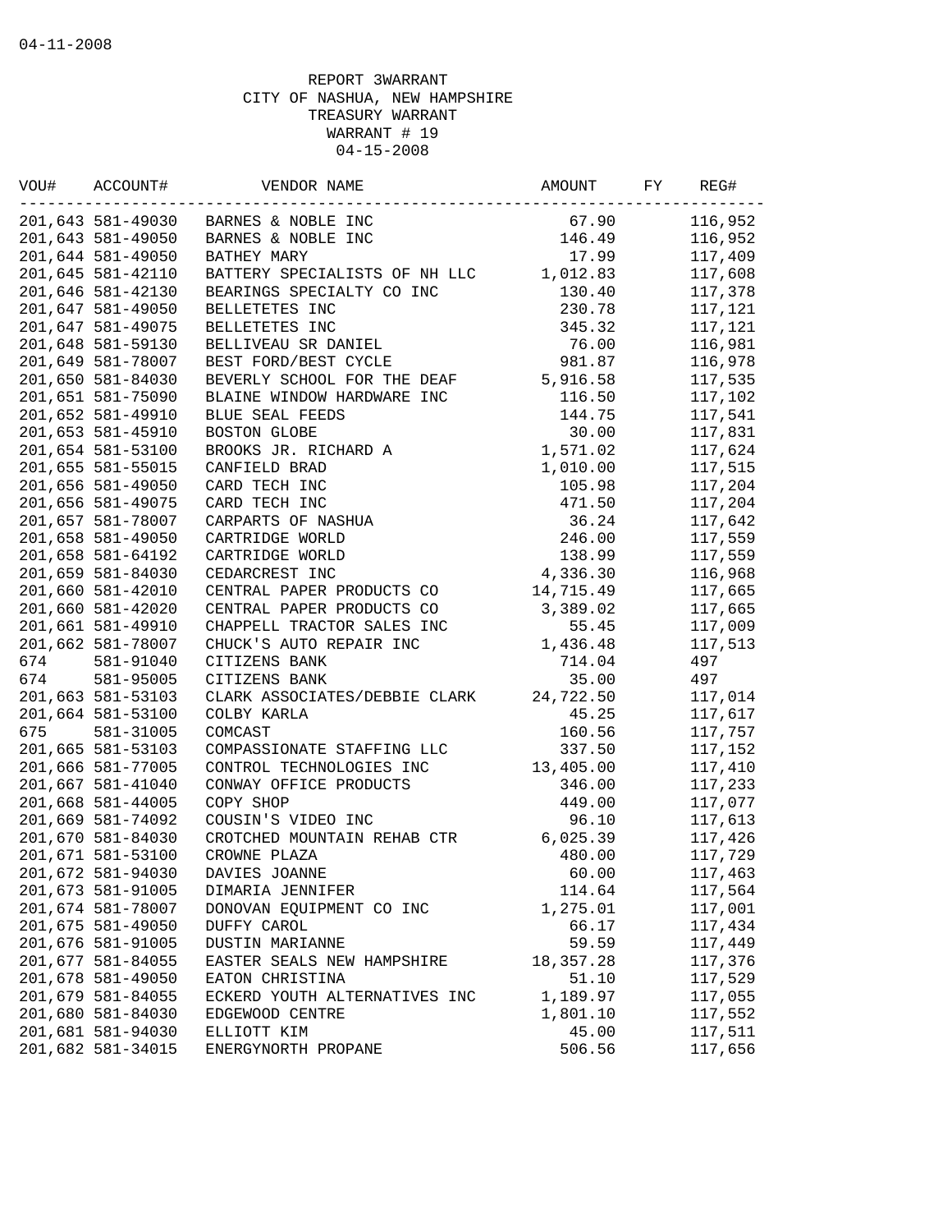04-11-2008

REPORT 3WARRANT
CITY OF NASHUA, NEW HAMPSHIRE
TREASURY WARRANT
WARRANT # 19
04-15-2008

| VOU# | ACCOUNT# | VENDOR NAME | AMOUNT | FY | REG# |
|---|---|---|---|---|---|
| 201,643 | 581-49030 | BARNES & NOBLE INC | 67.90 | | 116,952 |
| 201,643 | 581-49050 | BARNES & NOBLE INC | 146.49 | | 116,952 |
| 201,644 | 581-49050 | BATHEY MARY | 17.99 | | 117,409 |
| 201,645 | 581-42110 | BATTERY SPECIALISTS OF NH LLC | 1,012.83 | | 117,608 |
| 201,646 | 581-42130 | BEARINGS SPECIALTY CO INC | 130.40 | | 117,378 |
| 201,647 | 581-49050 | BELLETETES INC | 230.78 | | 117,121 |
| 201,647 | 581-49075 | BELLETETES INC | 345.32 | | 117,121 |
| 201,648 | 581-59130 | BELLIVEAU SR DANIEL | 76.00 | | 116,981 |
| 201,649 | 581-78007 | BEST FORD/BEST CYCLE | 981.87 | | 116,978 |
| 201,650 | 581-84030 | BEVERLY SCHOOL FOR THE DEAF | 5,916.58 | | 117,535 |
| 201,651 | 581-75090 | BLAINE WINDOW HARDWARE INC | 116.50 | | 117,102 |
| 201,652 | 581-49910 | BLUE SEAL FEEDS | 144.75 | | 117,541 |
| 201,653 | 581-45910 | BOSTON GLOBE | 30.00 | | 117,831 |
| 201,654 | 581-53100 | BROOKS JR. RICHARD A | 1,571.02 | | 117,624 |
| 201,655 | 581-55015 | CANFIELD BRAD | 1,010.00 | | 117,515 |
| 201,656 | 581-49050 | CARD TECH INC | 105.98 | | 117,204 |
| 201,656 | 581-49075 | CARD TECH INC | 471.50 | | 117,204 |
| 201,657 | 581-78007 | CARPARTS OF NASHUA | 36.24 | | 117,642 |
| 201,658 | 581-49050 | CARTRIDGE WORLD | 246.00 | | 117,559 |
| 201,658 | 581-64192 | CARTRIDGE WORLD | 138.99 | | 117,559 |
| 201,659 | 581-84030 | CEDARCREST INC | 4,336.30 | | 116,968 |
| 201,660 | 581-42010 | CENTRAL PAPER PRODUCTS CO | 14,715.49 | | 117,665 |
| 201,660 | 581-42020 | CENTRAL PAPER PRODUCTS CO | 3,389.02 | | 117,665 |
| 201,661 | 581-49910 | CHAPPELL TRACTOR SALES INC | 55.45 | | 117,009 |
| 201,662 | 581-78007 | CHUCK'S AUTO REPAIR INC | 1,436.48 | | 117,513 |
| 674 | 581-91040 | CITIZENS BANK | 714.04 | | 497 |
| 674 | 581-95005 | CITIZENS BANK | 35.00 | | 497 |
| 201,663 | 581-53103 | CLARK ASSOCIATES/DEBBIE CLARK | 24,722.50 | | 117,014 |
| 201,664 | 581-53100 | COLBY KARLA | 45.25 | | 117,617 |
| 675 | 581-31005 | COMCAST | 160.56 | | 117,757 |
| 201,665 | 581-53103 | COMPASSIONATE STAFFING LLC | 337.50 | | 117,152 |
| 201,666 | 581-77005 | CONTROL TECHNOLOGIES INC | 13,405.00 | | 117,410 |
| 201,667 | 581-41040 | CONWAY OFFICE PRODUCTS | 346.00 | | 117,233 |
| 201,668 | 581-44005 | COPY SHOP | 449.00 | | 117,077 |
| 201,669 | 581-74092 | COUSIN'S VIDEO INC | 96.10 | | 117,613 |
| 201,670 | 581-84030 | CROTCHED MOUNTAIN REHAB CTR | 6,025.39 | | 117,426 |
| 201,671 | 581-53100 | CROWNE PLAZA | 480.00 | | 117,729 |
| 201,672 | 581-94030 | DAVIES JOANNE | 60.00 | | 117,463 |
| 201,673 | 581-91005 | DIMARIA JENNIFER | 114.64 | | 117,564 |
| 201,674 | 581-78007 | DONOVAN EQUIPMENT CO INC | 1,275.01 | | 117,001 |
| 201,675 | 581-49050 | DUFFY CAROL | 66.17 | | 117,434 |
| 201,676 | 581-91005 | DUSTIN MARIANNE | 59.59 | | 117,449 |
| 201,677 | 581-84055 | EASTER SEALS NEW HAMPSHIRE | 18,357.28 | | 117,376 |
| 201,678 | 581-49050 | EATON CHRISTINA | 51.10 | | 117,529 |
| 201,679 | 581-84055 | ECKERD YOUTH ALTERNATIVES INC | 1,189.97 | | 117,055 |
| 201,680 | 581-84030 | EDGEWOOD CENTRE | 1,801.10 | | 117,552 |
| 201,681 | 581-94030 | ELLIOTT KIM | 45.00 | | 117,511 |
| 201,682 | 581-34015 | ENERGYNORTH PROPANE | 506.56 | | 117,656 |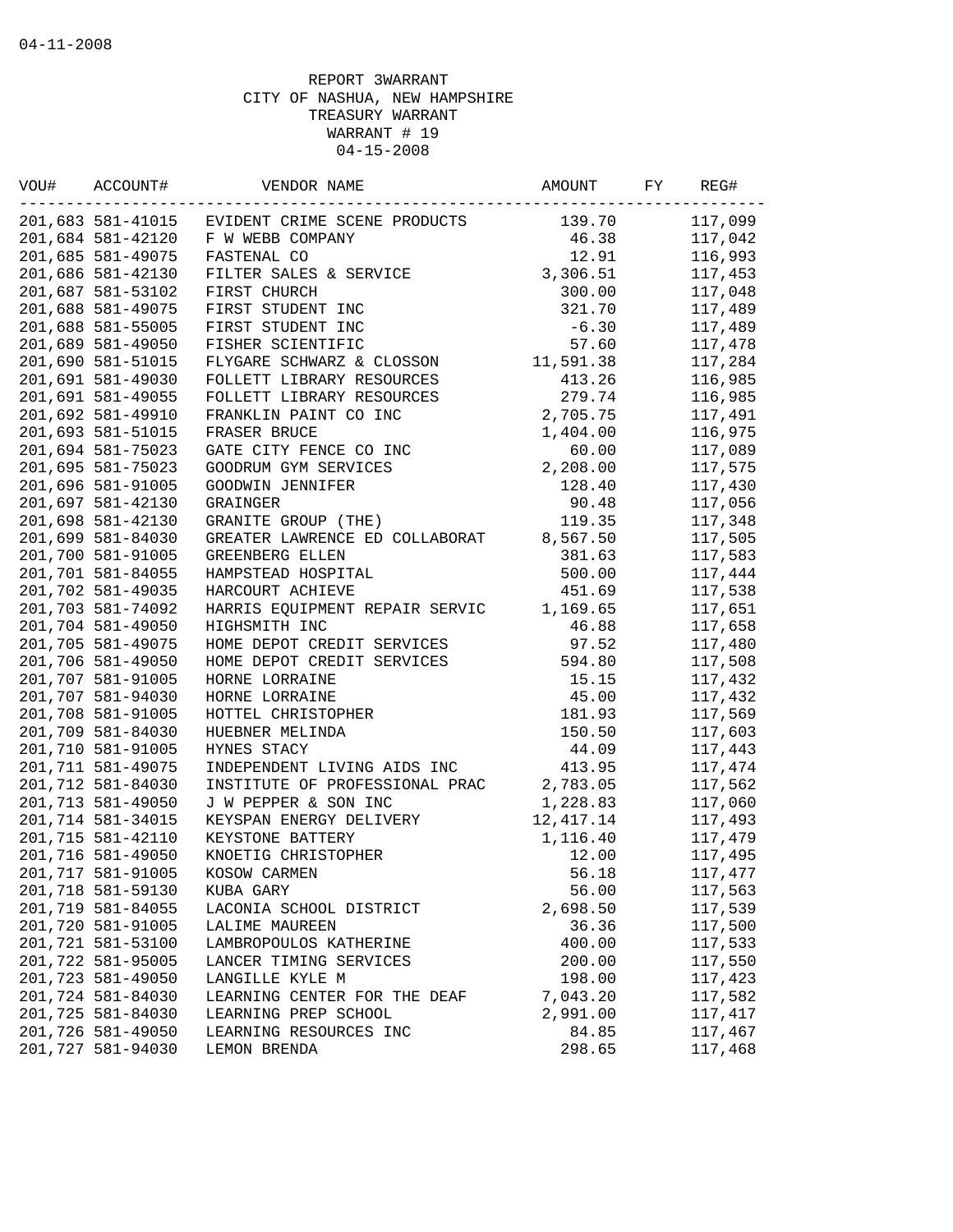04-11-2008

REPORT 3WARRANT
CITY OF NASHUA, NEW HAMPSHIRE
TREASURY WARRANT
WARRANT # 19
04-15-2008

| VOU# | ACCOUNT# | VENDOR NAME | AMOUNT | FY | REG# |
|---|---|---|---|---|---|
| 201,683 | 581-41015 | EVIDENT CRIME SCENE PRODUCTS | 139.70 | | 117,099 |
| 201,684 | 581-42120 | F W WEBB COMPANY | 46.38 | | 117,042 |
| 201,685 | 581-49075 | FASTENAL CO | 12.91 | | 116,993 |
| 201,686 | 581-42130 | FILTER SALES & SERVICE | 3,306.51 | | 117,453 |
| 201,687 | 581-53102 | FIRST CHURCH | 300.00 | | 117,048 |
| 201,688 | 581-49075 | FIRST STUDENT INC | 321.70 | | 117,489 |
| 201,688 | 581-55005 | FIRST STUDENT INC | -6.30 | | 117,489 |
| 201,689 | 581-49050 | FISHER SCIENTIFIC | 57.60 | | 117,478 |
| 201,690 | 581-51015 | FLYGARE SCHWARZ & CLOSSON | 11,591.38 | | 117,284 |
| 201,691 | 581-49030 | FOLLETT LIBRARY RESOURCES | 413.26 | | 116,985 |
| 201,691 | 581-49055 | FOLLETT LIBRARY RESOURCES | 279.74 | | 116,985 |
| 201,692 | 581-49910 | FRANKLIN PAINT CO INC | 2,705.75 | | 117,491 |
| 201,693 | 581-51015 | FRASER BRUCE | 1,404.00 | | 116,975 |
| 201,694 | 581-75023 | GATE CITY FENCE CO INC | 60.00 | | 117,089 |
| 201,695 | 581-75023 | GOODRUM GYM SERVICES | 2,208.00 | | 117,575 |
| 201,696 | 581-91005 | GOODWIN JENNIFER | 128.40 | | 117,430 |
| 201,697 | 581-42130 | GRAINGER | 90.48 | | 117,056 |
| 201,698 | 581-42130 | GRANITE GROUP (THE) | 119.35 | | 117,348 |
| 201,699 | 581-84030 | GREATER LAWRENCE ED COLLABORAT | 8,567.50 | | 117,505 |
| 201,700 | 581-91005 | GREENBERG ELLEN | 381.63 | | 117,583 |
| 201,701 | 581-84055 | HAMPSTEAD HOSPITAL | 500.00 | | 117,444 |
| 201,702 | 581-49035 | HARCOURT ACHIEVE | 451.69 | | 117,538 |
| 201,703 | 581-74092 | HARRIS EQUIPMENT REPAIR SERVIC | 1,169.65 | | 117,651 |
| 201,704 | 581-49050 | HIGHSMITH INC | 46.88 | | 117,658 |
| 201,705 | 581-49075 | HOME DEPOT CREDIT SERVICES | 97.52 | | 117,480 |
| 201,706 | 581-49050 | HOME DEPOT CREDIT SERVICES | 594.80 | | 117,508 |
| 201,707 | 581-91005 | HORNE LORRAINE | 15.15 | | 117,432 |
| 201,707 | 581-94030 | HORNE LORRAINE | 45.00 | | 117,432 |
| 201,708 | 581-91005 | HOTTEL CHRISTOPHER | 181.93 | | 117,569 |
| 201,709 | 581-84030 | HUEBNER MELINDA | 150.50 | | 117,603 |
| 201,710 | 581-91005 | HYNES STACY | 44.09 | | 117,443 |
| 201,711 | 581-49075 | INDEPENDENT LIVING AIDS INC | 413.95 | | 117,474 |
| 201,712 | 581-84030 | INSTITUTE OF PROFESSIONAL PRAC | 2,783.05 | | 117,562 |
| 201,713 | 581-49050 | J W PEPPER & SON INC | 1,228.83 | | 117,060 |
| 201,714 | 581-34015 | KEYSPAN ENERGY DELIVERY | 12,417.14 | | 117,493 |
| 201,715 | 581-42110 | KEYSTONE BATTERY | 1,116.40 | | 117,479 |
| 201,716 | 581-49050 | KNOETIG CHRISTOPHER | 12.00 | | 117,495 |
| 201,717 | 581-91005 | KOSOW CARMEN | 56.18 | | 117,477 |
| 201,718 | 581-59130 | KUBA GARY | 56.00 | | 117,563 |
| 201,719 | 581-84055 | LACONIA SCHOOL DISTRICT | 2,698.50 | | 117,539 |
| 201,720 | 581-91005 | LALIME MAUREEN | 36.36 | | 117,500 |
| 201,721 | 581-53100 | LAMBROPOULOS KATHERINE | 400.00 | | 117,533 |
| 201,722 | 581-95005 | LANCER TIMING SERVICES | 200.00 | | 117,550 |
| 201,723 | 581-49050 | LANGILLE KYLE M | 198.00 | | 117,423 |
| 201,724 | 581-84030 | LEARNING CENTER FOR THE DEAF | 7,043.20 | | 117,582 |
| 201,725 | 581-84030 | LEARNING PREP SCHOOL | 2,991.00 | | 117,417 |
| 201,726 | 581-49050 | LEARNING RESOURCES INC | 84.85 | | 117,467 |
| 201,727 | 581-94030 | LEMON BRENDA | 298.65 | | 117,468 |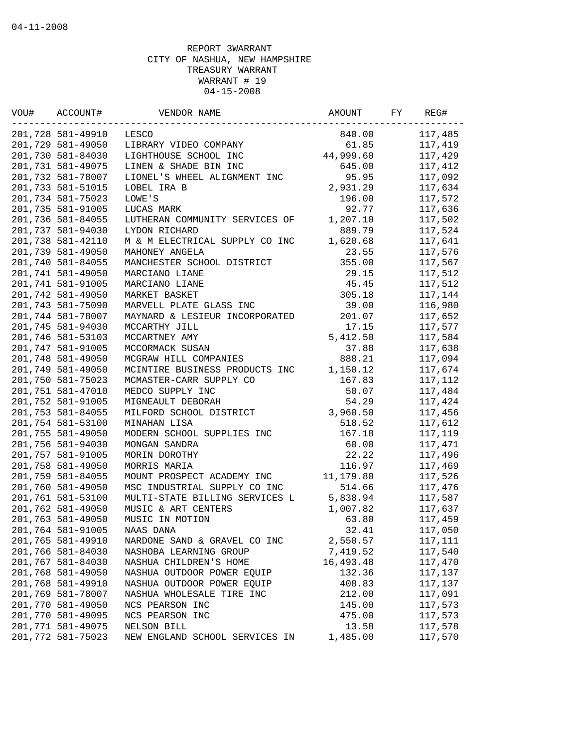04-11-2008

REPORT 3WARRANT
CITY OF NASHUA, NEW HAMPSHIRE
TREASURY WARRANT
WARRANT # 19
04-15-2008

| VOU# | ACCOUNT# | VENDOR NAME | AMOUNT | FY | REG# |
|---|---|---|---|---|---|
| 201,728 | 581-49910 | LESCO | 840.00 | | 117,485 |
| 201,729 | 581-49050 | LIBRARY VIDEO COMPANY | 61.85 | | 117,419 |
| 201,730 | 581-84030 | LIGHTHOUSE SCHOOL INC | 44,999.60 | | 117,429 |
| 201,731 | 581-49075 | LINEN & SHADE BIN INC | 645.00 | | 117,412 |
| 201,732 | 581-78007 | LIONEL'S WHEEL ALIGNMENT INC | 95.95 | | 117,092 |
| 201,733 | 581-51015 | LOBEL IRA B | 2,931.29 | | 117,634 |
| 201,734 | 581-75023 | LOWE'S | 196.00 | | 117,572 |
| 201,735 | 581-91005 | LUCAS MARK | 92.77 | | 117,636 |
| 201,736 | 581-84055 | LUTHERAN COMMUNITY SERVICES OF | 1,207.10 | | 117,502 |
| 201,737 | 581-94030 | LYDON RICHARD | 889.79 | | 117,524 |
| 201,738 | 581-42110 | M & M ELECTRICAL SUPPLY CO INC | 1,620.68 | | 117,641 |
| 201,739 | 581-49050 | MAHONEY ANGELA | 23.55 | | 117,576 |
| 201,740 | 581-84055 | MANCHESTER SCHOOL DISTRICT | 355.00 | | 117,567 |
| 201,741 | 581-49050 | MARCIANO LIANE | 29.15 | | 117,512 |
| 201,741 | 581-91005 | MARCIANO LIANE | 45.45 | | 117,512 |
| 201,742 | 581-49050 | MARKET BASKET | 305.18 | | 117,144 |
| 201,743 | 581-75090 | MARVELL PLATE GLASS INC | 39.00 | | 116,980 |
| 201,744 | 581-78007 | MAYNARD & LESIEUR INCORPORATED | 201.07 | | 117,652 |
| 201,745 | 581-94030 | MCCARTHY JILL | 17.15 | | 117,577 |
| 201,746 | 581-53103 | MCCARTNEY AMY | 5,412.50 | | 117,584 |
| 201,747 | 581-91005 | MCCORMACK SUSAN | 37.88 | | 117,638 |
| 201,748 | 581-49050 | MCGRAW HILL COMPANIES | 888.21 | | 117,094 |
| 201,749 | 581-49050 | MCINTIRE BUSINESS PRODUCTS INC | 1,150.12 | | 117,674 |
| 201,750 | 581-75023 | MCMASTER-CARR SUPPLY CO | 167.83 | | 117,112 |
| 201,751 | 581-47010 | MEDCO SUPPLY INC | 50.07 | | 117,484 |
| 201,752 | 581-91005 | MIGNEAULT DEBORAH | 54.29 | | 117,424 |
| 201,753 | 581-84055 | MILFORD SCHOOL DISTRICT | 3,960.50 | | 117,456 |
| 201,754 | 581-53100 | MINAHAN LISA | 518.52 | | 117,612 |
| 201,755 | 581-49050 | MODERN SCHOOL SUPPLIES INC | 167.18 | | 117,119 |
| 201,756 | 581-94030 | MONGAN SANDRA | 60.00 | | 117,471 |
| 201,757 | 581-91005 | MORIN DOROTHY | 22.22 | | 117,496 |
| 201,758 | 581-49050 | MORRIS MARIA | 116.97 | | 117,469 |
| 201,759 | 581-84055 | MOUNT PROSPECT ACADEMY INC | 11,179.80 | | 117,526 |
| 201,760 | 581-49050 | MSC INDUSTRIAL SUPPLY CO INC | 514.66 | | 117,476 |
| 201,761 | 581-53100 | MULTI-STATE BILLING SERVICES L | 5,838.94 | | 117,587 |
| 201,762 | 581-49050 | MUSIC & ART CENTERS | 1,007.82 | | 117,637 |
| 201,763 | 581-49050 | MUSIC IN MOTION | 63.80 | | 117,459 |
| 201,764 | 581-91005 | NAAS DANA | 32.41 | | 117,050 |
| 201,765 | 581-49910 | NARDONE SAND & GRAVEL CO INC | 2,550.57 | | 117,111 |
| 201,766 | 581-84030 | NASHOBA LEARNING GROUP | 7,419.52 | | 117,540 |
| 201,767 | 581-84030 | NASHUA CHILDREN'S HOME | 16,493.48 | | 117,470 |
| 201,768 | 581-49050 | NASHUA OUTDOOR POWER EQUIP | 132.36 | | 117,137 |
| 201,768 | 581-49910 | NASHUA OUTDOOR POWER EQUIP | 408.83 | | 117,137 |
| 201,769 | 581-78007 | NASHUA WHOLESALE TIRE INC | 212.00 | | 117,091 |
| 201,770 | 581-49050 | NCS PEARSON INC | 145.00 | | 117,573 |
| 201,770 | 581-49095 | NCS PEARSON INC | 475.00 | | 117,573 |
| 201,771 | 581-49075 | NELSON BILL | 13.58 | | 117,578 |
| 201,772 | 581-75023 | NEW ENGLAND SCHOOL SERVICES IN | 1,485.00 | | 117,570 |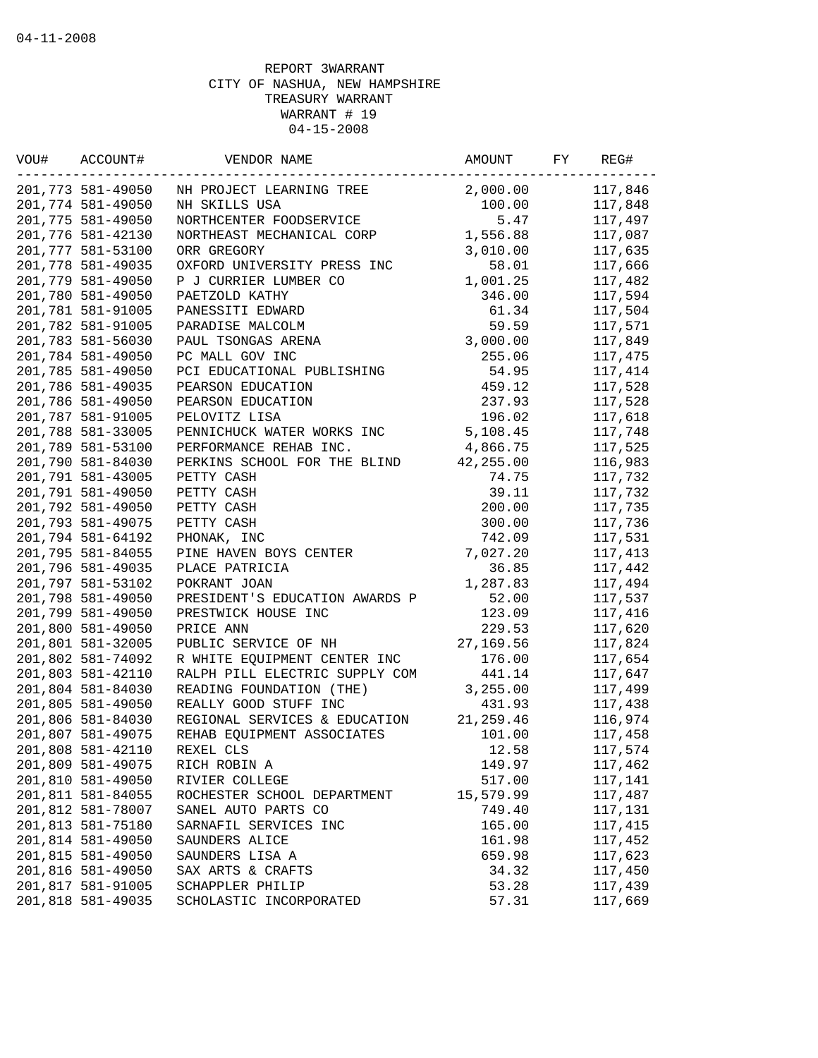04-11-2008

REPORT 3WARRANT
CITY OF NASHUA, NEW HAMPSHIRE
TREASURY WARRANT
WARRANT # 19
04-15-2008

| VOU# | ACCOUNT# | VENDOR NAME | AMOUNT | FY | REG# |
|---|---|---|---|---|---|
| 201,773 | 581-49050 | NH PROJECT LEARNING TREE | 2,000.00 | | 117,846 |
| 201,774 | 581-49050 | NH SKILLS USA | 100.00 | | 117,848 |
| 201,775 | 581-49050 | NORTHCENTER FOODSERVICE | 5.47 | | 117,497 |
| 201,776 | 581-42130 | NORTHEAST MECHANICAL CORP | 1,556.88 | | 117,087 |
| 201,777 | 581-53100 | ORR GREGORY | 3,010.00 | | 117,635 |
| 201,778 | 581-49035 | OXFORD UNIVERSITY PRESS INC | 58.01 | | 117,666 |
| 201,779 | 581-49050 | P J CURRIER LUMBER CO | 1,001.25 | | 117,482 |
| 201,780 | 581-49050 | PAETZOLD KATHY | 346.00 | | 117,594 |
| 201,781 | 581-91005 | PANESSITI EDWARD | 61.34 | | 117,504 |
| 201,782 | 581-91005 | PARADISE MALCOLM | 59.59 | | 117,571 |
| 201,783 | 581-56030 | PAUL TSONGAS ARENA | 3,000.00 | | 117,849 |
| 201,784 | 581-49050 | PC MALL GOV INC | 255.06 | | 117,475 |
| 201,785 | 581-49050 | PCI EDUCATIONAL PUBLISHING | 54.95 | | 117,414 |
| 201,786 | 581-49035 | PEARSON EDUCATION | 459.12 | | 117,528 |
| 201,786 | 581-49050 | PEARSON EDUCATION | 237.93 | | 117,528 |
| 201,787 | 581-91005 | PELOVITZ LISA | 196.02 | | 117,618 |
| 201,788 | 581-33005 | PENNICHUCK WATER WORKS INC | 5,108.45 | | 117,748 |
| 201,789 | 581-53100 | PERFORMANCE REHAB INC. | 4,866.75 | | 117,525 |
| 201,790 | 581-84030 | PERKINS SCHOOL FOR THE BLIND | 42,255.00 | | 116,983 |
| 201,791 | 581-43005 | PETTY CASH | 74.75 | | 117,732 |
| 201,791 | 581-49050 | PETTY CASH | 39.11 | | 117,732 |
| 201,792 | 581-49050 | PETTY CASH | 200.00 | | 117,735 |
| 201,793 | 581-49075 | PETTY CASH | 300.00 | | 117,736 |
| 201,794 | 581-64192 | PHONAK, INC | 742.09 | | 117,531 |
| 201,795 | 581-84055 | PINE HAVEN BOYS CENTER | 7,027.20 | | 117,413 |
| 201,796 | 581-49035 | PLACE PATRICIA | 36.85 | | 117,442 |
| 201,797 | 581-53102 | POKRANT JOAN | 1,287.83 | | 117,494 |
| 201,798 | 581-49050 | PRESIDENT'S EDUCATION AWARDS P | 52.00 | | 117,537 |
| 201,799 | 581-49050 | PRESTWICK HOUSE INC | 123.09 | | 117,416 |
| 201,800 | 581-49050 | PRICE ANN | 229.53 | | 117,620 |
| 201,801 | 581-32005 | PUBLIC SERVICE OF NH | 27,169.56 | | 117,824 |
| 201,802 | 581-74092 | R WHITE EQUIPMENT CENTER INC | 176.00 | | 117,654 |
| 201,803 | 581-42110 | RALPH PILL ELECTRIC SUPPLY COM | 441.14 | | 117,647 |
| 201,804 | 581-84030 | READING FOUNDATION (THE) | 3,255.00 | | 117,499 |
| 201,805 | 581-49050 | REALLY GOOD STUFF INC | 431.93 | | 117,438 |
| 201,806 | 581-84030 | REGIONAL SERVICES & EDUCATION | 21,259.46 | | 116,974 |
| 201,807 | 581-49075 | REHAB EQUIPMENT ASSOCIATES | 101.00 | | 117,458 |
| 201,808 | 581-42110 | REXEL CLS | 12.58 | | 117,574 |
| 201,809 | 581-49075 | RICH ROBIN A | 149.97 | | 117,462 |
| 201,810 | 581-49050 | RIVIER COLLEGE | 517.00 | | 117,141 |
| 201,811 | 581-84055 | ROCHESTER SCHOOL DEPARTMENT | 15,579.99 | | 117,487 |
| 201,812 | 581-78007 | SANEL AUTO PARTS CO | 749.40 | | 117,131 |
| 201,813 | 581-75180 | SARNAFIL SERVICES INC | 165.00 | | 117,415 |
| 201,814 | 581-49050 | SAUNDERS ALICE | 161.98 | | 117,452 |
| 201,815 | 581-49050 | SAUNDERS LISA A | 659.98 | | 117,623 |
| 201,816 | 581-49050 | SAX ARTS & CRAFTS | 34.32 | | 117,450 |
| 201,817 | 581-91005 | SCHAPPLER PHILIP | 53.28 | | 117,439 |
| 201,818 | 581-49035 | SCHOLASTIC INCORPORATED | 57.31 | | 117,669 |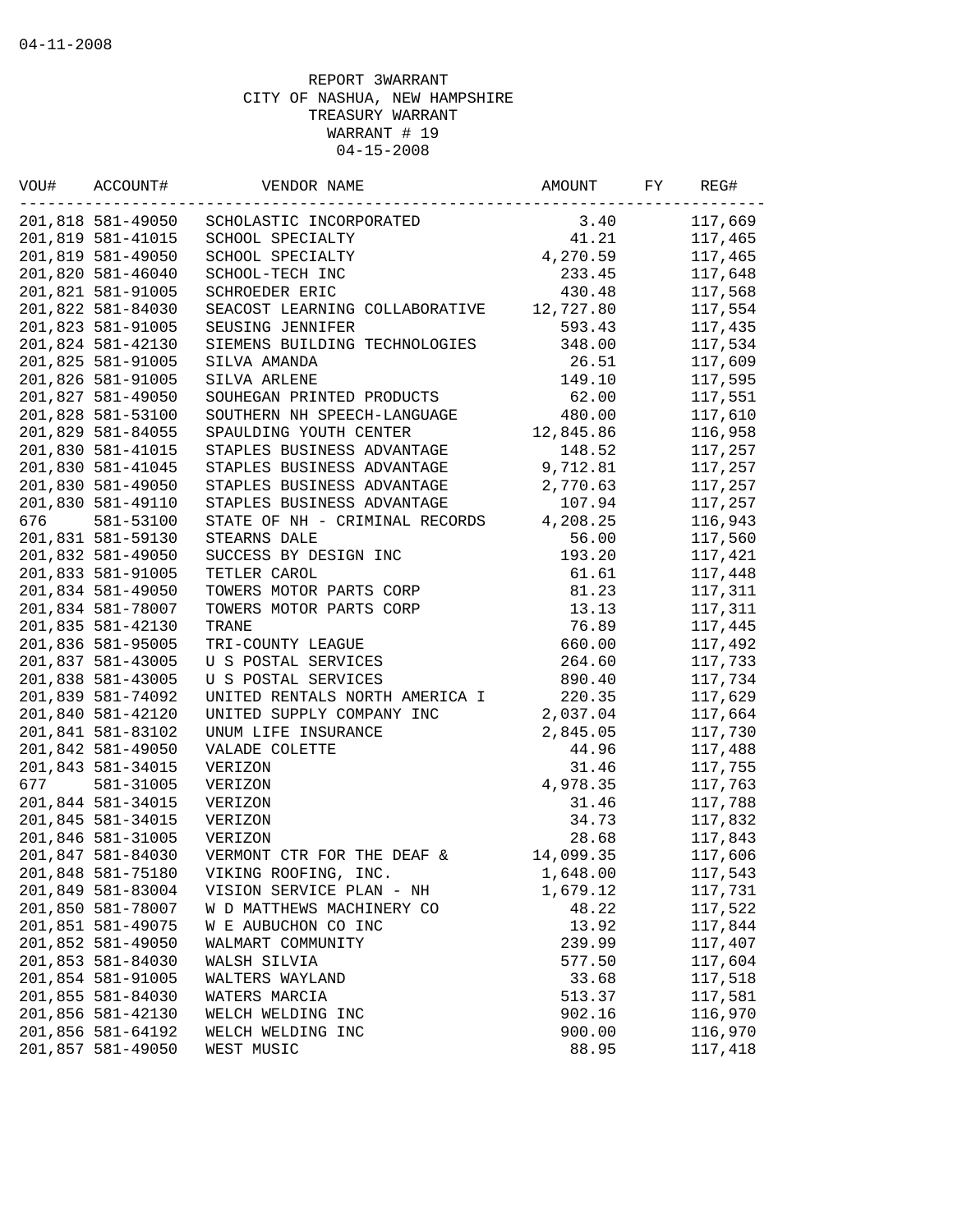04-11-2008

REPORT 3WARRANT
CITY OF NASHUA, NEW HAMPSHIRE
TREASURY WARRANT
WARRANT # 19
04-15-2008

| VOU# | ACCOUNT# | VENDOR NAME | AMOUNT | FY | REG# |
|---|---|---|---|---|---|
| 201,818 | 581-49050 | SCHOLASTIC INCORPORATED | 3.40 | | 117,669 |
| 201,819 | 581-41015 | SCHOOL SPECIALTY | 41.21 | | 117,465 |
| 201,819 | 581-49050 | SCHOOL SPECIALTY | 4,270.59 | | 117,465 |
| 201,820 | 581-46040 | SCHOOL-TECH INC | 233.45 | | 117,648 |
| 201,821 | 581-91005 | SCHROEDER ERIC | 430.48 | | 117,568 |
| 201,822 | 581-84030 | SEACOST LEARNING COLLABORATIVE | 12,727.80 | | 117,554 |
| 201,823 | 581-91005 | SEUSING JENNIFER | 593.43 | | 117,435 |
| 201,824 | 581-42130 | SIEMENS BUILDING TECHNOLOGIES | 348.00 | | 117,534 |
| 201,825 | 581-91005 | SILVA AMANDA | 26.51 | | 117,609 |
| 201,826 | 581-91005 | SILVA ARLENE | 149.10 | | 117,595 |
| 201,827 | 581-49050 | SOUHEGAN PRINTED PRODUCTS | 62.00 | | 117,551 |
| 201,828 | 581-53100 | SOUTHERN NH SPEECH-LANGUAGE | 480.00 | | 117,610 |
| 201,829 | 581-84055 | SPAULDING YOUTH CENTER | 12,845.86 | | 116,958 |
| 201,830 | 581-41015 | STAPLES BUSINESS ADVANTAGE | 148.52 | | 117,257 |
| 201,830 | 581-41045 | STAPLES BUSINESS ADVANTAGE | 9,712.81 | | 117,257 |
| 201,830 | 581-49050 | STAPLES BUSINESS ADVANTAGE | 2,770.63 | | 117,257 |
| 201,830 | 581-49110 | STAPLES BUSINESS ADVANTAGE | 107.94 | | 117,257 |
| 676 | 581-53100 | STATE OF NH - CRIMINAL RECORDS | 4,208.25 | | 116,943 |
| 201,831 | 581-59130 | STEARNS DALE | 56.00 | | 117,560 |
| 201,832 | 581-49050 | SUCCESS BY DESIGN INC | 193.20 | | 117,421 |
| 201,833 | 581-91005 | TETLER CAROL | 61.61 | | 117,448 |
| 201,834 | 581-49050 | TOWERS MOTOR PARTS CORP | 81.23 | | 117,311 |
| 201,834 | 581-78007 | TOWERS MOTOR PARTS CORP | 13.13 | | 117,311 |
| 201,835 | 581-42130 | TRANE | 76.89 | | 117,445 |
| 201,836 | 581-95005 | TRI-COUNTY LEAGUE | 660.00 | | 117,492 |
| 201,837 | 581-43005 | U S POSTAL SERVICES | 264.60 | | 117,733 |
| 201,838 | 581-43005 | U S POSTAL SERVICES | 890.40 | | 117,734 |
| 201,839 | 581-74092 | UNITED RENTALS NORTH AMERICA I | 220.35 | | 117,629 |
| 201,840 | 581-42120 | UNITED SUPPLY COMPANY INC | 2,037.04 | | 117,664 |
| 201,841 | 581-83102 | UNUM LIFE INSURANCE | 2,845.05 | | 117,730 |
| 201,842 | 581-49050 | VALADE COLETTE | 44.96 | | 117,488 |
| 201,843 | 581-34015 | VERIZON | 31.46 | | 117,755 |
| 677 | 581-31005 | VERIZON | 4,978.35 | | 117,763 |
| 201,844 | 581-34015 | VERIZON | 31.46 | | 117,788 |
| 201,845 | 581-34015 | VERIZON | 34.73 | | 117,832 |
| 201,846 | 581-31005 | VERIZON | 28.68 | | 117,843 |
| 201,847 | 581-84030 | VERMONT CTR FOR THE DEAF & | 14,099.35 | | 117,606 |
| 201,848 | 581-75180 | VIKING ROOFING, INC. | 1,648.00 | | 117,543 |
| 201,849 | 581-83004 | VISION SERVICE PLAN - NH | 1,679.12 | | 117,731 |
| 201,850 | 581-78007 | W D MATTHEWS MACHINERY CO | 48.22 | | 117,522 |
| 201,851 | 581-49075 | W E AUBUCHON CO INC | 13.92 | | 117,844 |
| 201,852 | 581-49050 | WALMART COMMUNITY | 239.99 | | 117,407 |
| 201,853 | 581-84030 | WALSH SILVIA | 577.50 | | 117,604 |
| 201,854 | 581-91005 | WALTERS WAYLAND | 33.68 | | 117,518 |
| 201,855 | 581-84030 | WATERS MARCIA | 513.37 | | 117,581 |
| 201,856 | 581-42130 | WELCH WELDING INC | 902.16 | | 116,970 |
| 201,856 | 581-64192 | WELCH WELDING INC | 900.00 | | 116,970 |
| 201,857 | 581-49050 | WEST MUSIC | 88.95 | | 117,418 |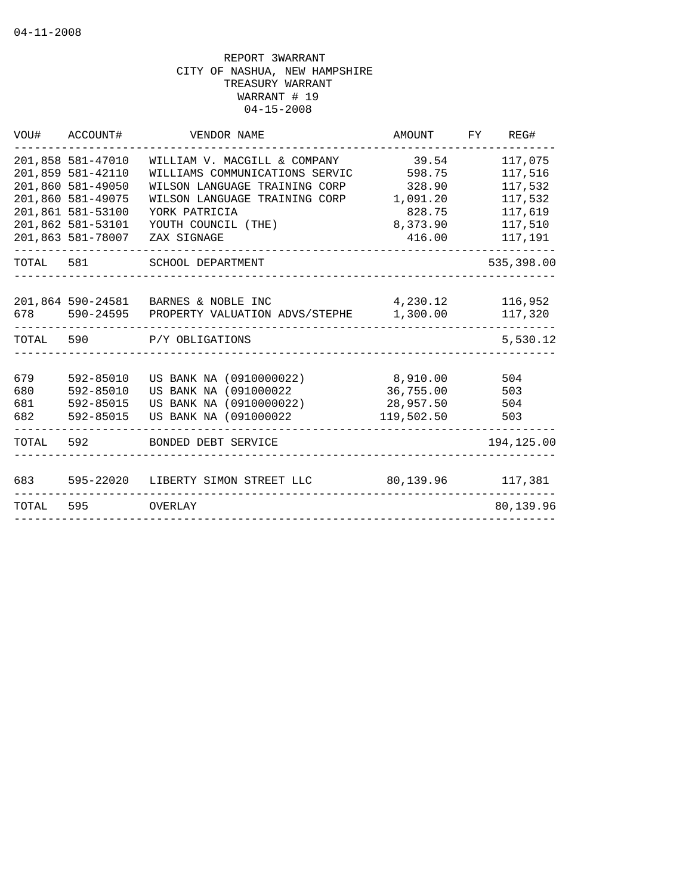04-11-2008

REPORT 3WARRANT
CITY OF NASHUA, NEW HAMPSHIRE
TREASURY WARRANT
WARRANT # 19
04-15-2008

| VOU# | ACCOUNT# | VENDOR NAME | AMOUNT | FY | REG# |
|---|---|---|---|---|---|
| 201,858 | 581-47010 | WILLIAM V. MACGILL & COMPANY | 39.54 | | 117,075 |
| 201,859 | 581-42110 | WILLIAMS COMMUNICATIONS SERVIC | 598.75 | | 117,516 |
| 201,860 | 581-49050 | WILSON LANGUAGE TRAINING CORP | 328.90 | | 117,532 |
| 201,860 | 581-49075 | WILSON LANGUAGE TRAINING CORP | 1,091.20 | | 117,532 |
| 201,861 | 581-53100 | YORK PATRICIA | 828.75 | | 117,619 |
| 201,862 | 581-53101 | YOUTH COUNCIL (THE) | 8,373.90 | | 117,510 |
| 201,863 | 581-78007 | ZAX SIGNAGE | 416.00 | | 117,191 |
| TOTAL | 581 | SCHOOL DEPARTMENT | | | 535,398.00 |
| 201,864 | 590-24581 | BARNES & NOBLE INC | 4,230.12 | | 116,952 |
| 678 | 590-24595 | PROPERTY VALUATION ADVS/STEPHE | 1,300.00 | | 117,320 |
| TOTAL | 590 | P/Y OBLIGATIONS | | | 5,530.12 |
| 679 | 592-85010 | US BANK NA (0910000022) | 8,910.00 | | 504 |
| 680 | 592-85010 | US BANK NA (091000022 | 36,755.00 | | 503 |
| 681 | 592-85015 | US BANK NA (0910000022) | 28,957.50 | | 504 |
| 682 | 592-85015 | US BANK NA (091000022 | 119,502.50 | | 503 |
| TOTAL | 592 | BONDED DEBT SERVICE | | | 194,125.00 |
| 683 | 595-22020 | LIBERTY SIMON STREET LLC | 80,139.96 | | 117,381 |
| TOTAL | 595 | OVERLAY | | | 80,139.96 |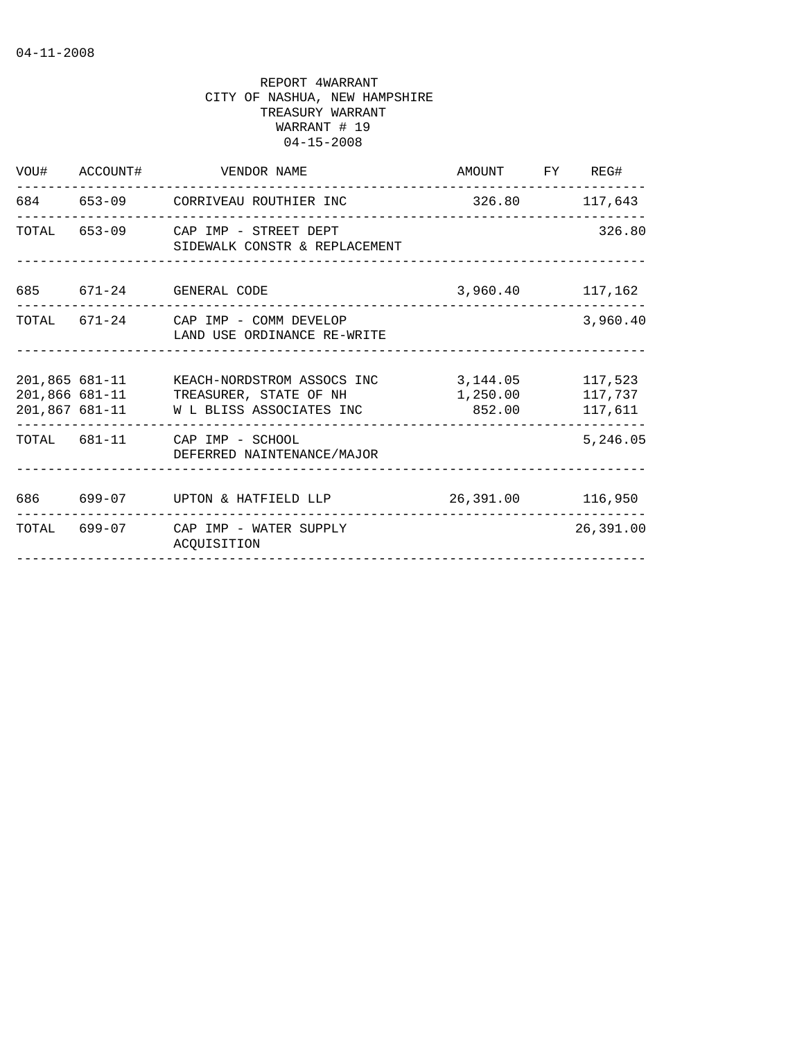04-11-2008

REPORT 4WARRANT
CITY OF NASHUA, NEW HAMPSHIRE
TREASURY WARRANT
WARRANT # 19
04-15-2008

| VOU# | ACCOUNT# | VENDOR NAME | AMOUNT | FY | REG# |
|---|---|---|---|---|---|
| 684 | 653-09 | CORRIVEAU ROUTHIER INC | 326.80 | | 117,643 |
| TOTAL | 653-09 | CAP IMP - STREET DEPT SIDEWALK CONSTR & REPLACEMENT | | | 326.80 |
| 685 | 671-24 | GENERAL CODE | 3,960.40 | | 117,162 |
| TOTAL | 671-24 | CAP IMP - COMM DEVELOP LAND USE ORDINANCE RE-WRITE | | | 3,960.40 |
| 201,865 | 681-11 | KEACH-NORDSTROM ASSOCS INC | 3,144.05 | | 117,523 |
| 201,866 | 681-11 | TREASURER, STATE OF NH | 1,250.00 | | 117,737 |
| 201,867 | 681-11 | W L BLISS ASSOCIATES INC | 852.00 | | 117,611 |
| TOTAL | 681-11 | CAP IMP - SCHOOL DEFERRED NAINTENANCE/MAJOR | | | 5,246.05 |
| 686 | 699-07 | UPTON & HATFIELD LLP | 26,391.00 | | 116,950 |
| TOTAL | 699-07 | CAP IMP - WATER SUPPLY ACQUISITION | | | 26,391.00 |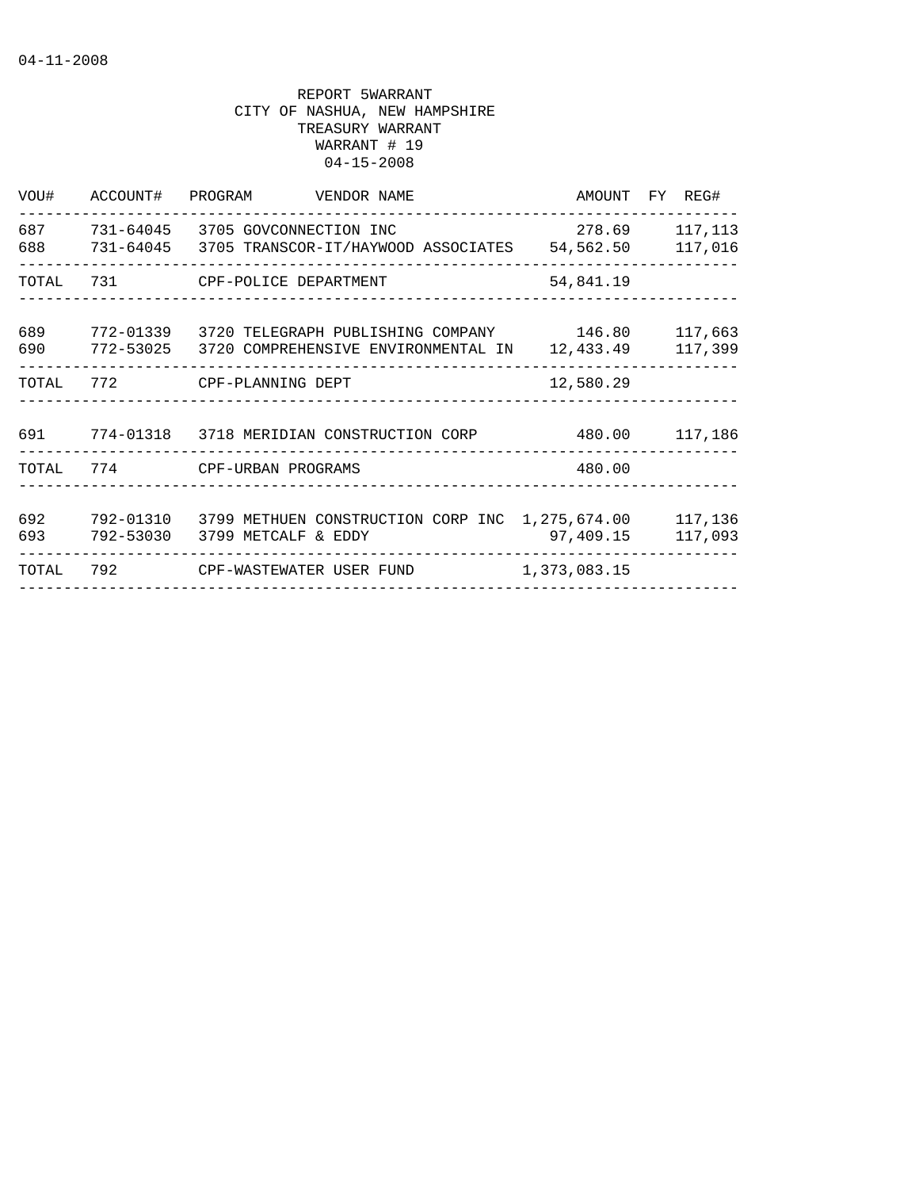04-11-2008

REPORT 5WARRANT
CITY OF NASHUA, NEW HAMPSHIRE
TREASURY WARRANT
WARRANT # 19
04-15-2008

| VOU# | ACCOUNT# | PROGRAM | VENDOR NAME | AMOUNT | FY | REG# |
|---|---|---|---|---|---|---|
| 687 | 731-64045 | 3705 | GOVCONNECTION INC | 278.69 | | 117,113 |
| 688 | 731-64045 | 3705 | TRANSCOR-IT/HAYWOOD ASSOCIATES | 54,562.50 | | 117,016 |
| TOTAL | 731 | | CPF-POLICE DEPARTMENT | 54,841.19 | | |
| 689 | 772-01339 | 3720 | TELEGRAPH PUBLISHING COMPANY | 146.80 | | 117,663 |
| 690 | 772-53025 | 3720 | COMPREHENSIVE ENVIRONMENTAL IN | 12,433.49 | | 117,399 |
| TOTAL | 772 | | CPF-PLANNING DEPT | 12,580.29 | | |
| 691 | 774-01318 | 3718 | MERIDIAN CONSTRUCTION CORP | 480.00 | | 117,186 |
| TOTAL | 774 | | CPF-URBAN PROGRAMS | 480.00 | | |
| 692 | 792-01310 | 3799 | METHUEN CONSTRUCTION CORP INC | 1,275,674.00 | | 117,136 |
| 693 | 792-53030 | 3799 | METCALF & EDDY | 97,409.15 | | 117,093 |
| TOTAL | 792 | | CPF-WASTEWATER USER FUND | 1,373,083.15 | | |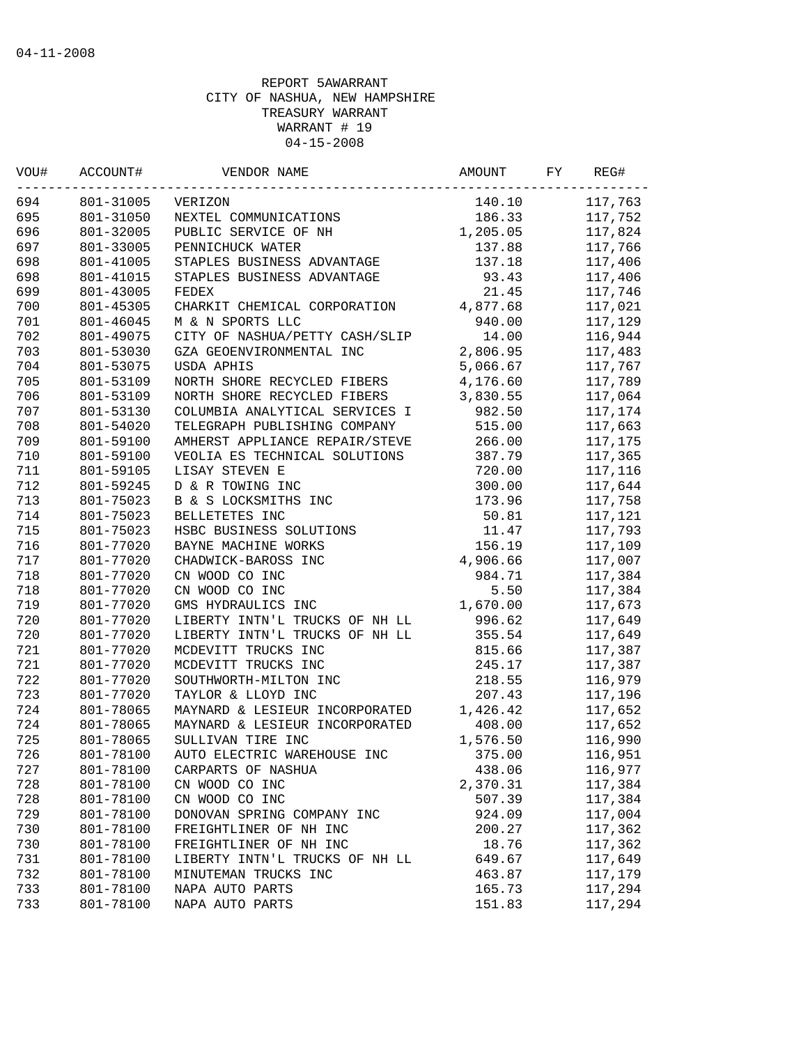04-11-2008

REPORT 5AWARRANT
CITY OF NASHUA, NEW HAMPSHIRE
TREASURY WARRANT
WARRANT # 19
04-15-2008

| VOU# | ACCOUNT# | VENDOR NAME | AMOUNT | FY | REG# |
|---|---|---|---|---|---|
| 694 | 801-31005 | VERIZON | 140.10 | | 117,763 |
| 695 | 801-31050 | NEXTEL COMMUNICATIONS | 186.33 | | 117,752 |
| 696 | 801-32005 | PUBLIC SERVICE OF NH | 1,205.05 | | 117,824 |
| 697 | 801-33005 | PENNICHUCK WATER | 137.88 | | 117,766 |
| 698 | 801-41005 | STAPLES BUSINESS ADVANTAGE | 137.18 | | 117,406 |
| 698 | 801-41015 | STAPLES BUSINESS ADVANTAGE | 93.43 | | 117,406 |
| 699 | 801-43005 | FEDEX | 21.45 | | 117,746 |
| 700 | 801-45305 | CHARKIT CHEMICAL CORPORATION | 4,877.68 | | 117,021 |
| 701 | 801-46045 | M & N SPORTS LLC | 940.00 | | 117,129 |
| 702 | 801-49075 | CITY OF NASHUA/PETTY CASH/SLIP | 14.00 | | 116,944 |
| 703 | 801-53030 | GZA GEOENVIRONMENTAL INC | 2,806.95 | | 117,483 |
| 704 | 801-53075 | USDA APHIS | 5,066.67 | | 117,767 |
| 705 | 801-53109 | NORTH SHORE RECYCLED FIBERS | 4,176.60 | | 117,789 |
| 706 | 801-53109 | NORTH SHORE RECYCLED FIBERS | 3,830.55 | | 117,064 |
| 707 | 801-53130 | COLUMBIA ANALYTICAL SERVICES I | 982.50 | | 117,174 |
| 708 | 801-54020 | TELEGRAPH PUBLISHING COMPANY | 515.00 | | 117,663 |
| 709 | 801-59100 | AMHERST APPLIANCE REPAIR/STEVE | 266.00 | | 117,175 |
| 710 | 801-59100 | VEOLIA ES TECHNICAL SOLUTIONS | 387.79 | | 117,365 |
| 711 | 801-59105 | LISAY STEVEN E | 720.00 | | 117,116 |
| 712 | 801-59245 | D & R TOWING INC | 300.00 | | 117,644 |
| 713 | 801-75023 | B & S LOCKSMITHS INC | 173.96 | | 117,758 |
| 714 | 801-75023 | BELLETETES INC | 50.81 | | 117,121 |
| 715 | 801-75023 | HSBC BUSINESS SOLUTIONS | 11.47 | | 117,793 |
| 716 | 801-77020 | BAYNE MACHINE WORKS | 156.19 | | 117,109 |
| 717 | 801-77020 | CHADWICK-BAROSS INC | 4,906.66 | | 117,007 |
| 718 | 801-77020 | CN WOOD CO INC | 984.71 | | 117,384 |
| 718 | 801-77020 | CN WOOD CO INC | 5.50 | | 117,384 |
| 719 | 801-77020 | GMS HYDRAULICS INC | 1,670.00 | | 117,673 |
| 720 | 801-77020 | LIBERTY INTN'L TRUCKS OF NH LL | 996.62 | | 117,649 |
| 720 | 801-77020 | LIBERTY INTN'L TRUCKS OF NH LL | 355.54 | | 117,649 |
| 721 | 801-77020 | MCDEVITT TRUCKS INC | 815.66 | | 117,387 |
| 721 | 801-77020 | MCDEVITT TRUCKS INC | 245.17 | | 117,387 |
| 722 | 801-77020 | SOUTHWORTH-MILTON INC | 218.55 | | 116,979 |
| 723 | 801-77020 | TAYLOR & LLOYD INC | 207.43 | | 117,196 |
| 724 | 801-78065 | MAYNARD & LESIEUR INCORPORATED | 1,426.42 | | 117,652 |
| 724 | 801-78065 | MAYNARD & LESIEUR INCORPORATED | 408.00 | | 117,652 |
| 725 | 801-78065 | SULLIVAN TIRE INC | 1,576.50 | | 116,990 |
| 726 | 801-78100 | AUTO ELECTRIC WAREHOUSE INC | 375.00 | | 116,951 |
| 727 | 801-78100 | CARPARTS OF NASHUA | 438.06 | | 116,977 |
| 728 | 801-78100 | CN WOOD CO INC | 2,370.31 | | 117,384 |
| 728 | 801-78100 | CN WOOD CO INC | 507.39 | | 117,384 |
| 729 | 801-78100 | DONOVAN SPRING COMPANY INC | 924.09 | | 117,004 |
| 730 | 801-78100 | FREIGHTLINER OF NH INC | 200.27 | | 117,362 |
| 730 | 801-78100 | FREIGHTLINER OF NH INC | 18.76 | | 117,362 |
| 731 | 801-78100 | LIBERTY INTN'L TRUCKS OF NH LL | 649.67 | | 117,649 |
| 732 | 801-78100 | MINUTEMAN TRUCKS INC | 463.87 | | 117,179 |
| 733 | 801-78100 | NAPA AUTO PARTS | 165.73 | | 117,294 |
| 733 | 801-78100 | NAPA AUTO PARTS | 151.83 | | 117,294 |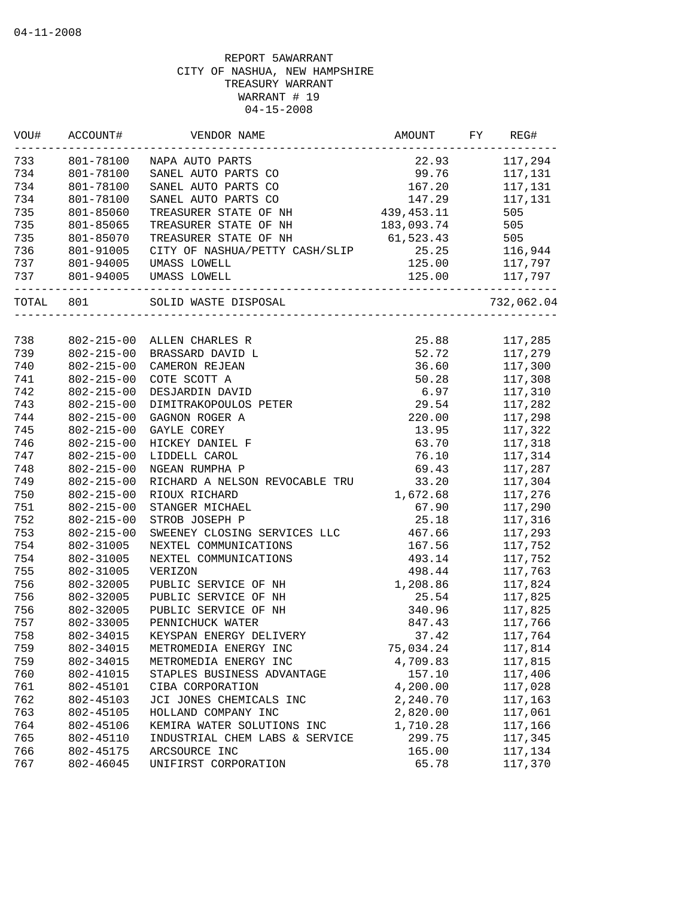04-11-2008

REPORT 5AWARRANT
CITY OF NASHUA, NEW HAMPSHIRE
TREASURY WARRANT
WARRANT # 19
04-15-2008

| VOU# | ACCOUNT# | VENDOR NAME | AMOUNT | FY | REG# |
|---|---|---|---|---|---|
| 733 | 801-78100 | NAPA AUTO PARTS | 22.93 | | 117,294 |
| 734 | 801-78100 | SANEL AUTO PARTS CO | 99.76 | | 117,131 |
| 734 | 801-78100 | SANEL AUTO PARTS CO | 167.20 | | 117,131 |
| 734 | 801-78100 | SANEL AUTO PARTS CO | 147.29 | | 117,131 |
| 735 | 801-85060 | TREASURER STATE OF NH | 439,453.11 | | 505 |
| 735 | 801-85065 | TREASURER STATE OF NH | 183,093.74 | | 505 |
| 735 | 801-85070 | TREASURER STATE OF NH | 61,523.43 | | 505 |
| 736 | 801-91005 | CITY OF NASHUA/PETTY CASH/SLIP | 25.25 | | 116,944 |
| 737 | 801-94005 | UMASS LOWELL | 125.00 | | 117,797 |
| 737 | 801-94005 | UMASS LOWELL | 125.00 | | 117,797 |
| TOTAL | 801 | SOLID WASTE DISPOSAL | | | 732,062.04 |
| 738 | 802-215-00 | ALLEN CHARLES R | 25.88 | | 117,285 |
| 739 | 802-215-00 | BRASSARD DAVID L | 52.72 | | 117,279 |
| 740 | 802-215-00 | CAMERON REJEAN | 36.60 | | 117,300 |
| 741 | 802-215-00 | COTE SCOTT A | 50.28 | | 117,308 |
| 742 | 802-215-00 | DESJARDIN DAVID | 6.97 | | 117,310 |
| 743 | 802-215-00 | DIMITRAKOPOULOS PETER | 29.54 | | 117,282 |
| 744 | 802-215-00 | GAGNON ROGER A | 220.00 | | 117,298 |
| 745 | 802-215-00 | GAYLE COREY | 13.95 | | 117,322 |
| 746 | 802-215-00 | HICKEY DANIEL F | 63.70 | | 117,318 |
| 747 | 802-215-00 | LIDDELL CAROL | 76.10 | | 117,314 |
| 748 | 802-215-00 | NGEAN RUMPHA P | 69.43 | | 117,287 |
| 749 | 802-215-00 | RICHARD A NELSON REVOCABLE TRU | 33.20 | | 117,304 |
| 750 | 802-215-00 | RIOUX RICHARD | 1,672.68 | | 117,276 |
| 751 | 802-215-00 | STANGER MICHAEL | 67.90 | | 117,290 |
| 752 | 802-215-00 | STROB JOSEPH P | 25.18 | | 117,316 |
| 753 | 802-215-00 | SWEENEY CLOSING SERVICES LLC | 467.66 | | 117,293 |
| 754 | 802-31005 | NEXTEL COMMUNICATIONS | 167.56 | | 117,752 |
| 754 | 802-31005 | NEXTEL COMMUNICATIONS | 493.14 | | 117,752 |
| 755 | 802-31005 | VERIZON | 498.44 | | 117,763 |
| 756 | 802-32005 | PUBLIC SERVICE OF NH | 1,208.86 | | 117,824 |
| 756 | 802-32005 | PUBLIC SERVICE OF NH | 25.54 | | 117,825 |
| 756 | 802-32005 | PUBLIC SERVICE OF NH | 340.96 | | 117,825 |
| 757 | 802-33005 | PENNICHUCK WATER | 847.43 | | 117,766 |
| 758 | 802-34015 | KEYSPAN ENERGY DELIVERY | 37.42 | | 117,764 |
| 759 | 802-34015 | METROMEDIA ENERGY INC | 75,034.24 | | 117,814 |
| 759 | 802-34015 | METROMEDIA ENERGY INC | 4,709.83 | | 117,815 |
| 760 | 802-41015 | STAPLES BUSINESS ADVANTAGE | 157.10 | | 117,406 |
| 761 | 802-45101 | CIBA CORPORATION | 4,200.00 | | 117,028 |
| 762 | 802-45103 | JCI JONES CHEMICALS INC | 2,240.70 | | 117,163 |
| 763 | 802-45105 | HOLLAND COMPANY INC | 2,820.00 | | 117,061 |
| 764 | 802-45106 | KEMIRA WATER SOLUTIONS INC | 1,710.28 | | 117,166 |
| 765 | 802-45110 | INDUSTRIAL CHEM LABS & SERVICE | 299.75 | | 117,345 |
| 766 | 802-45175 | ARCSOURCE INC | 165.00 | | 117,134 |
| 767 | 802-46045 | UNIFIRST CORPORATION | 65.78 | | 117,370 |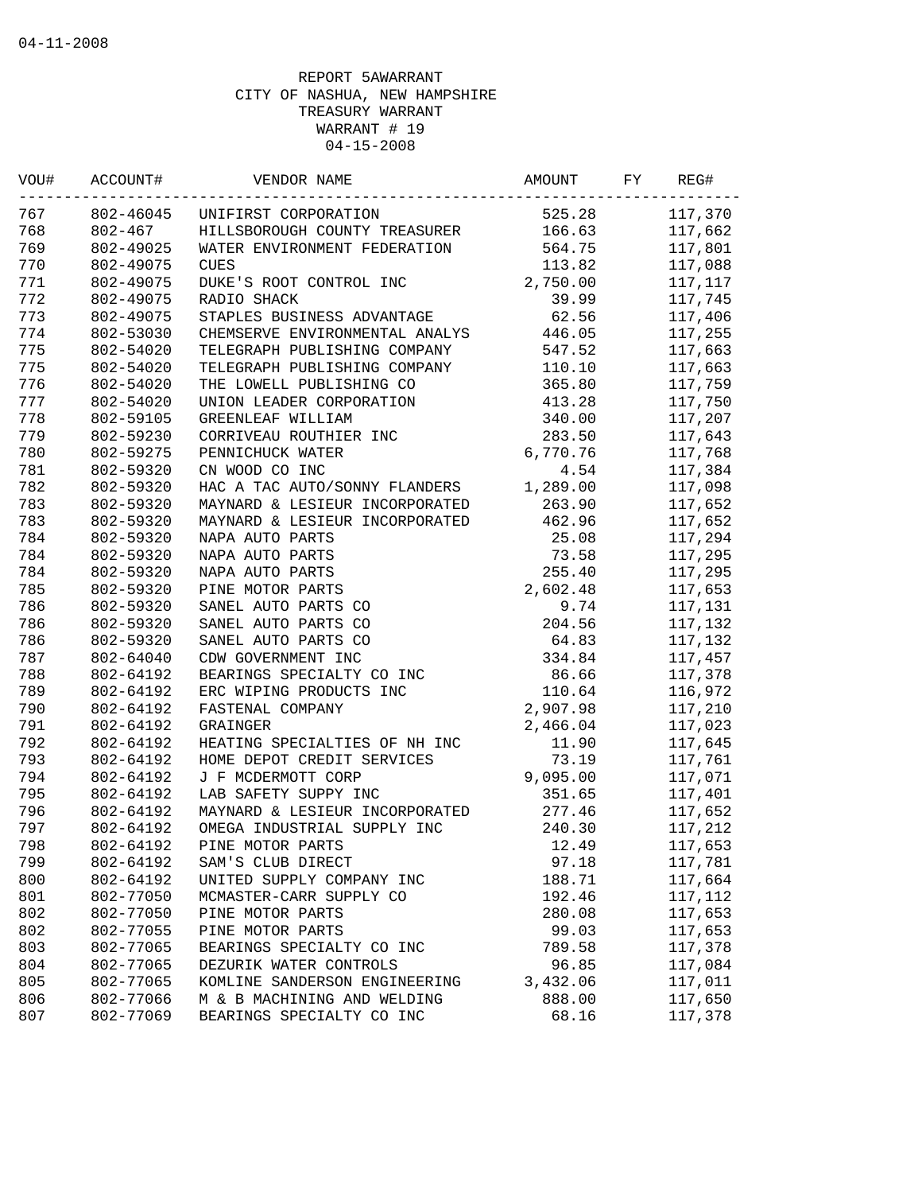04-11-2008

REPORT 5AWARRANT
CITY OF NASHUA, NEW HAMPSHIRE
TREASURY WARRANT
WARRANT # 19
04-15-2008

| VOU# | ACCOUNT# | VENDOR NAME | AMOUNT | FY | REG# |
|---|---|---|---|---|---|
| 767 | 802-46045 | UNIFIRST CORPORATION | 525.28 | | 117,370 |
| 768 | 802-467 | HILLSBOROUGH COUNTY TREASURER | 166.63 | | 117,662 |
| 769 | 802-49025 | WATER ENVIRONMENT FEDERATION | 564.75 | | 117,801 |
| 770 | 802-49075 | CUES | 113.82 | | 117,088 |
| 771 | 802-49075 | DUKE'S ROOT CONTROL INC | 2,750.00 | | 117,117 |
| 772 | 802-49075 | RADIO SHACK | 39.99 | | 117,745 |
| 773 | 802-49075 | STAPLES BUSINESS ADVANTAGE | 62.56 | | 117,406 |
| 774 | 802-53030 | CHEMSERVE ENVIRONMENTAL ANALYS | 446.05 | | 117,255 |
| 775 | 802-54020 | TELEGRAPH PUBLISHING COMPANY | 547.52 | | 117,663 |
| 775 | 802-54020 | TELEGRAPH PUBLISHING COMPANY | 110.10 | | 117,663 |
| 776 | 802-54020 | THE LOWELL PUBLISHING CO | 365.80 | | 117,759 |
| 777 | 802-54020 | UNION LEADER CORPORATION | 413.28 | | 117,750 |
| 778 | 802-59105 | GREENLEAF WILLIAM | 340.00 | | 117,207 |
| 779 | 802-59230 | CORRIVEAU ROUTHIER INC | 283.50 | | 117,643 |
| 780 | 802-59275 | PENNICHUCK WATER | 6,770.76 | | 117,768 |
| 781 | 802-59320 | CN WOOD CO INC | 4.54 | | 117,384 |
| 782 | 802-59320 | HAC A TAC AUTO/SONNY FLANDERS | 1,289.00 | | 117,098 |
| 783 | 802-59320 | MAYNARD & LESIEUR INCORPORATED | 263.90 | | 117,652 |
| 783 | 802-59320 | MAYNARD & LESIEUR INCORPORATED | 462.96 | | 117,652 |
| 784 | 802-59320 | NAPA AUTO PARTS | 25.08 | | 117,294 |
| 784 | 802-59320 | NAPA AUTO PARTS | 73.58 | | 117,295 |
| 784 | 802-59320 | NAPA AUTO PARTS | 255.40 | | 117,295 |
| 785 | 802-59320 | PINE MOTOR PARTS | 2,602.48 | | 117,653 |
| 786 | 802-59320 | SANEL AUTO PARTS CO | 9.74 | | 117,131 |
| 786 | 802-59320 | SANEL AUTO PARTS CO | 204.56 | | 117,132 |
| 786 | 802-59320 | SANEL AUTO PARTS CO | 64.83 | | 117,132 |
| 787 | 802-64040 | CDW GOVERNMENT INC | 334.84 | | 117,457 |
| 788 | 802-64192 | BEARINGS SPECIALTY CO INC | 86.66 | | 117,378 |
| 789 | 802-64192 | ERC WIPING PRODUCTS INC | 110.64 | | 116,972 |
| 790 | 802-64192 | FASTENAL COMPANY | 2,907.98 | | 117,210 |
| 791 | 802-64192 | GRAINGER | 2,466.04 | | 117,023 |
| 792 | 802-64192 | HEATING SPECIALTIES OF NH INC | 11.90 | | 117,645 |
| 793 | 802-64192 | HOME DEPOT CREDIT SERVICES | 73.19 | | 117,761 |
| 794 | 802-64192 | J F MCDERMOTT CORP | 9,095.00 | | 117,071 |
| 795 | 802-64192 | LAB SAFETY SUPPY INC | 351.65 | | 117,401 |
| 796 | 802-64192 | MAYNARD & LESIEUR INCORPORATED | 277.46 | | 117,652 |
| 797 | 802-64192 | OMEGA INDUSTRIAL SUPPLY INC | 240.30 | | 117,212 |
| 798 | 802-64192 | PINE MOTOR PARTS | 12.49 | | 117,653 |
| 799 | 802-64192 | SAM'S CLUB DIRECT | 97.18 | | 117,781 |
| 800 | 802-64192 | UNITED SUPPLY COMPANY INC | 188.71 | | 117,664 |
| 801 | 802-77050 | MCMASTER-CARR SUPPLY CO | 192.46 | | 117,112 |
| 802 | 802-77050 | PINE MOTOR PARTS | 280.08 | | 117,653 |
| 802 | 802-77055 | PINE MOTOR PARTS | 99.03 | | 117,653 |
| 803 | 802-77065 | BEARINGS SPECIALTY CO INC | 789.58 | | 117,378 |
| 804 | 802-77065 | DEZURIK WATER CONTROLS | 96.85 | | 117,084 |
| 805 | 802-77065 | KOMLINE SANDERSON ENGINEERING | 3,432.06 | | 117,011 |
| 806 | 802-77066 | M & B MACHINING AND WELDING | 888.00 | | 117,650 |
| 807 | 802-77069 | BEARINGS SPECIALTY CO INC | 68.16 | | 117,378 |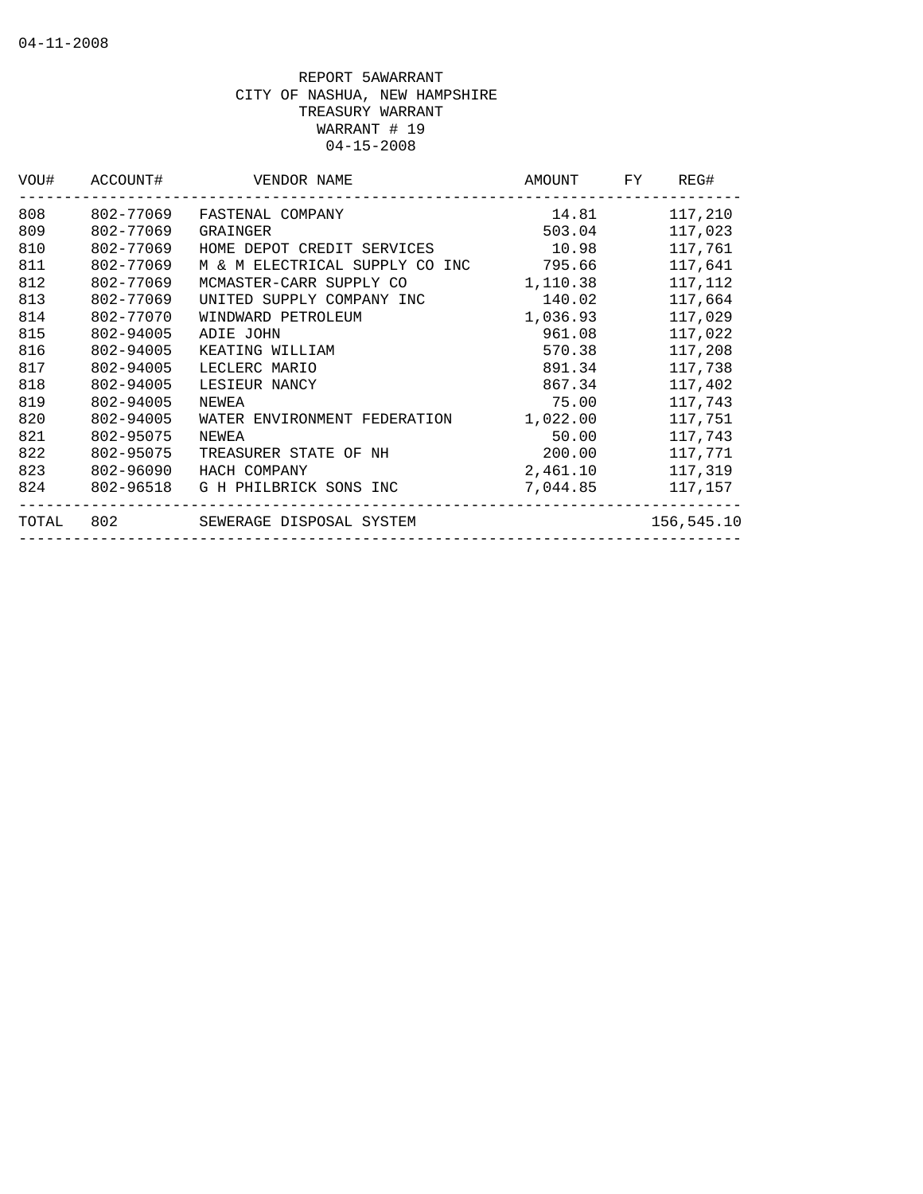04-11-2008

REPORT 5AWARRANT
CITY OF NASHUA, NEW HAMPSHIRE
TREASURY WARRANT
WARRANT # 19
04-15-2008

| VOU# | ACCOUNT# | VENDOR NAME | AMOUNT | FY | REG# |
|---|---|---|---|---|---|
| 808 | 802-77069 | FASTENAL COMPANY | 14.81 | | 117,210 |
| 809 | 802-77069 | GRAINGER | 503.04 | | 117,023 |
| 810 | 802-77069 | HOME DEPOT CREDIT SERVICES | 10.98 | | 117,761 |
| 811 | 802-77069 | M & M ELECTRICAL SUPPLY CO INC | 795.66 | | 117,641 |
| 812 | 802-77069 | MCMASTER-CARR SUPPLY CO | 1,110.38 | | 117,112 |
| 813 | 802-77069 | UNITED SUPPLY COMPANY INC | 140.02 | | 117,664 |
| 814 | 802-77070 | WINDWARD PETROLEUM | 1,036.93 | | 117,029 |
| 815 | 802-94005 | ADIE JOHN | 961.08 | | 117,022 |
| 816 | 802-94005 | KEATING WILLIAM | 570.38 | | 117,208 |
| 817 | 802-94005 | LECLERC MARIO | 891.34 | | 117,738 |
| 818 | 802-94005 | LESIEUR NANCY | 867.34 | | 117,402 |
| 819 | 802-94005 | NEWEA | 75.00 | | 117,743 |
| 820 | 802-94005 | WATER ENVIRONMENT FEDERATION | 1,022.00 | | 117,751 |
| 821 | 802-95075 | NEWEA | 50.00 | | 117,743 |
| 822 | 802-95075 | TREASURER STATE OF NH | 200.00 | | 117,771 |
| 823 | 802-96090 | HACH COMPANY | 2,461.10 | | 117,319 |
| 824 | 802-96518 | G H PHILBRICK SONS INC | 7,044.85 | | 117,157 |
| TOTAL | 802 | SEWERAGE DISPOSAL SYSTEM | | | 156,545.10 |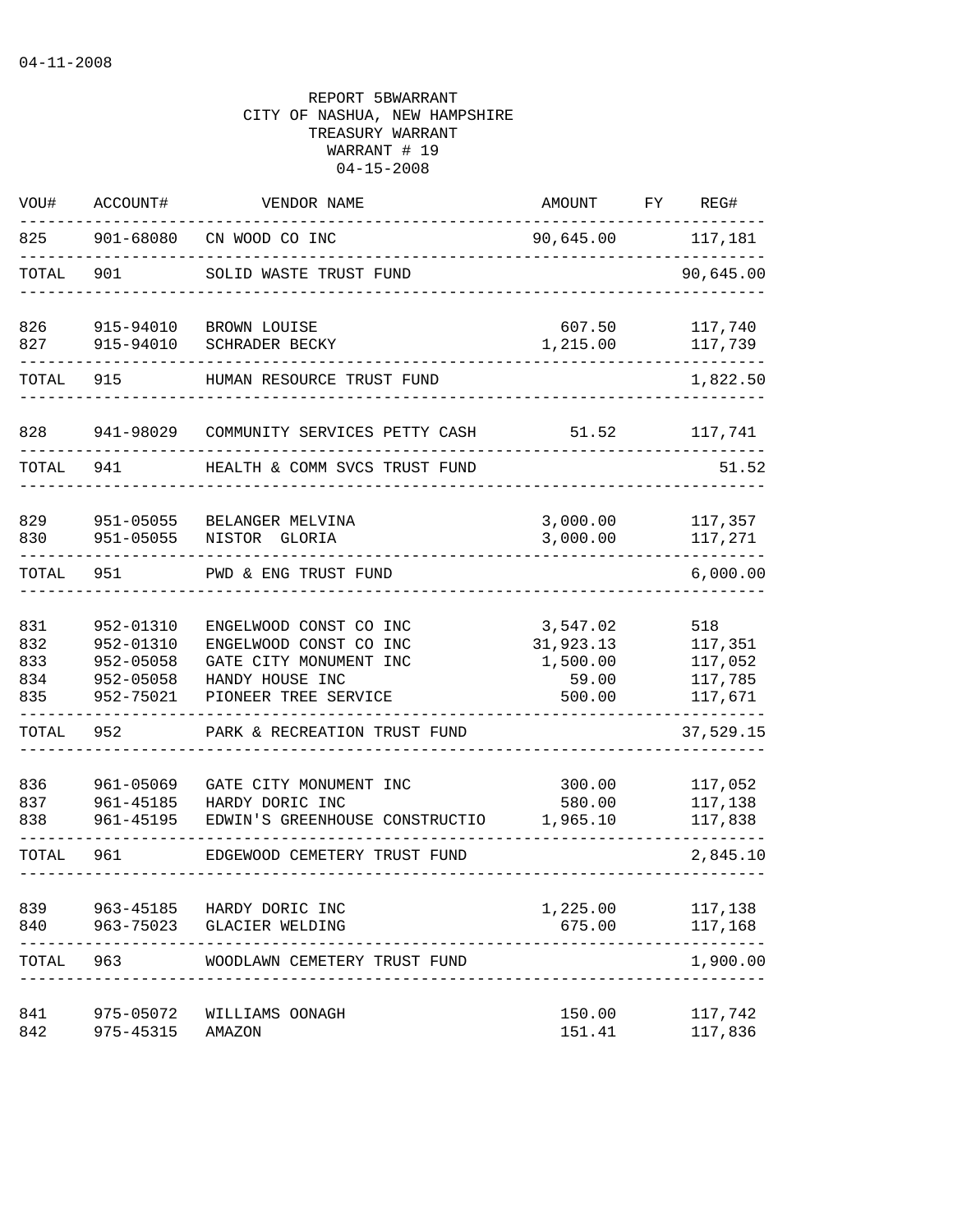04-11-2008

REPORT 5BWARRANT
CITY OF NASHUA, NEW HAMPSHIRE
TREASURY WARRANT
WARRANT # 19
04-15-2008

| VOU# | ACCOUNT# | VENDOR NAME | AMOUNT | FY | REG# |
|---|---|---|---|---|---|
| 825 | 901-68080 | CN WOOD CO INC | 90,645.00 | | 117,181 |
| TOTAL | 901 | SOLID WASTE TRUST FUND | | | 90,645.00 |
| 826 | 915-94010 | BROWN LOUISE | 607.50 | | 117,740 |
| 827 | 915-94010 | SCHRADER BECKY | 1,215.00 | | 117,739 |
| TOTAL | 915 | HUMAN RESOURCE TRUST FUND | | | 1,822.50 |
| 828 | 941-98029 | COMMUNITY SERVICES PETTY CASH | 51.52 | | 117,741 |
| TOTAL | 941 | HEALTH & COMM SVCS TRUST FUND | | | 51.52 |
| 829 | 951-05055 | BELANGER MELVINA | 3,000.00 | | 117,357 |
| 830 | 951-05055 | NISTOR GLORIA | 3,000.00 | | 117,271 |
| TOTAL | 951 | PWD & ENG TRUST FUND | | | 6,000.00 |
| 831 | 952-01310 | ENGELWOOD CONST CO INC | 3,547.02 | | 518 |
| 832 | 952-01310 | ENGELWOOD CONST CO INC | 31,923.13 | | 117,351 |
| 833 | 952-05058 | GATE CITY MONUMENT INC | 1,500.00 | | 117,052 |
| 834 | 952-05058 | HANDY HOUSE INC | 59.00 | | 117,785 |
| 835 | 952-75021 | PIONEER TREE SERVICE | 500.00 | | 117,671 |
| TOTAL | 952 | PARK & RECREATION TRUST FUND | | | 37,529.15 |
| 836 | 961-05069 | GATE CITY MONUMENT INC | 300.00 | | 117,052 |
| 837 | 961-45185 | HARDY DORIC INC | 580.00 | | 117,138 |
| 838 | 961-45195 | EDWIN'S GREENHOUSE CONSTRUCTIO | 1,965.10 | | 117,838 |
| TOTAL | 961 | EDGEWOOD CEMETERY TRUST FUND | | | 2,845.10 |
| 839 | 963-45185 | HARDY DORIC INC | 1,225.00 | | 117,138 |
| 840 | 963-75023 | GLACIER WELDING | 675.00 | | 117,168 |
| TOTAL | 963 | WOODLAWN CEMETERY TRUST FUND | | | 1,900.00 |
| 841 | 975-05072 | WILLIAMS OONAGH | 150.00 | | 117,742 |
| 842 | 975-45315 | AMAZON | 151.41 | | 117,836 |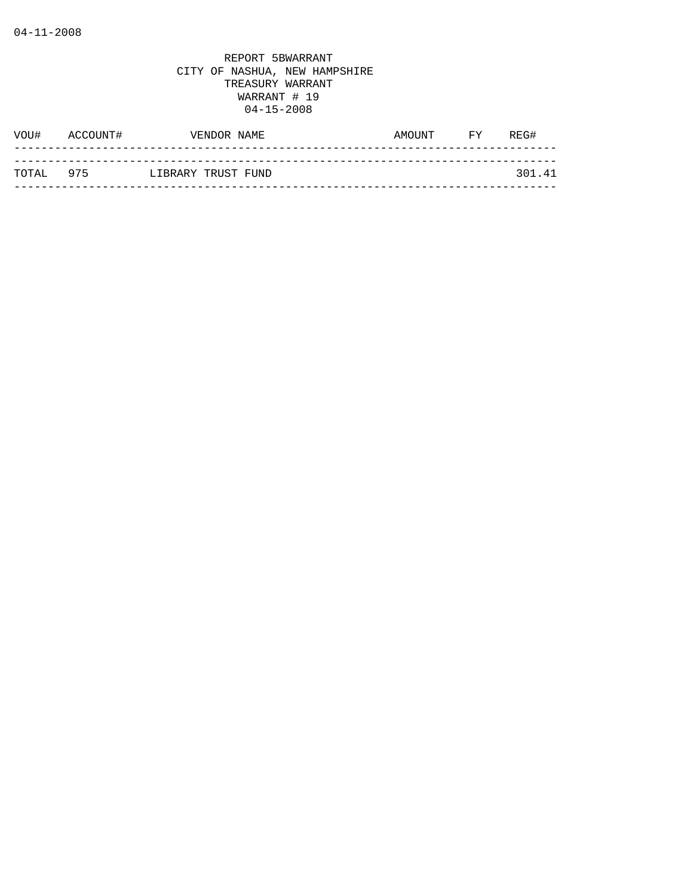04-11-2008

REPORT 5BWARRANT
CITY OF NASHUA, NEW HAMPSHIRE
TREASURY WARRANT
WARRANT # 19
04-15-2008

| VOU# | ACCOUNT# | VENDOR NAME | AMOUNT | FY | REG# |
|---|---|---|---|---|---|
| TOTAL | 975 | LIBRARY TRUST FUND | | | 301.41 |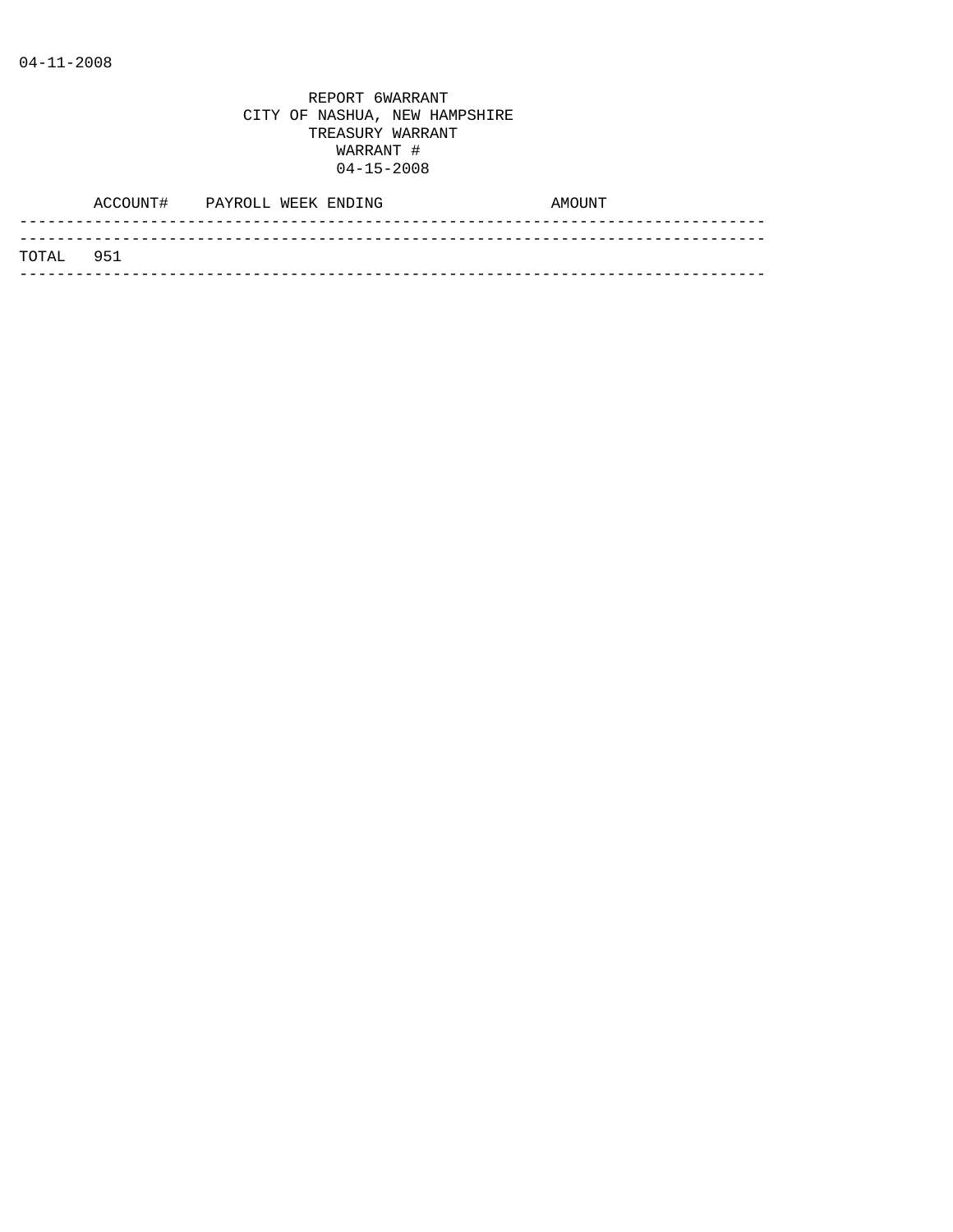04-11-2008

REPORT 6WARRANT
CITY OF NASHUA, NEW HAMPSHIRE
TREASURY WARRANT
WARRANT #
04-15-2008

| | ACCOUNT# | PAYROLL WEEK ENDING | AMOUNT |
|---|---|---|---|
| TOTAL | 951 | | |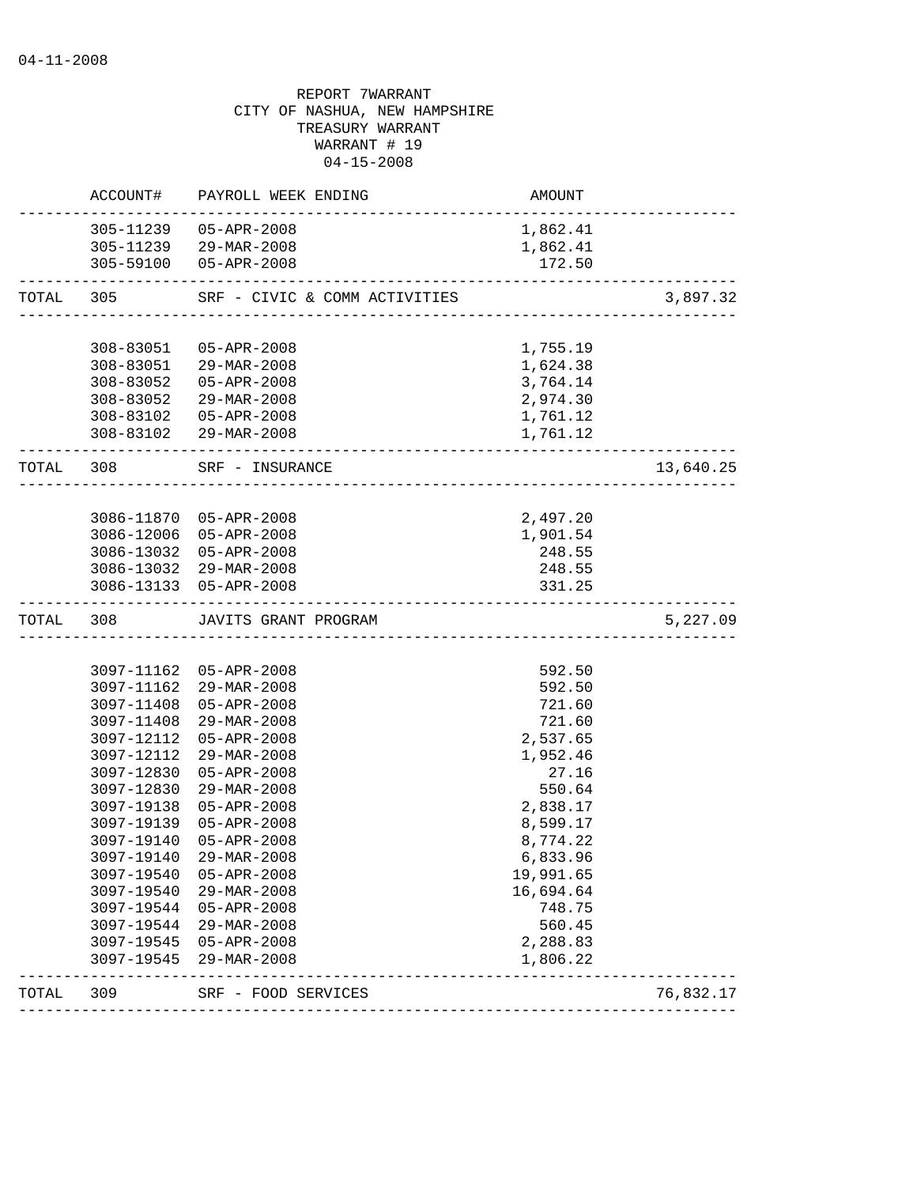04-11-2008

REPORT 7WARRANT
CITY OF NASHUA, NEW HAMPSHIRE
TREASURY WARRANT
WARRANT # 19
04-15-2008

| | ACCOUNT# | PAYROLL WEEK ENDING | AMOUNT | |
|---|---|---|---|---|
| | 305-11239 | 05-APR-2008 | 1,862.41 | |
| | 305-11239 | 29-MAR-2008 | 1,862.41 | |
| | 305-59100 | 05-APR-2008 | 172.50 | |
| TOTAL | 305 | SRF - CIVIC & COMM ACTIVITIES | | 3,897.32 |
| | 308-83051 | 05-APR-2008 | 1,755.19 | |
| | 308-83051 | 29-MAR-2008 | 1,624.38 | |
| | 308-83052 | 05-APR-2008 | 3,764.14 | |
| | 308-83052 | 29-MAR-2008 | 2,974.30 | |
| | 308-83102 | 05-APR-2008 | 1,761.12 | |
| | 308-83102 | 29-MAR-2008 | 1,761.12 | |
| TOTAL | 308 | SRF - INSURANCE | | 13,640.25 |
| | 3086-11870 | 05-APR-2008 | 2,497.20 | |
| | 3086-12006 | 05-APR-2008 | 1,901.54 | |
| | 3086-13032 | 05-APR-2008 | 248.55 | |
| | 3086-13032 | 29-MAR-2008 | 248.55 | |
| | 3086-13133 | 05-APR-2008 | 331.25 | |
| TOTAL | 308 | JAVITS GRANT PROGRAM | | 5,227.09 |
| | 3097-11162 | 05-APR-2008 | 592.50 | |
| | 3097-11162 | 29-MAR-2008 | 592.50 | |
| | 3097-11408 | 05-APR-2008 | 721.60 | |
| | 3097-11408 | 29-MAR-2008 | 721.60 | |
| | 3097-12112 | 05-APR-2008 | 2,537.65 | |
| | 3097-12112 | 29-MAR-2008 | 1,952.46 | |
| | 3097-12830 | 05-APR-2008 | 27.16 | |
| | 3097-12830 | 29-MAR-2008 | 550.64 | |
| | 3097-19138 | 05-APR-2008 | 2,838.17 | |
| | 3097-19139 | 05-APR-2008 | 8,599.17 | |
| | 3097-19140 | 05-APR-2008 | 8,774.22 | |
| | 3097-19140 | 29-MAR-2008 | 6,833.96 | |
| | 3097-19540 | 05-APR-2008 | 19,991.65 | |
| | 3097-19540 | 29-MAR-2008 | 16,694.64 | |
| | 3097-19544 | 05-APR-2008 | 748.75 | |
| | 3097-19544 | 29-MAR-2008 | 560.45 | |
| | 3097-19545 | 05-APR-2008 | 2,288.83 | |
| | 3097-19545 | 29-MAR-2008 | 1,806.22 | |
| TOTAL | 309 | SRF - FOOD SERVICES | | 76,832.17 |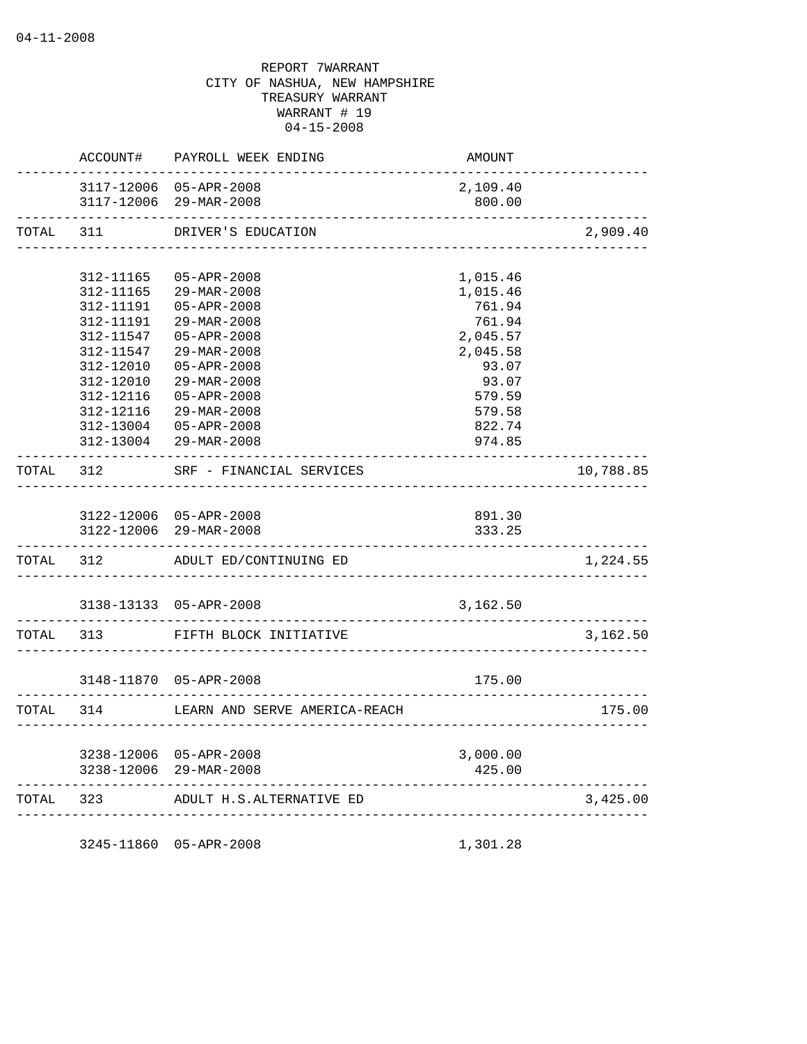04-11-2008

REPORT 7WARRANT
CITY OF NASHUA, NEW HAMPSHIRE
TREASURY WARRANT
WARRANT # 19
04-15-2008

| | ACCOUNT# | PAYROLL WEEK ENDING | AMOUNT | |
|---|---|---|---|---|
| | 3117-12006 | 05-APR-2008 | 2,109.40 | |
| | 3117-12006 | 29-MAR-2008 | 800.00 | |
| TOTAL | 311 | DRIVER'S EDUCATION | | 2,909.40 |
| | 312-11165 | 05-APR-2008 | 1,015.46 | |
| | 312-11165 | 29-MAR-2008 | 1,015.46 | |
| | 312-11191 | 05-APR-2008 | 761.94 | |
| | 312-11191 | 29-MAR-2008 | 761.94 | |
| | 312-11547 | 05-APR-2008 | 2,045.57 | |
| | 312-11547 | 29-MAR-2008 | 2,045.58 | |
| | 312-12010 | 05-APR-2008 | 93.07 | |
| | 312-12010 | 29-MAR-2008 | 93.07 | |
| | 312-12116 | 05-APR-2008 | 579.59 | |
| | 312-12116 | 29-MAR-2008 | 579.58 | |
| | 312-13004 | 05-APR-2008 | 822.74 | |
| | 312-13004 | 29-MAR-2008 | 974.85 | |
| TOTAL | 312 | SRF - FINANCIAL SERVICES | | 10,788.85 |
| | 3122-12006 | 05-APR-2008 | 891.30 | |
| | 3122-12006 | 29-MAR-2008 | 333.25 | |
| TOTAL | 312 | ADULT ED/CONTINUING ED | | 1,224.55 |
| | 3138-13133 | 05-APR-2008 | 3,162.50 | |
| TOTAL | 313 | FIFTH BLOCK INITIATIVE | | 3,162.50 |
| | 3148-11870 | 05-APR-2008 | 175.00 | |
| TOTAL | 314 | LEARN AND SERVE AMERICA-REACH | | 175.00 |
| | 3238-12006 | 05-APR-2008 | 3,000.00 | |
| | 3238-12006 | 29-MAR-2008 | 425.00 | |
| TOTAL | 323 | ADULT H.S.ALTERNATIVE ED | | 3,425.00 |
| | 3245-11860 | 05-APR-2008 | 1,301.28 | |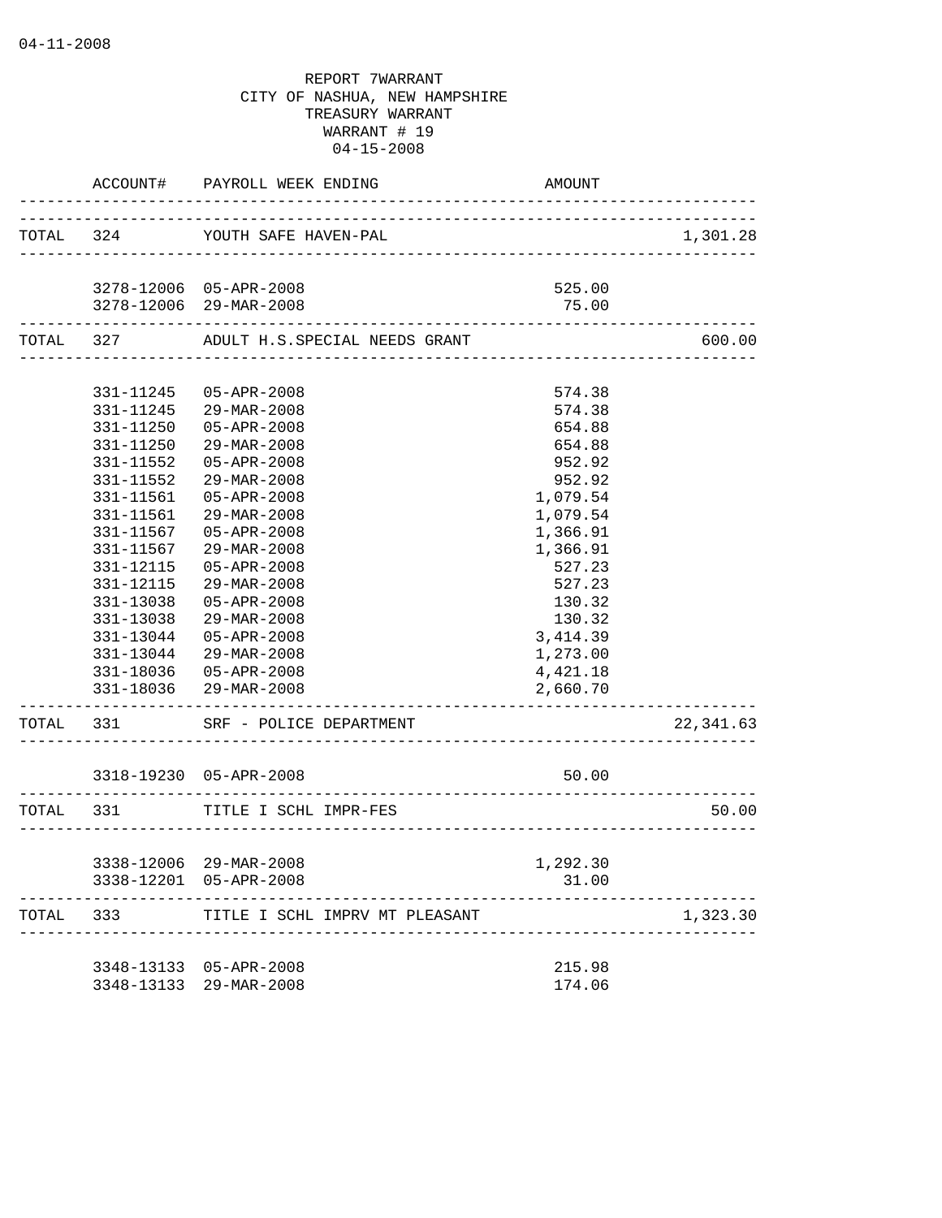04-11-2008

REPORT 7WARRANT
CITY OF NASHUA, NEW HAMPSHIRE
TREASURY WARRANT
WARRANT # 19
04-15-2008

| | ACCOUNT# | PAYROLL WEEK ENDING | AMOUNT | |
|---|---|---|---|---|
| TOTAL | 324 | YOUTH SAFE HAVEN-PAL | | 1,301.28 |
| | 3278-12006 | 05-APR-2008 | 525.00 | |
| | 3278-12006 | 29-MAR-2008 | 75.00 | |
| TOTAL | 327 | ADULT H.S.SPECIAL NEEDS GRANT | | 600.00 |
| | 331-11245 | 05-APR-2008 | 574.38 | |
| | 331-11245 | 29-MAR-2008 | 574.38 | |
| | 331-11250 | 05-APR-2008 | 654.88 | |
| | 331-11250 | 29-MAR-2008 | 654.88 | |
| | 331-11552 | 05-APR-2008 | 952.92 | |
| | 331-11552 | 29-MAR-2008 | 952.92 | |
| | 331-11561 | 05-APR-2008 | 1,079.54 | |
| | 331-11561 | 29-MAR-2008 | 1,079.54 | |
| | 331-11567 | 05-APR-2008 | 1,366.91 | |
| | 331-11567 | 29-MAR-2008 | 1,366.91 | |
| | 331-12115 | 05-APR-2008 | 527.23 | |
| | 331-12115 | 29-MAR-2008 | 527.23 | |
| | 331-13038 | 05-APR-2008 | 130.32 | |
| | 331-13038 | 29-MAR-2008 | 130.32 | |
| | 331-13044 | 05-APR-2008 | 3,414.39 | |
| | 331-13044 | 29-MAR-2008 | 1,273.00 | |
| | 331-18036 | 05-APR-2008 | 4,421.18 | |
| | 331-18036 | 29-MAR-2008 | 2,660.70 | |
| TOTAL | 331 | SRF - POLICE DEPARTMENT | | 22,341.63 |
| | 3318-19230 | 05-APR-2008 | 50.00 | |
| TOTAL | 331 | TITLE I SCHL IMPR-FES | | 50.00 |
| | 3338-12006 | 29-MAR-2008 | 1,292.30 | |
| | 3338-12201 | 05-APR-2008 | 31.00 | |
| TOTAL | 333 | TITLE I SCHL IMPRV MT PLEASANT | | 1,323.30 |
| | 3348-13133 | 05-APR-2008 | 215.98 | |
| | 3348-13133 | 29-MAR-2008 | 174.06 | |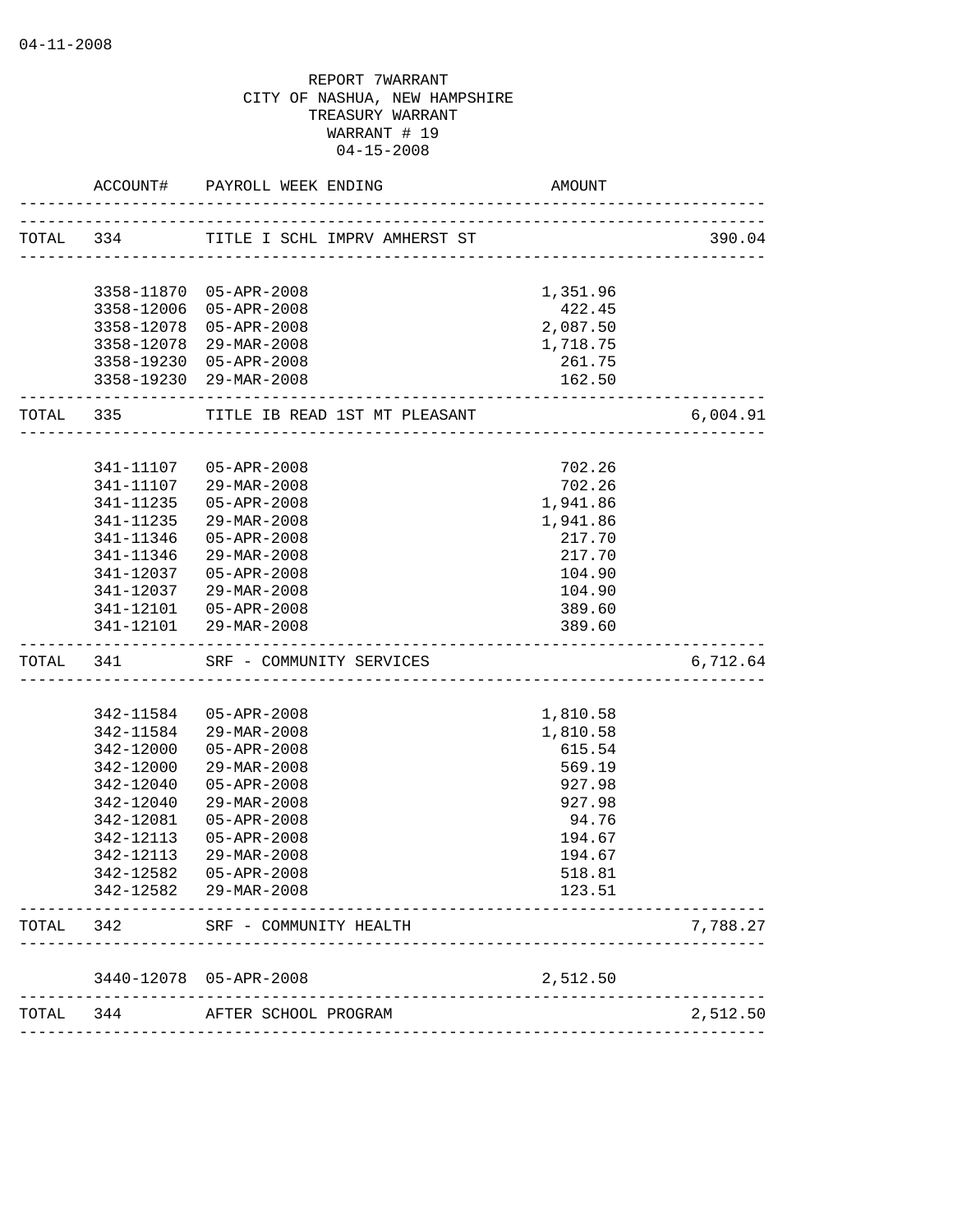04-11-2008

REPORT 7WARRANT
CITY OF NASHUA, NEW HAMPSHIRE
TREASURY WARRANT
WARRANT # 19
04-15-2008

| | ACCOUNT# | PAYROLL WEEK ENDING | AMOUNT | |
|---|---|---|---|---|
| TOTAL | 334 | TITLE I SCHL IMPRV AMHERST ST | | 390.04 |
| | 3358-11870 | 05-APR-2008 | 1,351.96 | |
| | 3358-12006 | 05-APR-2008 | 422.45 | |
| | 3358-12078 | 05-APR-2008 | 2,087.50 | |
| | 3358-12078 | 29-MAR-2008 | 1,718.75 | |
| | 3358-19230 | 05-APR-2008 | 261.75 | |
| | 3358-19230 | 29-MAR-2008 | 162.50 | |
| TOTAL | 335 | TITLE IB READ 1ST MT PLEASANT | | 6,004.91 |
| | 341-11107 | 05-APR-2008 | 702.26 | |
| | 341-11107 | 29-MAR-2008 | 702.26 | |
| | 341-11235 | 05-APR-2008 | 1,941.86 | |
| | 341-11235 | 29-MAR-2008 | 1,941.86 | |
| | 341-11346 | 05-APR-2008 | 217.70 | |
| | 341-11346 | 29-MAR-2008 | 217.70 | |
| | 341-12037 | 05-APR-2008 | 104.90 | |
| | 341-12037 | 29-MAR-2008 | 104.90 | |
| | 341-12101 | 05-APR-2008 | 389.60 | |
| | 341-12101 | 29-MAR-2008 | 389.60 | |
| TOTAL | 341 | SRF - COMMUNITY SERVICES | | 6,712.64 |
| | 342-11584 | 05-APR-2008 | 1,810.58 | |
| | 342-11584 | 29-MAR-2008 | 1,810.58 | |
| | 342-12000 | 05-APR-2008 | 615.54 | |
| | 342-12000 | 29-MAR-2008 | 569.19 | |
| | 342-12040 | 05-APR-2008 | 927.98 | |
| | 342-12040 | 29-MAR-2008 | 927.98 | |
| | 342-12081 | 05-APR-2008 | 94.76 | |
| | 342-12113 | 05-APR-2008 | 194.67 | |
| | 342-12113 | 29-MAR-2008 | 194.67 | |
| | 342-12582 | 05-APR-2008 | 518.81 | |
| | 342-12582 | 29-MAR-2008 | 123.51 | |
| TOTAL | 342 | SRF - COMMUNITY HEALTH | | 7,788.27 |
| | 3440-12078 | 05-APR-2008 | 2,512.50 | |
| TOTAL | 344 | AFTER SCHOOL PROGRAM | | 2,512.50 |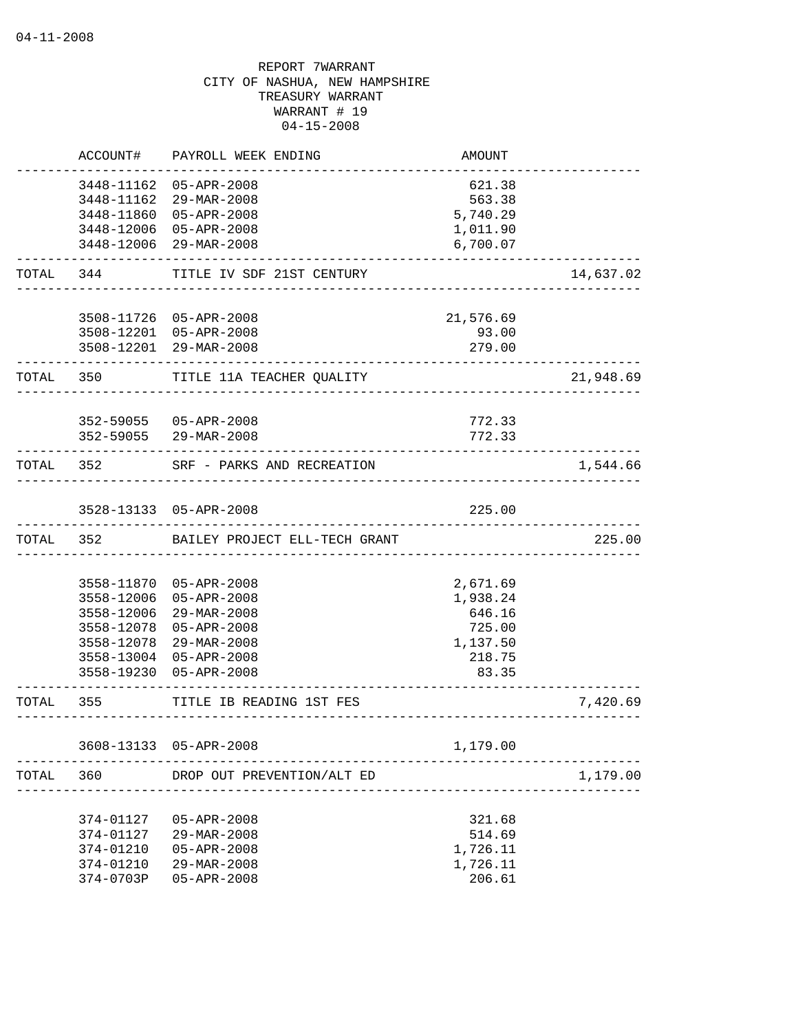04-11-2008

REPORT 7WARRANT
CITY OF NASHUA, NEW HAMPSHIRE
TREASURY WARRANT
WARRANT # 19
04-15-2008

| | ACCOUNT# | PAYROLL WEEK ENDING | AMOUNT | |
|---|---|---|---|---|
| | 3448-11162 | 05-APR-2008 | 621.38 | |
| | 3448-11162 | 29-MAR-2008 | 563.38 | |
| | 3448-11860 | 05-APR-2008 | 5,740.29 | |
| | 3448-12006 | 05-APR-2008 | 1,011.90 | |
| | 3448-12006 | 29-MAR-2008 | 6,700.07 | |
| TOTAL | 344 | TITLE IV SDF 21ST CENTURY | | 14,637.02 |
| | 3508-11726 | 05-APR-2008 | 21,576.69 | |
| | 3508-12201 | 05-APR-2008 | 93.00 | |
| | 3508-12201 | 29-MAR-2008 | 279.00 | |
| TOTAL | 350 | TITLE 11A TEACHER QUALITY | | 21,948.69 |
| | 352-59055 | 05-APR-2008 | 772.33 | |
| | 352-59055 | 29-MAR-2008 | 772.33 | |
| TOTAL | 352 | SRF - PARKS AND RECREATION | | 1,544.66 |
| | 3528-13133 | 05-APR-2008 | 225.00 | |
| TOTAL | 352 | BAILEY PROJECT ELL-TECH GRANT | | 225.00 |
| | 3558-11870 | 05-APR-2008 | 2,671.69 | |
| | 3558-12006 | 05-APR-2008 | 1,938.24 | |
| | 3558-12006 | 29-MAR-2008 | 646.16 | |
| | 3558-12078 | 05-APR-2008 | 725.00 | |
| | 3558-12078 | 29-MAR-2008 | 1,137.50 | |
| | 3558-13004 | 05-APR-2008 | 218.75 | |
| | 3558-19230 | 05-APR-2008 | 83.35 | |
| TOTAL | 355 | TITLE IB READING 1ST FES | | 7,420.69 |
| | 3608-13133 | 05-APR-2008 | 1,179.00 | |
| TOTAL | 360 | DROP OUT PREVENTION/ALT ED | | 1,179.00 |
| | 374-01127 | 05-APR-2008 | 321.68 | |
| | 374-01127 | 29-MAR-2008 | 514.69 | |
| | 374-01210 | 05-APR-2008 | 1,726.11 | |
| | 374-01210 | 29-MAR-2008 | 1,726.11 | |
| | 374-0703P | 05-APR-2008 | 206.61 | |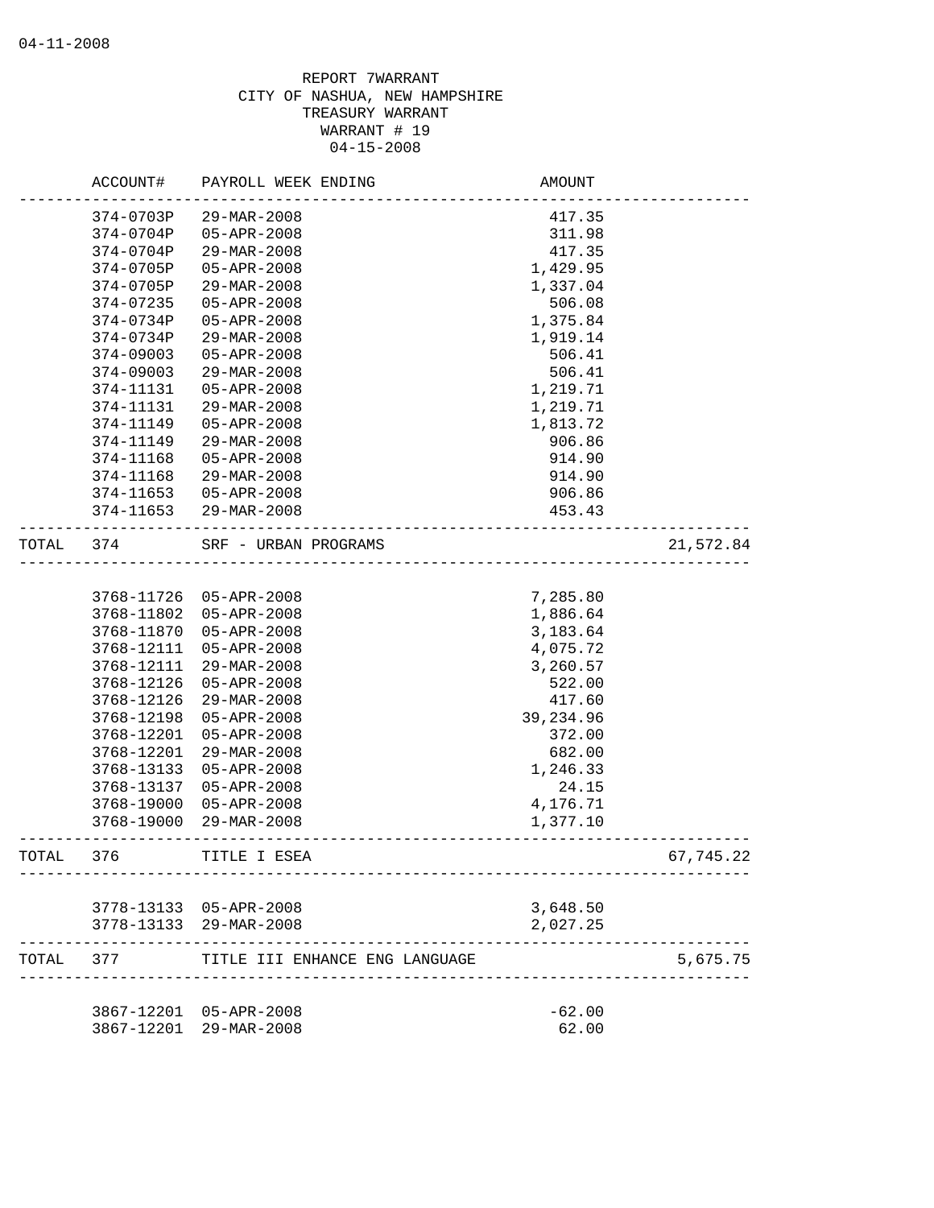04-11-2008

REPORT 7WARRANT
CITY OF NASHUA, NEW HAMPSHIRE
TREASURY WARRANT
WARRANT # 19
04-15-2008

| | ACCOUNT# | PAYROLL WEEK ENDING | AMOUNT | |
|---|---|---|---|---|
| | 374-0703P | 29-MAR-2008 | 417.35 | |
| | 374-0704P | 05-APR-2008 | 311.98 | |
| | 374-0704P | 29-MAR-2008 | 417.35 | |
| | 374-0705P | 05-APR-2008 | 1,429.95 | |
| | 374-0705P | 29-MAR-2008 | 1,337.04 | |
| | 374-07235 | 05-APR-2008 | 506.08 | |
| | 374-0734P | 05-APR-2008 | 1,375.84 | |
| | 374-0734P | 29-MAR-2008 | 1,919.14 | |
| | 374-09003 | 05-APR-2008 | 506.41 | |
| | 374-09003 | 29-MAR-2008 | 506.41 | |
| | 374-11131 | 05-APR-2008 | 1,219.71 | |
| | 374-11131 | 29-MAR-2008 | 1,219.71 | |
| | 374-11149 | 05-APR-2008 | 1,813.72 | |
| | 374-11149 | 29-MAR-2008 | 906.86 | |
| | 374-11168 | 05-APR-2008 | 914.90 | |
| | 374-11168 | 29-MAR-2008 | 914.90 | |
| | 374-11653 | 05-APR-2008 | 906.86 | |
| | 374-11653 | 29-MAR-2008 | 453.43 | |
| TOTAL | 374 | SRF - URBAN PROGRAMS | | 21,572.84 |
| | 3768-11726 | 05-APR-2008 | 7,285.80 | |
| | 3768-11802 | 05-APR-2008 | 1,886.64 | |
| | 3768-11870 | 05-APR-2008 | 3,183.64 | |
| | 3768-12111 | 05-APR-2008 | 4,075.72 | |
| | 3768-12111 | 29-MAR-2008 | 3,260.57 | |
| | 3768-12126 | 05-APR-2008 | 522.00 | |
| | 3768-12126 | 29-MAR-2008 | 417.60 | |
| | 3768-12198 | 05-APR-2008 | 39,234.96 | |
| | 3768-12201 | 05-APR-2008 | 372.00 | |
| | 3768-12201 | 29-MAR-2008 | 682.00 | |
| | 3768-13133 | 05-APR-2008 | 1,246.33 | |
| | 3768-13137 | 05-APR-2008 | 24.15 | |
| | 3768-19000 | 05-APR-2008 | 4,176.71 | |
| | 3768-19000 | 29-MAR-2008 | 1,377.10 | |
| TOTAL | 376 | TITLE I ESEA | | 67,745.22 |
| | 3778-13133 | 05-APR-2008 | 3,648.50 | |
| | 3778-13133 | 29-MAR-2008 | 2,027.25 | |
| TOTAL | 377 | TITLE III ENHANCE ENG LANGUAGE | | 5,675.75 |
| | 3867-12201 | 05-APR-2008 | -62.00 | |
| | 3867-12201 | 29-MAR-2008 | 62.00 | |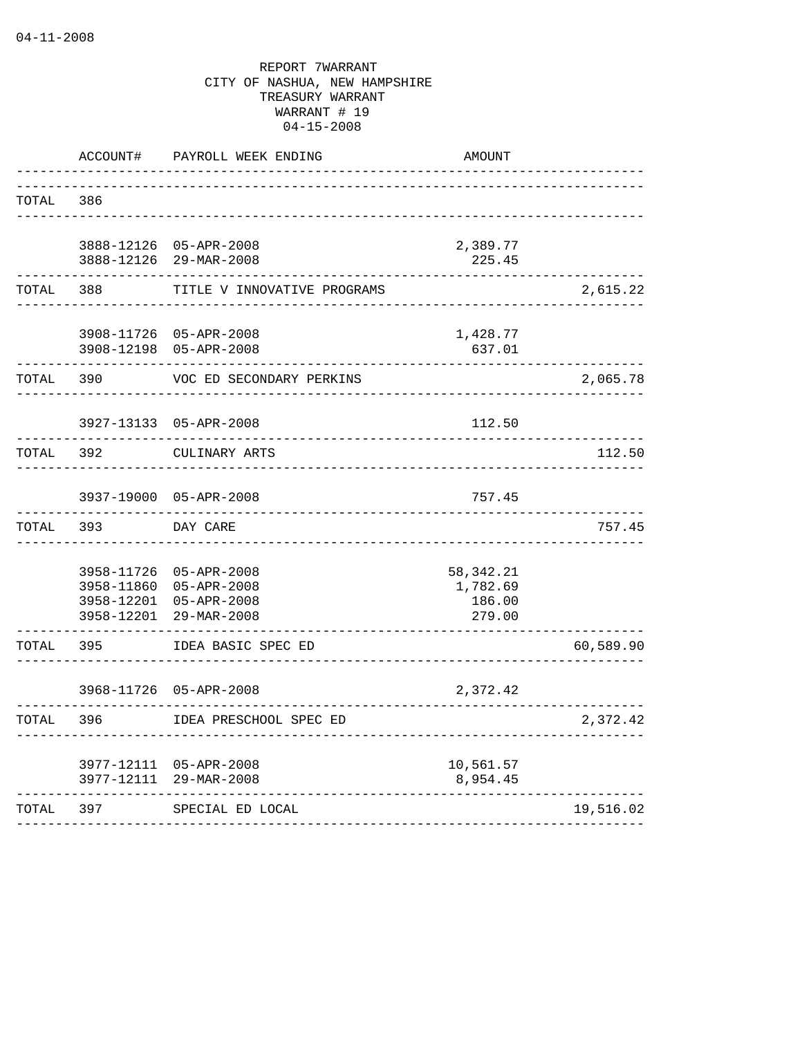04-11-2008

REPORT 7WARRANT
CITY OF NASHUA, NEW HAMPSHIRE
TREASURY WARRANT
WARRANT # 19
04-15-2008

| | ACCOUNT# | PAYROLL WEEK ENDING | AMOUNT | |
|---|---|---|---|---|
| TOTAL | 386 | | | |
| | 3888-12126 | 05-APR-2008 | 2,389.77 | |
| | 3888-12126 | 29-MAR-2008 | 225.45 | |
| TOTAL | 388 | TITLE V INNOVATIVE PROGRAMS | | 2,615.22 |
| | 3908-11726 | 05-APR-2008 | 1,428.77 | |
| | 3908-12198 | 05-APR-2008 | 637.01 | |
| TOTAL | 390 | VOC ED SECONDARY PERKINS | | 2,065.78 |
| | 3927-13133 | 05-APR-2008 | 112.50 | |
| TOTAL | 392 | CULINARY ARTS | | 112.50 |
| | 3937-19000 | 05-APR-2008 | 757.45 | |
| TOTAL | 393 | DAY CARE | | 757.45 |
| | 3958-11726 | 05-APR-2008 | 58,342.21 | |
| | 3958-11860 | 05-APR-2008 | 1,782.69 | |
| | 3958-12201 | 05-APR-2008 | 186.00 | |
| | 3958-12201 | 29-MAR-2008 | 279.00 | |
| TOTAL | 395 | IDEA BASIC SPEC ED | | 60,589.90 |
| | 3968-11726 | 05-APR-2008 | 2,372.42 | |
| TOTAL | 396 | IDEA PRESCHOOL SPEC ED | | 2,372.42 |
| | 3977-12111 | 05-APR-2008 | 10,561.57 | |
| | 3977-12111 | 29-MAR-2008 | 8,954.45 | |
| TOTAL | 397 | SPECIAL ED LOCAL | | 19,516.02 |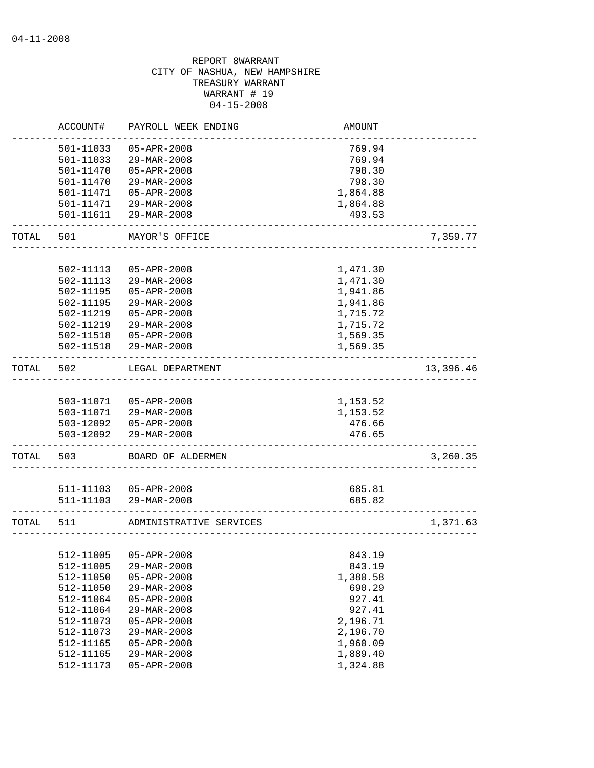04-11-2008

REPORT 8WARRANT
CITY OF NASHUA, NEW HAMPSHIRE
TREASURY WARRANT
WARRANT # 19
04-15-2008

| | ACCOUNT# | PAYROLL WEEK ENDING | AMOUNT | |
|---|---|---|---|---|
| | 501-11033 | 05-APR-2008 | 769.94 | |
| | 501-11033 | 29-MAR-2008 | 769.94 | |
| | 501-11470 | 05-APR-2008 | 798.30 | |
| | 501-11470 | 29-MAR-2008 | 798.30 | |
| | 501-11471 | 05-APR-2008 | 1,864.88 | |
| | 501-11471 | 29-MAR-2008 | 1,864.88 | |
| | 501-11611 | 29-MAR-2008 | 493.53 | |
| TOTAL | 501 | MAYOR'S OFFICE | | 7,359.77 |
| | 502-11113 | 05-APR-2008 | 1,471.30 | |
| | 502-11113 | 29-MAR-2008 | 1,471.30 | |
| | 502-11195 | 05-APR-2008 | 1,941.86 | |
| | 502-11195 | 29-MAR-2008 | 1,941.86 | |
| | 502-11219 | 05-APR-2008 | 1,715.72 | |
| | 502-11219 | 29-MAR-2008 | 1,715.72 | |
| | 502-11518 | 05-APR-2008 | 1,569.35 | |
| | 502-11518 | 29-MAR-2008 | 1,569.35 | |
| TOTAL | 502 | LEGAL DEPARTMENT | | 13,396.46 |
| | 503-11071 | 05-APR-2008 | 1,153.52 | |
| | 503-11071 | 29-MAR-2008 | 1,153.52 | |
| | 503-12092 | 05-APR-2008 | 476.66 | |
| | 503-12092 | 29-MAR-2008 | 476.65 | |
| TOTAL | 503 | BOARD OF ALDERMEN | | 3,260.35 |
| | 511-11103 | 05-APR-2008 | 685.81 | |
| | 511-11103 | 29-MAR-2008 | 685.82 | |
| TOTAL | 511 | ADMINISTRATIVE SERVICES | | 1,371.63 |
| | 512-11005 | 05-APR-2008 | 843.19 | |
| | 512-11005 | 29-MAR-2008 | 843.19 | |
| | 512-11050 | 05-APR-2008 | 1,380.58 | |
| | 512-11050 | 29-MAR-2008 | 690.29 | |
| | 512-11064 | 05-APR-2008 | 927.41 | |
| | 512-11064 | 29-MAR-2008 | 927.41 | |
| | 512-11073 | 05-APR-2008 | 2,196.71 | |
| | 512-11073 | 29-MAR-2008 | 2,196.70 | |
| | 512-11165 | 05-APR-2008 | 1,960.09 | |
| | 512-11165 | 29-MAR-2008 | 1,889.40 | |
| | 512-11173 | 05-APR-2008 | 1,324.88 | |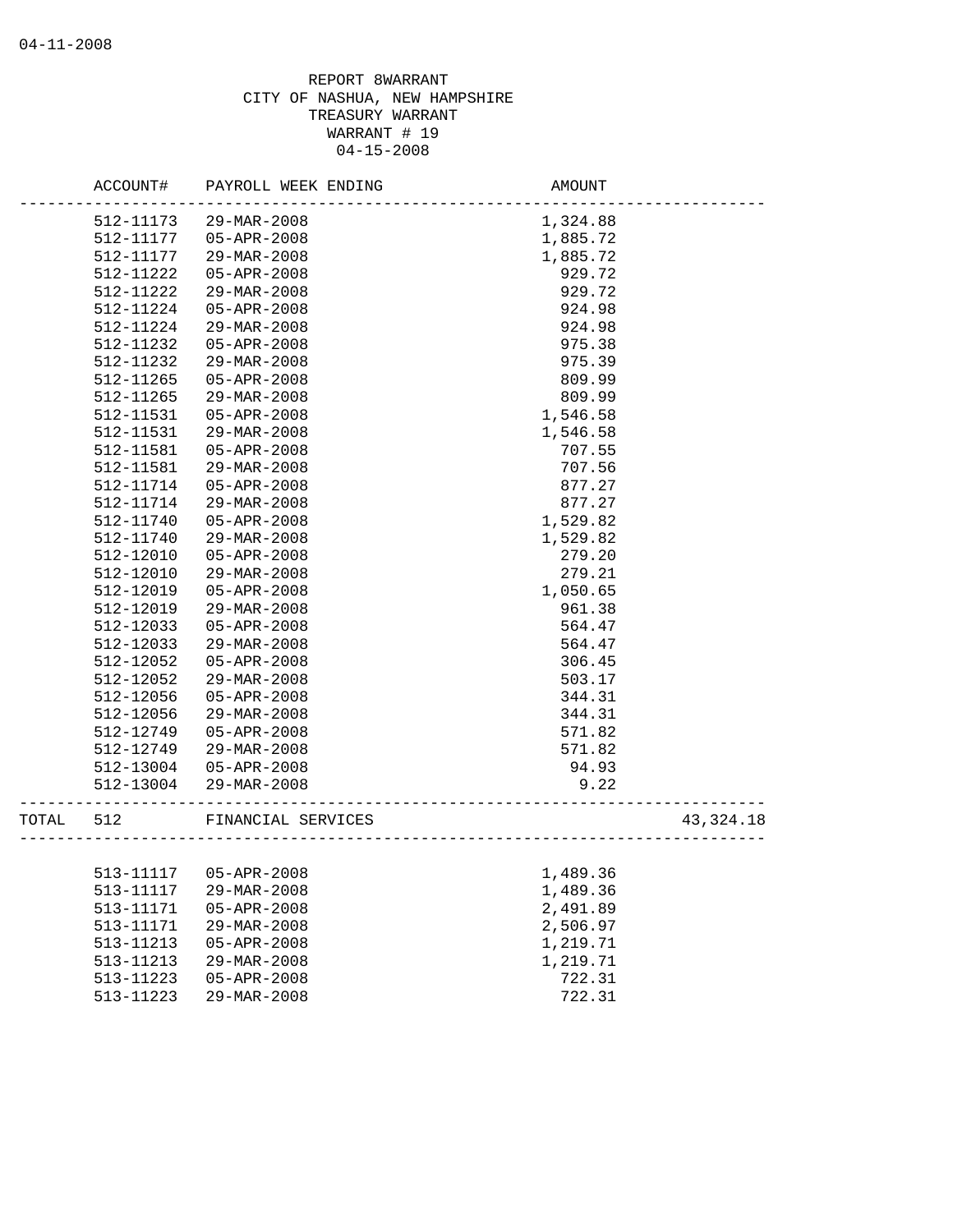REPORT 8WARRANT
CITY OF NASHUA, NEW HAMPSHIRE
TREASURY WARRANT
WARRANT # 19
04-15-2008

| ACCOUNT# | PAYROLL WEEK ENDING | AMOUNT | |
|---|---|---|---|
| 512-11173 | 29-MAR-2008 | 1,324.88 | |
| 512-11177 | 05-APR-2008 | 1,885.72 | |
| 512-11177 | 29-MAR-2008 | 1,885.72 | |
| 512-11222 | 05-APR-2008 | 929.72 | |
| 512-11222 | 29-MAR-2008 | 929.72 | |
| 512-11224 | 05-APR-2008 | 924.98 | |
| 512-11224 | 29-MAR-2008 | 924.98 | |
| 512-11232 | 05-APR-2008 | 975.38 | |
| 512-11232 | 29-MAR-2008 | 975.39 | |
| 512-11265 | 05-APR-2008 | 809.99 | |
| 512-11265 | 29-MAR-2008 | 809.99 | |
| 512-11531 | 05-APR-2008 | 1,546.58 | |
| 512-11531 | 29-MAR-2008 | 1,546.58 | |
| 512-11581 | 05-APR-2008 | 707.55 | |
| 512-11581 | 29-MAR-2008 | 707.56 | |
| 512-11714 | 05-APR-2008 | 877.27 | |
| 512-11714 | 29-MAR-2008 | 877.27 | |
| 512-11740 | 05-APR-2008 | 1,529.82 | |
| 512-11740 | 29-MAR-2008 | 1,529.82 | |
| 512-12010 | 05-APR-2008 | 279.20 | |
| 512-12010 | 29-MAR-2008 | 279.21 | |
| 512-12019 | 05-APR-2008 | 1,050.65 | |
| 512-12019 | 29-MAR-2008 | 961.38 | |
| 512-12033 | 05-APR-2008 | 564.47 | |
| 512-12033 | 29-MAR-2008 | 564.47 | |
| 512-12052 | 05-APR-2008 | 306.45 | |
| 512-12052 | 29-MAR-2008 | 503.17 | |
| 512-12056 | 05-APR-2008 | 344.31 | |
| 512-12056 | 29-MAR-2008 | 344.31 | |
| 512-12749 | 05-APR-2008 | 571.82 | |
| 512-12749 | 29-MAR-2008 | 571.82 | |
| 512-13004 | 05-APR-2008 | 94.93 | |
| 512-13004 | 29-MAR-2008 | 9.22 | |
| TOTAL 512 | FINANCIAL SERVICES | | 43,324.18 |
| 513-11117 | 05-APR-2008 | 1,489.36 | |
| 513-11117 | 29-MAR-2008 | 1,489.36 | |
| 513-11171 | 05-APR-2008 | 2,491.89 | |
| 513-11171 | 29-MAR-2008 | 2,506.97 | |
| 513-11213 | 05-APR-2008 | 1,219.71 | |
| 513-11213 | 29-MAR-2008 | 1,219.71 | |
| 513-11223 | 05-APR-2008 | 722.31 | |
| 513-11223 | 29-MAR-2008 | 722.31 | |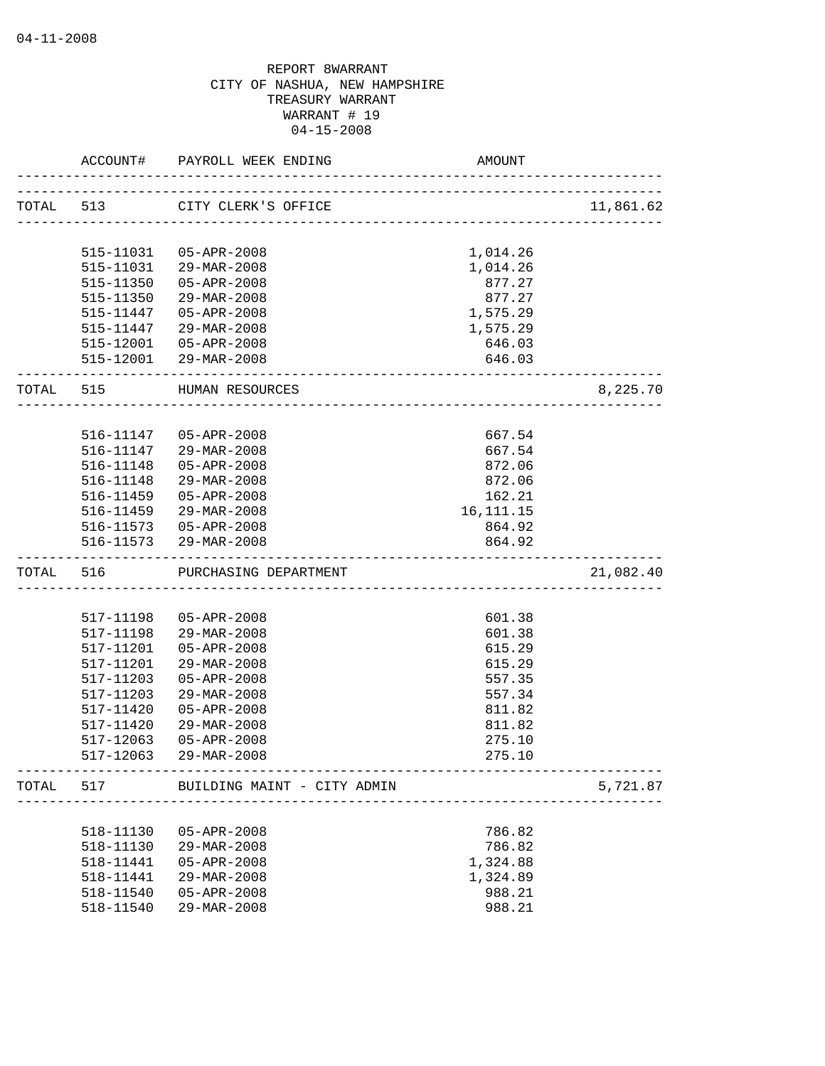04-11-2008

REPORT 8WARRANT
CITY OF NASHUA, NEW HAMPSHIRE
TREASURY WARRANT
WARRANT # 19
04-15-2008

| | ACCOUNT# | PAYROLL WEEK ENDING | AMOUNT | |
|---|---|---|---|---|
| TOTAL | 513 | CITY CLERK'S OFFICE | | 11,861.62 |
| | 515-11031 | 05-APR-2008 | 1,014.26 | |
| | 515-11031 | 29-MAR-2008 | 1,014.26 | |
| | 515-11350 | 05-APR-2008 | 877.27 | |
| | 515-11350 | 29-MAR-2008 | 877.27 | |
| | 515-11447 | 05-APR-2008 | 1,575.29 | |
| | 515-11447 | 29-MAR-2008 | 1,575.29 | |
| | 515-12001 | 05-APR-2008 | 646.03 | |
| | 515-12001 | 29-MAR-2008 | 646.03 | |
| TOTAL | 515 | HUMAN RESOURCES | | 8,225.70 |
| | 516-11147 | 05-APR-2008 | 667.54 | |
| | 516-11147 | 29-MAR-2008 | 667.54 | |
| | 516-11148 | 05-APR-2008 | 872.06 | |
| | 516-11148 | 29-MAR-2008 | 872.06 | |
| | 516-11459 | 05-APR-2008 | 162.21 | |
| | 516-11459 | 29-MAR-2008 | 16,111.15 | |
| | 516-11573 | 05-APR-2008 | 864.92 | |
| | 516-11573 | 29-MAR-2008 | 864.92 | |
| TOTAL | 516 | PURCHASING DEPARTMENT | | 21,082.40 |
| | 517-11198 | 05-APR-2008 | 601.38 | |
| | 517-11198 | 29-MAR-2008 | 601.38 | |
| | 517-11201 | 05-APR-2008 | 615.29 | |
| | 517-11201 | 29-MAR-2008 | 615.29 | |
| | 517-11203 | 05-APR-2008 | 557.35 | |
| | 517-11203 | 29-MAR-2008 | 557.34 | |
| | 517-11420 | 05-APR-2008 | 811.82 | |
| | 517-11420 | 29-MAR-2008 | 811.82 | |
| | 517-12063 | 05-APR-2008 | 275.10 | |
| | 517-12063 | 29-MAR-2008 | 275.10 | |
| TOTAL | 517 | BUILDING MAINT - CITY ADMIN | | 5,721.87 |
| | 518-11130 | 05-APR-2008 | 786.82 | |
| | 518-11130 | 29-MAR-2008 | 786.82 | |
| | 518-11441 | 05-APR-2008 | 1,324.88 | |
| | 518-11441 | 29-MAR-2008 | 1,324.89 | |
| | 518-11540 | 05-APR-2008 | 988.21 | |
| | 518-11540 | 29-MAR-2008 | 988.21 | |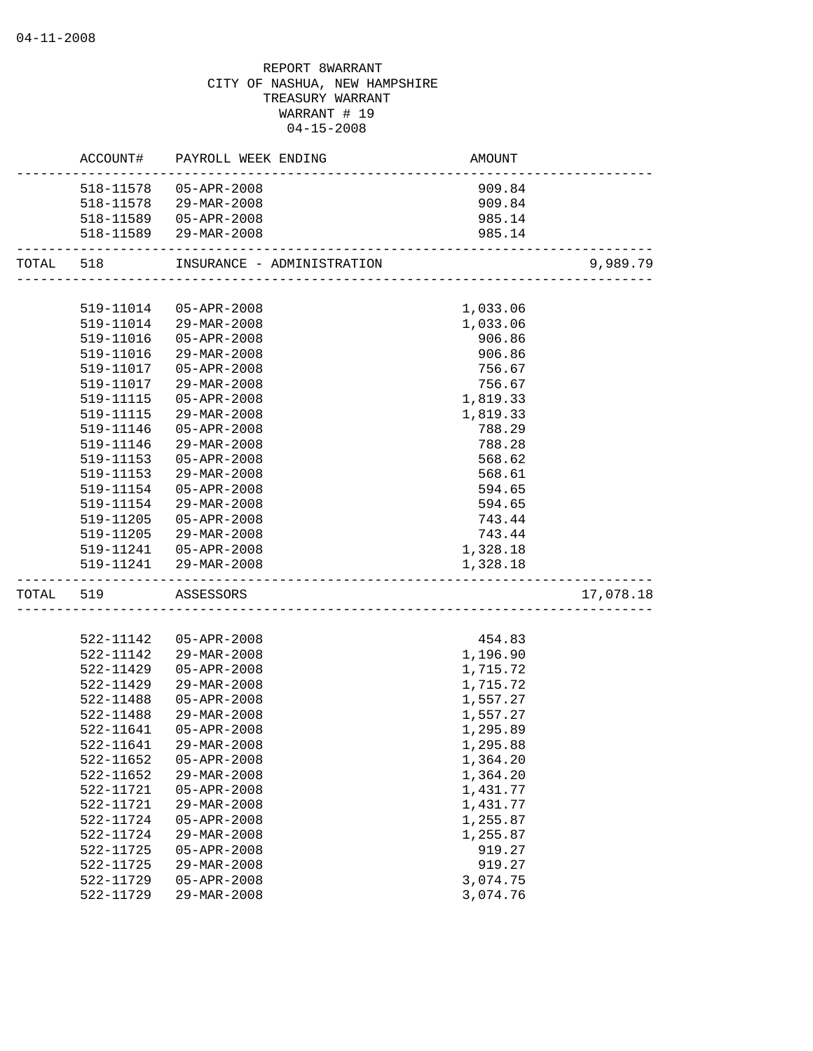04-11-2008

REPORT 8WARRANT
CITY OF NASHUA, NEW HAMPSHIRE
TREASURY WARRANT
WARRANT # 19
04-15-2008

| | ACCOUNT# | PAYROLL WEEK ENDING | AMOUNT | |
|---|---|---|---|---|
| | 518-11578 | 05-APR-2008 | 909.84 | |
| | 518-11578 | 29-MAR-2008 | 909.84 | |
| | 518-11589 | 05-APR-2008 | 985.14 | |
| | 518-11589 | 29-MAR-2008 | 985.14 | |
| TOTAL | 518 | INSURANCE - ADMINISTRATION | | 9,989.79 |
| | 519-11014 | 05-APR-2008 | 1,033.06 | |
| | 519-11014 | 29-MAR-2008 | 1,033.06 | |
| | 519-11016 | 05-APR-2008 | 906.86 | |
| | 519-11016 | 29-MAR-2008 | 906.86 | |
| | 519-11017 | 05-APR-2008 | 756.67 | |
| | 519-11017 | 29-MAR-2008 | 756.67 | |
| | 519-11115 | 05-APR-2008 | 1,819.33 | |
| | 519-11115 | 29-MAR-2008 | 1,819.33 | |
| | 519-11146 | 05-APR-2008 | 788.29 | |
| | 519-11146 | 29-MAR-2008 | 788.28 | |
| | 519-11153 | 05-APR-2008 | 568.62 | |
| | 519-11153 | 29-MAR-2008 | 568.61 | |
| | 519-11154 | 05-APR-2008 | 594.65 | |
| | 519-11154 | 29-MAR-2008 | 594.65 | |
| | 519-11205 | 05-APR-2008 | 743.44 | |
| | 519-11205 | 29-MAR-2008 | 743.44 | |
| | 519-11241 | 05-APR-2008 | 1,328.18 | |
| | 519-11241 | 29-MAR-2008 | 1,328.18 | |
| TOTAL | 519 | ASSESSORS | | 17,078.18 |
| | 522-11142 | 05-APR-2008 | 454.83 | |
| | 522-11142 | 29-MAR-2008 | 1,196.90 | |
| | 522-11429 | 05-APR-2008 | 1,715.72 | |
| | 522-11429 | 29-MAR-2008 | 1,715.72 | |
| | 522-11488 | 05-APR-2008 | 1,557.27 | |
| | 522-11488 | 29-MAR-2008 | 1,557.27 | |
| | 522-11641 | 05-APR-2008 | 1,295.89 | |
| | 522-11641 | 29-MAR-2008 | 1,295.88 | |
| | 522-11652 | 05-APR-2008 | 1,364.20 | |
| | 522-11652 | 29-MAR-2008 | 1,364.20 | |
| | 522-11721 | 05-APR-2008 | 1,431.77 | |
| | 522-11721 | 29-MAR-2008 | 1,431.77 | |
| | 522-11724 | 05-APR-2008 | 1,255.87 | |
| | 522-11724 | 29-MAR-2008 | 1,255.87 | |
| | 522-11725 | 05-APR-2008 | 919.27 | |
| | 522-11725 | 29-MAR-2008 | 919.27 | |
| | 522-11729 | 05-APR-2008 | 3,074.75 | |
| | 522-11729 | 29-MAR-2008 | 3,074.76 | |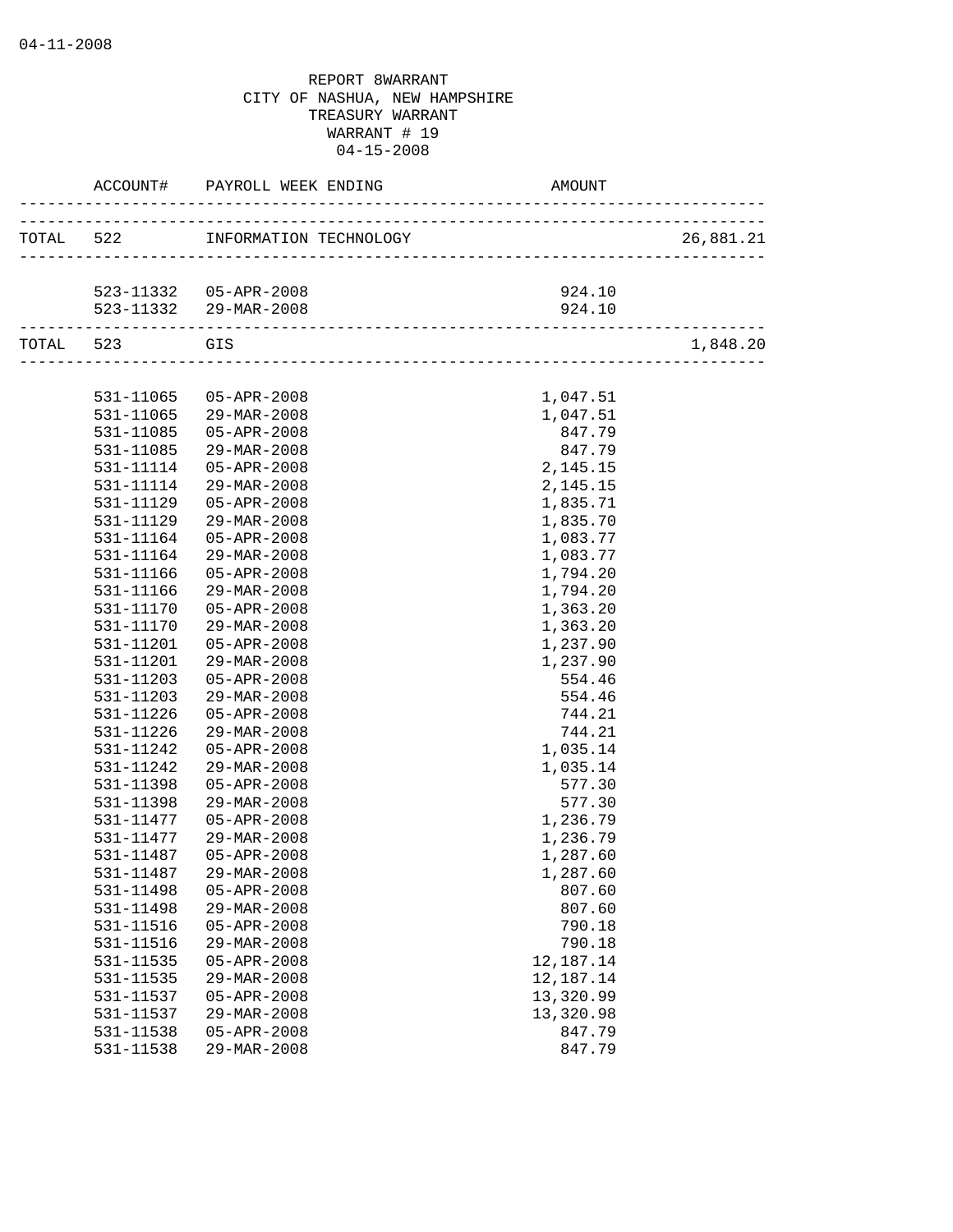04-11-2008

REPORT 8WARRANT
CITY OF NASHUA, NEW HAMPSHIRE
TREASURY WARRANT
WARRANT # 19
04-15-2008

| | ACCOUNT# | PAYROLL WEEK ENDING | AMOUNT | |
|---|---|---|---|---|
| TOTAL | 522 | INFORMATION TECHNOLOGY | | 26,881.21 |
| | 523-11332 | 05-APR-2008 | 924.10 | |
| | 523-11332 | 29-MAR-2008 | 924.10 | |
| TOTAL | 523 | GIS | | 1,848.20 |
| | 531-11065 | 05-APR-2008 | 1,047.51 | |
| | 531-11065 | 29-MAR-2008 | 1,047.51 | |
| | 531-11085 | 05-APR-2008 | 847.79 | |
| | 531-11085 | 29-MAR-2008 | 847.79 | |
| | 531-11114 | 05-APR-2008 | 2,145.15 | |
| | 531-11114 | 29-MAR-2008 | 2,145.15 | |
| | 531-11129 | 05-APR-2008 | 1,835.71 | |
| | 531-11129 | 29-MAR-2008 | 1,835.70 | |
| | 531-11164 | 05-APR-2008 | 1,083.77 | |
| | 531-11164 | 29-MAR-2008 | 1,083.77 | |
| | 531-11166 | 05-APR-2008 | 1,794.20 | |
| | 531-11166 | 29-MAR-2008 | 1,794.20 | |
| | 531-11170 | 05-APR-2008 | 1,363.20 | |
| | 531-11170 | 29-MAR-2008 | 1,363.20 | |
| | 531-11201 | 05-APR-2008 | 1,237.90 | |
| | 531-11201 | 29-MAR-2008 | 1,237.90 | |
| | 531-11203 | 05-APR-2008 | 554.46 | |
| | 531-11203 | 29-MAR-2008 | 554.46 | |
| | 531-11226 | 05-APR-2008 | 744.21 | |
| | 531-11226 | 29-MAR-2008 | 744.21 | |
| | 531-11242 | 05-APR-2008 | 1,035.14 | |
| | 531-11242 | 29-MAR-2008 | 1,035.14 | |
| | 531-11398 | 05-APR-2008 | 577.30 | |
| | 531-11398 | 29-MAR-2008 | 577.30 | |
| | 531-11477 | 05-APR-2008 | 1,236.79 | |
| | 531-11477 | 29-MAR-2008 | 1,236.79 | |
| | 531-11487 | 05-APR-2008 | 1,287.60 | |
| | 531-11487 | 29-MAR-2008 | 1,287.60 | |
| | 531-11498 | 05-APR-2008 | 807.60 | |
| | 531-11498 | 29-MAR-2008 | 807.60 | |
| | 531-11516 | 05-APR-2008 | 790.18 | |
| | 531-11516 | 29-MAR-2008 | 790.18 | |
| | 531-11535 | 05-APR-2008 | 12,187.14 | |
| | 531-11535 | 29-MAR-2008 | 12,187.14 | |
| | 531-11537 | 05-APR-2008 | 13,320.99 | |
| | 531-11537 | 29-MAR-2008 | 13,320.98 | |
| | 531-11538 | 05-APR-2008 | 847.79 | |
| | 531-11538 | 29-MAR-2008 | 847.79 | |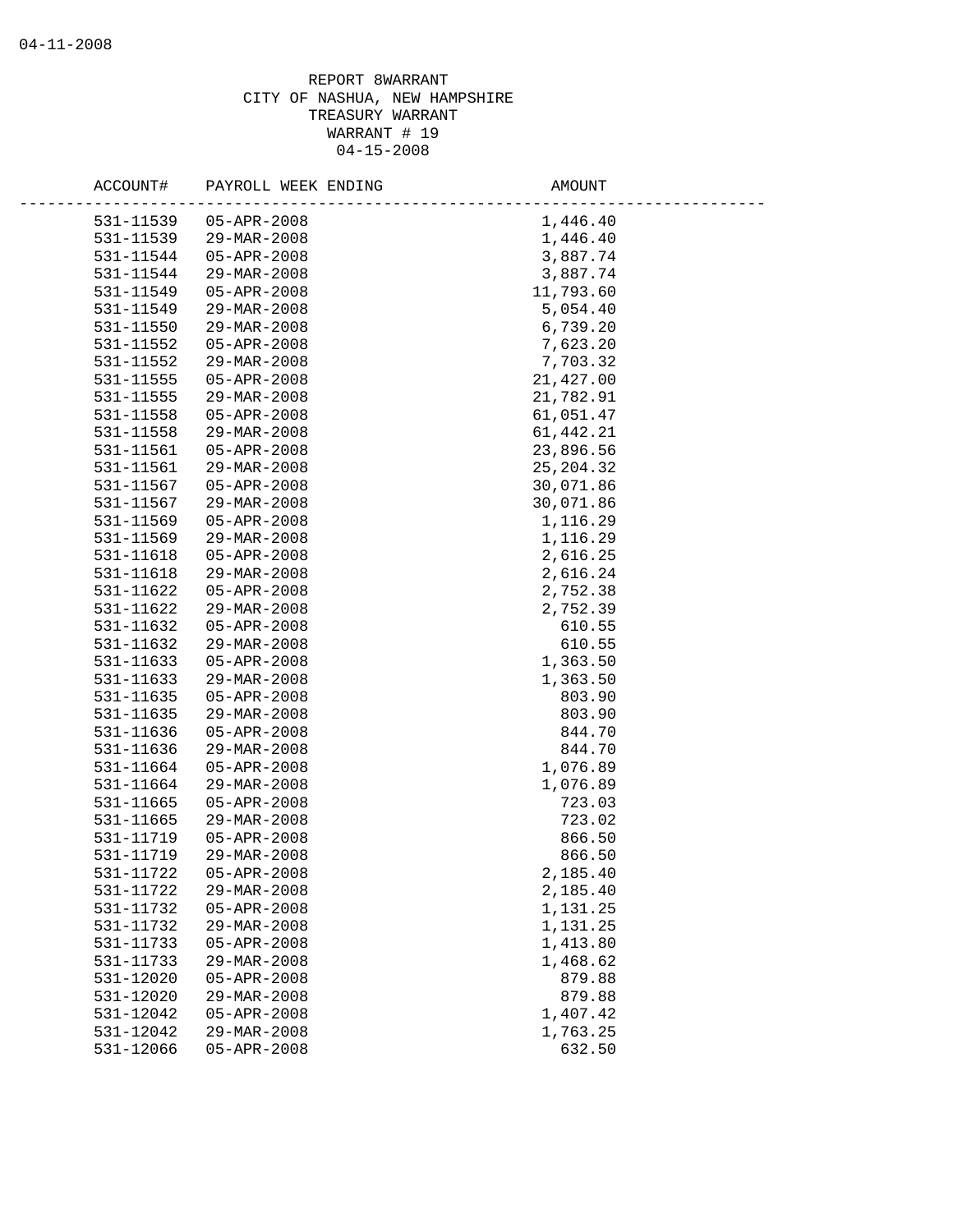REPORT 8WARRANT
CITY OF NASHUA, NEW HAMPSHIRE
TREASURY WARRANT
WARRANT # 19
04-15-2008

| ACCOUNT# | PAYROLL WEEK ENDING | AMOUNT |
|---|---|---|
| 531-11539 | 05-APR-2008 | 1,446.40 |
| 531-11539 | 29-MAR-2008 | 1,446.40 |
| 531-11544 | 05-APR-2008 | 3,887.74 |
| 531-11544 | 29-MAR-2008 | 3,887.74 |
| 531-11549 | 05-APR-2008 | 11,793.60 |
| 531-11549 | 29-MAR-2008 | 5,054.40 |
| 531-11550 | 29-MAR-2008 | 6,739.20 |
| 531-11552 | 05-APR-2008 | 7,623.20 |
| 531-11552 | 29-MAR-2008 | 7,703.32 |
| 531-11555 | 05-APR-2008 | 21,427.00 |
| 531-11555 | 29-MAR-2008 | 21,782.91 |
| 531-11558 | 05-APR-2008 | 61,051.47 |
| 531-11558 | 29-MAR-2008 | 61,442.21 |
| 531-11561 | 05-APR-2008 | 23,896.56 |
| 531-11561 | 29-MAR-2008 | 25,204.32 |
| 531-11567 | 05-APR-2008 | 30,071.86 |
| 531-11567 | 29-MAR-2008 | 30,071.86 |
| 531-11569 | 05-APR-2008 | 1,116.29 |
| 531-11569 | 29-MAR-2008 | 1,116.29 |
| 531-11618 | 05-APR-2008 | 2,616.25 |
| 531-11618 | 29-MAR-2008 | 2,616.24 |
| 531-11622 | 05-APR-2008 | 2,752.38 |
| 531-11622 | 29-MAR-2008 | 2,752.39 |
| 531-11632 | 05-APR-2008 | 610.55 |
| 531-11632 | 29-MAR-2008 | 610.55 |
| 531-11633 | 05-APR-2008 | 1,363.50 |
| 531-11633 | 29-MAR-2008 | 1,363.50 |
| 531-11635 | 05-APR-2008 | 803.90 |
| 531-11635 | 29-MAR-2008 | 803.90 |
| 531-11636 | 05-APR-2008 | 844.70 |
| 531-11636 | 29-MAR-2008 | 844.70 |
| 531-11664 | 05-APR-2008 | 1,076.89 |
| 531-11664 | 29-MAR-2008 | 1,076.89 |
| 531-11665 | 05-APR-2008 | 723.03 |
| 531-11665 | 29-MAR-2008 | 723.02 |
| 531-11719 | 05-APR-2008 | 866.50 |
| 531-11719 | 29-MAR-2008 | 866.50 |
| 531-11722 | 05-APR-2008 | 2,185.40 |
| 531-11722 | 29-MAR-2008 | 2,185.40 |
| 531-11732 | 05-APR-2008 | 1,131.25 |
| 531-11732 | 29-MAR-2008 | 1,131.25 |
| 531-11733 | 05-APR-2008 | 1,413.80 |
| 531-11733 | 29-MAR-2008 | 1,468.62 |
| 531-12020 | 05-APR-2008 | 879.88 |
| 531-12020 | 29-MAR-2008 | 879.88 |
| 531-12042 | 05-APR-2008 | 1,407.42 |
| 531-12042 | 29-MAR-2008 | 1,763.25 |
| 531-12066 | 05-APR-2008 | 632.50 |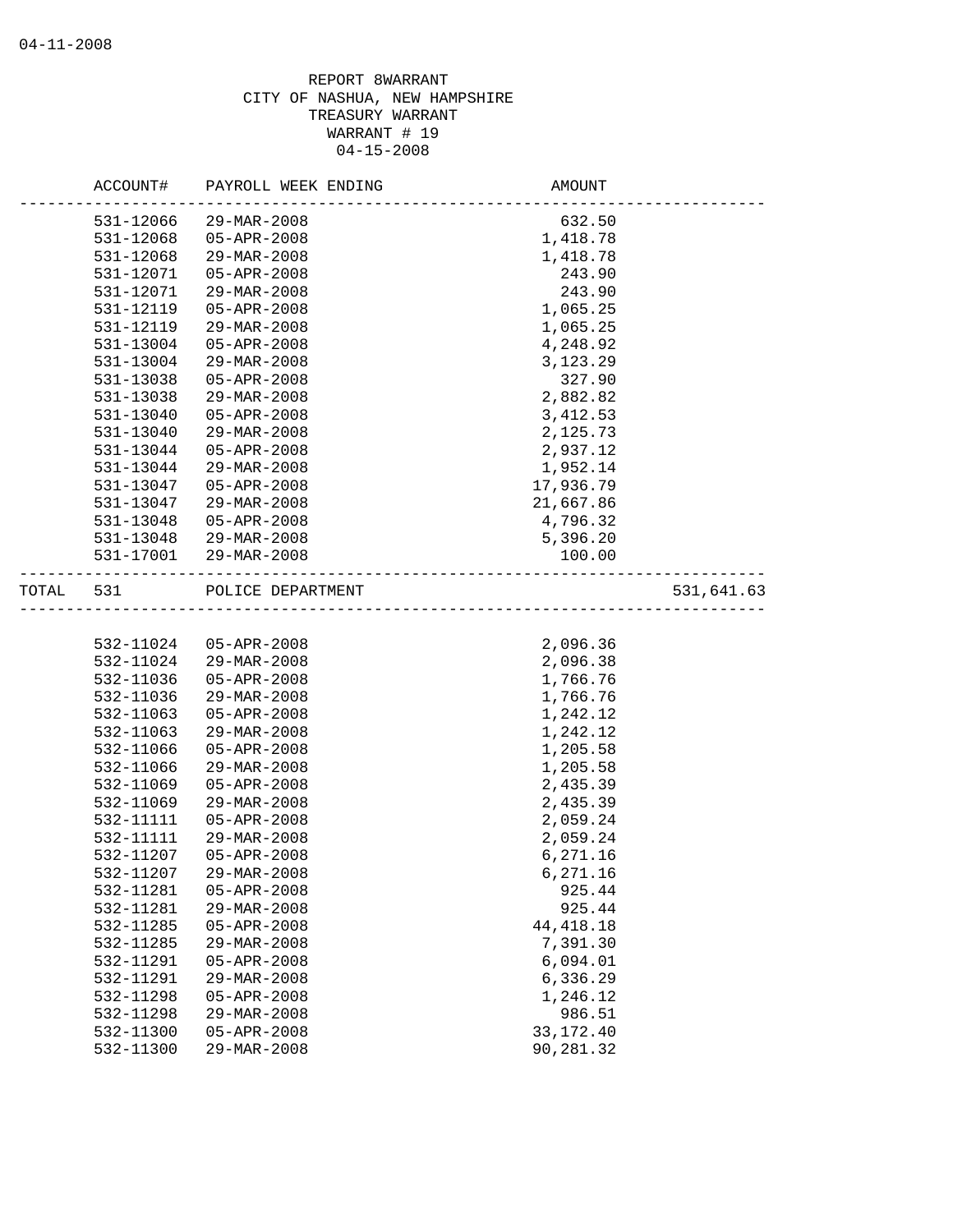REPORT 8WARRANT
CITY OF NASHUA, NEW HAMPSHIRE
TREASURY WARRANT
WARRANT # 19
04-15-2008

| ACCOUNT# | PAYROLL WEEK ENDING | AMOUNT | |
|---|---|---|---|
| 531-12066 | 29-MAR-2008 | 632.50 | |
| 531-12068 | 05-APR-2008 | 1,418.78 | |
| 531-12068 | 29-MAR-2008 | 1,418.78 | |
| 531-12071 | 05-APR-2008 | 243.90 | |
| 531-12071 | 29-MAR-2008 | 243.90 | |
| 531-12119 | 05-APR-2008 | 1,065.25 | |
| 531-12119 | 29-MAR-2008 | 1,065.25 | |
| 531-13004 | 05-APR-2008 | 4,248.92 | |
| 531-13004 | 29-MAR-2008 | 3,123.29 | |
| 531-13038 | 05-APR-2008 | 327.90 | |
| 531-13038 | 29-MAR-2008 | 2,882.82 | |
| 531-13040 | 05-APR-2008 | 3,412.53 | |
| 531-13040 | 29-MAR-2008 | 2,125.73 | |
| 531-13044 | 05-APR-2008 | 2,937.12 | |
| 531-13044 | 29-MAR-2008 | 1,952.14 | |
| 531-13047 | 05-APR-2008 | 17,936.79 | |
| 531-13047 | 29-MAR-2008 | 21,667.86 | |
| 531-13048 | 05-APR-2008 | 4,796.32 | |
| 531-13048 | 29-MAR-2008 | 5,396.20 | |
| 531-17001 | 29-MAR-2008 | 100.00 | |
| TOTAL 531 | POLICE DEPARTMENT | | 531,641.63 |
| 532-11024 | 05-APR-2008 | 2,096.36 | |
| 532-11024 | 29-MAR-2008 | 2,096.38 | |
| 532-11036 | 05-APR-2008 | 1,766.76 | |
| 532-11036 | 29-MAR-2008 | 1,766.76 | |
| 532-11063 | 05-APR-2008 | 1,242.12 | |
| 532-11063 | 29-MAR-2008 | 1,242.12 | |
| 532-11066 | 05-APR-2008 | 1,205.58 | |
| 532-11066 | 29-MAR-2008 | 1,205.58 | |
| 532-11069 | 05-APR-2008 | 2,435.39 | |
| 532-11069 | 29-MAR-2008 | 2,435.39 | |
| 532-11111 | 05-APR-2008 | 2,059.24 | |
| 532-11111 | 29-MAR-2008 | 2,059.24 | |
| 532-11207 | 05-APR-2008 | 6,271.16 | |
| 532-11207 | 29-MAR-2008 | 6,271.16 | |
| 532-11281 | 05-APR-2008 | 925.44 | |
| 532-11281 | 29-MAR-2008 | 925.44 | |
| 532-11285 | 05-APR-2008 | 44,418.18 | |
| 532-11285 | 29-MAR-2008 | 7,391.30 | |
| 532-11291 | 05-APR-2008 | 6,094.01 | |
| 532-11291 | 29-MAR-2008 | 6,336.29 | |
| 532-11298 | 05-APR-2008 | 1,246.12 | |
| 532-11298 | 29-MAR-2008 | 986.51 | |
| 532-11300 | 05-APR-2008 | 33,172.40 | |
| 532-11300 | 29-MAR-2008 | 90,281.32 | |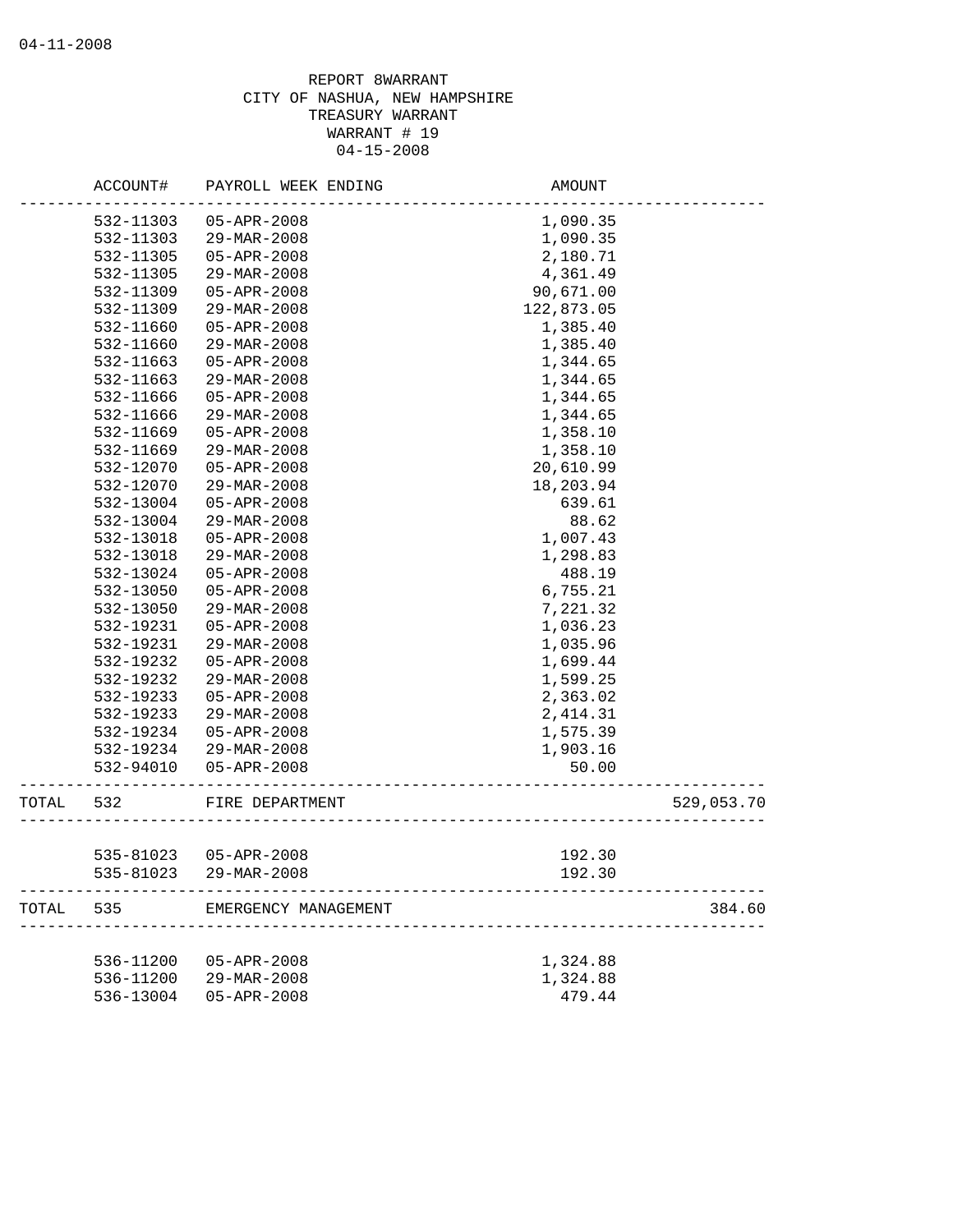04-11-2008

REPORT 8WARRANT
CITY OF NASHUA, NEW HAMPSHIRE
TREASURY WARRANT
WARRANT # 19
04-15-2008

| | ACCOUNT# | PAYROLL WEEK ENDING | AMOUNT | |
|---|---|---|---|---|
| | 532-11303 | 05-APR-2008 | 1,090.35 | |
| | 532-11303 | 29-MAR-2008 | 1,090.35 | |
| | 532-11305 | 05-APR-2008 | 2,180.71 | |
| | 532-11305 | 29-MAR-2008 | 4,361.49 | |
| | 532-11309 | 05-APR-2008 | 90,671.00 | |
| | 532-11309 | 29-MAR-2008 | 122,873.05 | |
| | 532-11660 | 05-APR-2008 | 1,385.40 | |
| | 532-11660 | 29-MAR-2008 | 1,385.40 | |
| | 532-11663 | 05-APR-2008 | 1,344.65 | |
| | 532-11663 | 29-MAR-2008 | 1,344.65 | |
| | 532-11666 | 05-APR-2008 | 1,344.65 | |
| | 532-11666 | 29-MAR-2008 | 1,344.65 | |
| | 532-11669 | 05-APR-2008 | 1,358.10 | |
| | 532-11669 | 29-MAR-2008 | 1,358.10 | |
| | 532-12070 | 05-APR-2008 | 20,610.99 | |
| | 532-12070 | 29-MAR-2008 | 18,203.94 | |
| | 532-13004 | 05-APR-2008 | 639.61 | |
| | 532-13004 | 29-MAR-2008 | 88.62 | |
| | 532-13018 | 05-APR-2008 | 1,007.43 | |
| | 532-13018 | 29-MAR-2008 | 1,298.83 | |
| | 532-13024 | 05-APR-2008 | 488.19 | |
| | 532-13050 | 05-APR-2008 | 6,755.21 | |
| | 532-13050 | 29-MAR-2008 | 7,221.32 | |
| | 532-19231 | 05-APR-2008 | 1,036.23 | |
| | 532-19231 | 29-MAR-2008 | 1,035.96 | |
| | 532-19232 | 05-APR-2008 | 1,699.44 | |
| | 532-19232 | 29-MAR-2008 | 1,599.25 | |
| | 532-19233 | 05-APR-2008 | 2,363.02 | |
| | 532-19233 | 29-MAR-2008 | 2,414.31 | |
| | 532-19234 | 05-APR-2008 | 1,575.39 | |
| | 532-19234 | 29-MAR-2008 | 1,903.16 | |
| | 532-94010 | 05-APR-2008 | 50.00 | |
| TOTAL | 532 | FIRE DEPARTMENT | | 529,053.70 |
| | 535-81023 | 05-APR-2008 | 192.30 | |
| | 535-81023 | 29-MAR-2008 | 192.30 | |
| TOTAL | 535 | EMERGENCY MANAGEMENT | | 384.60 |
| | 536-11200 | 05-APR-2008 | 1,324.88 | |
| | 536-11200 | 29-MAR-2008 | 1,324.88 | |
| | 536-13004 | 05-APR-2008 | 479.44 | |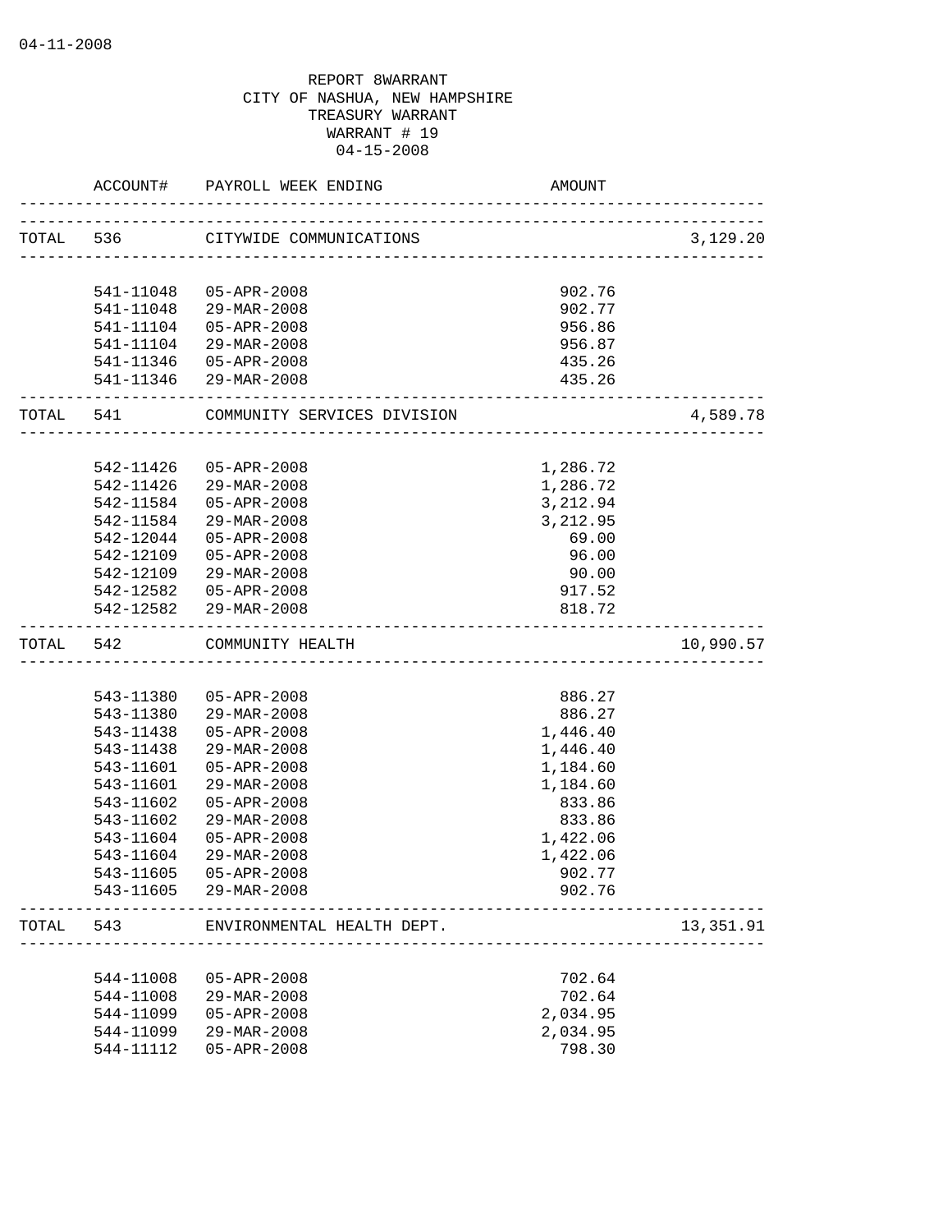04-11-2008

REPORT 8WARRANT
CITY OF NASHUA, NEW HAMPSHIRE
TREASURY WARRANT
WARRANT # 19
04-15-2008

| | ACCOUNT# | PAYROLL WEEK ENDING | AMOUNT | |
|---|---|---|---|---|
| TOTAL | 536 | CITYWIDE COMMUNICATIONS | | 3,129.20 |
| | 541-11048 | 05-APR-2008 | 902.76 | |
| | 541-11048 | 29-MAR-2008 | 902.77 | |
| | 541-11104 | 05-APR-2008 | 956.86 | |
| | 541-11104 | 29-MAR-2008 | 956.87 | |
| | 541-11346 | 05-APR-2008 | 435.26 | |
| | 541-11346 | 29-MAR-2008 | 435.26 | |
| TOTAL | 541 | COMMUNITY SERVICES DIVISION | | 4,589.78 |
| | 542-11426 | 05-APR-2008 | 1,286.72 | |
| | 542-11426 | 29-MAR-2008 | 1,286.72 | |
| | 542-11584 | 05-APR-2008 | 3,212.94 | |
| | 542-11584 | 29-MAR-2008 | 3,212.95 | |
| | 542-12044 | 05-APR-2008 | 69.00 | |
| | 542-12109 | 05-APR-2008 | 96.00 | |
| | 542-12109 | 29-MAR-2008 | 90.00 | |
| | 542-12582 | 05-APR-2008 | 917.52 | |
| | 542-12582 | 29-MAR-2008 | 818.72 | |
| TOTAL | 542 | COMMUNITY HEALTH | | 10,990.57 |
| | 543-11380 | 05-APR-2008 | 886.27 | |
| | 543-11380 | 29-MAR-2008 | 886.27 | |
| | 543-11438 | 05-APR-2008 | 1,446.40 | |
| | 543-11438 | 29-MAR-2008 | 1,446.40 | |
| | 543-11601 | 05-APR-2008 | 1,184.60 | |
| | 543-11601 | 29-MAR-2008 | 1,184.60 | |
| | 543-11602 | 05-APR-2008 | 833.86 | |
| | 543-11602 | 29-MAR-2008 | 833.86 | |
| | 543-11604 | 05-APR-2008 | 1,422.06 | |
| | 543-11604 | 29-MAR-2008 | 1,422.06 | |
| | 543-11605 | 05-APR-2008 | 902.77 | |
| | 543-11605 | 29-MAR-2008 | 902.76 | |
| TOTAL | 543 | ENVIRONMENTAL HEALTH DEPT. | | 13,351.91 |
| | 544-11008 | 05-APR-2008 | 702.64 | |
| | 544-11008 | 29-MAR-2008 | 702.64 | |
| | 544-11099 | 05-APR-2008 | 2,034.95 | |
| | 544-11099 | 29-MAR-2008 | 2,034.95 | |
| | 544-11112 | 05-APR-2008 | 798.30 | |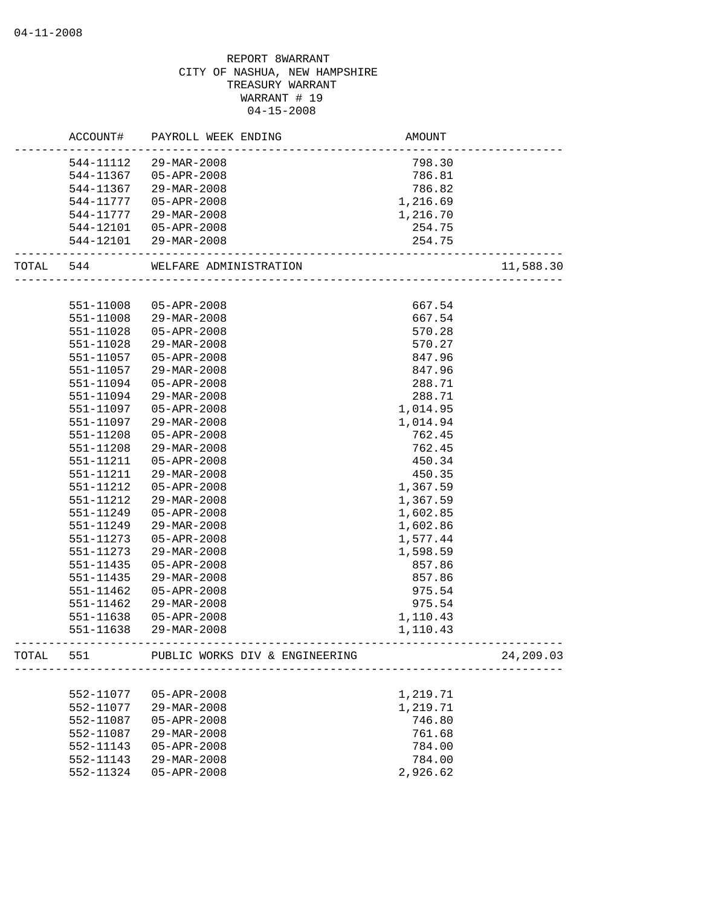04-11-2008

REPORT 8WARRANT
CITY OF NASHUA, NEW HAMPSHIRE
TREASURY WARRANT
WARRANT # 19
04-15-2008

| | ACCOUNT# | PAYROLL WEEK ENDING | AMOUNT | |
|---|---|---|---|---|
| | 544-11112 | 29-MAR-2008 | 798.30 | |
| | 544-11367 | 05-APR-2008 | 786.81 | |
| | 544-11367 | 29-MAR-2008 | 786.82 | |
| | 544-11777 | 05-APR-2008 | 1,216.69 | |
| | 544-11777 | 29-MAR-2008 | 1,216.70 | |
| | 544-12101 | 05-APR-2008 | 254.75 | |
| | 544-12101 | 29-MAR-2008 | 254.75 | |
| TOTAL | 544 | WELFARE ADMINISTRATION | | 11,588.30 |
| | 551-11008 | 05-APR-2008 | 667.54 | |
| | 551-11008 | 29-MAR-2008 | 667.54 | |
| | 551-11028 | 05-APR-2008 | 570.28 | |
| | 551-11028 | 29-MAR-2008 | 570.27 | |
| | 551-11057 | 05-APR-2008 | 847.96 | |
| | 551-11057 | 29-MAR-2008 | 847.96 | |
| | 551-11094 | 05-APR-2008 | 288.71 | |
| | 551-11094 | 29-MAR-2008 | 288.71 | |
| | 551-11097 | 05-APR-2008 | 1,014.95 | |
| | 551-11097 | 29-MAR-2008 | 1,014.94 | |
| | 551-11208 | 05-APR-2008 | 762.45 | |
| | 551-11208 | 29-MAR-2008 | 762.45 | |
| | 551-11211 | 05-APR-2008 | 450.34 | |
| | 551-11211 | 29-MAR-2008 | 450.35 | |
| | 551-11212 | 05-APR-2008 | 1,367.59 | |
| | 551-11212 | 29-MAR-2008 | 1,367.59 | |
| | 551-11249 | 05-APR-2008 | 1,602.85 | |
| | 551-11249 | 29-MAR-2008 | 1,602.86 | |
| | 551-11273 | 05-APR-2008 | 1,577.44 | |
| | 551-11273 | 29-MAR-2008 | 1,598.59 | |
| | 551-11435 | 05-APR-2008 | 857.86 | |
| | 551-11435 | 29-MAR-2008 | 857.86 | |
| | 551-11462 | 05-APR-2008 | 975.54 | |
| | 551-11462 | 29-MAR-2008 | 975.54 | |
| | 551-11638 | 05-APR-2008 | 1,110.43 | |
| | 551-11638 | 29-MAR-2008 | 1,110.43 | |
| TOTAL | 551 | PUBLIC WORKS DIV & ENGINEERING | | 24,209.03 |
| | 552-11077 | 05-APR-2008 | 1,219.71 | |
| | 552-11077 | 29-MAR-2008 | 1,219.71 | |
| | 552-11087 | 05-APR-2008 | 746.80 | |
| | 552-11087 | 29-MAR-2008 | 761.68 | |
| | 552-11143 | 05-APR-2008 | 784.00 | |
| | 552-11143 | 29-MAR-2008 | 784.00 | |
| | 552-11324 | 05-APR-2008 | 2,926.62 | |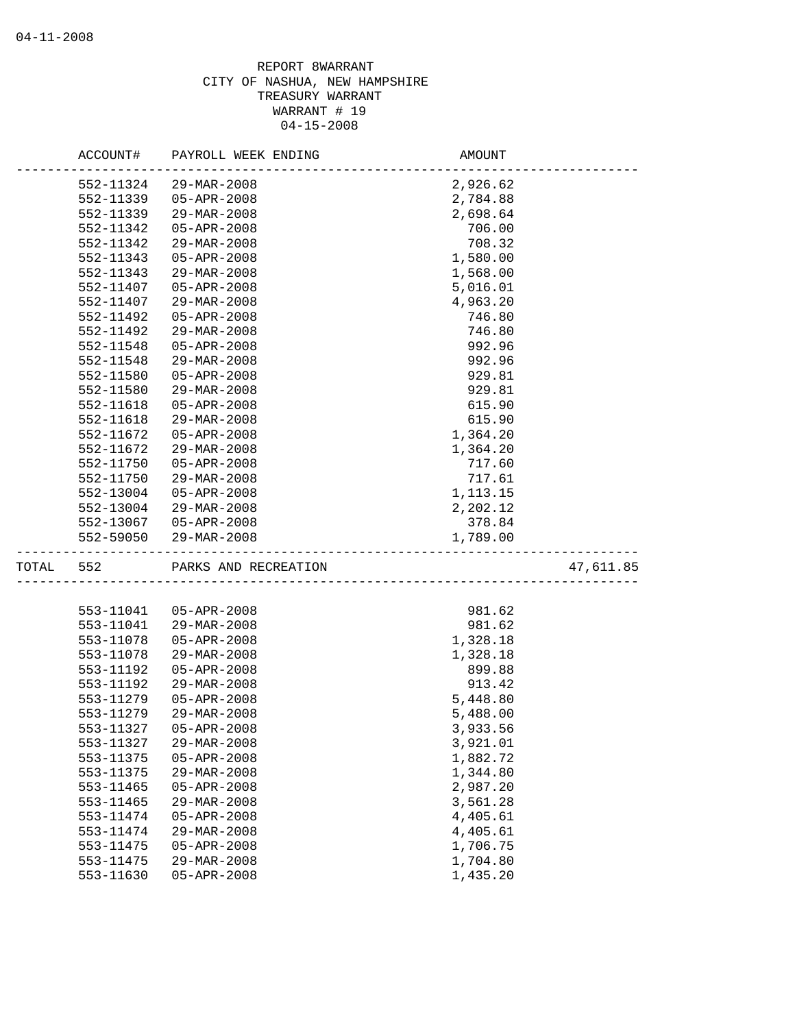REPORT 8WARRANT
CITY OF NASHUA, NEW HAMPSHIRE
TREASURY WARRANT
WARRANT # 19
04-15-2008

| ACCOUNT# | PAYROLL WEEK ENDING | AMOUNT | |
|---|---|---|---|
| 552-11324 | 29-MAR-2008 | 2,926.62 | |
| 552-11339 | 05-APR-2008 | 2,784.88 | |
| 552-11339 | 29-MAR-2008 | 2,698.64 | |
| 552-11342 | 05-APR-2008 | 706.00 | |
| 552-11342 | 29-MAR-2008 | 708.32 | |
| 552-11343 | 05-APR-2008 | 1,580.00 | |
| 552-11343 | 29-MAR-2008 | 1,568.00 | |
| 552-11407 | 05-APR-2008 | 5,016.01 | |
| 552-11407 | 29-MAR-2008 | 4,963.20 | |
| 552-11492 | 05-APR-2008 | 746.80 | |
| 552-11492 | 29-MAR-2008 | 746.80 | |
| 552-11548 | 05-APR-2008 | 992.96 | |
| 552-11548 | 29-MAR-2008 | 992.96 | |
| 552-11580 | 05-APR-2008 | 929.81 | |
| 552-11580 | 29-MAR-2008 | 929.81 | |
| 552-11618 | 05-APR-2008 | 615.90 | |
| 552-11618 | 29-MAR-2008 | 615.90 | |
| 552-11672 | 05-APR-2008 | 1,364.20 | |
| 552-11672 | 29-MAR-2008 | 1,364.20 | |
| 552-11750 | 05-APR-2008 | 717.60 | |
| 552-11750 | 29-MAR-2008 | 717.61 | |
| 552-13004 | 05-APR-2008 | 1,113.15 | |
| 552-13004 | 29-MAR-2008 | 2,202.12 | |
| 552-13067 | 05-APR-2008 | 378.84 | |
| 552-59050 | 29-MAR-2008 | 1,789.00 | |
| TOTAL 552 | PARKS AND RECREATION | | 47,611.85 |
| 553-11041 | 05-APR-2008 | 981.62 | |
| 553-11041 | 29-MAR-2008 | 981.62 | |
| 553-11078 | 05-APR-2008 | 1,328.18 | |
| 553-11078 | 29-MAR-2008 | 1,328.18 | |
| 553-11192 | 05-APR-2008 | 899.88 | |
| 553-11192 | 29-MAR-2008 | 913.42 | |
| 553-11279 | 05-APR-2008 | 5,448.80 | |
| 553-11279 | 29-MAR-2008 | 5,488.00 | |
| 553-11327 | 05-APR-2008 | 3,933.56 | |
| 553-11327 | 29-MAR-2008 | 3,921.01 | |
| 553-11375 | 05-APR-2008 | 1,882.72 | |
| 553-11375 | 29-MAR-2008 | 1,344.80 | |
| 553-11465 | 05-APR-2008 | 2,987.20 | |
| 553-11465 | 29-MAR-2008 | 3,561.28 | |
| 553-11474 | 05-APR-2008 | 4,405.61 | |
| 553-11474 | 29-MAR-2008 | 4,405.61 | |
| 553-11475 | 05-APR-2008 | 1,706.75 | |
| 553-11475 | 29-MAR-2008 | 1,704.80 | |
| 553-11630 | 05-APR-2008 | 1,435.20 | |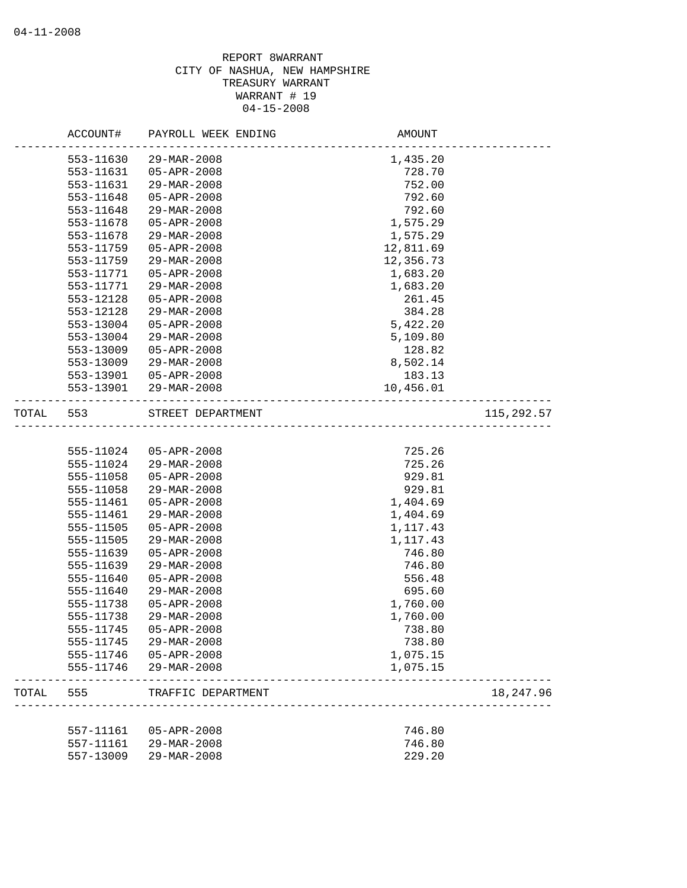04-11-2008

REPORT 8WARRANT
CITY OF NASHUA, NEW HAMPSHIRE
TREASURY WARRANT
WARRANT # 19
04-15-2008

| | ACCOUNT# | PAYROLL WEEK ENDING | AMOUNT | |
|---|---|---|---|---|
| | 553-11630 | 29-MAR-2008 | 1,435.20 | |
| | 553-11631 | 05-APR-2008 | 728.70 | |
| | 553-11631 | 29-MAR-2008 | 752.00 | |
| | 553-11648 | 05-APR-2008 | 792.60 | |
| | 553-11648 | 29-MAR-2008 | 792.60 | |
| | 553-11678 | 05-APR-2008 | 1,575.29 | |
| | 553-11678 | 29-MAR-2008 | 1,575.29 | |
| | 553-11759 | 05-APR-2008 | 12,811.69 | |
| | 553-11759 | 29-MAR-2008 | 12,356.73 | |
| | 553-11771 | 05-APR-2008 | 1,683.20 | |
| | 553-11771 | 29-MAR-2008 | 1,683.20 | |
| | 553-12128 | 05-APR-2008 | 261.45 | |
| | 553-12128 | 29-MAR-2008 | 384.28 | |
| | 553-13004 | 05-APR-2008 | 5,422.20 | |
| | 553-13004 | 29-MAR-2008 | 5,109.80 | |
| | 553-13009 | 05-APR-2008 | 128.82 | |
| | 553-13009 | 29-MAR-2008 | 8,502.14 | |
| | 553-13901 | 05-APR-2008 | 183.13 | |
| | 553-13901 | 29-MAR-2008 | 10,456.01 | |
| TOTAL | 553 | STREET DEPARTMENT | | 115,292.57 |
| | 555-11024 | 05-APR-2008 | 725.26 | |
| | 555-11024 | 29-MAR-2008 | 725.26 | |
| | 555-11058 | 05-APR-2008 | 929.81 | |
| | 555-11058 | 29-MAR-2008 | 929.81 | |
| | 555-11461 | 05-APR-2008 | 1,404.69 | |
| | 555-11461 | 29-MAR-2008 | 1,404.69 | |
| | 555-11505 | 05-APR-2008 | 1,117.43 | |
| | 555-11505 | 29-MAR-2008 | 1,117.43 | |
| | 555-11639 | 05-APR-2008 | 746.80 | |
| | 555-11639 | 29-MAR-2008 | 746.80 | |
| | 555-11640 | 05-APR-2008 | 556.48 | |
| | 555-11640 | 29-MAR-2008 | 695.60 | |
| | 555-11738 | 05-APR-2008 | 1,760.00 | |
| | 555-11738 | 29-MAR-2008 | 1,760.00 | |
| | 555-11745 | 05-APR-2008 | 738.80 | |
| | 555-11745 | 29-MAR-2008 | 738.80 | |
| | 555-11746 | 05-APR-2008 | 1,075.15 | |
| | 555-11746 | 29-MAR-2008 | 1,075.15 | |
| TOTAL | 555 | TRAFFIC DEPARTMENT | | 18,247.96 |
| | 557-11161 | 05-APR-2008 | 746.80 | |
| | 557-11161 | 29-MAR-2008 | 746.80 | |
| | 557-13009 | 29-MAR-2008 | 229.20 | |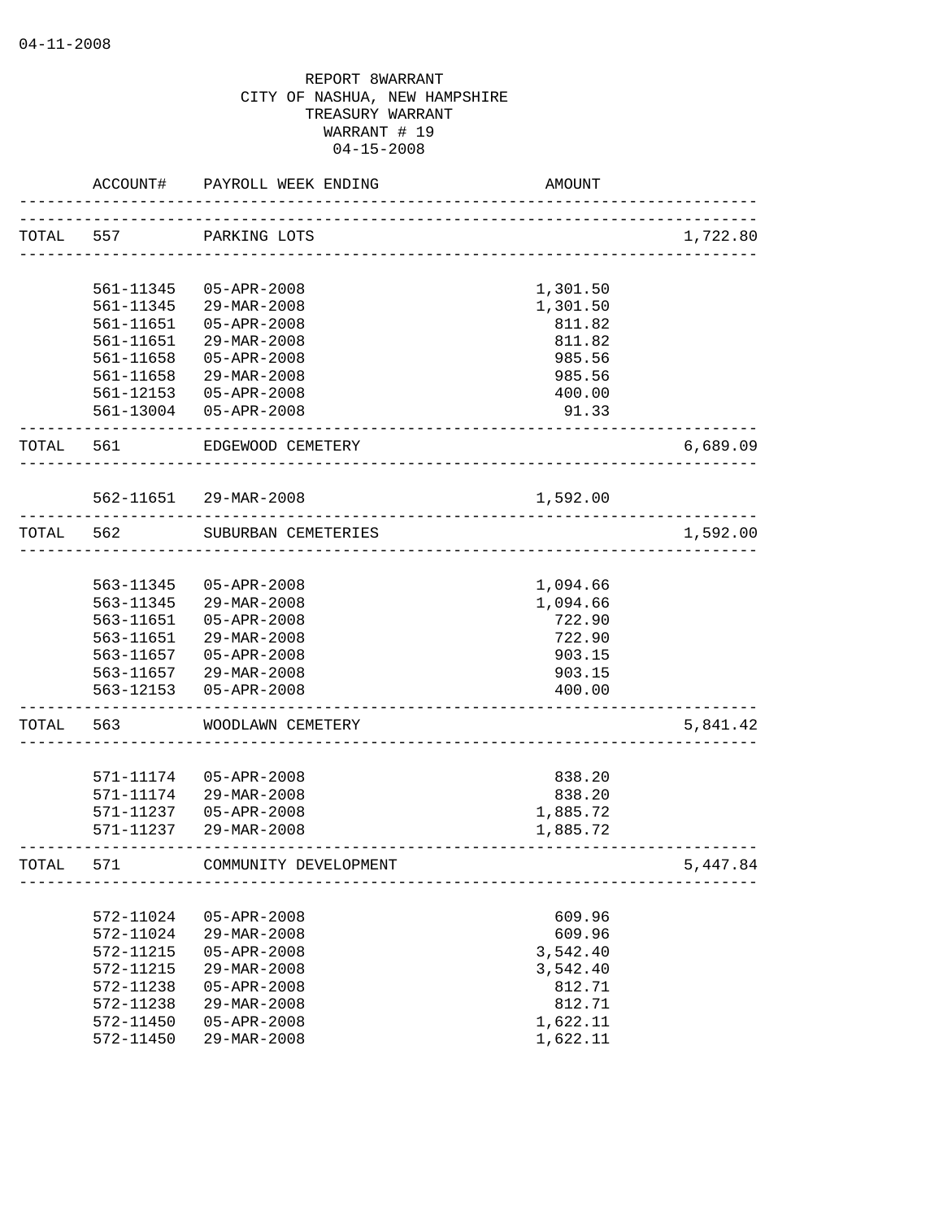04-11-2008

REPORT 8WARRANT
CITY OF NASHUA, NEW HAMPSHIRE
TREASURY WARRANT
WARRANT # 19
04-15-2008

| | ACCOUNT# | PAYROLL WEEK ENDING | AMOUNT | |
|---|---|---|---|---|
| TOTAL | 557 | PARKING LOTS | | 1,722.80 |
| | 561-11345 | 05-APR-2008 | 1,301.50 | |
| | 561-11345 | 29-MAR-2008 | 1,301.50 | |
| | 561-11651 | 05-APR-2008 | 811.82 | |
| | 561-11651 | 29-MAR-2008 | 811.82 | |
| | 561-11658 | 05-APR-2008 | 985.56 | |
| | 561-11658 | 29-MAR-2008 | 985.56 | |
| | 561-12153 | 05-APR-2008 | 400.00 | |
| | 561-13004 | 05-APR-2008 | 91.33 | |
| TOTAL | 561 | EDGEWOOD CEMETERY | | 6,689.09 |
| | 562-11651 | 29-MAR-2008 | 1,592.00 | |
| TOTAL | 562 | SUBURBAN CEMETERIES | | 1,592.00 |
| | 563-11345 | 05-APR-2008 | 1,094.66 | |
| | 563-11345 | 29-MAR-2008 | 1,094.66 | |
| | 563-11651 | 05-APR-2008 | 722.90 | |
| | 563-11651 | 29-MAR-2008 | 722.90 | |
| | 563-11657 | 05-APR-2008 | 903.15 | |
| | 563-11657 | 29-MAR-2008 | 903.15 | |
| | 563-12153 | 05-APR-2008 | 400.00 | |
| TOTAL | 563 | WOODLAWN CEMETERY | | 5,841.42 |
| | 571-11174 | 05-APR-2008 | 838.20 | |
| | 571-11174 | 29-MAR-2008 | 838.20 | |
| | 571-11237 | 05-APR-2008 | 1,885.72 | |
| | 571-11237 | 29-MAR-2008 | 1,885.72 | |
| TOTAL | 571 | COMMUNITY DEVELOPMENT | | 5,447.84 |
| | 572-11024 | 05-APR-2008 | 609.96 | |
| | 572-11024 | 29-MAR-2008 | 609.96 | |
| | 572-11215 | 05-APR-2008 | 3,542.40 | |
| | 572-11215 | 29-MAR-2008 | 3,542.40 | |
| | 572-11238 | 05-APR-2008 | 812.71 | |
| | 572-11238 | 29-MAR-2008 | 812.71 | |
| | 572-11450 | 05-APR-2008 | 1,622.11 | |
| | 572-11450 | 29-MAR-2008 | 1,622.11 | |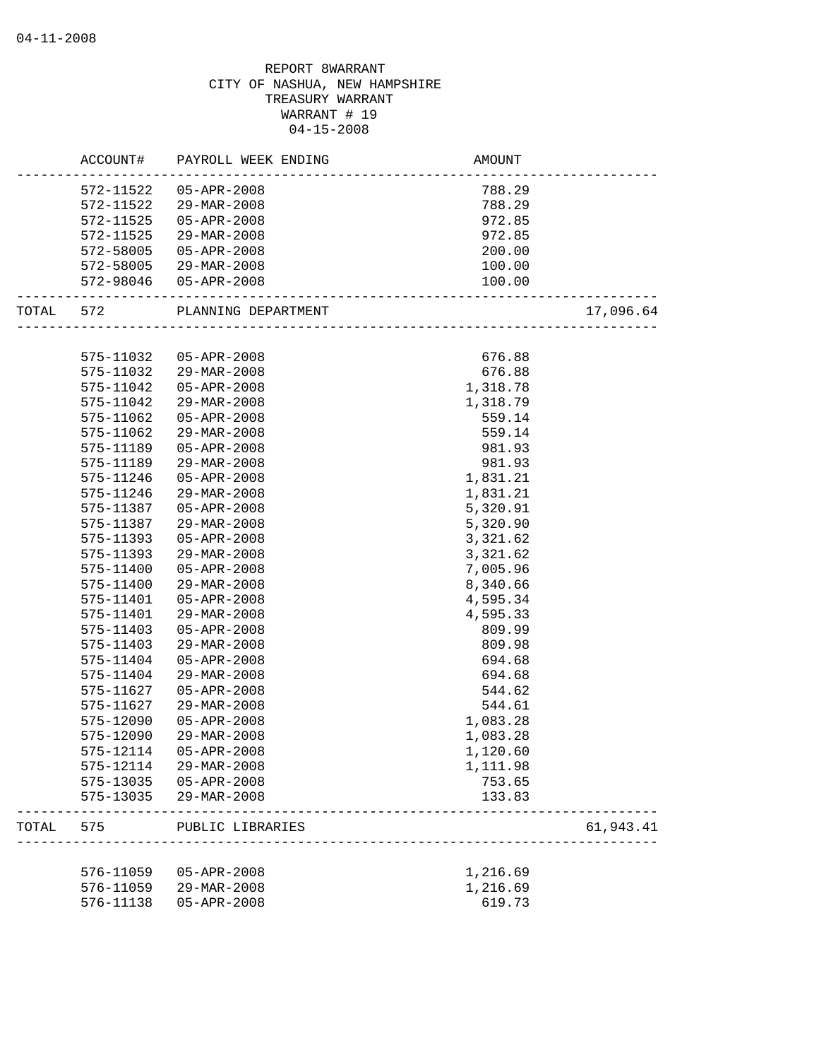04-11-2008

REPORT 8WARRANT
CITY OF NASHUA, NEW HAMPSHIRE
TREASURY WARRANT
WARRANT # 19
04-15-2008

| | ACCOUNT# | PAYROLL WEEK ENDING | AMOUNT | |
|---|---|---|---|---|
| | 572-11522 | 05-APR-2008 | 788.29 | |
| | 572-11522 | 29-MAR-2008 | 788.29 | |
| | 572-11525 | 05-APR-2008 | 972.85 | |
| | 572-11525 | 29-MAR-2008 | 972.85 | |
| | 572-58005 | 05-APR-2008 | 200.00 | |
| | 572-58005 | 29-MAR-2008 | 100.00 | |
| | 572-98046 | 05-APR-2008 | 100.00 | |
| TOTAL | 572 | PLANNING DEPARTMENT | | 17,096.64 |
| | 575-11032 | 05-APR-2008 | 676.88 | |
| | 575-11032 | 29-MAR-2008 | 676.88 | |
| | 575-11042 | 05-APR-2008 | 1,318.78 | |
| | 575-11042 | 29-MAR-2008 | 1,318.79 | |
| | 575-11062 | 05-APR-2008 | 559.14 | |
| | 575-11062 | 29-MAR-2008 | 559.14 | |
| | 575-11189 | 05-APR-2008 | 981.93 | |
| | 575-11189 | 29-MAR-2008 | 981.93 | |
| | 575-11246 | 05-APR-2008 | 1,831.21 | |
| | 575-11246 | 29-MAR-2008 | 1,831.21 | |
| | 575-11387 | 05-APR-2008 | 5,320.91 | |
| | 575-11387 | 29-MAR-2008 | 5,320.90 | |
| | 575-11393 | 05-APR-2008 | 3,321.62 | |
| | 575-11393 | 29-MAR-2008 | 3,321.62 | |
| | 575-11400 | 05-APR-2008 | 7,005.96 | |
| | 575-11400 | 29-MAR-2008 | 8,340.66 | |
| | 575-11401 | 05-APR-2008 | 4,595.34 | |
| | 575-11401 | 29-MAR-2008 | 4,595.33 | |
| | 575-11403 | 05-APR-2008 | 809.99 | |
| | 575-11403 | 29-MAR-2008 | 809.98 | |
| | 575-11404 | 05-APR-2008 | 694.68 | |
| | 575-11404 | 29-MAR-2008 | 694.68 | |
| | 575-11627 | 05-APR-2008 | 544.62 | |
| | 575-11627 | 29-MAR-2008 | 544.61 | |
| | 575-12090 | 05-APR-2008 | 1,083.28 | |
| | 575-12090 | 29-MAR-2008 | 1,083.28 | |
| | 575-12114 | 05-APR-2008 | 1,120.60 | |
| | 575-12114 | 29-MAR-2008 | 1,111.98 | |
| | 575-13035 | 05-APR-2008 | 753.65 | |
| | 575-13035 | 29-MAR-2008 | 133.83 | |
| TOTAL | 575 | PUBLIC LIBRARIES | | 61,943.41 |
| | 576-11059 | 05-APR-2008 | 1,216.69 | |
| | 576-11059 | 29-MAR-2008 | 1,216.69 | |
| | 576-11138 | 05-APR-2008 | 619.73 | |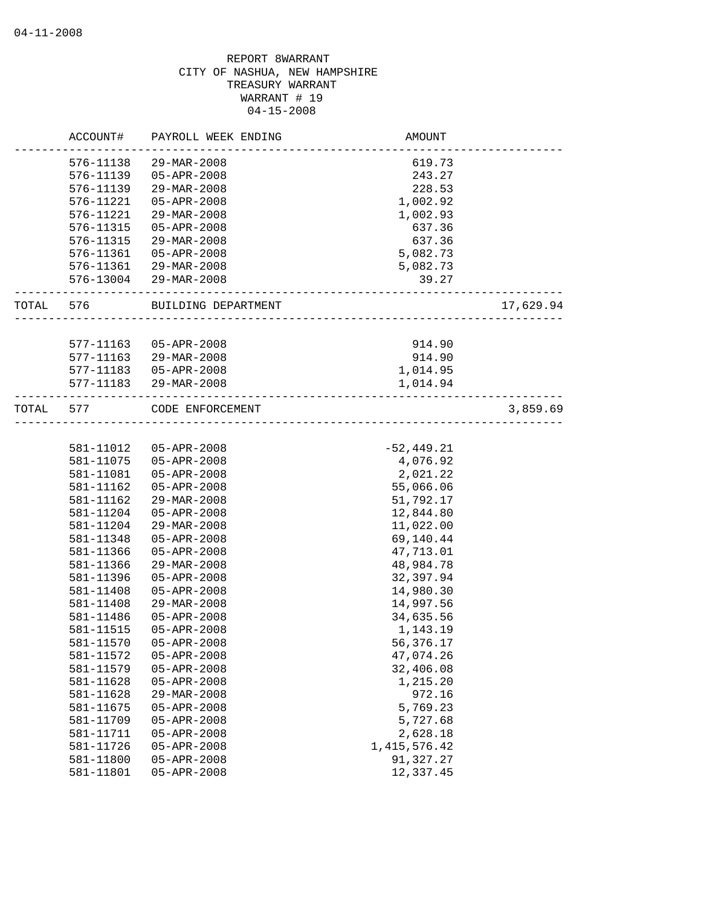REPORT 8WARRANT
CITY OF NASHUA, NEW HAMPSHIRE
TREASURY WARRANT
WARRANT # 19
04-15-2008

| | ACCOUNT# | PAYROLL WEEK ENDING | AMOUNT | |
|---|---|---|---|---|
| | 576-11138 | 29-MAR-2008 | 619.73 | |
| | 576-11139 | 05-APR-2008 | 243.27 | |
| | 576-11139 | 29-MAR-2008 | 228.53 | |
| | 576-11221 | 05-APR-2008 | 1,002.92 | |
| | 576-11221 | 29-MAR-2008 | 1,002.93 | |
| | 576-11315 | 05-APR-2008 | 637.36 | |
| | 576-11315 | 29-MAR-2008 | 637.36 | |
| | 576-11361 | 05-APR-2008 | 5,082.73 | |
| | 576-11361 | 29-MAR-2008 | 5,082.73 | |
| | 576-13004 | 29-MAR-2008 | 39.27 | |
| TOTAL | 576 | BUILDING DEPARTMENT | | 17,629.94 |
| | 577-11163 | 05-APR-2008 | 914.90 | |
| | 577-11163 | 29-MAR-2008 | 914.90 | |
| | 577-11183 | 05-APR-2008 | 1,014.95 | |
| | 577-11183 | 29-MAR-2008 | 1,014.94 | |
| TOTAL | 577 | CODE ENFORCEMENT | | 3,859.69 |
| | 581-11012 | 05-APR-2008 | -52,449.21 | |
| | 581-11075 | 05-APR-2008 | 4,076.92 | |
| | 581-11081 | 05-APR-2008 | 2,021.22 | |
| | 581-11162 | 05-APR-2008 | 55,066.06 | |
| | 581-11162 | 29-MAR-2008 | 51,792.17 | |
| | 581-11204 | 05-APR-2008 | 12,844.80 | |
| | 581-11204 | 29-MAR-2008 | 11,022.00 | |
| | 581-11348 | 05-APR-2008 | 69,140.44 | |
| | 581-11366 | 05-APR-2008 | 47,713.01 | |
| | 581-11366 | 29-MAR-2008 | 48,984.78 | |
| | 581-11396 | 05-APR-2008 | 32,397.94 | |
| | 581-11408 | 05-APR-2008 | 14,980.30 | |
| | 581-11408 | 29-MAR-2008 | 14,997.56 | |
| | 581-11486 | 05-APR-2008 | 34,635.56 | |
| | 581-11515 | 05-APR-2008 | 1,143.19 | |
| | 581-11570 | 05-APR-2008 | 56,376.17 | |
| | 581-11572 | 05-APR-2008 | 47,074.26 | |
| | 581-11579 | 05-APR-2008 | 32,406.08 | |
| | 581-11628 | 05-APR-2008 | 1,215.20 | |
| | 581-11628 | 29-MAR-2008 | 972.16 | |
| | 581-11675 | 05-APR-2008 | 5,769.23 | |
| | 581-11709 | 05-APR-2008 | 5,727.68 | |
| | 581-11711 | 05-APR-2008 | 2,628.18 | |
| | 581-11726 | 05-APR-2008 | 1,415,576.42 | |
| | 581-11800 | 05-APR-2008 | 91,327.27 | |
| | 581-11801 | 05-APR-2008 | 12,337.45 | |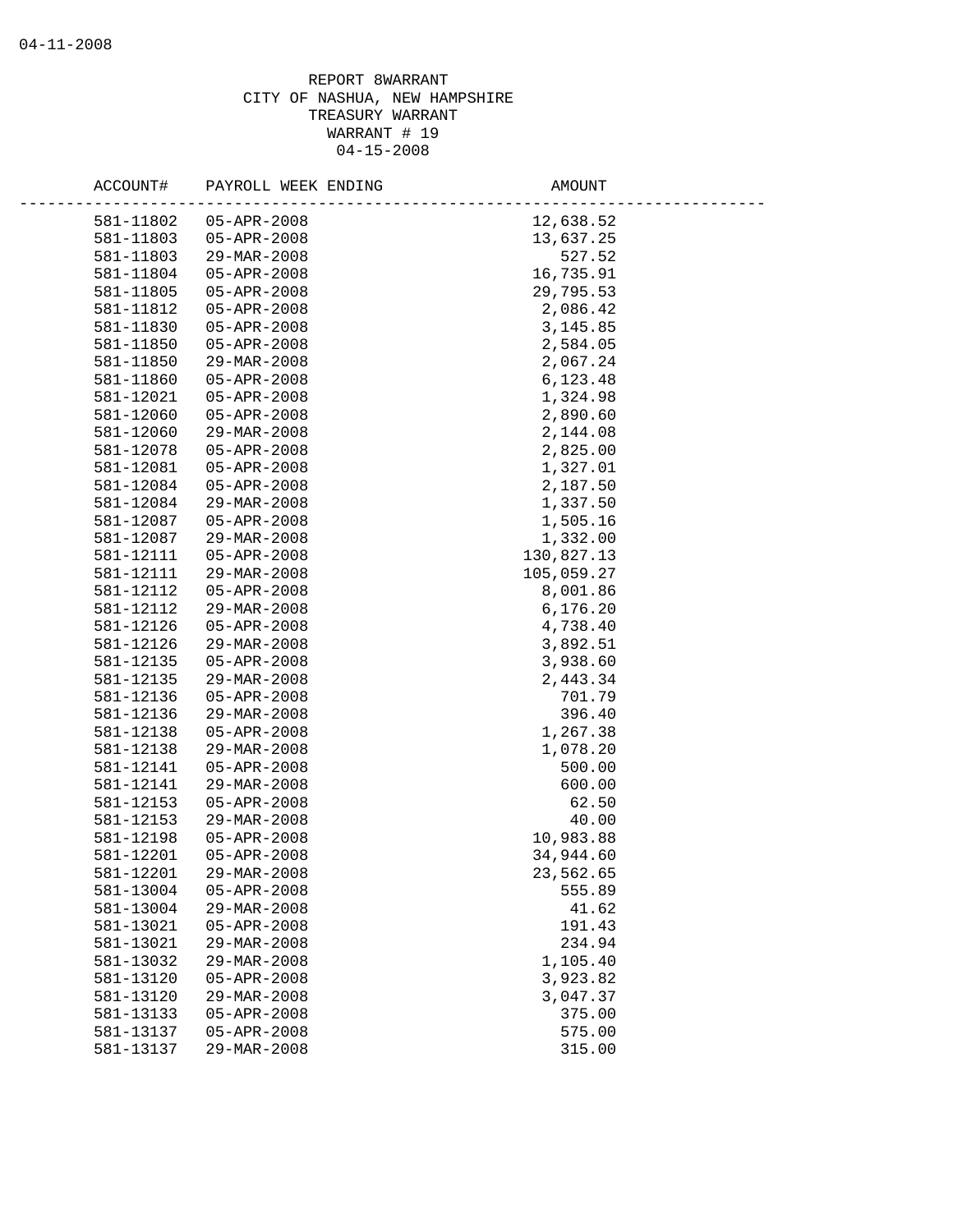REPORT 8WARRANT
CITY OF NASHUA, NEW HAMPSHIRE
TREASURY WARRANT
WARRANT # 19
04-15-2008

| ACCOUNT# | PAYROLL WEEK ENDING | AMOUNT |
|---|---|---|
| 581-11802 | 05-APR-2008 | 12,638.52 |
| 581-11803 | 05-APR-2008 | 13,637.25 |
| 581-11803 | 29-MAR-2008 | 527.52 |
| 581-11804 | 05-APR-2008 | 16,735.91 |
| 581-11805 | 05-APR-2008 | 29,795.53 |
| 581-11812 | 05-APR-2008 | 2,086.42 |
| 581-11830 | 05-APR-2008 | 3,145.85 |
| 581-11850 | 05-APR-2008 | 2,584.05 |
| 581-11850 | 29-MAR-2008 | 2,067.24 |
| 581-11860 | 05-APR-2008 | 6,123.48 |
| 581-12021 | 05-APR-2008 | 1,324.98 |
| 581-12060 | 05-APR-2008 | 2,890.60 |
| 581-12060 | 29-MAR-2008 | 2,144.08 |
| 581-12078 | 05-APR-2008 | 2,825.00 |
| 581-12081 | 05-APR-2008 | 1,327.01 |
| 581-12084 | 05-APR-2008 | 2,187.50 |
| 581-12084 | 29-MAR-2008 | 1,337.50 |
| 581-12087 | 05-APR-2008 | 1,505.16 |
| 581-12087 | 29-MAR-2008 | 1,332.00 |
| 581-12111 | 05-APR-2008 | 130,827.13 |
| 581-12111 | 29-MAR-2008 | 105,059.27 |
| 581-12112 | 05-APR-2008 | 8,001.86 |
| 581-12112 | 29-MAR-2008 | 6,176.20 |
| 581-12126 | 05-APR-2008 | 4,738.40 |
| 581-12126 | 29-MAR-2008 | 3,892.51 |
| 581-12135 | 05-APR-2008 | 3,938.60 |
| 581-12135 | 29-MAR-2008 | 2,443.34 |
| 581-12136 | 05-APR-2008 | 701.79 |
| 581-12136 | 29-MAR-2008 | 396.40 |
| 581-12138 | 05-APR-2008 | 1,267.38 |
| 581-12138 | 29-MAR-2008 | 1,078.20 |
| 581-12141 | 05-APR-2008 | 500.00 |
| 581-12141 | 29-MAR-2008 | 600.00 |
| 581-12153 | 05-APR-2008 | 62.50 |
| 581-12153 | 29-MAR-2008 | 40.00 |
| 581-12198 | 05-APR-2008 | 10,983.88 |
| 581-12201 | 05-APR-2008 | 34,944.60 |
| 581-12201 | 29-MAR-2008 | 23,562.65 |
| 581-13004 | 05-APR-2008 | 555.89 |
| 581-13004 | 29-MAR-2008 | 41.62 |
| 581-13021 | 05-APR-2008 | 191.43 |
| 581-13021 | 29-MAR-2008 | 234.94 |
| 581-13032 | 29-MAR-2008 | 1,105.40 |
| 581-13120 | 05-APR-2008 | 3,923.82 |
| 581-13120 | 29-MAR-2008 | 3,047.37 |
| 581-13133 | 05-APR-2008 | 375.00 |
| 581-13137 | 05-APR-2008 | 575.00 |
| 581-13137 | 29-MAR-2008 | 315.00 |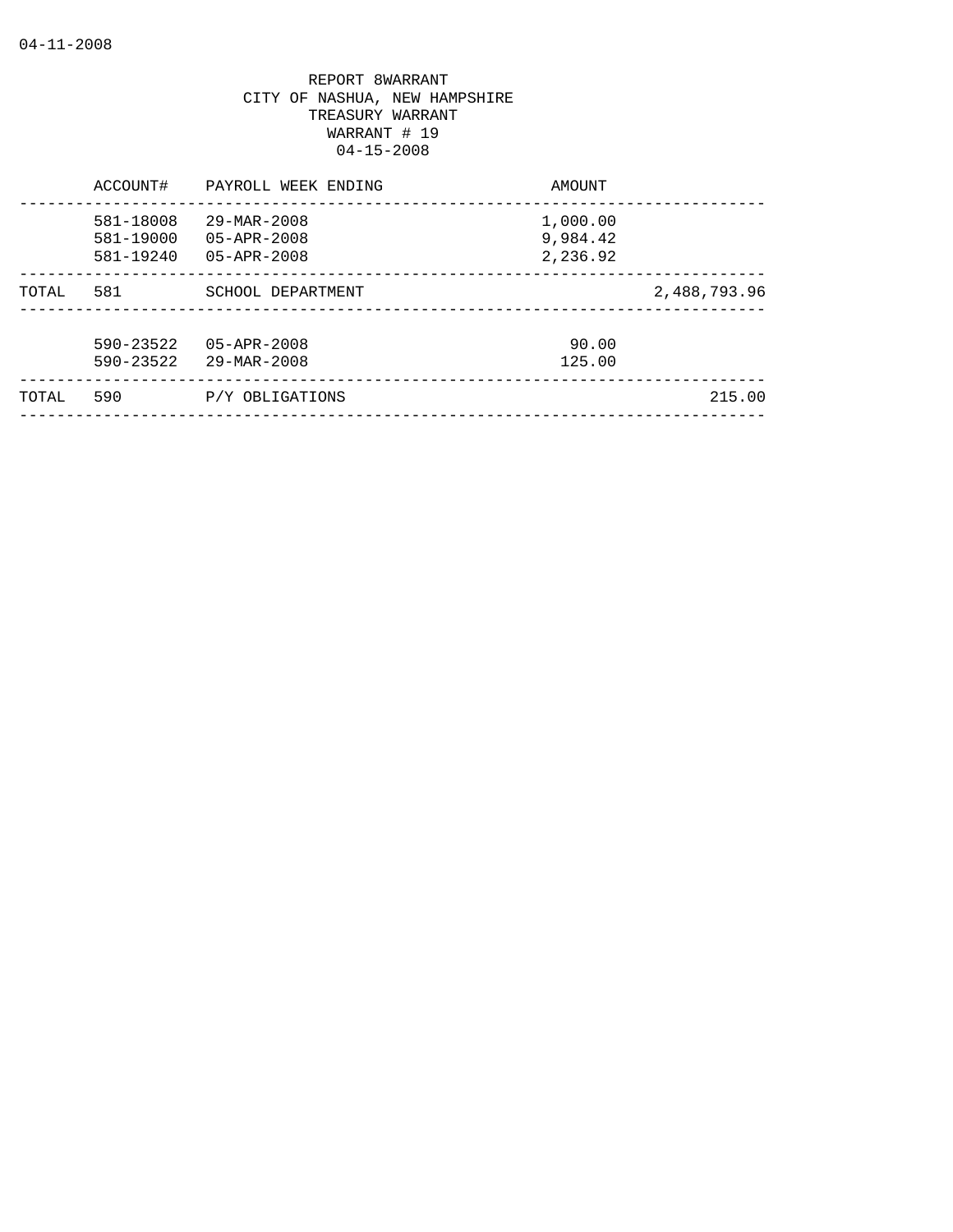REPORT 8WARRANT
CITY OF NASHUA, NEW HAMPSHIRE
TREASURY WARRANT
WARRANT # 19
04-15-2008

| | ACCOUNT# | PAYROLL WEEK ENDING | AMOUNT | |
|---|---|---|---|---|
| | 581-18008 | 29-MAR-2008 | 1,000.00 | |
| | 581-19000 | 05-APR-2008 | 9,984.42 | |
| | 581-19240 | 05-APR-2008 | 2,236.92 | |
| TOTAL | 581 | SCHOOL DEPARTMENT | | 2,488,793.96 |
| | 590-23522 | 05-APR-2008 | 90.00 | |
| | 590-23522 | 29-MAR-2008 | 125.00 | |
| TOTAL | 590 | P/Y OBLIGATIONS | | 215.00 |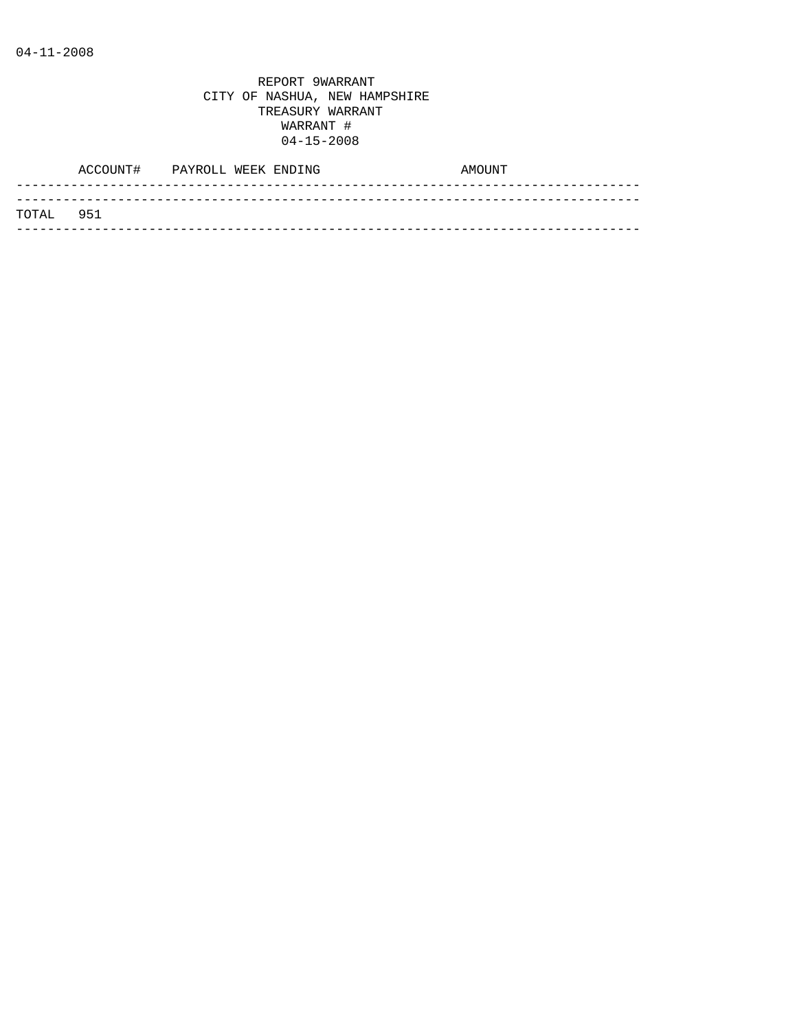04-11-2008

REPORT 9WARRANT
CITY OF NASHUA, NEW HAMPSHIRE
TREASURY WARRANT
WARRANT #
04-15-2008

| | ACCOUNT# | PAYROLL WEEK ENDING | AMOUNT |
|---|---|---|---|
| TOTAL | 951 | | |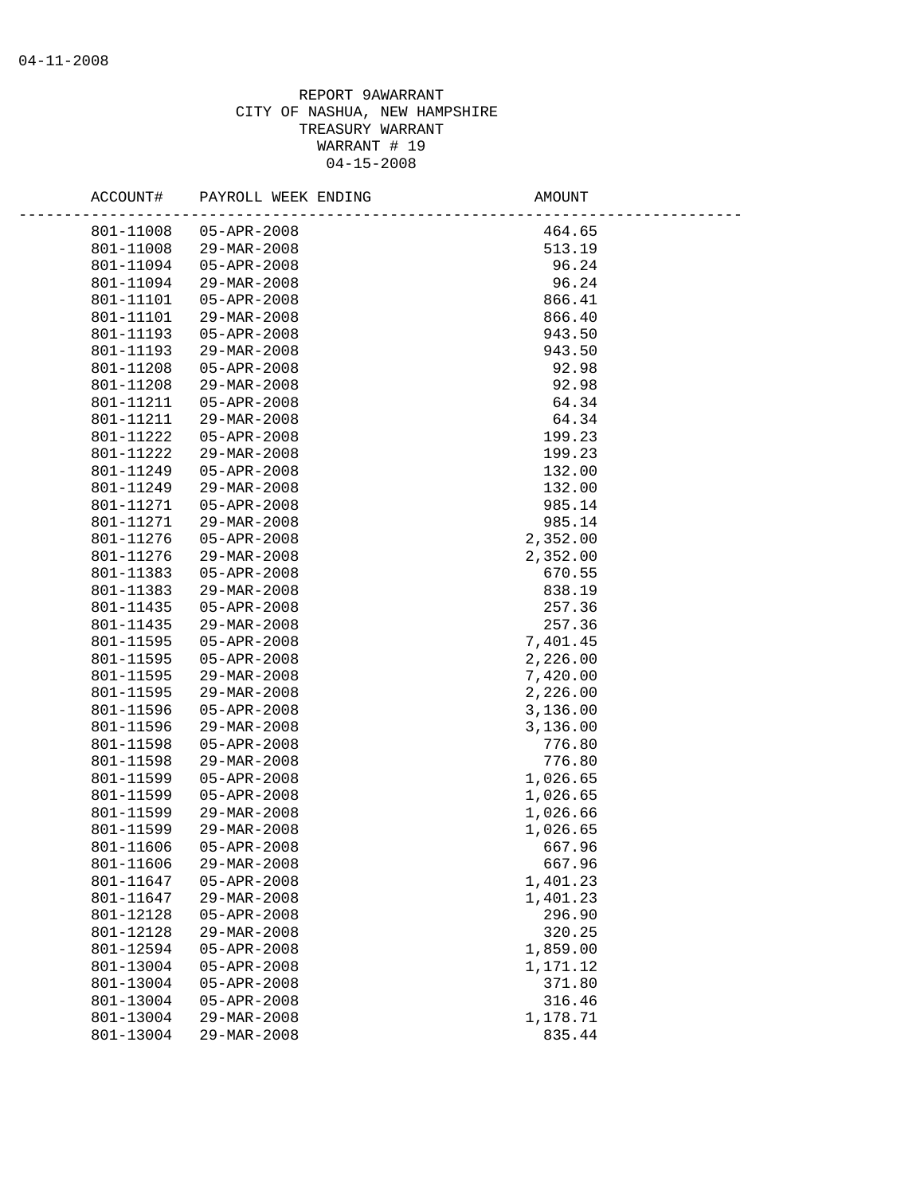04-11-2008

REPORT 9AWARRANT
CITY OF NASHUA, NEW HAMPSHIRE
TREASURY WARRANT
WARRANT # 19
04-15-2008

| ACCOUNT# | PAYROLL WEEK ENDING | AMOUNT |
|---|---|---|
| 801-11008 | 05-APR-2008 | 464.65 |
| 801-11008 | 29-MAR-2008 | 513.19 |
| 801-11094 | 05-APR-2008 | 96.24 |
| 801-11094 | 29-MAR-2008 | 96.24 |
| 801-11101 | 05-APR-2008 | 866.41 |
| 801-11101 | 29-MAR-2008 | 866.40 |
| 801-11193 | 05-APR-2008 | 943.50 |
| 801-11193 | 29-MAR-2008 | 943.50 |
| 801-11208 | 05-APR-2008 | 92.98 |
| 801-11208 | 29-MAR-2008 | 92.98 |
| 801-11211 | 05-APR-2008 | 64.34 |
| 801-11211 | 29-MAR-2008 | 64.34 |
| 801-11222 | 05-APR-2008 | 199.23 |
| 801-11222 | 29-MAR-2008 | 199.23 |
| 801-11249 | 05-APR-2008 | 132.00 |
| 801-11249 | 29-MAR-2008 | 132.00 |
| 801-11271 | 05-APR-2008 | 985.14 |
| 801-11271 | 29-MAR-2008 | 985.14 |
| 801-11276 | 05-APR-2008 | 2,352.00 |
| 801-11276 | 29-MAR-2008 | 2,352.00 |
| 801-11383 | 05-APR-2008 | 670.55 |
| 801-11383 | 29-MAR-2008 | 838.19 |
| 801-11435 | 05-APR-2008 | 257.36 |
| 801-11435 | 29-MAR-2008 | 257.36 |
| 801-11595 | 05-APR-2008 | 7,401.45 |
| 801-11595 | 05-APR-2008 | 2,226.00 |
| 801-11595 | 29-MAR-2008 | 7,420.00 |
| 801-11595 | 29-MAR-2008 | 2,226.00 |
| 801-11596 | 05-APR-2008 | 3,136.00 |
| 801-11596 | 29-MAR-2008 | 3,136.00 |
| 801-11598 | 05-APR-2008 | 776.80 |
| 801-11598 | 29-MAR-2008 | 776.80 |
| 801-11599 | 05-APR-2008 | 1,026.65 |
| 801-11599 | 05-APR-2008 | 1,026.65 |
| 801-11599 | 29-MAR-2008 | 1,026.66 |
| 801-11599 | 29-MAR-2008 | 1,026.65 |
| 801-11606 | 05-APR-2008 | 667.96 |
| 801-11606 | 29-MAR-2008 | 667.96 |
| 801-11647 | 05-APR-2008 | 1,401.23 |
| 801-11647 | 29-MAR-2008 | 1,401.23 |
| 801-12128 | 05-APR-2008 | 296.90 |
| 801-12128 | 29-MAR-2008 | 320.25 |
| 801-12594 | 05-APR-2008 | 1,859.00 |
| 801-13004 | 05-APR-2008 | 1,171.12 |
| 801-13004 | 05-APR-2008 | 371.80 |
| 801-13004 | 05-APR-2008 | 316.46 |
| 801-13004 | 29-MAR-2008 | 1,178.71 |
| 801-13004 | 29-MAR-2008 | 835.44 |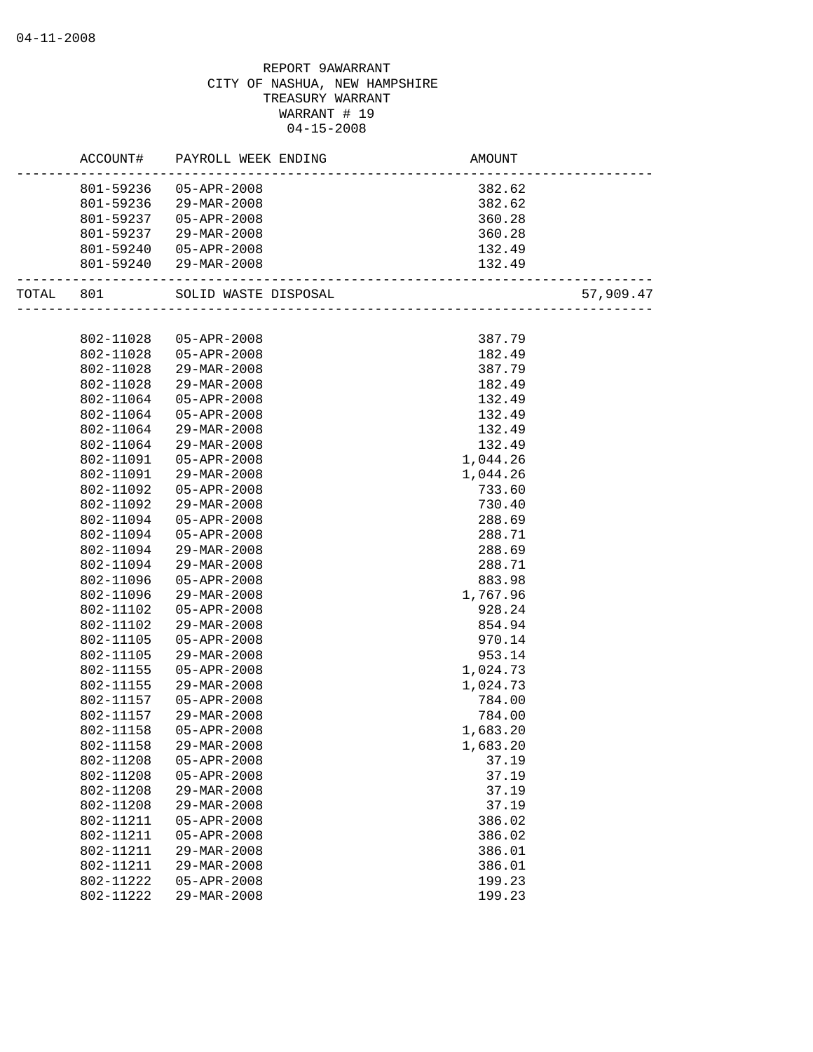REPORT 9AWARRANT
CITY OF NASHUA, NEW HAMPSHIRE
TREASURY WARRANT
WARRANT # 19
04-15-2008

| | ACCOUNT# | PAYROLL WEEK ENDING | AMOUNT | |
|---|---|---|---|---|
| | 801-59236 | 05-APR-2008 | 382.62 | |
| | 801-59236 | 29-MAR-2008 | 382.62 | |
| | 801-59237 | 05-APR-2008 | 360.28 | |
| | 801-59237 | 29-MAR-2008 | 360.28 | |
| | 801-59240 | 05-APR-2008 | 132.49 | |
| | 801-59240 | 29-MAR-2008 | 132.49 | |
| TOTAL | 801 | SOLID WASTE DISPOSAL | | 57,909.47 |
| | 802-11028 | 05-APR-2008 | 387.79 | |
| | 802-11028 | 05-APR-2008 | 182.49 | |
| | 802-11028 | 29-MAR-2008 | 387.79 | |
| | 802-11028 | 29-MAR-2008 | 182.49 | |
| | 802-11064 | 05-APR-2008 | 132.49 | |
| | 802-11064 | 05-APR-2008 | 132.49 | |
| | 802-11064 | 29-MAR-2008 | 132.49 | |
| | 802-11064 | 29-MAR-2008 | 132.49 | |
| | 802-11091 | 05-APR-2008 | 1,044.26 | |
| | 802-11091 | 29-MAR-2008 | 1,044.26 | |
| | 802-11092 | 05-APR-2008 | 733.60 | |
| | 802-11092 | 29-MAR-2008 | 730.40 | |
| | 802-11094 | 05-APR-2008 | 288.69 | |
| | 802-11094 | 05-APR-2008 | 288.71 | |
| | 802-11094 | 29-MAR-2008 | 288.69 | |
| | 802-11094 | 29-MAR-2008 | 288.71 | |
| | 802-11096 | 05-APR-2008 | 883.98 | |
| | 802-11096 | 29-MAR-2008 | 1,767.96 | |
| | 802-11102 | 05-APR-2008 | 928.24 | |
| | 802-11102 | 29-MAR-2008 | 854.94 | |
| | 802-11105 | 05-APR-2008 | 970.14 | |
| | 802-11105 | 29-MAR-2008 | 953.14 | |
| | 802-11155 | 05-APR-2008 | 1,024.73 | |
| | 802-11155 | 29-MAR-2008 | 1,024.73 | |
| | 802-11157 | 05-APR-2008 | 784.00 | |
| | 802-11157 | 29-MAR-2008 | 784.00 | |
| | 802-11158 | 05-APR-2008 | 1,683.20 | |
| | 802-11158 | 29-MAR-2008 | 1,683.20 | |
| | 802-11208 | 05-APR-2008 | 37.19 | |
| | 802-11208 | 05-APR-2008 | 37.19 | |
| | 802-11208 | 29-MAR-2008 | 37.19 | |
| | 802-11208 | 29-MAR-2008 | 37.19 | |
| | 802-11211 | 05-APR-2008 | 386.02 | |
| | 802-11211 | 05-APR-2008 | 386.02 | |
| | 802-11211 | 29-MAR-2008 | 386.01 | |
| | 802-11211 | 29-MAR-2008 | 386.01 | |
| | 802-11222 | 05-APR-2008 | 199.23 | |
| | 802-11222 | 29-MAR-2008 | 199.23 | |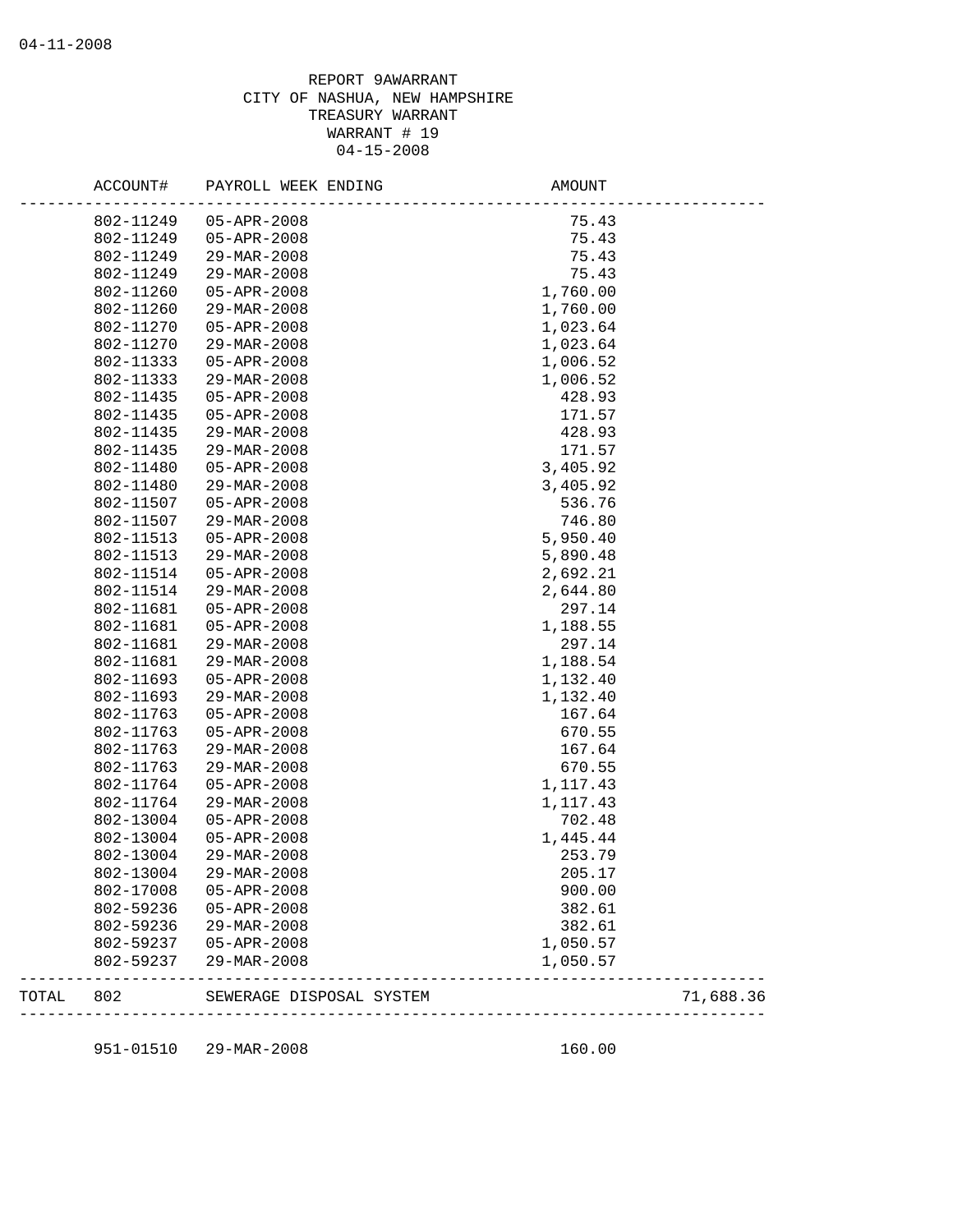REPORT 9AWARRANT
CITY OF NASHUA, NEW HAMPSHIRE
TREASURY WARRANT
WARRANT # 19
04-15-2008

| | ACCOUNT# | PAYROLL WEEK ENDING | AMOUNT | |
|---|---|---|---|---|
| | 802-11249 | 05-APR-2008 | 75.43 | |
| | 802-11249 | 05-APR-2008 | 75.43 | |
| | 802-11249 | 29-MAR-2008 | 75.43 | |
| | 802-11249 | 29-MAR-2008 | 75.43 | |
| | 802-11260 | 05-APR-2008 | 1,760.00 | |
| | 802-11260 | 29-MAR-2008 | 1,760.00 | |
| | 802-11270 | 05-APR-2008 | 1,023.64 | |
| | 802-11270 | 29-MAR-2008 | 1,023.64 | |
| | 802-11333 | 05-APR-2008 | 1,006.52 | |
| | 802-11333 | 29-MAR-2008 | 1,006.52 | |
| | 802-11435 | 05-APR-2008 | 428.93 | |
| | 802-11435 | 05-APR-2008 | 171.57 | |
| | 802-11435 | 29-MAR-2008 | 428.93 | |
| | 802-11435 | 29-MAR-2008 | 171.57 | |
| | 802-11480 | 05-APR-2008 | 3,405.92 | |
| | 802-11480 | 29-MAR-2008 | 3,405.92 | |
| | 802-11507 | 05-APR-2008 | 536.76 | |
| | 802-11507 | 29-MAR-2008 | 746.80 | |
| | 802-11513 | 05-APR-2008 | 5,950.40 | |
| | 802-11513 | 29-MAR-2008 | 5,890.48 | |
| | 802-11514 | 05-APR-2008 | 2,692.21 | |
| | 802-11514 | 29-MAR-2008 | 2,644.80 | |
| | 802-11681 | 05-APR-2008 | 297.14 | |
| | 802-11681 | 05-APR-2008 | 1,188.55 | |
| | 802-11681 | 29-MAR-2008 | 297.14 | |
| | 802-11681 | 29-MAR-2008 | 1,188.54 | |
| | 802-11693 | 05-APR-2008 | 1,132.40 | |
| | 802-11693 | 29-MAR-2008 | 1,132.40 | |
| | 802-11763 | 05-APR-2008 | 167.64 | |
| | 802-11763 | 05-APR-2008 | 670.55 | |
| | 802-11763 | 29-MAR-2008 | 167.64 | |
| | 802-11763 | 29-MAR-2008 | 670.55 | |
| | 802-11764 | 05-APR-2008 | 1,117.43 | |
| | 802-11764 | 29-MAR-2008 | 1,117.43 | |
| | 802-13004 | 05-APR-2008 | 702.48 | |
| | 802-13004 | 05-APR-2008 | 1,445.44 | |
| | 802-13004 | 29-MAR-2008 | 253.79 | |
| | 802-13004 | 29-MAR-2008 | 205.17 | |
| | 802-17008 | 05-APR-2008 | 900.00 | |
| | 802-59236 | 05-APR-2008 | 382.61 | |
| | 802-59236 | 29-MAR-2008 | 382.61 | |
| | 802-59237 | 05-APR-2008 | 1,050.57 | |
| | 802-59237 | 29-MAR-2008 | 1,050.57 | |
| TOTAL | 802 | SEWERAGE DISPOSAL SYSTEM | | 71,688.36 |
| | 951-01510 | 29-MAR-2008 | 160.00 | |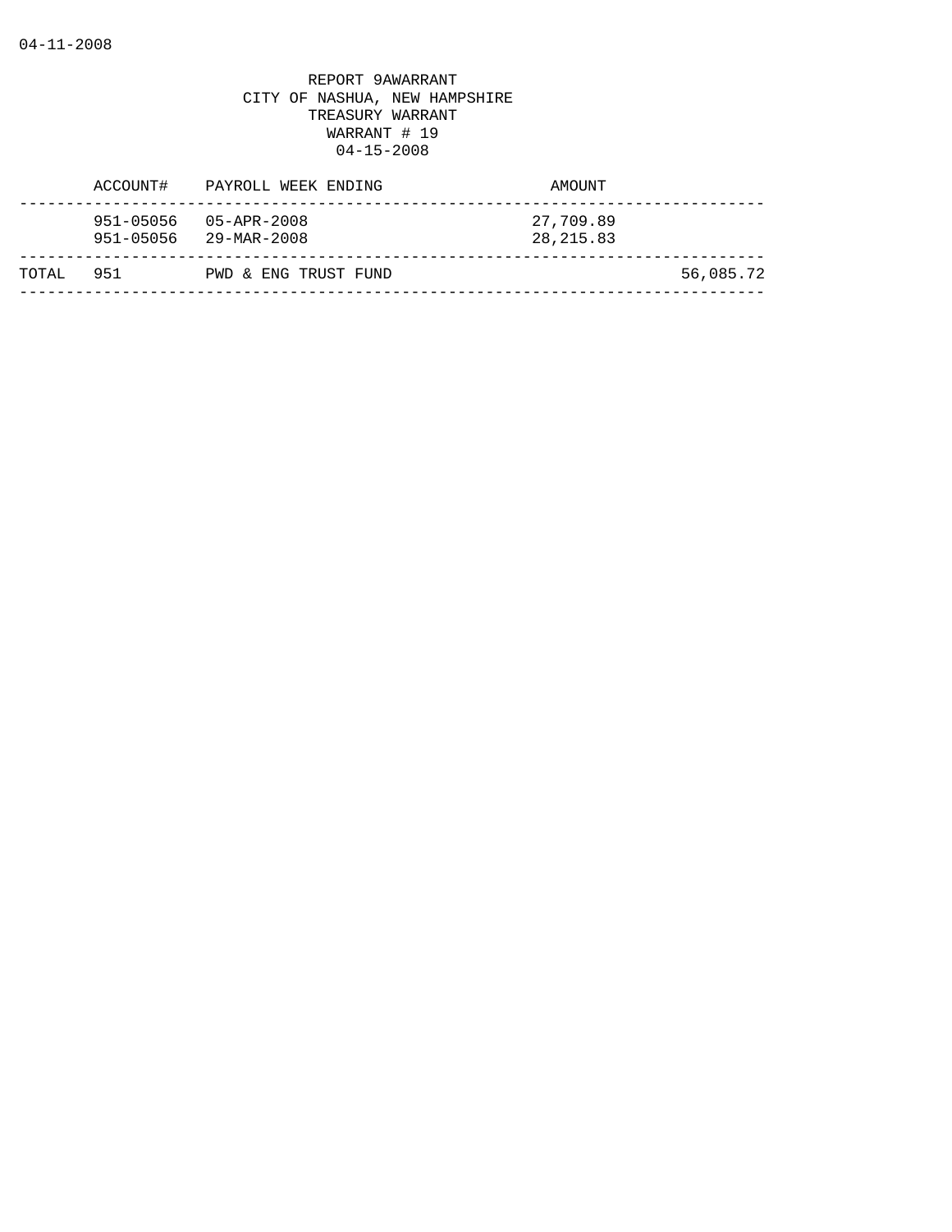04-11-2008

REPORT 9AWARRANT
CITY OF NASHUA, NEW HAMPSHIRE
TREASURY WARRANT
WARRANT # 19
04-15-2008

| | ACCOUNT# | PAYROLL WEEK ENDING | AMOUNT | |
|---|---|---|---|---|
| | 951-05056 | 05-APR-2008 | 27,709.89 | |
| | 951-05056 | 29-MAR-2008 | 28,215.83 | |
| TOTAL | 951 | PWD & ENG TRUST FUND | | 56,085.72 |